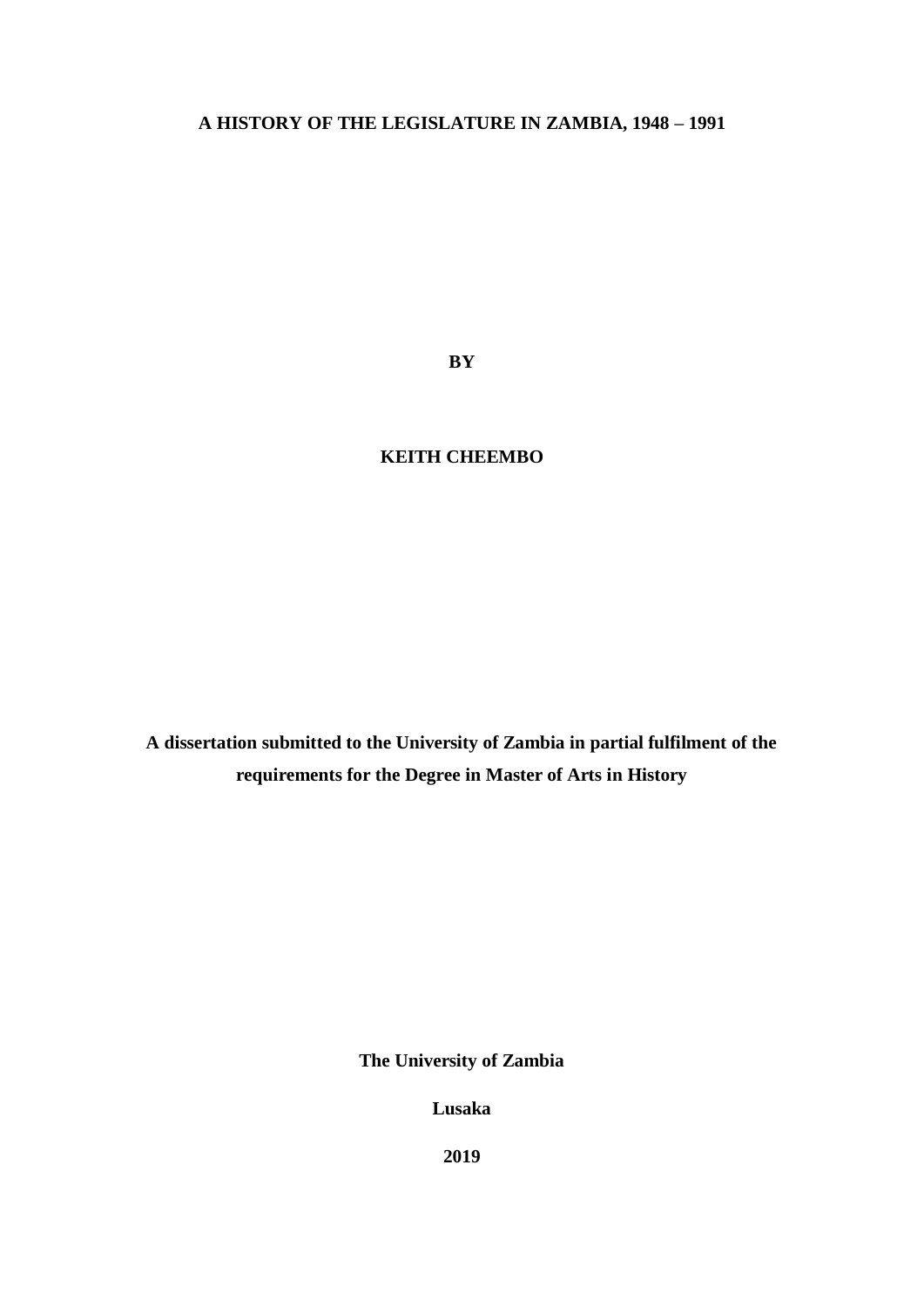# A HISTORY OF THE LEGISLATURE IN ZAMBIA, 1948 – 1991

**BY**

**KEITH CHEEMBO**

**A dissertation submitted to the University of Zambia in partial fulfilment of the requirements for the Degree in Master of Arts in History**

**The University of Zambia**

**Lusaka**

**2019**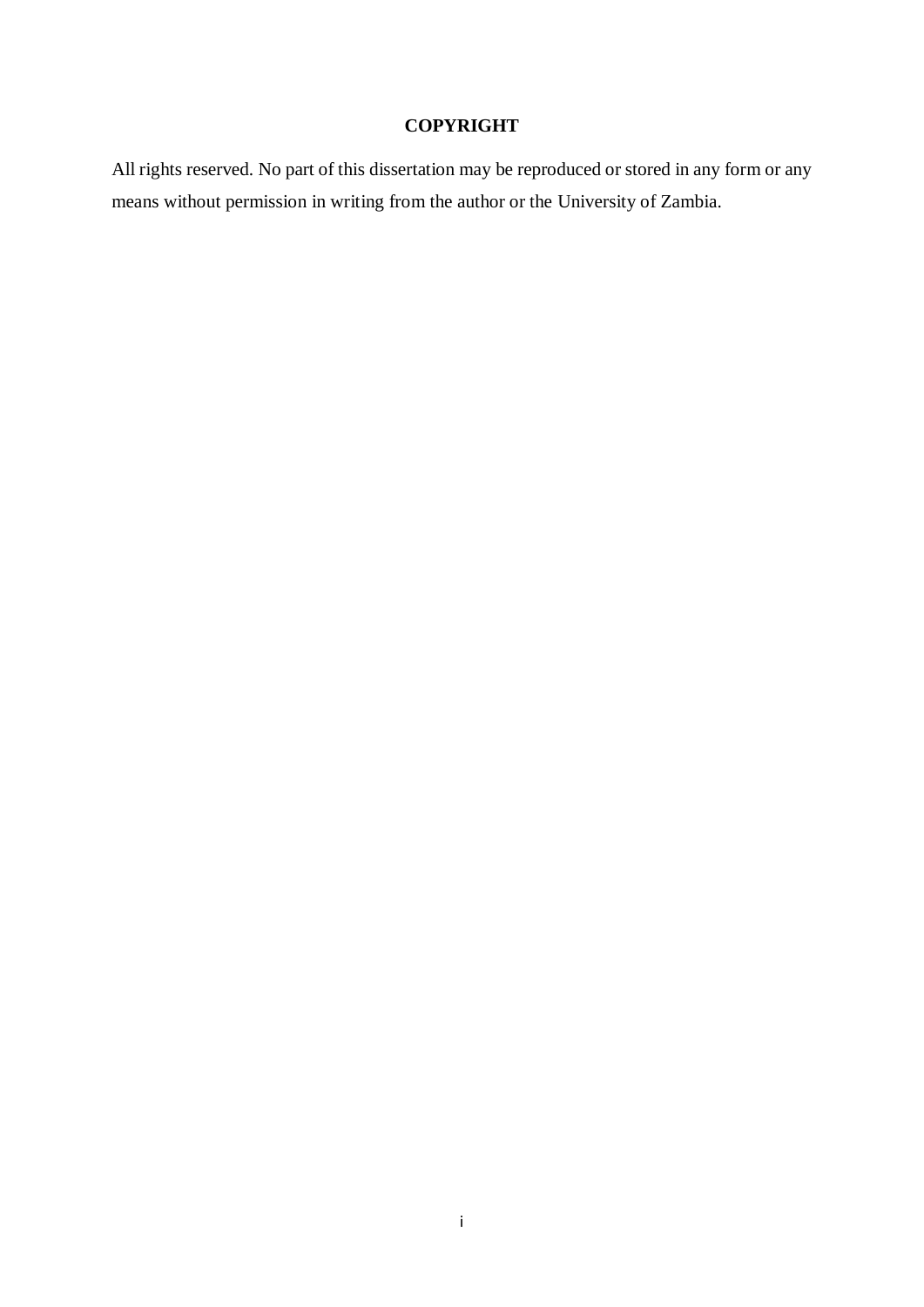# COPYRIGHT

All rights reserved. No part of this dissertation may be reproduced or stored in any form or any means without permission in writing from the author or the University of Zambia.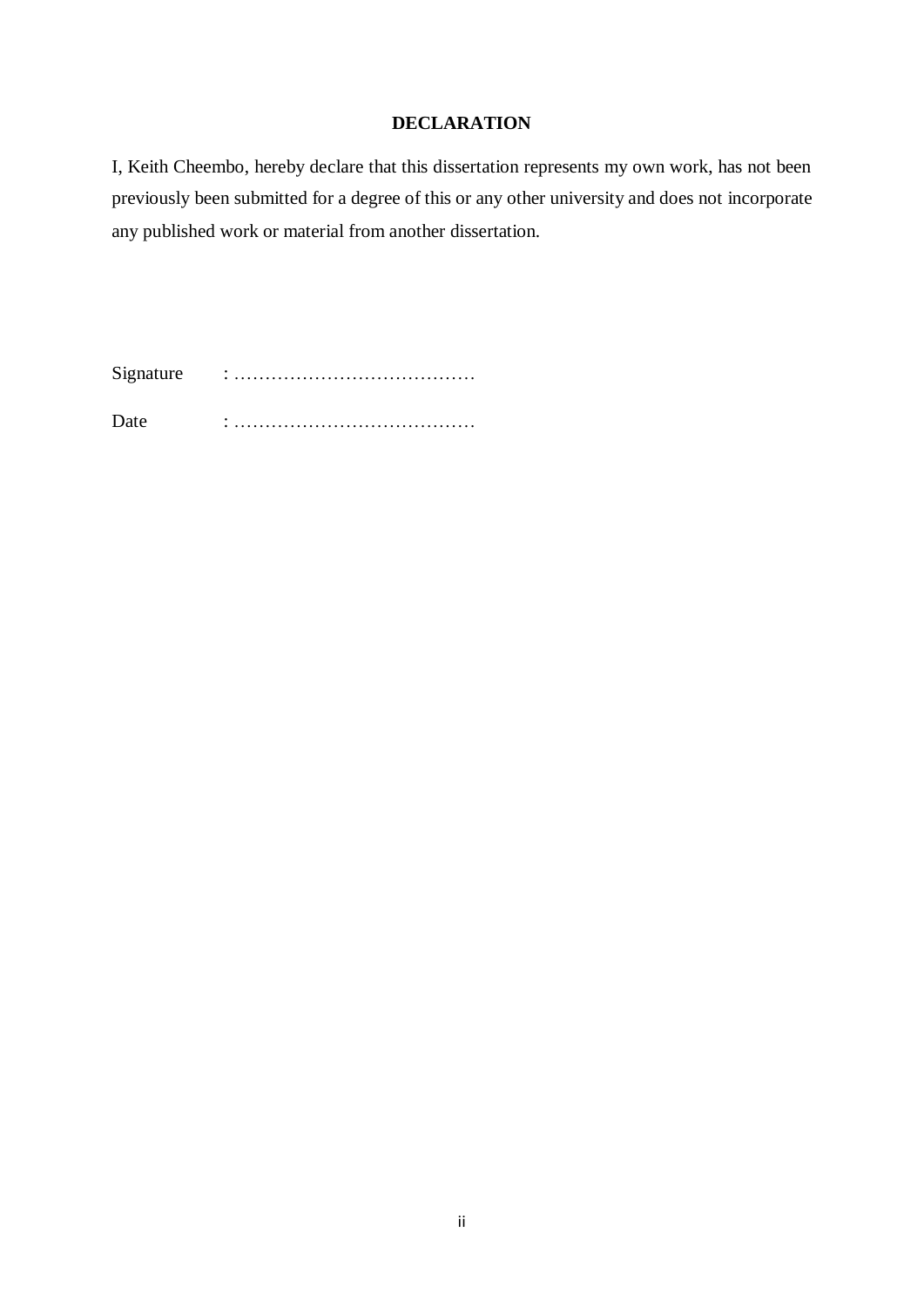# DECLARATION

I, Keith Cheembo, hereby declare that this dissertation represents my own work, has not been previously been submitted for a degree of this or any other university and does not incorporate any published work or material from another dissertation.

Signature : …………………………………

Date : …………………………………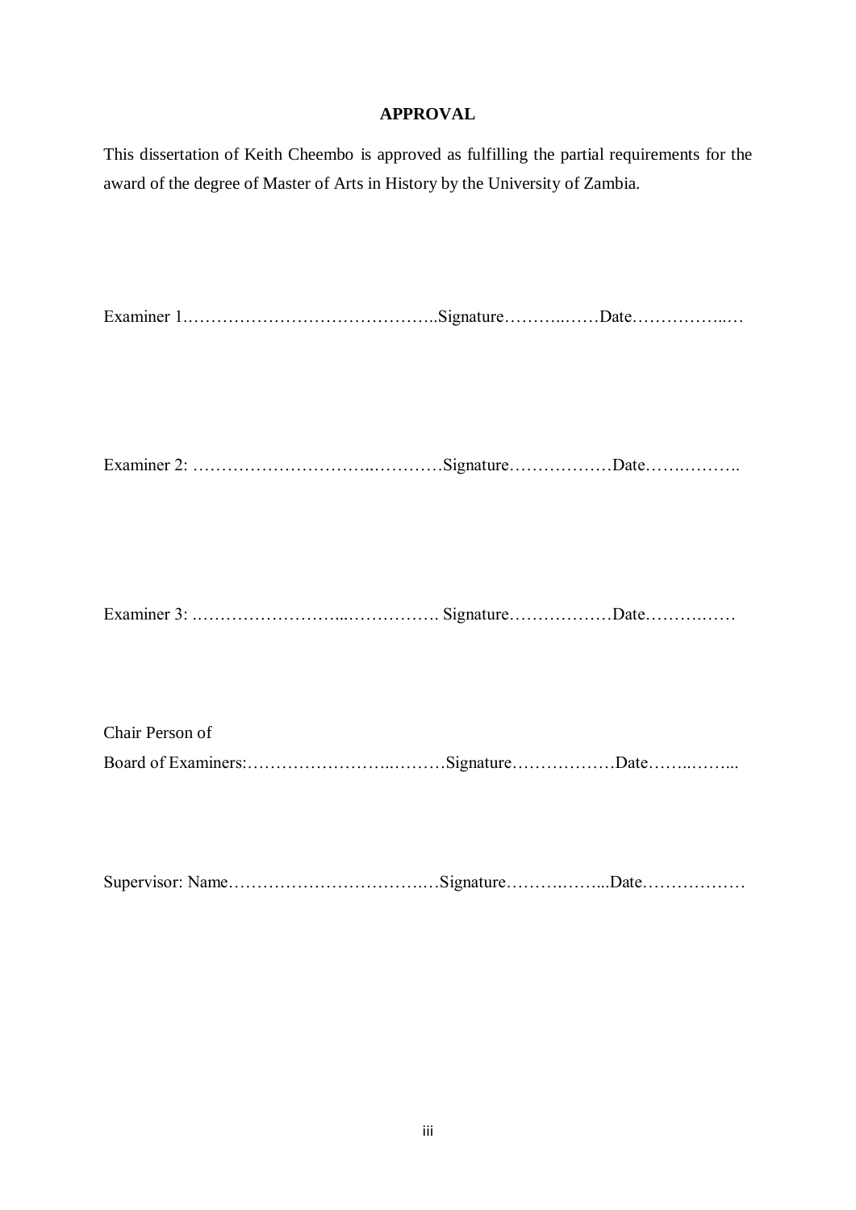**APPROVAL**

This dissertation of Keith Cheembo is approved as fulfilling the partial requirements for the award of the degree of Master of Arts in History by the University of Zambia.

Examiner 1……………………………………..Signature………..……Date……………..…

Examiner 2: ………………………….…………Signature………………Date……..……….

Examiner 3: ……………………...……………. Signature………………Date……….……

Chair Person of
Board of Examiners:……………………..………Signature………………Date……..……...

Supervisor: Name…………………………….…Signature……….……...Date………………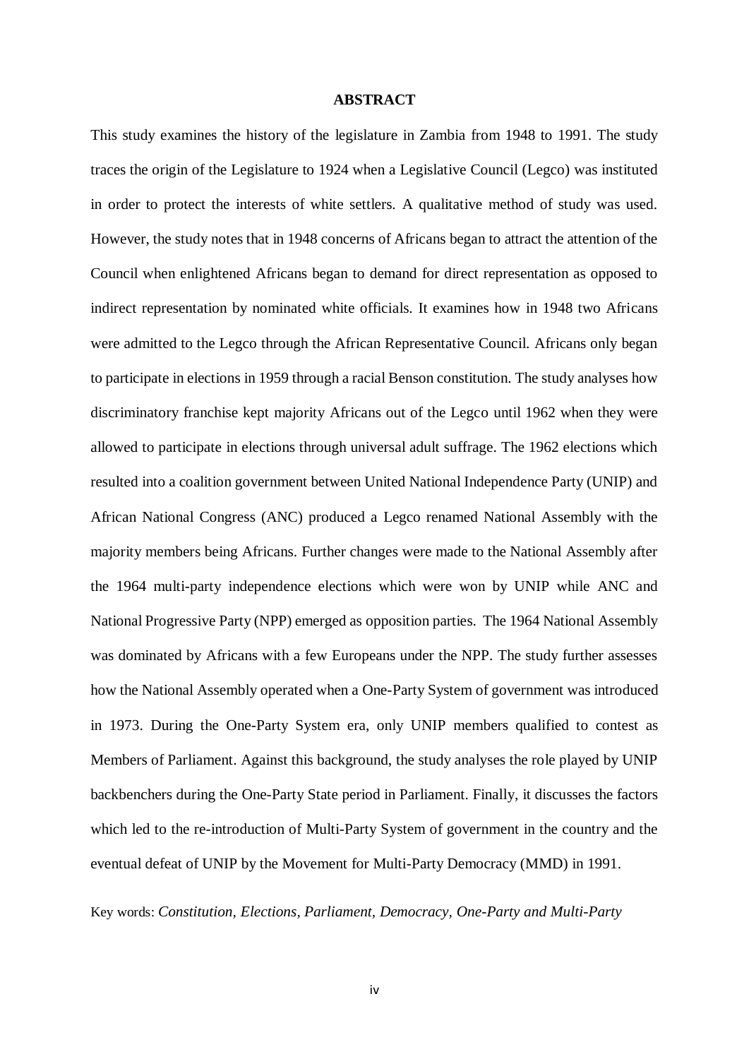## ABSTRACT

This study examines the history of the legislature in Zambia from 1948 to 1991. The study traces the origin of the Legislature to 1924 when a Legislative Council (Legco) was instituted in order to protect the interests of white settlers. A qualitative method of study was used. However, the study notes that in 1948 concerns of Africans began to attract the attention of the Council when enlightened Africans began to demand for direct representation as opposed to indirect representation by nominated white officials. It examines how in 1948 two Africans were admitted to the Legco through the African Representative Council. Africans only began to participate in elections in 1959 through a racial Benson constitution. The study analyses how discriminatory franchise kept majority Africans out of the Legco until 1962 when they were allowed to participate in elections through universal adult suffrage. The 1962 elections which resulted into a coalition government between United National Independence Party (UNIP) and African National Congress (ANC) produced a Legco renamed National Assembly with the majority members being Africans. Further changes were made to the National Assembly after the 1964 multi-party independence elections which were won by UNIP while ANC and National Progressive Party (NPP) emerged as opposition parties. The 1964 National Assembly was dominated by Africans with a few Europeans under the NPP. The study further assesses how the National Assembly operated when a One-Party System of government was introduced in 1973. During the One-Party System era, only UNIP members qualified to contest as Members of Parliament. Against this background, the study analyses the role played by UNIP backbenchers during the One-Party State period in Parliament. Finally, it discusses the factors which led to the re-introduction of Multi-Party System of government in the country and the eventual defeat of UNIP by the Movement for Multi-Party Democracy (MMD) in 1991.

Key words: *Constitution, Elections, Parliament, Democracy, One-Party and Multi-Party*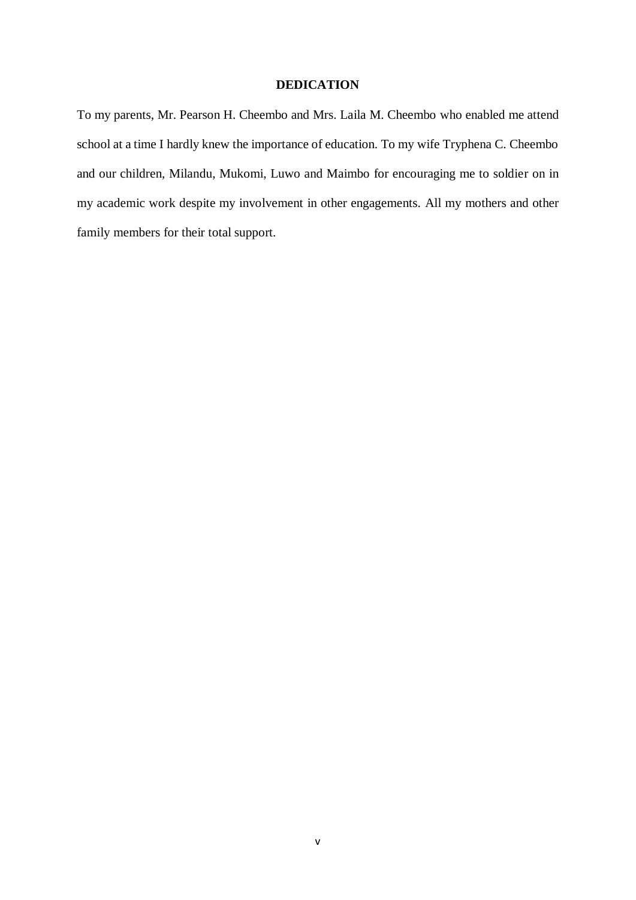# DEDICATION

To my parents, Mr. Pearson H. Cheembo and Mrs. Laila M. Cheembo who enabled me attend school at a time I hardly knew the importance of education. To my wife Tryphena C. Cheembo and our children, Milandu, Mukomi, Luwo and Maimbo for encouraging me to soldier on in my academic work despite my involvement in other engagements. All my mothers and other family members for their total support.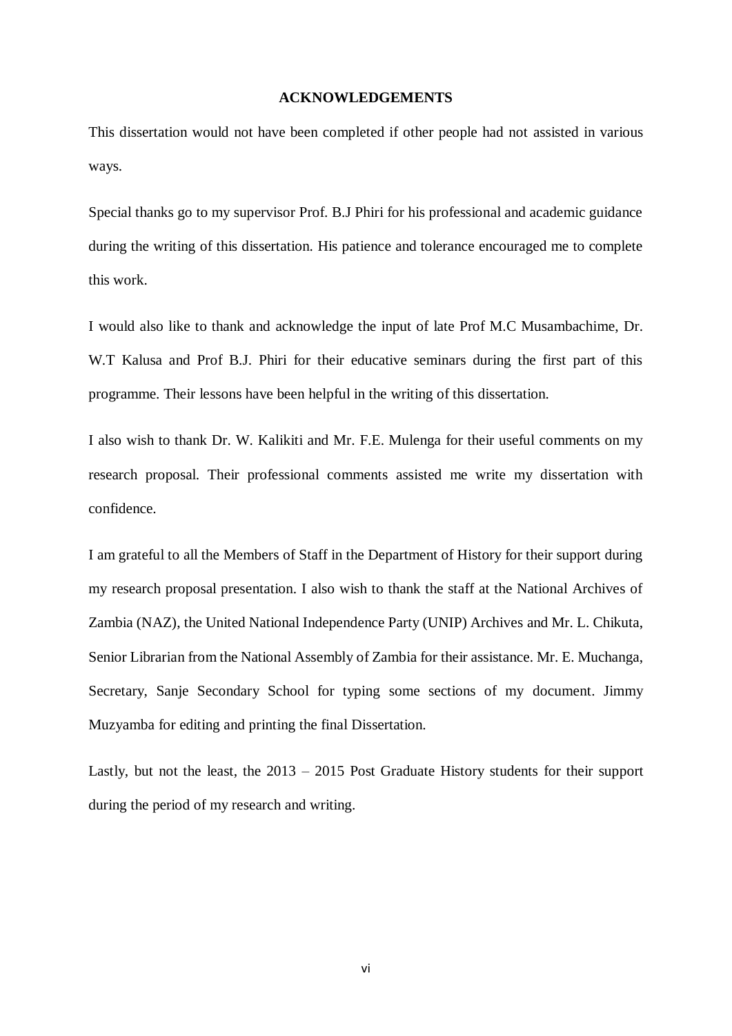## ACKNOWLEDGEMENTS

This dissertation would not have been completed if other people had not assisted in various ways.

Special thanks go to my supervisor Prof. B.J Phiri for his professional and academic guidance during the writing of this dissertation. His patience and tolerance encouraged me to complete this work.

I would also like to thank and acknowledge the input of late Prof M.C Musambachime, Dr. W.T Kalusa and Prof B.J. Phiri for their educative seminars during the first part of this programme. Their lessons have been helpful in the writing of this dissertation.

I also wish to thank Dr. W. Kalikiti and Mr. F.E. Mulenga for their useful comments on my research proposal. Their professional comments assisted me write my dissertation with confidence.

I am grateful to all the Members of Staff in the Department of History for their support during my research proposal presentation. I also wish to thank the staff at the National Archives of Zambia (NAZ), the United National Independence Party (UNIP) Archives and Mr. L. Chikuta, Senior Librarian from the National Assembly of Zambia for their assistance. Mr. E. Muchanga, Secretary, Sanje Secondary School for typing some sections of my document. Jimmy Muzyamba for editing and printing the final Dissertation.

Lastly, but not the least, the 2013 – 2015 Post Graduate History students for their support during the period of my research and writing.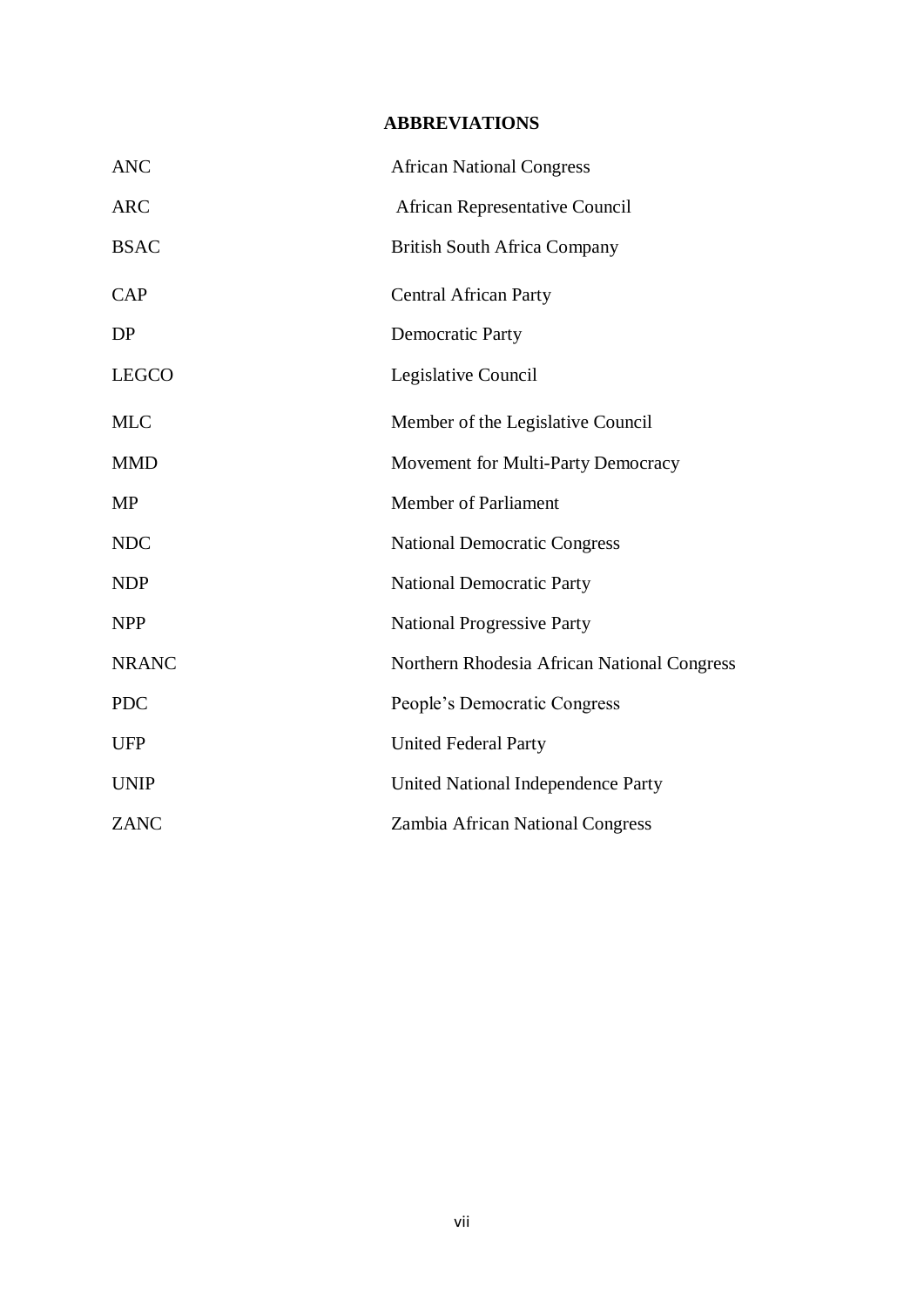## ABBREVIATIONS

| | |
|---|---|
| ANC | African National Congress |
| ARC | African Representative Council |
| BSAC | British South Africa Company |
| CAP | Central African Party |
| DP | Democratic Party |
| LEGCO | Legislative Council |
| MLC | Member of the Legislative Council |
| MMD | Movement for Multi-Party Democracy |
| MP | Member of Parliament |
| NDC | National Democratic Congress |
| NDP | National Democratic Party |
| NPP | National Progressive Party |
| NRANC | Northern Rhodesia African National Congress |
| PDC | People's Democratic Congress |
| UFP | United Federal Party |
| UNIP | United National Independence Party |
| ZANC | Zambia African National Congress |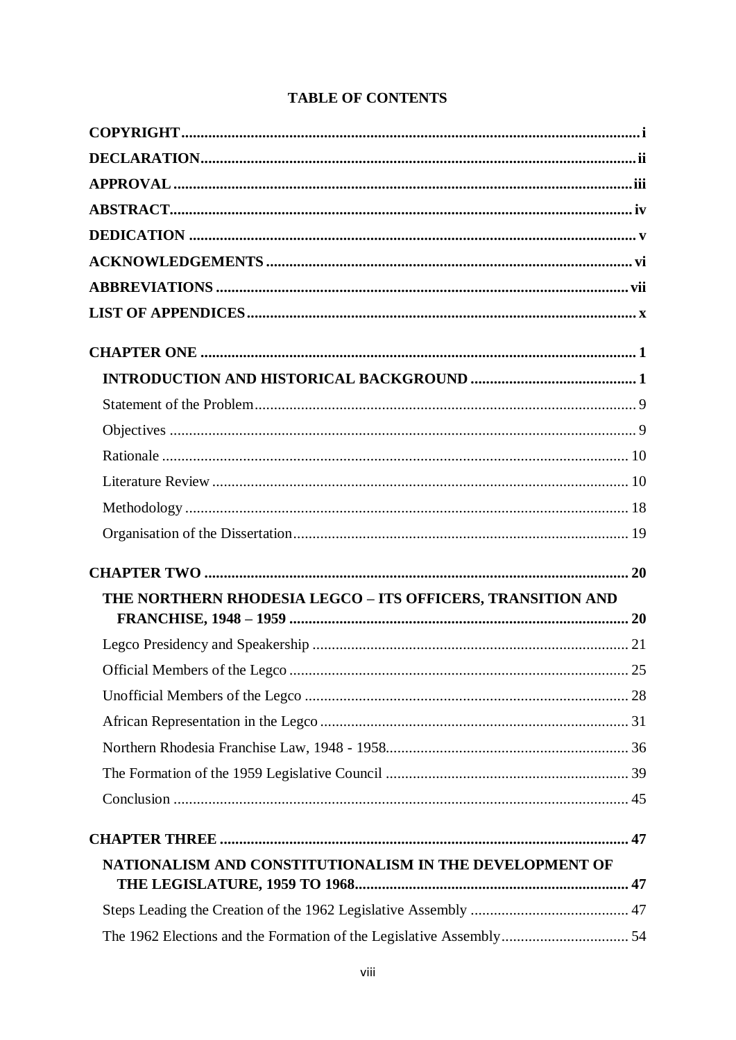**TABLE OF CONTENTS**

**COPYRIGHT** .......... **i**

**DECLARATION** .......... **ii**

**APPROVAL** .......... **iii**

**ABSTRACT** .......... **iv**

**DEDICATION** .......... **v**

**ACKNOWLEDGEMENTS** .......... **vi**

**ABBREVIATIONS** .......... **vii**

**LIST OF APPENDICES** .......... **x**

**CHAPTER ONE** .......... **1**

- **INTRODUCTION AND HISTORICAL BACKGROUND** .......... **1**
  - Statement of the Problem .......... 9
  - Objectives .......... 9
  - Rationale .......... 10
  - Literature Review .......... 10
  - Methodology .......... 18
  - Organisation of the Dissertation .......... 19

**CHAPTER TWO** .......... **20**

- **THE NORTHERN RHODESIA LEGCO – ITS OFFICERS, TRANSITION AND FRANCHISE, 1948 – 1959** .......... **20**
  - Legco Presidency and Speakership .......... 21
  - Official Members of the Legco .......... 25
  - Unofficial Members of the Legco .......... 28
  - African Representation in the Legco .......... 31
  - Northern Rhodesia Franchise Law, 1948 - 1958 .......... 36
  - The Formation of the 1959 Legislative Council .......... 39
  - Conclusion .......... 45

**CHAPTER THREE** .......... **47**

- **NATIONALISM AND CONSTITUTIONALISM IN THE DEVELOPMENT OF THE LEGISLATURE, 1959 TO 1968** .......... **47**
  - Steps Leading the Creation of the 1962 Legislative Assembly .......... 47
  - The 1962 Elections and the Formation of the Legislative Assembly .......... 54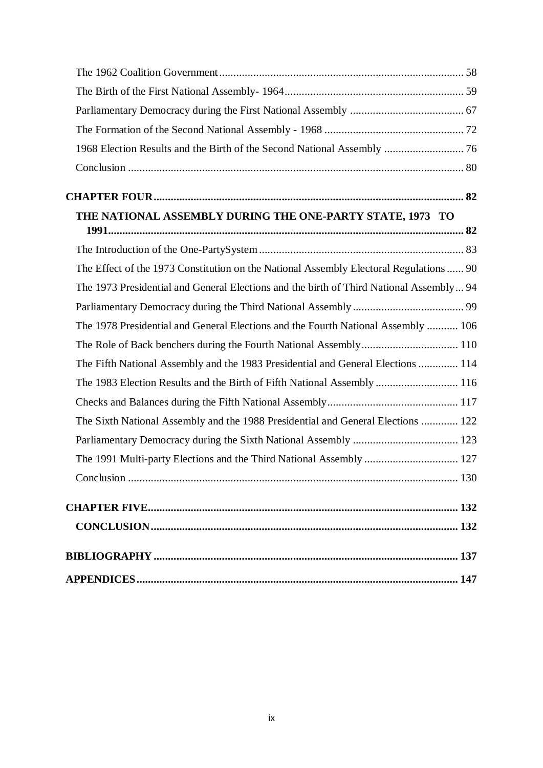The 1962 Coalition Government ..................................................................................... 58

The Birth of the First National Assembly- 1964 .............................................................. 59

Parliamentary Democracy during the First National Assembly ........................................ 67

The Formation of the Second National Assembly - 1968 ................................................. 72

1968 Election Results and the Birth of the Second National Assembly ............................ 76

Conclusion ......................................................................................................................... 80

**CHAPTER FOUR ............................................................................................................. 82**

**THE NATIONAL ASSEMBLY DURING THE ONE-PARTY STATE, 1973 TO 1991 ............................................................................................................................... 82**

The Introduction of the One-PartySystem ....................................................................... 83

The Effect of the 1973 Constitution on the National Assembly Electoral Regulations ...... 90

The 1973 Presidential and General Elections and the birth of Third National Assembly ... 94

Parliamentary Democracy during the Third National Assembly ....................................... 99

The 1978 Presidential and General Elections and the Fourth National Assembly ........... 106

The Role of Back benchers during the Fourth National Assembly .................................. 110

The Fifth National Assembly and the 1983 Presidential and General Elections .............. 114

The 1983 Election Results and the Birth of Fifth National Assembly ............................. 116

Checks and Balances during the Fifth National Assembly .............................................. 117

The Sixth National Assembly and the 1988 Presidential and General Elections ............. 122

Parliamentary Democracy during the Sixth National Assembly ..................................... 123

The 1991 Multi-party Elections and the Third National Assembly ................................. 127

Conclusion ....................................................................................................................... 130

**CHAPTER FIVE ............................................................................................................. 132**

**CONCLUSION ............................................................................................................. 132**

**BIBLIOGRAPHY .......................................................................................................... 137**

**APPENDICES ................................................................................................................ 147**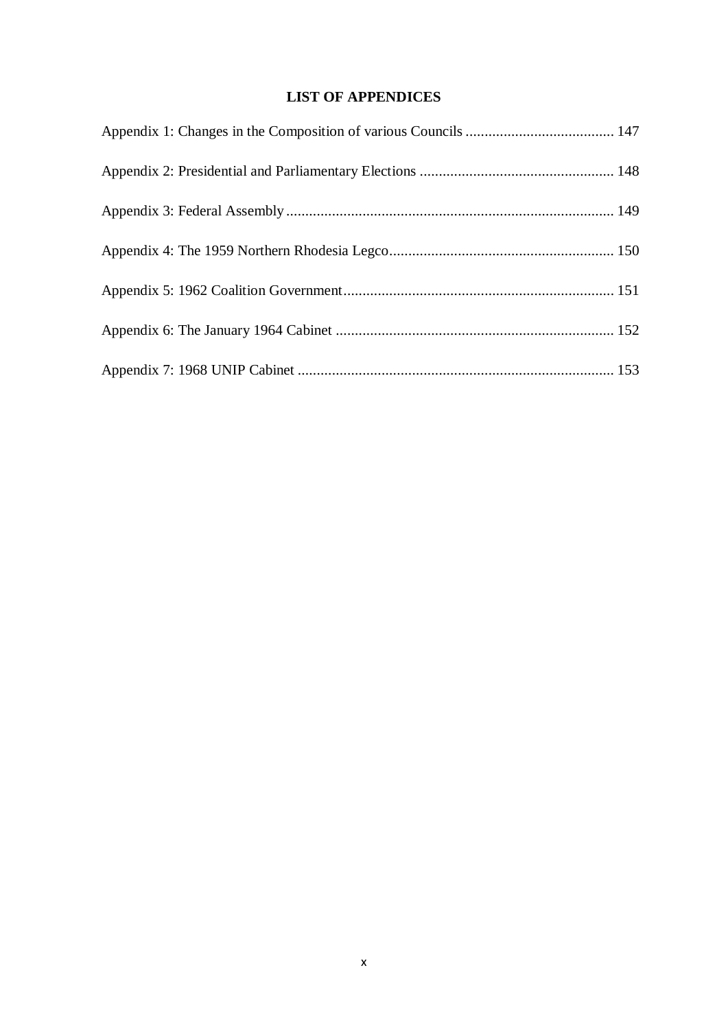## LIST OF APPENDICES

Appendix 1: Changes in the Composition of various Councils ....................................... 147

Appendix 2: Presidential and Parliamentary Elections ................................................... 148

Appendix 3: Federal Assembly ....................................................................................... 149

Appendix 4: The 1959 Northern Rhodesia Legco ........................................................... 150

Appendix 5: 1962 Coalition Government ....................................................................... 151

Appendix 6: The January 1964 Cabinet ......................................................................... 152

Appendix 7: 1968 UNIP Cabinet ................................................................................... 153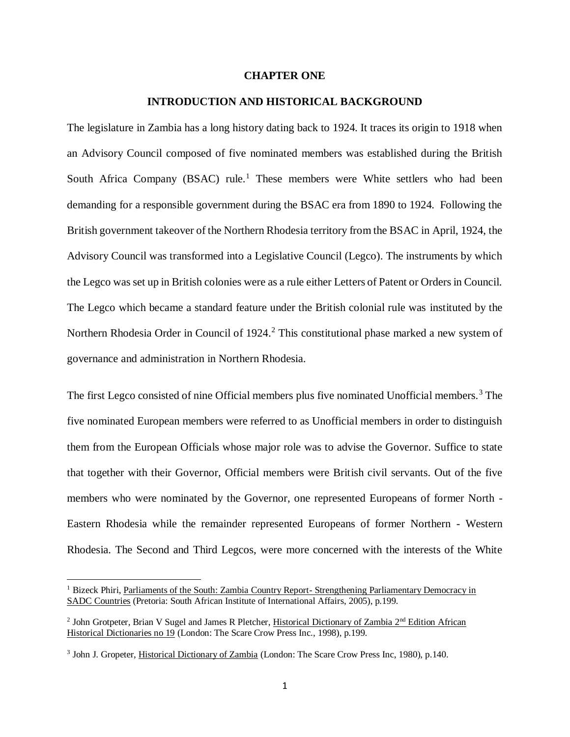# CHAPTER ONE

## INTRODUCTION AND HISTORICAL BACKGROUND

The legislature in Zambia has a long history dating back to 1924. It traces its origin to 1918 when an Advisory Council composed of five nominated members was established during the British South Africa Company (BSAC) rule.[1] These members were White settlers who had been demanding for a responsible government during the BSAC era from 1890 to 1924. Following the British government takeover of the Northern Rhodesia territory from the BSAC in April, 1924, the Advisory Council was transformed into a Legislative Council (Legco). The instruments by which the Legco was set up in British colonies were as a rule either Letters of Patent or Orders in Council. The Legco which became a standard feature under the British colonial rule was instituted by the Northern Rhodesia Order in Council of 1924.[2] This constitutional phase marked a new system of governance and administration in Northern Rhodesia.

The first Legco consisted of nine Official members plus five nominated Unofficial members.[3] The five nominated European members were referred to as Unofficial members in order to distinguish them from the European Officials whose major role was to advise the Governor. Suffice to state that together with their Governor, Official members were British civil servants. Out of the five members who were nominated by the Governor, one represented Europeans of former North - Eastern Rhodesia while the remainder represented Europeans of former Northern - Western Rhodesia. The Second and Third Legcos, were more concerned with the interests of the White

---

[1] Bizeck Phiri, Parliaments of the South: Zambia Country Report- Strengthening Parliamentary Democracy in SADC Countries (Pretoria: South African Institute of International Affairs, 2005), p.199.

[2] John Grotpeter, Brian V Sugel and James R Pletcher, Historical Dictionary of Zambia 2nd Edition African Historical Dictionaries no 19 (London: The Scare Crow Press Inc., 1998), p.199.

[3] John J. Gropeter, Historical Dictionary of Zambia (London: The Scare Crow Press Inc, 1980), p.140.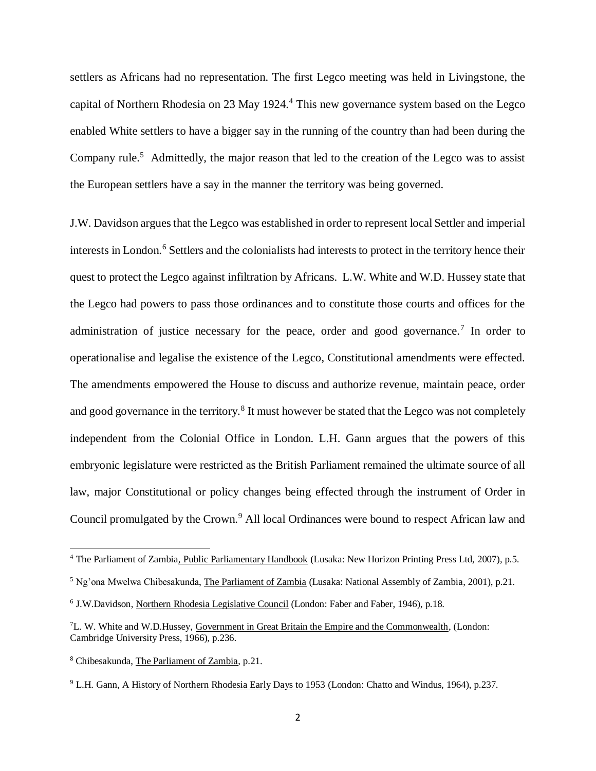settlers as Africans had no representation. The first Legco meeting was held in Livingstone, the capital of Northern Rhodesia on 23 May 1924.[4] This new governance system based on the Legco enabled White settlers to have a bigger say in the running of the country than had been during the Company rule.[5] Admittedly, the major reason that led to the creation of the Legco was to assist the European settlers have a say in the manner the territory was being governed.

J.W. Davidson argues that the Legco was established in order to represent local Settler and imperial interests in London.[6] Settlers and the colonialists had interests to protect in the territory hence their quest to protect the Legco against infiltration by Africans. L.W. White and W.D. Hussey state that the Legco had powers to pass those ordinances and to constitute those courts and offices for the administration of justice necessary for the peace, order and good governance.[7] In order to operationalise and legalise the existence of the Legco, Constitutional amendments were effected. The amendments empowered the House to discuss and authorize revenue, maintain peace, order and good governance in the territory.[8] It must however be stated that the Legco was not completely independent from the Colonial Office in London. L.H. Gann argues that the powers of this embryonic legislature were restricted as the British Parliament remained the ultimate source of all law, major Constitutional or policy changes being effected through the instrument of Order in Council promulgated by the Crown.[9] All local Ordinances were bound to respect African law and

---

[4] The Parliament of Zambia, Public Parliamentary Handbook (Lusaka: New Horizon Printing Press Ltd, 2007), p.5.

[5] Ng'ona Mwelwa Chibesakunda, The Parliament of Zambia (Lusaka: National Assembly of Zambia, 2001), p.21.

[6] J.W.Davidson, Northern Rhodesia Legislative Council (London: Faber and Faber, 1946), p.18.

[7] L. W. White and W.D.Hussey, Government in Great Britain the Empire and the Commonwealth, (London: Cambridge University Press, 1966), p.236.

[8] Chibesakunda, The Parliament of Zambia, p.21.

[9] L.H. Gann, A History of Northern Rhodesia Early Days to 1953 (London: Chatto and Windus, 1964), p.237.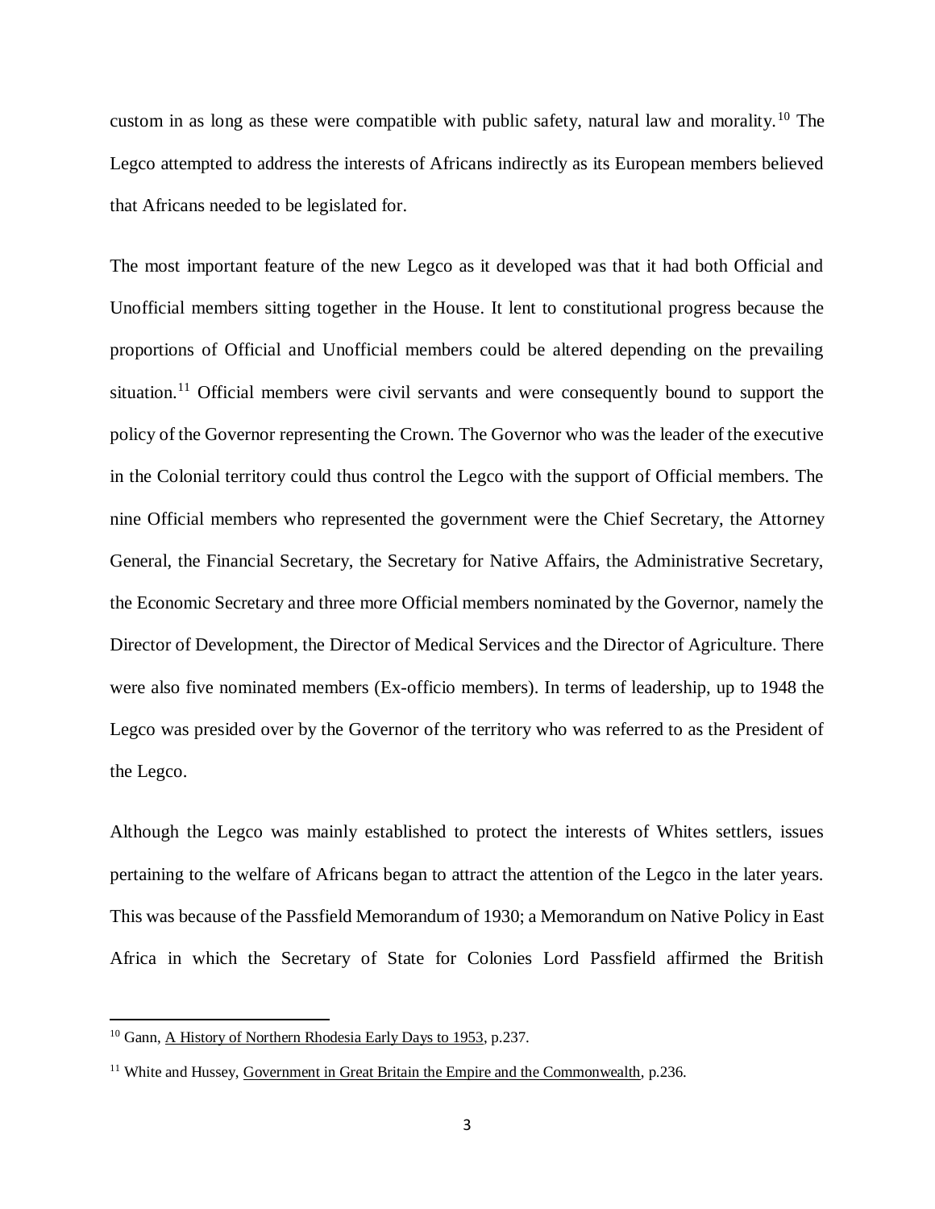custom in as long as these were compatible with public safety, natural law and morality.[10] The Legco attempted to address the interests of Africans indirectly as its European members believed that Africans needed to be legislated for.

The most important feature of the new Legco as it developed was that it had both Official and Unofficial members sitting together in the House. It lent to constitutional progress because the proportions of Official and Unofficial members could be altered depending on the prevailing situation.[11] Official members were civil servants and were consequently bound to support the policy of the Governor representing the Crown. The Governor who was the leader of the executive in the Colonial territory could thus control the Legco with the support of Official members. The nine Official members who represented the government were the Chief Secretary, the Attorney General, the Financial Secretary, the Secretary for Native Affairs, the Administrative Secretary, the Economic Secretary and three more Official members nominated by the Governor, namely the Director of Development, the Director of Medical Services and the Director of Agriculture. There were also five nominated members (Ex-officio members). In terms of leadership, up to 1948 the Legco was presided over by the Governor of the territory who was referred to as the President of the Legco.

Although the Legco was mainly established to protect the interests of Whites settlers, issues pertaining to the welfare of Africans began to attract the attention of the Legco in the later years. This was because of the Passfield Memorandum of 1930; a Memorandum on Native Policy in East Africa in which the Secretary of State for Colonies Lord Passfield affirmed the British

---

[10] Gann, A History of Northern Rhodesia Early Days to 1953, p.237.

[11] White and Hussey, Government in Great Britain the Empire and the Commonwealth, p.236.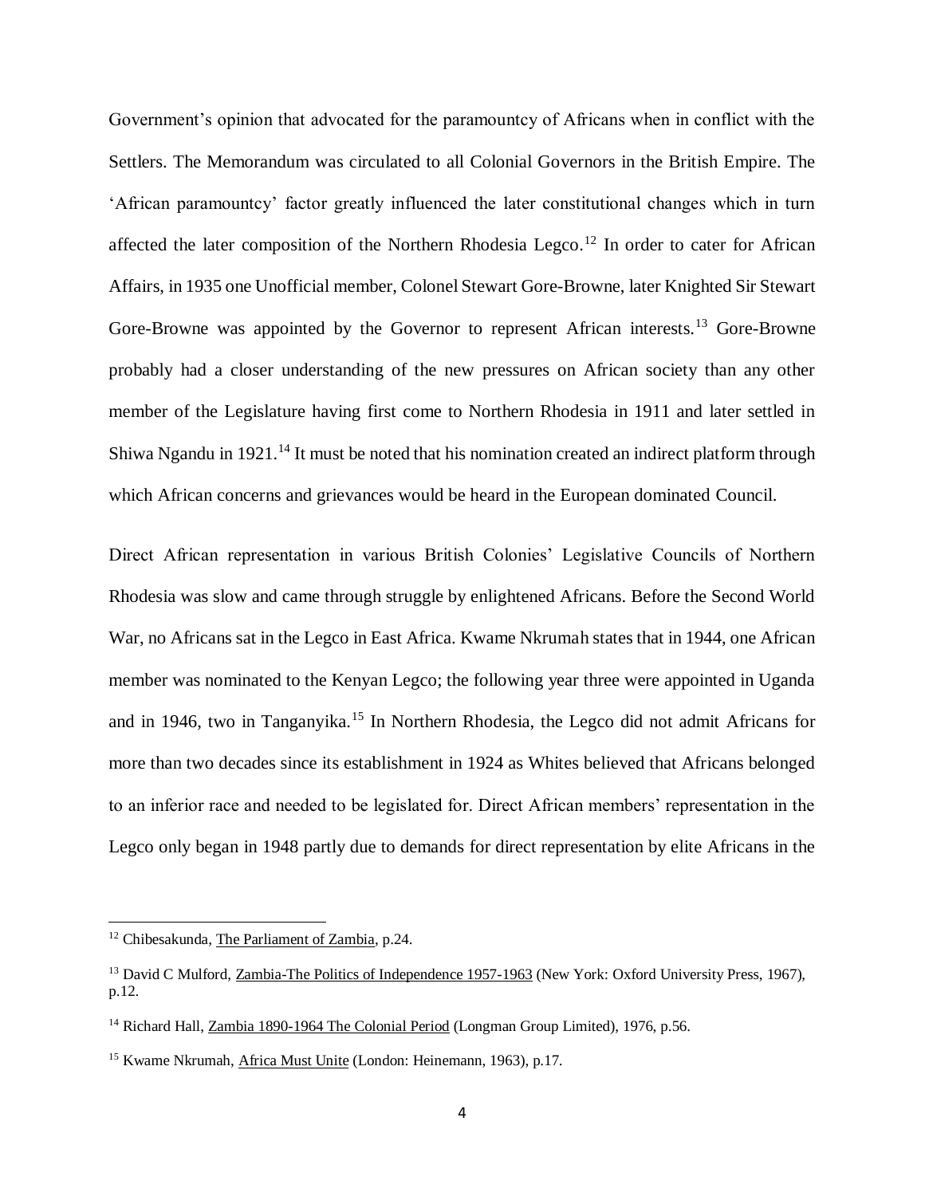Government's opinion that advocated for the paramountcy of Africans when in conflict with the Settlers. The Memorandum was circulated to all Colonial Governors in the British Empire. The 'African paramountcy' factor greatly influenced the later constitutional changes which in turn affected the later composition of the Northern Rhodesia Legco.[12] In order to cater for African Affairs, in 1935 one Unofficial member, Colonel Stewart Gore-Browne, later Knighted Sir Stewart Gore-Browne was appointed by the Governor to represent African interests.[13] Gore-Browne probably had a closer understanding of the new pressures on African society than any other member of the Legislature having first come to Northern Rhodesia in 1911 and later settled in Shiwa Ngandu in 1921.[14] It must be noted that his nomination created an indirect platform through which African concerns and grievances would be heard in the European dominated Council.

Direct African representation in various British Colonies' Legislative Councils of Northern Rhodesia was slow and came through struggle by enlightened Africans. Before the Second World War, no Africans sat in the Legco in East Africa. Kwame Nkrumah states that in 1944, one African member was nominated to the Kenyan Legco; the following year three were appointed in Uganda and in 1946, two in Tanganyika.[15] In Northern Rhodesia, the Legco did not admit Africans for more than two decades since its establishment in 1924 as Whites believed that Africans belonged to an inferior race and needed to be legislated for. Direct African members' representation in the Legco only began in 1948 partly due to demands for direct representation by elite Africans in the

---

[12] Chibesakunda, The Parliament of Zambia, p.24.

[13] David C Mulford, Zambia-The Politics of Independence 1957-1963 (New York: Oxford University Press, 1967), p.12.

[14] Richard Hall, Zambia 1890-1964 The Colonial Period (Longman Group Limited), 1976, p.56.

[15] Kwame Nkrumah, Africa Must Unite (London: Heinemann, 1963), p.17.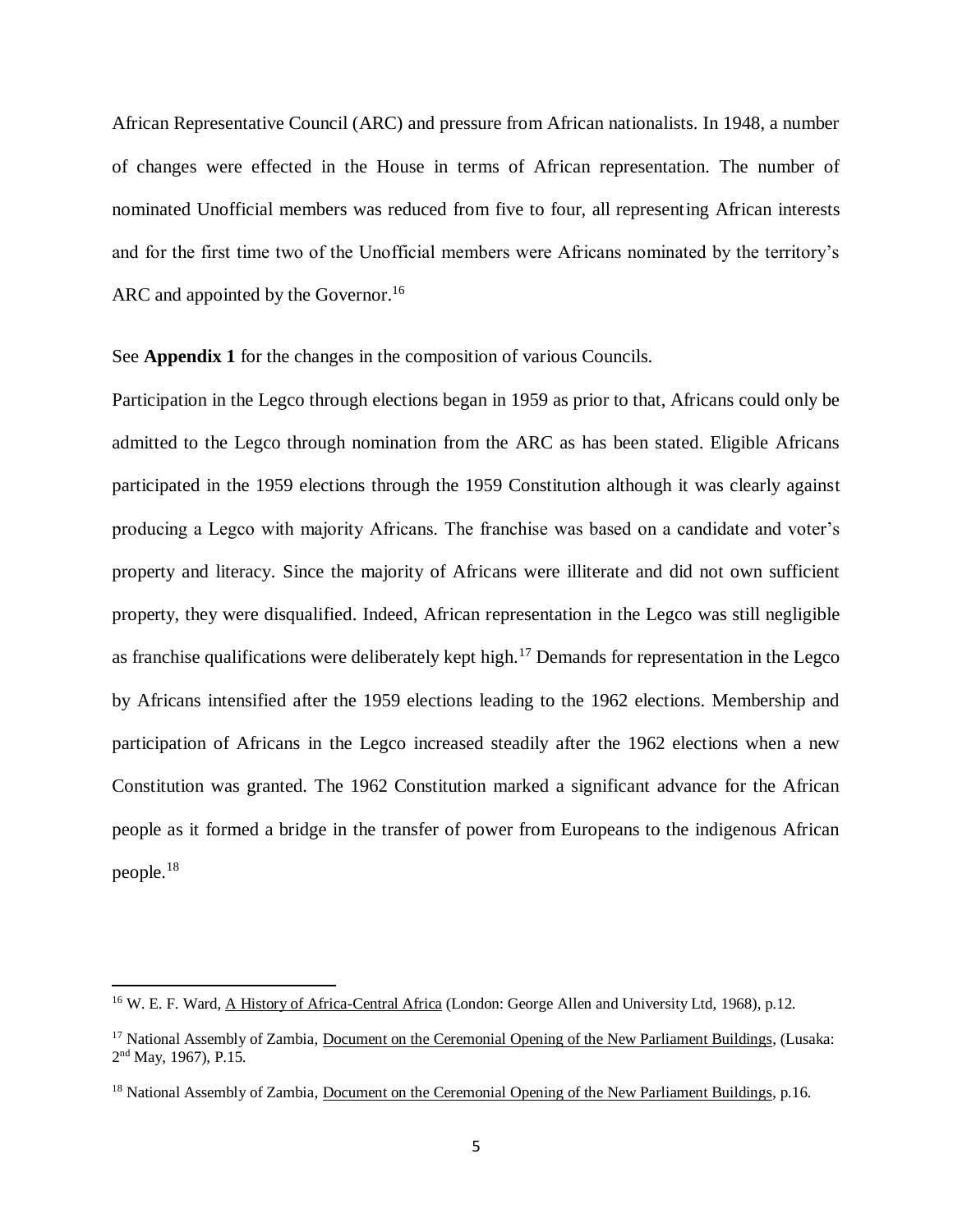African Representative Council (ARC) and pressure from African nationalists. In 1948, a number of changes were effected in the House in terms of African representation. The number of nominated Unofficial members was reduced from five to four, all representing African interests and for the first time two of the Unofficial members were Africans nominated by the territory's ARC and appointed by the Governor.[16]

See **Appendix 1** for the changes in the composition of various Councils.

Participation in the Legco through elections began in 1959 as prior to that, Africans could only be admitted to the Legco through nomination from the ARC as has been stated. Eligible Africans participated in the 1959 elections through the 1959 Constitution although it was clearly against producing a Legco with majority Africans. The franchise was based on a candidate and voter's property and literacy. Since the majority of Africans were illiterate and did not own sufficient property, they were disqualified. Indeed, African representation in the Legco was still negligible as franchise qualifications were deliberately kept high.[17] Demands for representation in the Legco by Africans intensified after the 1959 elections leading to the 1962 elections. Membership and participation of Africans in the Legco increased steadily after the 1962 elections when a new Constitution was granted. The 1962 Constitution marked a significant advance for the African people as it formed a bridge in the transfer of power from Europeans to the indigenous African people.[18]

---

[16] W. E. F. Ward, A History of Africa-Central Africa (London: George Allen and University Ltd, 1968), p.12.

[17] National Assembly of Zambia, Document on the Ceremonial Opening of the New Parliament Buildings, (Lusaka: 2nd May, 1967), P.15.

[18] National Assembly of Zambia, Document on the Ceremonial Opening of the New Parliament Buildings, p.16.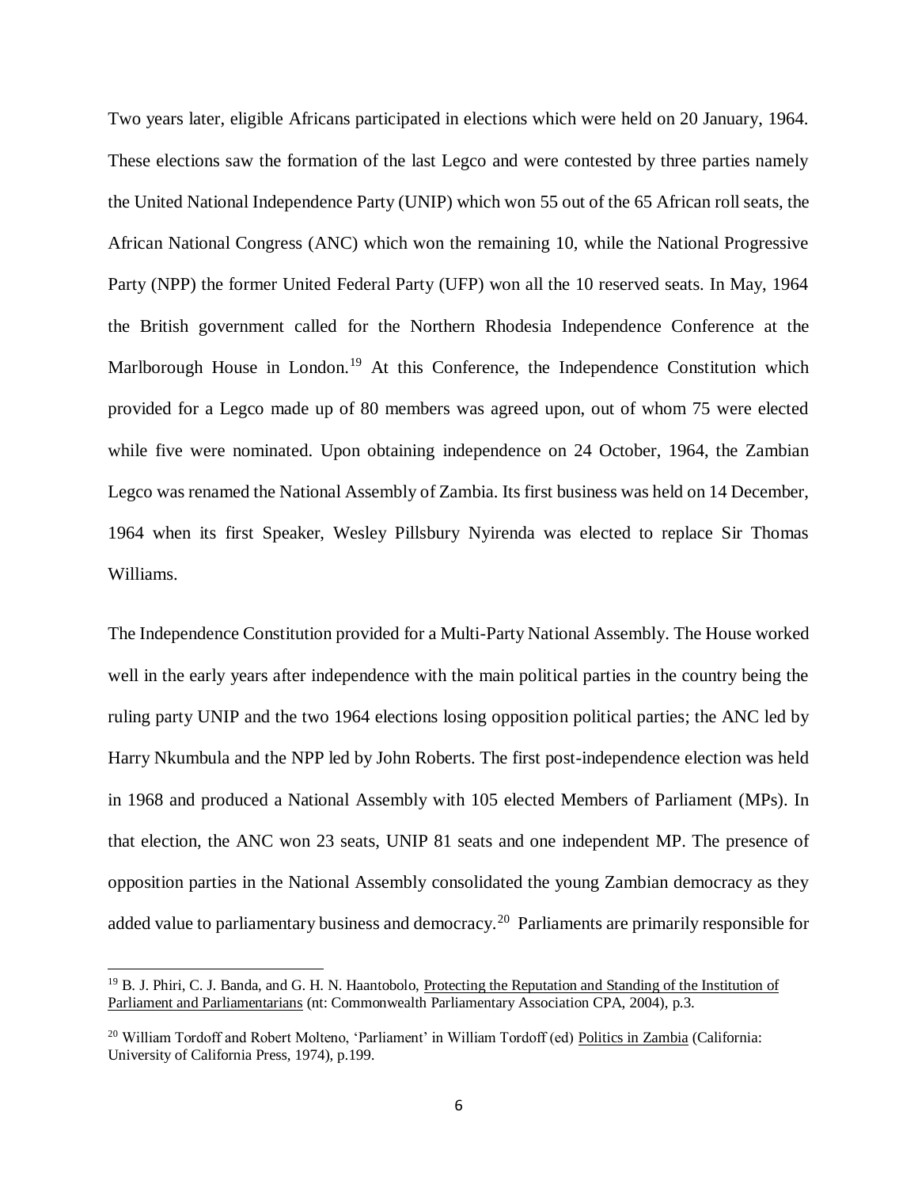Two years later, eligible Africans participated in elections which were held on 20 January, 1964. These elections saw the formation of the last Legco and were contested by three parties namely the United National Independence Party (UNIP) which won 55 out of the 65 African roll seats, the African National Congress (ANC) which won the remaining 10, while the National Progressive Party (NPP) the former United Federal Party (UFP) won all the 10 reserved seats. In May, 1964 the British government called for the Northern Rhodesia Independence Conference at the Marlborough House in London.[19] At this Conference, the Independence Constitution which provided for a Legco made up of 80 members was agreed upon, out of whom 75 were elected while five were nominated. Upon obtaining independence on 24 October, 1964, the Zambian Legco was renamed the National Assembly of Zambia. Its first business was held on 14 December, 1964 when its first Speaker, Wesley Pillsbury Nyirenda was elected to replace Sir Thomas Williams.

The Independence Constitution provided for a Multi-Party National Assembly. The House worked well in the early years after independence with the main political parties in the country being the ruling party UNIP and the two 1964 elections losing opposition political parties; the ANC led by Harry Nkumbula and the NPP led by John Roberts. The first post-independence election was held in 1968 and produced a National Assembly with 105 elected Members of Parliament (MPs). In that election, the ANC won 23 seats, UNIP 81 seats and one independent MP. The presence of opposition parties in the National Assembly consolidated the young Zambian democracy as they added value to parliamentary business and democracy.[20] Parliaments are primarily responsible for

---

[19] B. J. Phiri, C. J. Banda, and G. H. N. Haantobolo, Protecting the Reputation and Standing of the Institution of Parliament and Parliamentarians (nt: Commonwealth Parliamentary Association CPA, 2004), p.3.

[20] William Tordoff and Robert Molteno, 'Parliament' in William Tordoff (ed) Politics in Zambia (California: University of California Press, 1974), p.199.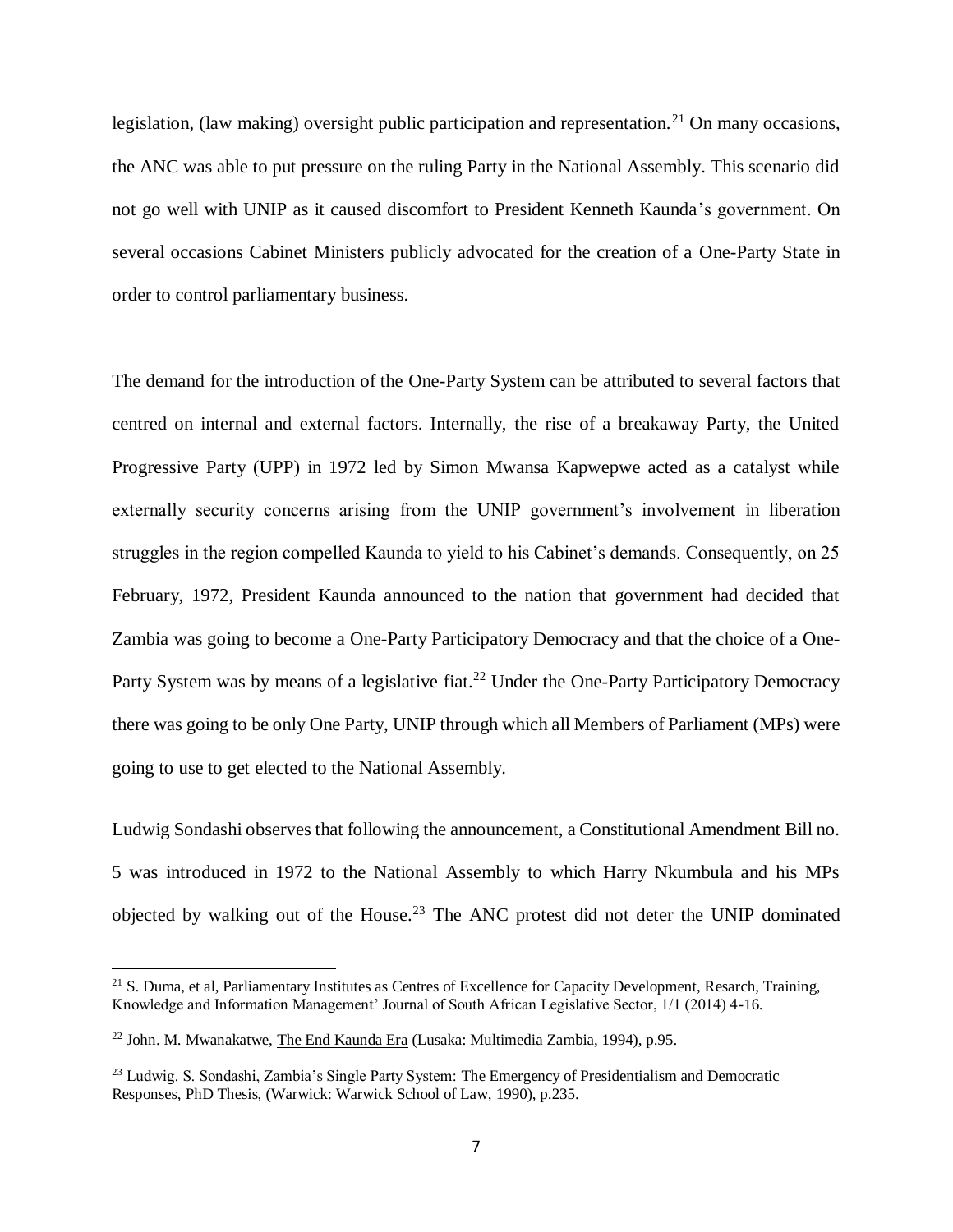legislation, (law making) oversight public participation and representation.[21] On many occasions, the ANC was able to put pressure on the ruling Party in the National Assembly. This scenario did not go well with UNIP as it caused discomfort to President Kenneth Kaunda's government. On several occasions Cabinet Ministers publicly advocated for the creation of a One-Party State in order to control parliamentary business.

The demand for the introduction of the One-Party System can be attributed to several factors that centred on internal and external factors. Internally, the rise of a breakaway Party, the United Progressive Party (UPP) in 1972 led by Simon Mwansa Kapwepwe acted as a catalyst while externally security concerns arising from the UNIP government's involvement in liberation struggles in the region compelled Kaunda to yield to his Cabinet's demands. Consequently, on 25 February, 1972, President Kaunda announced to the nation that government had decided that Zambia was going to become a One-Party Participatory Democracy and that the choice of a One-Party System was by means of a legislative fiat.[22] Under the One-Party Participatory Democracy there was going to be only One Party, UNIP through which all Members of Parliament (MPs) were going to use to get elected to the National Assembly.

Ludwig Sondashi observes that following the announcement, a Constitutional Amendment Bill no. 5 was introduced in 1972 to the National Assembly to which Harry Nkumbula and his MPs objected by walking out of the House.[23] The ANC protest did not deter the UNIP dominated

---

[21] S. Duma, et al, Parliamentary Institutes as Centres of Excellence for Capacity Development, Resarch, Training, Knowledge and Information Management' Journal of South African Legislative Sector, 1/1 (2014) 4-16.

[22] John. M. Mwanakatwe, The End Kaunda Era (Lusaka: Multimedia Zambia, 1994), p.95.

[23] Ludwig. S. Sondashi, Zambia's Single Party System: The Emergency of Presidentialism and Democratic Responses, PhD Thesis, (Warwick: Warwick School of Law, 1990), p.235.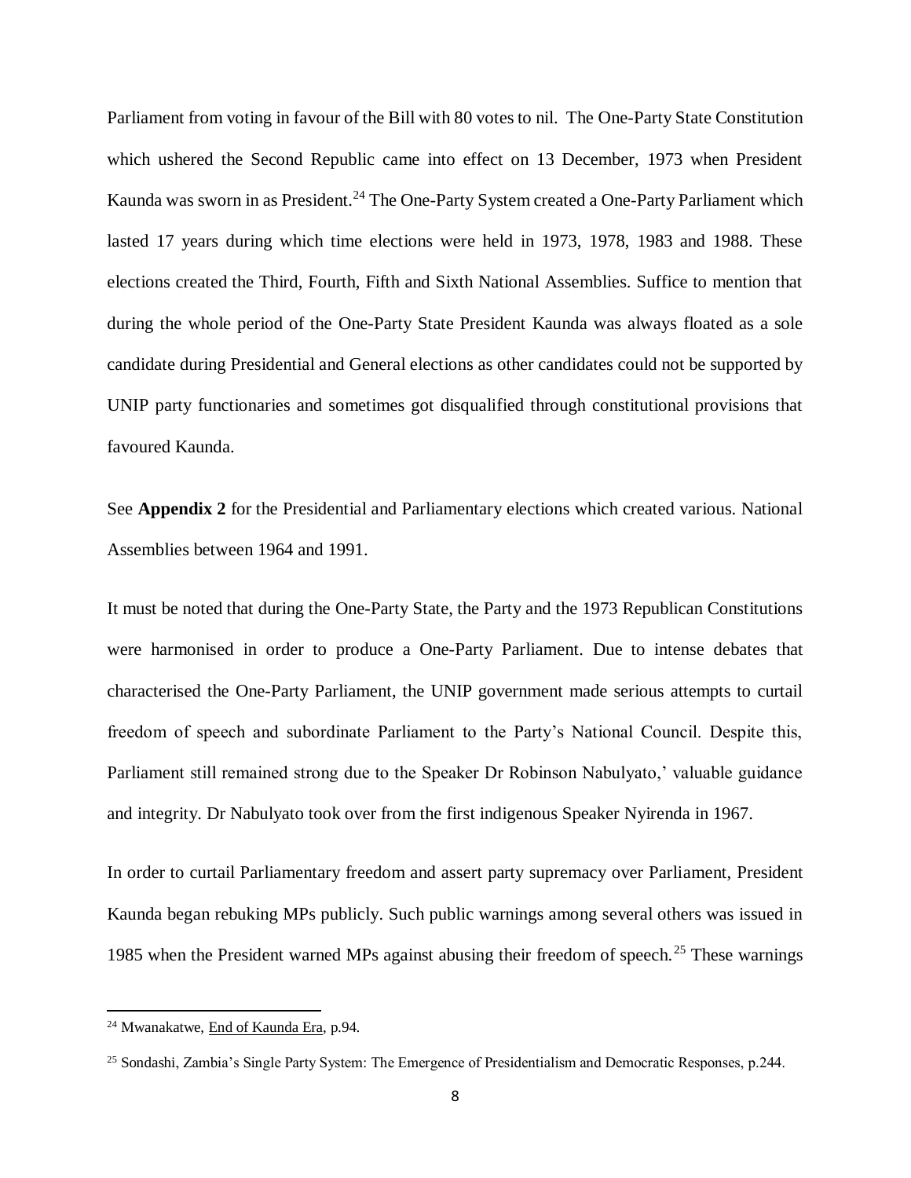Parliament from voting in favour of the Bill with 80 votes to nil. The One-Party State Constitution which ushered the Second Republic came into effect on 13 December, 1973 when President Kaunda was sworn in as President.[24] The One-Party System created a One-Party Parliament which lasted 17 years during which time elections were held in 1973, 1978, 1983 and 1988. These elections created the Third, Fourth, Fifth and Sixth National Assemblies. Suffice to mention that during the whole period of the One-Party State President Kaunda was always floated as a sole candidate during Presidential and General elections as other candidates could not be supported by UNIP party functionaries and sometimes got disqualified through constitutional provisions that favoured Kaunda.

See **Appendix 2** for the Presidential and Parliamentary elections which created various. National Assemblies between 1964 and 1991.

It must be noted that during the One-Party State, the Party and the 1973 Republican Constitutions were harmonised in order to produce a One-Party Parliament. Due to intense debates that characterised the One-Party Parliament, the UNIP government made serious attempts to curtail freedom of speech and subordinate Parliament to the Party's National Council. Despite this, Parliament still remained strong due to the Speaker Dr Robinson Nabulyato,' valuable guidance and integrity. Dr Nabulyato took over from the first indigenous Speaker Nyirenda in 1967.

In order to curtail Parliamentary freedom and assert party supremacy over Parliament, President Kaunda began rebuking MPs publicly. Such public warnings among several others was issued in 1985 when the President warned MPs against abusing their freedom of speech.[25] These warnings

---

[24] Mwanakatwe, End of Kaunda Era, p.94.

[25] Sondashi, Zambia's Single Party System: The Emergence of Presidentialism and Democratic Responses, p.244.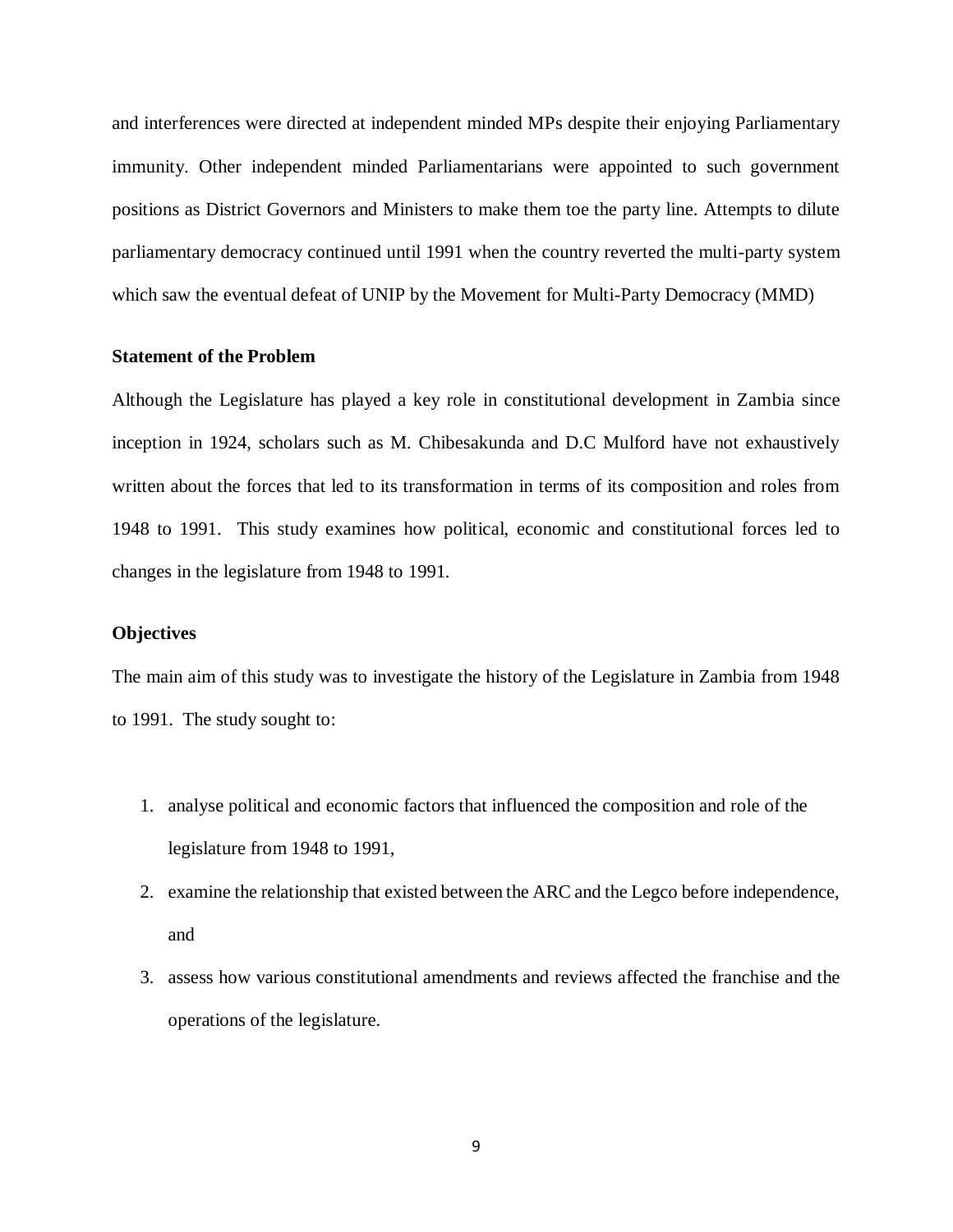and interferences were directed at independent minded MPs despite their enjoying Parliamentary immunity. Other independent minded Parliamentarians were appointed to such government positions as District Governors and Ministers to make them toe the party line. Attempts to dilute parliamentary democracy continued until 1991 when the country reverted the multi-party system which saw the eventual defeat of UNIP by the Movement for Multi-Party Democracy (MMD)

### Statement of the Problem

Although the Legislature has played a key role in constitutional development in Zambia since inception in 1924, scholars such as M. Chibesakunda and D.C Mulford have not exhaustively written about the forces that led to its transformation in terms of its composition and roles from 1948 to 1991. This study examines how political, economic and constitutional forces led to changes in the legislature from 1948 to 1991.

### Objectives

The main aim of this study was to investigate the history of the Legislature in Zambia from 1948 to 1991. The study sought to:

1. analyse political and economic factors that influenced the composition and role of the legislature from 1948 to 1991,
2. examine the relationship that existed between the ARC and the Legco before independence, and
3. assess how various constitutional amendments and reviews affected the franchise and the operations of the legislature.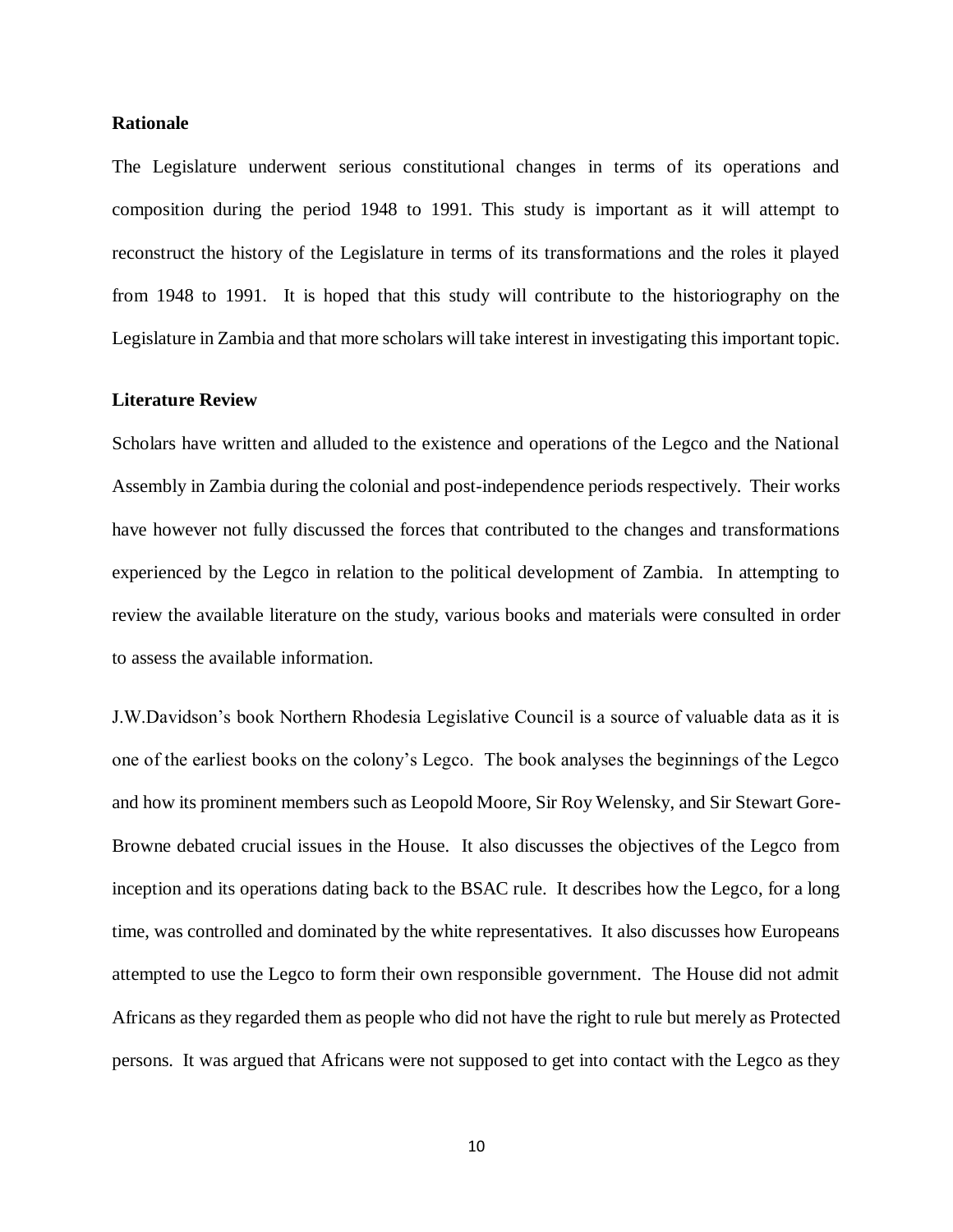**Rationale**

The Legislature underwent serious constitutional changes in terms of its operations and composition during the period 1948 to 1991. This study is important as it will attempt to reconstruct the history of the Legislature in terms of its transformations and the roles it played from 1948 to 1991. It is hoped that this study will contribute to the historiography on the Legislature in Zambia and that more scholars will take interest in investigating this important topic.

**Literature Review**

Scholars have written and alluded to the existence and operations of the Legco and the National Assembly in Zambia during the colonial and post-independence periods respectively. Their works have however not fully discussed the forces that contributed to the changes and transformations experienced by the Legco in relation to the political development of Zambia. In attempting to review the available literature on the study, various books and materials were consulted in order to assess the available information.

J.W.Davidson's book Northern Rhodesia Legislative Council is a source of valuable data as it is one of the earliest books on the colony's Legco. The book analyses the beginnings of the Legco and how its prominent members such as Leopold Moore, Sir Roy Welensky, and Sir Stewart Gore-Browne debated crucial issues in the House. It also discusses the objectives of the Legco from inception and its operations dating back to the BSAC rule. It describes how the Legco, for a long time, was controlled and dominated by the white representatives. It also discusses how Europeans attempted to use the Legco to form their own responsible government. The House did not admit Africans as they regarded them as people who did not have the right to rule but merely as Protected persons. It was argued that Africans were not supposed to get into contact with the Legco as they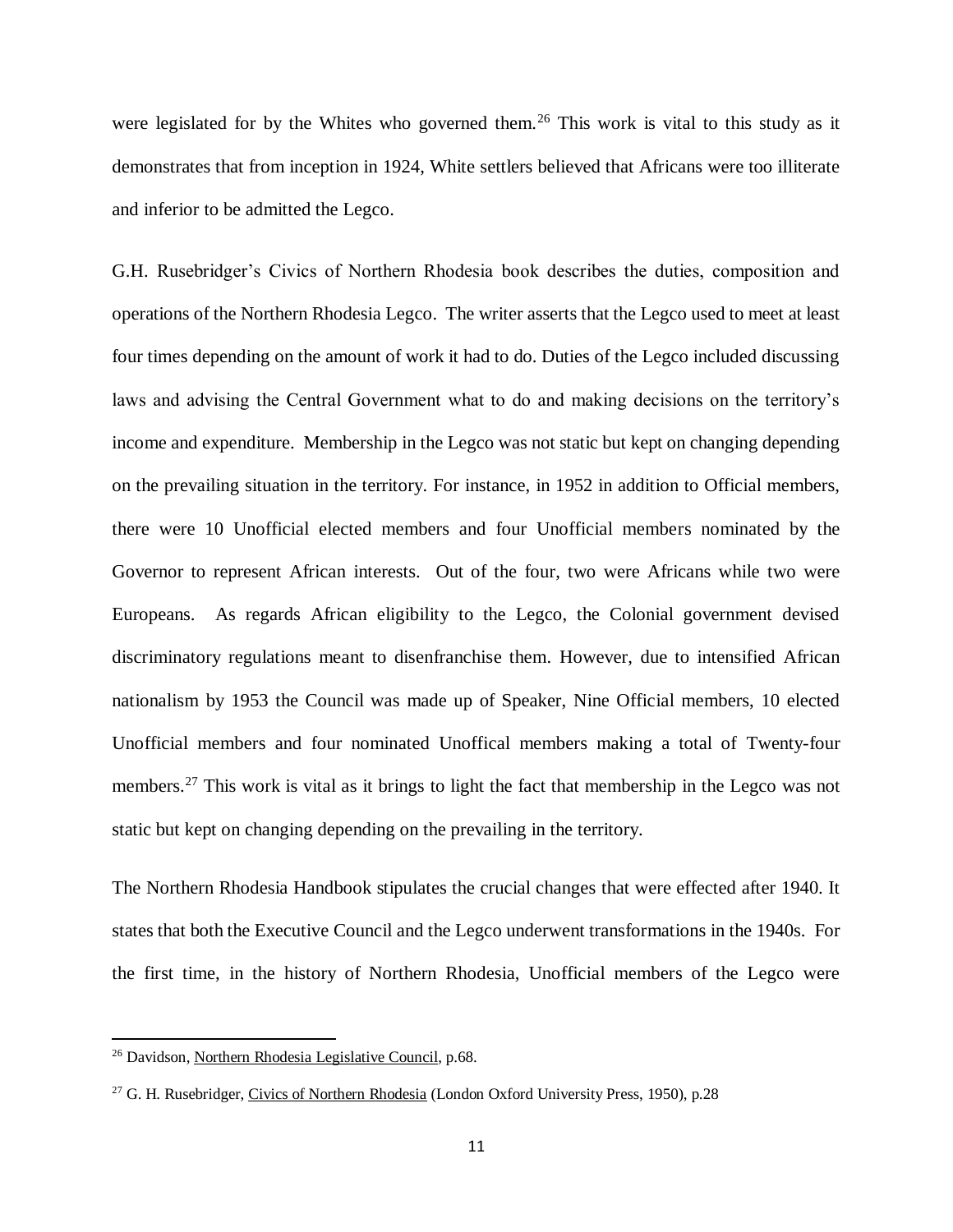were legislated for by the Whites who governed them.[26] This work is vital to this study as it demonstrates that from inception in 1924, White settlers believed that Africans were too illiterate and inferior to be admitted the Legco.

G.H. Rusebridger's Civics of Northern Rhodesia book describes the duties, composition and operations of the Northern Rhodesia Legco. The writer asserts that the Legco used to meet at least four times depending on the amount of work it had to do. Duties of the Legco included discussing laws and advising the Central Government what to do and making decisions on the territory's income and expenditure. Membership in the Legco was not static but kept on changing depending on the prevailing situation in the territory. For instance, in 1952 in addition to Official members, there were 10 Unofficial elected members and four Unofficial members nominated by the Governor to represent African interests. Out of the four, two were Africans while two were Europeans. As regards African eligibility to the Legco, the Colonial government devised discriminatory regulations meant to disenfranchise them. However, due to intensified African nationalism by 1953 the Council was made up of Speaker, Nine Official members, 10 elected Unofficial members and four nominated Unoffical members making a total of Twenty-four members.[27] This work is vital as it brings to light the fact that membership in the Legco was not static but kept on changing depending on the prevailing in the territory.

The Northern Rhodesia Handbook stipulates the crucial changes that were effected after 1940. It states that both the Executive Council and the Legco underwent transformations in the 1940s. For the first time, in the history of Northern Rhodesia, Unofficial members of the Legco were

---

[26] Davidson, <u>Northern Rhodesia Legislative Council</u>, p.68.

[27] G. H. Rusebridger, <u>Civics of Northern Rhodesia</u> (London Oxford University Press, 1950), p.28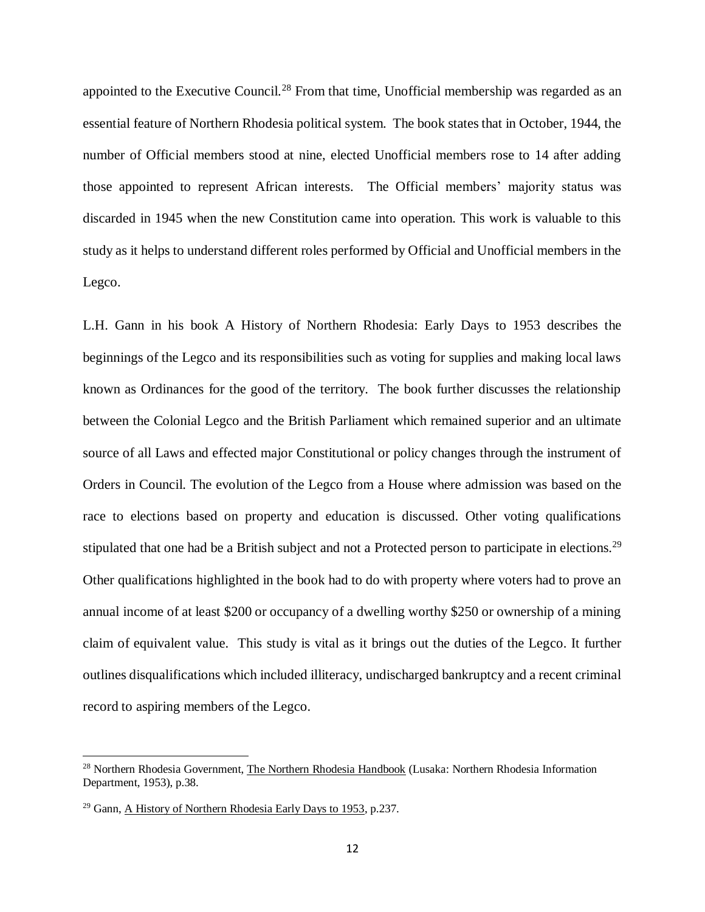appointed to the Executive Council.[28] From that time, Unofficial membership was regarded as an essential feature of Northern Rhodesia political system. The book states that in October, 1944, the number of Official members stood at nine, elected Unofficial members rose to 14 after adding those appointed to represent African interests. The Official members' majority status was discarded in 1945 when the new Constitution came into operation. This work is valuable to this study as it helps to understand different roles performed by Official and Unofficial members in the Legco.

L.H. Gann in his book A History of Northern Rhodesia: Early Days to 1953 describes the beginnings of the Legco and its responsibilities such as voting for supplies and making local laws known as Ordinances for the good of the territory. The book further discusses the relationship between the Colonial Legco and the British Parliament which remained superior and an ultimate source of all Laws and effected major Constitutional or policy changes through the instrument of Orders in Council. The evolution of the Legco from a House where admission was based on the race to elections based on property and education is discussed. Other voting qualifications stipulated that one had be a British subject and not a Protected person to participate in elections.[29] Other qualifications highlighted in the book had to do with property where voters had to prove an annual income of at least \$200 or occupancy of a dwelling worthy \$250 or ownership of a mining claim of equivalent value. This study is vital as it brings out the duties of the Legco. It further outlines disqualifications which included illiteracy, undischarged bankruptcy and a recent criminal record to aspiring members of the Legco.

---

[28] Northern Rhodesia Government, The Northern Rhodesia Handbook (Lusaka: Northern Rhodesia Information Department, 1953), p.38.

[29] Gann, A History of Northern Rhodesia Early Days to 1953, p.237.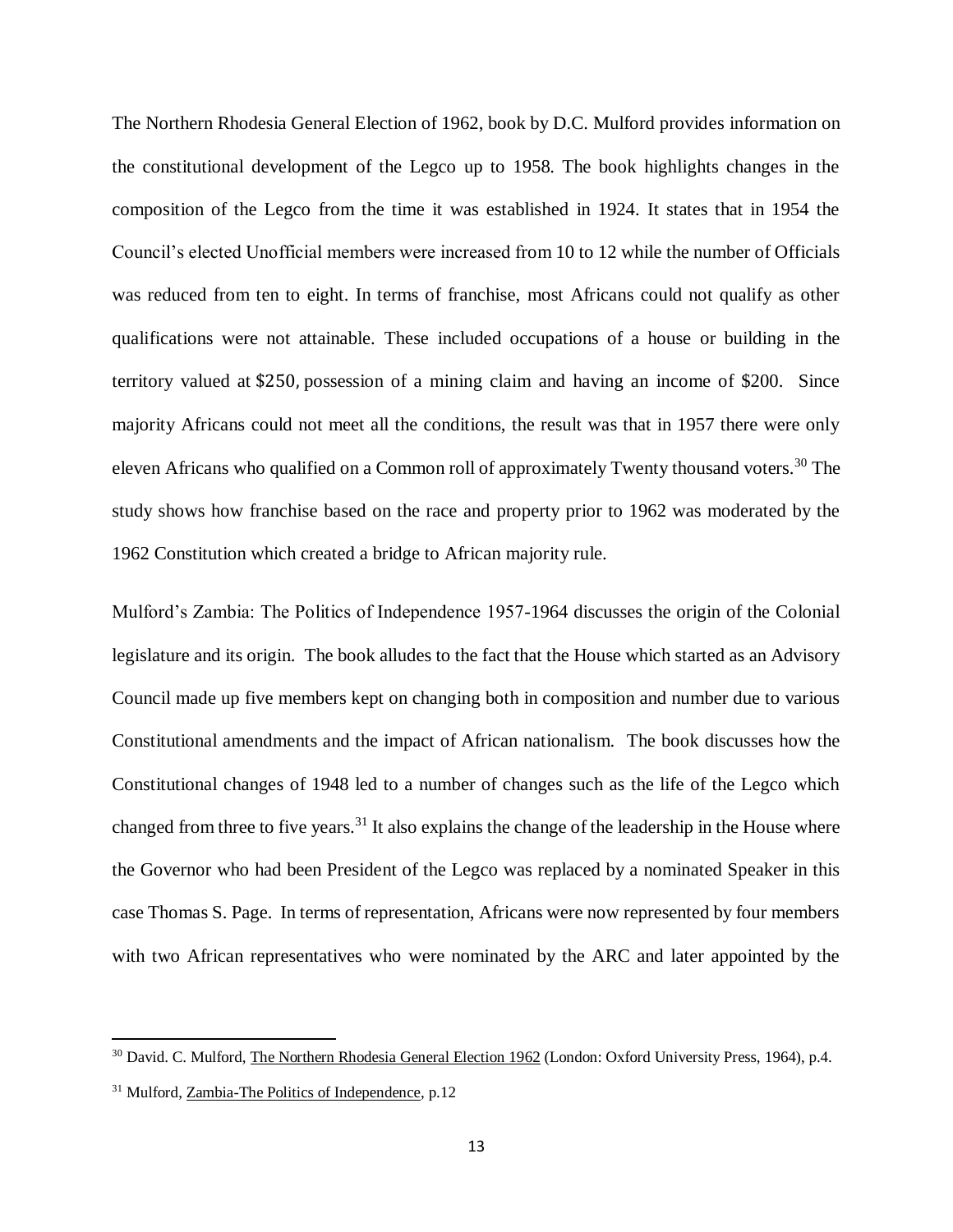The Northern Rhodesia General Election of 1962, book by D.C. Mulford provides information on the constitutional development of the Legco up to 1958. The book highlights changes in the composition of the Legco from the time it was established in 1924. It states that in 1954 the Council's elected Unofficial members were increased from 10 to 12 while the number of Officials was reduced from ten to eight. In terms of franchise, most Africans could not qualify as other qualifications were not attainable. These included occupations of a house or building in the territory valued at $250, possession of a mining claim and having an income of $200. Since majority Africans could not meet all the conditions, the result was that in 1957 there were only eleven Africans who qualified on a Common roll of approximately Twenty thousand voters.[30] The study shows how franchise based on the race and property prior to 1962 was moderated by the 1962 Constitution which created a bridge to African majority rule.

Mulford's Zambia: The Politics of Independence 1957-1964 discusses the origin of the Colonial legislature and its origin. The book alludes to the fact that the House which started as an Advisory Council made up five members kept on changing both in composition and number due to various Constitutional amendments and the impact of African nationalism. The book discusses how the Constitutional changes of 1948 led to a number of changes such as the life of the Legco which changed from three to five years.[31] It also explains the change of the leadership in the House where the Governor who had been President of the Legco was replaced by a nominated Speaker in this case Thomas S. Page. In terms of representation, Africans were now represented by four members with two African representatives who were nominated by the ARC and later appointed by the

---

[30] David. C. Mulford, The Northern Rhodesia General Election 1962 (London: Oxford University Press, 1964), p.4.

[31] Mulford, Zambia-The Politics of Independence, p.12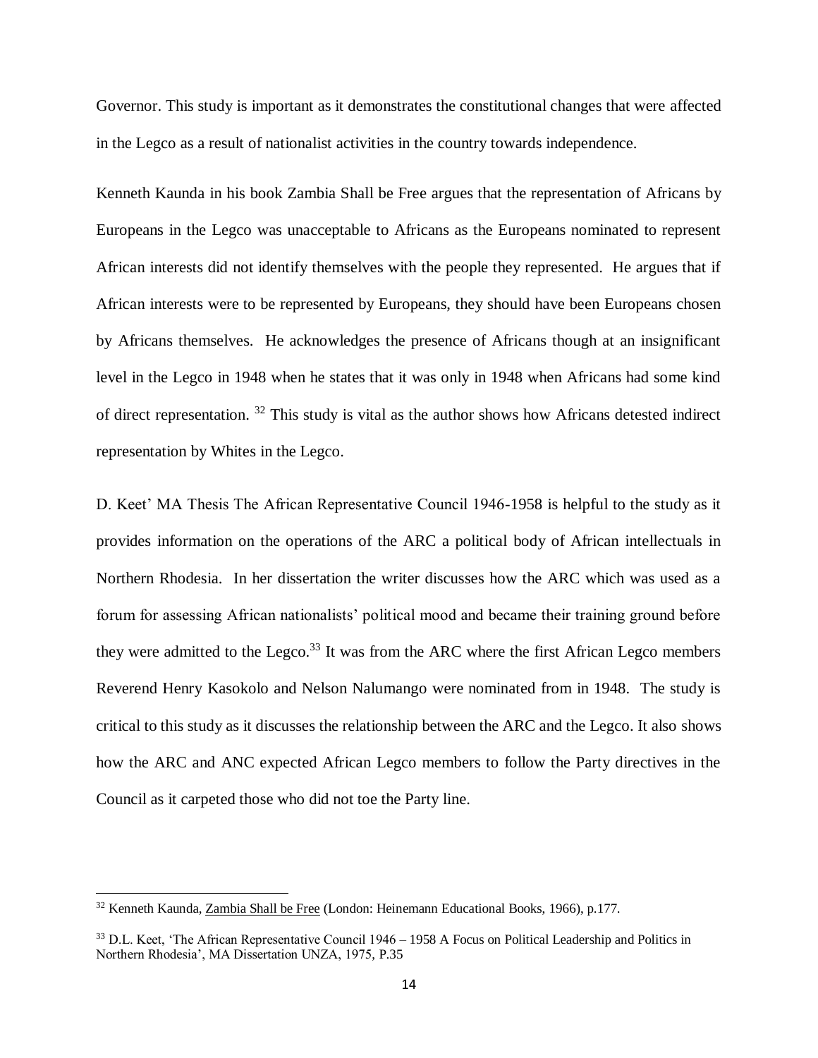Governor. This study is important as it demonstrates the constitutional changes that were affected in the Legco as a result of nationalist activities in the country towards independence.

Kenneth Kaunda in his book Zambia Shall be Free argues that the representation of Africans by Europeans in the Legco was unacceptable to Africans as the Europeans nominated to represent African interests did not identify themselves with the people they represented. He argues that if African interests were to be represented by Europeans, they should have been Europeans chosen by Africans themselves. He acknowledges the presence of Africans though at an insignificant level in the Legco in 1948 when he states that it was only in 1948 when Africans had some kind of direct representation. [32] This study is vital as the author shows how Africans detested indirect representation by Whites in the Legco.

D. Keet' MA Thesis The African Representative Council 1946-1958 is helpful to the study as it provides information on the operations of the ARC a political body of African intellectuals in Northern Rhodesia. In her dissertation the writer discusses how the ARC which was used as a forum for assessing African nationalists' political mood and became their training ground before they were admitted to the Legco.[33] It was from the ARC where the first African Legco members Reverend Henry Kasokolo and Nelson Nalumango were nominated from in 1948. The study is critical to this study as it discusses the relationship between the ARC and the Legco. It also shows how the ARC and ANC expected African Legco members to follow the Party directives in the Council as it carpeted those who did not toe the Party line.

---

[32] Kenneth Kaunda, Zambia Shall be Free (London: Heinemann Educational Books, 1966), p.177.

[33] D.L. Keet, 'The African Representative Council 1946 – 1958 A Focus on Political Leadership and Politics in Northern Rhodesia', MA Dissertation UNZA, 1975, P.35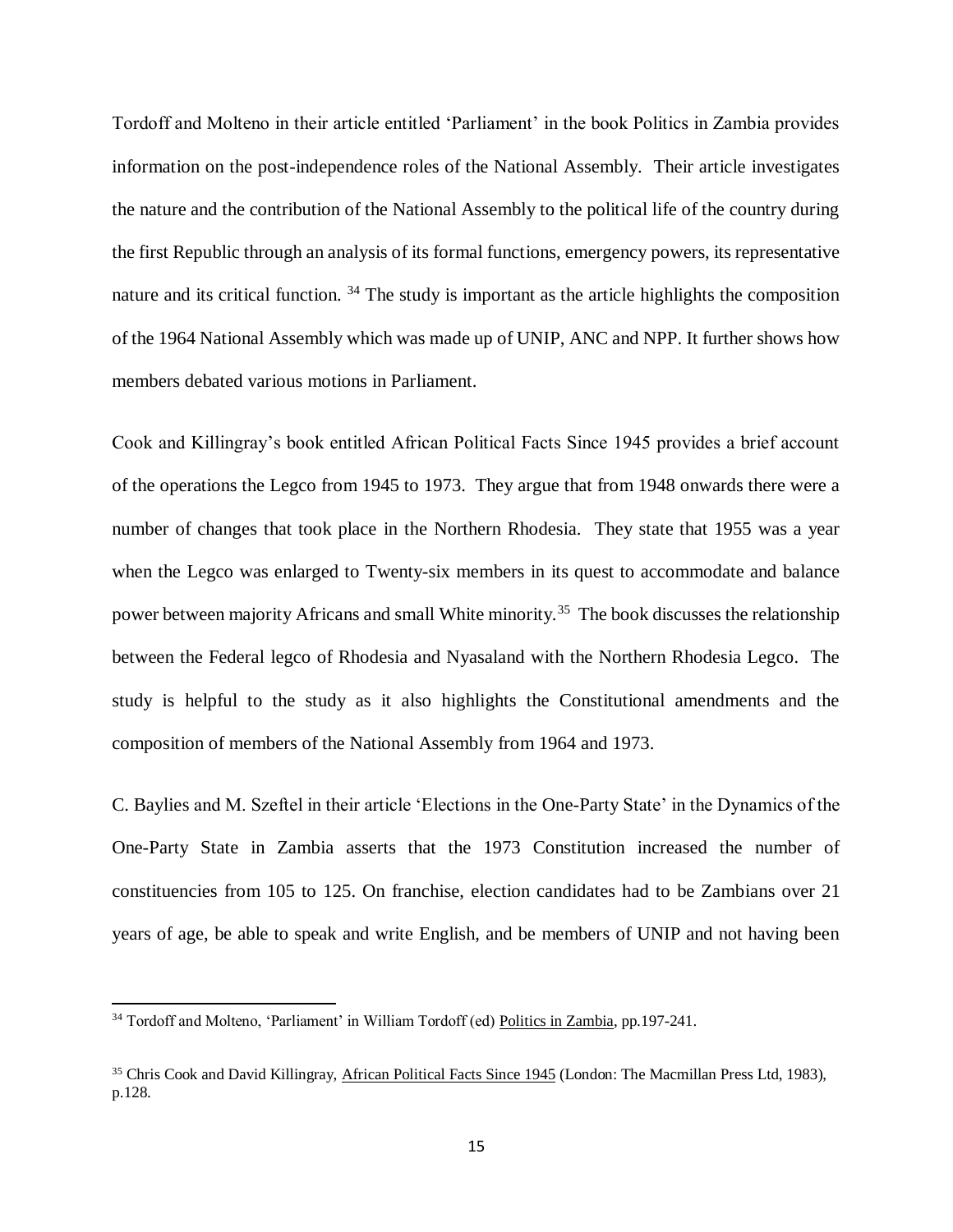Tordoff and Molteno in their article entitled 'Parliament' in the book Politics in Zambia provides information on the post-independence roles of the National Assembly. Their article investigates the nature and the contribution of the National Assembly to the political life of the country during the first Republic through an analysis of its formal functions, emergency powers, its representative nature and its critical function. [34] The study is important as the article highlights the composition of the 1964 National Assembly which was made up of UNIP, ANC and NPP. It further shows how members debated various motions in Parliament.

Cook and Killingray's book entitled African Political Facts Since 1945 provides a brief account of the operations the Legco from 1945 to 1973. They argue that from 1948 onwards there were a number of changes that took place in the Northern Rhodesia. They state that 1955 was a year when the Legco was enlarged to Twenty-six members in its quest to accommodate and balance power between majority Africans and small White minority.[35] The book discusses the relationship between the Federal legco of Rhodesia and Nyasaland with the Northern Rhodesia Legco. The study is helpful to the study as it also highlights the Constitutional amendments and the composition of members of the National Assembly from 1964 and 1973.

C. Baylies and M. Szeftel in their article 'Elections in the One-Party State' in the Dynamics of the One-Party State in Zambia asserts that the 1973 Constitution increased the number of constituencies from 105 to 125. On franchise, election candidates had to be Zambians over 21 years of age, be able to speak and write English, and be members of UNIP and not having been

---

[34] Tordoff and Molteno, 'Parliament' in William Tordoff (ed) Politics in Zambia, pp.197-241.

[35] Chris Cook and David Killingray, African Political Facts Since 1945 (London: The Macmillan Press Ltd, 1983), p.128.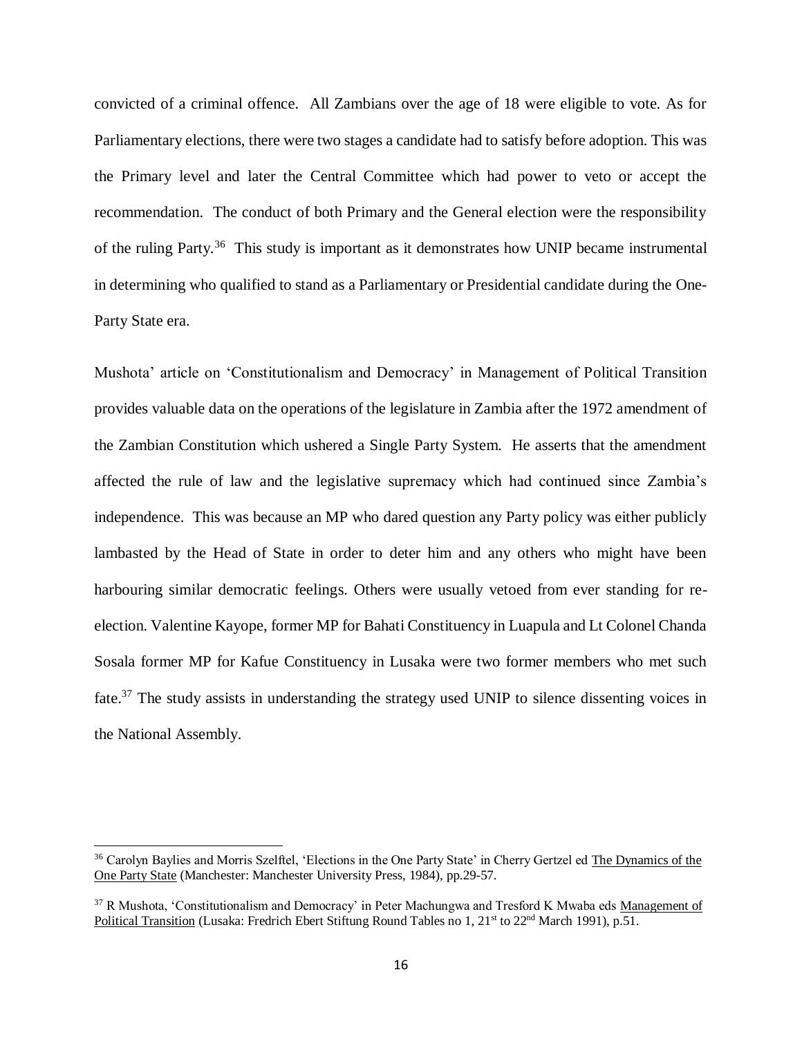convicted of a criminal offence. All Zambians over the age of 18 were eligible to vote. As for Parliamentary elections, there were two stages a candidate had to satisfy before adoption. This was the Primary level and later the Central Committee which had power to veto or accept the recommendation. The conduct of both Primary and the General election were the responsibility of the ruling Party.[36] This study is important as it demonstrates how UNIP became instrumental in determining who qualified to stand as a Parliamentary or Presidential candidate during the One-Party State era.

Mushota' article on 'Constitutionalism and Democracy' in Management of Political Transition provides valuable data on the operations of the legislature in Zambia after the 1972 amendment of the Zambian Constitution which ushered a Single Party System. He asserts that the amendment affected the rule of law and the legislative supremacy which had continued since Zambia's independence. This was because an MP who dared question any Party policy was either publicly lambasted by the Head of State in order to deter him and any others who might have been harbouring similar democratic feelings. Others were usually vetoed from ever standing for re-election. Valentine Kayope, former MP for Bahati Constituency in Luapula and Lt Colonel Chanda Sosala former MP for Kafue Constituency in Lusaka were two former members who met such fate.[37] The study assists in understanding the strategy used UNIP to silence dissenting voices in the National Assembly.

---

[36] Carolyn Baylies and Morris Szelftel, 'Elections in the One Party State' in Cherry Gertzel ed The Dynamics of the One Party State (Manchester: Manchester University Press, 1984), pp.29-57.

[37] R Mushota, 'Constitutionalism and Democracy' in Peter Machungwa and Tresford K Mwaba eds Management of Political Transition (Lusaka: Fredrich Ebert Stiftung Round Tables no 1, 21st to 22nd March 1991), p.51.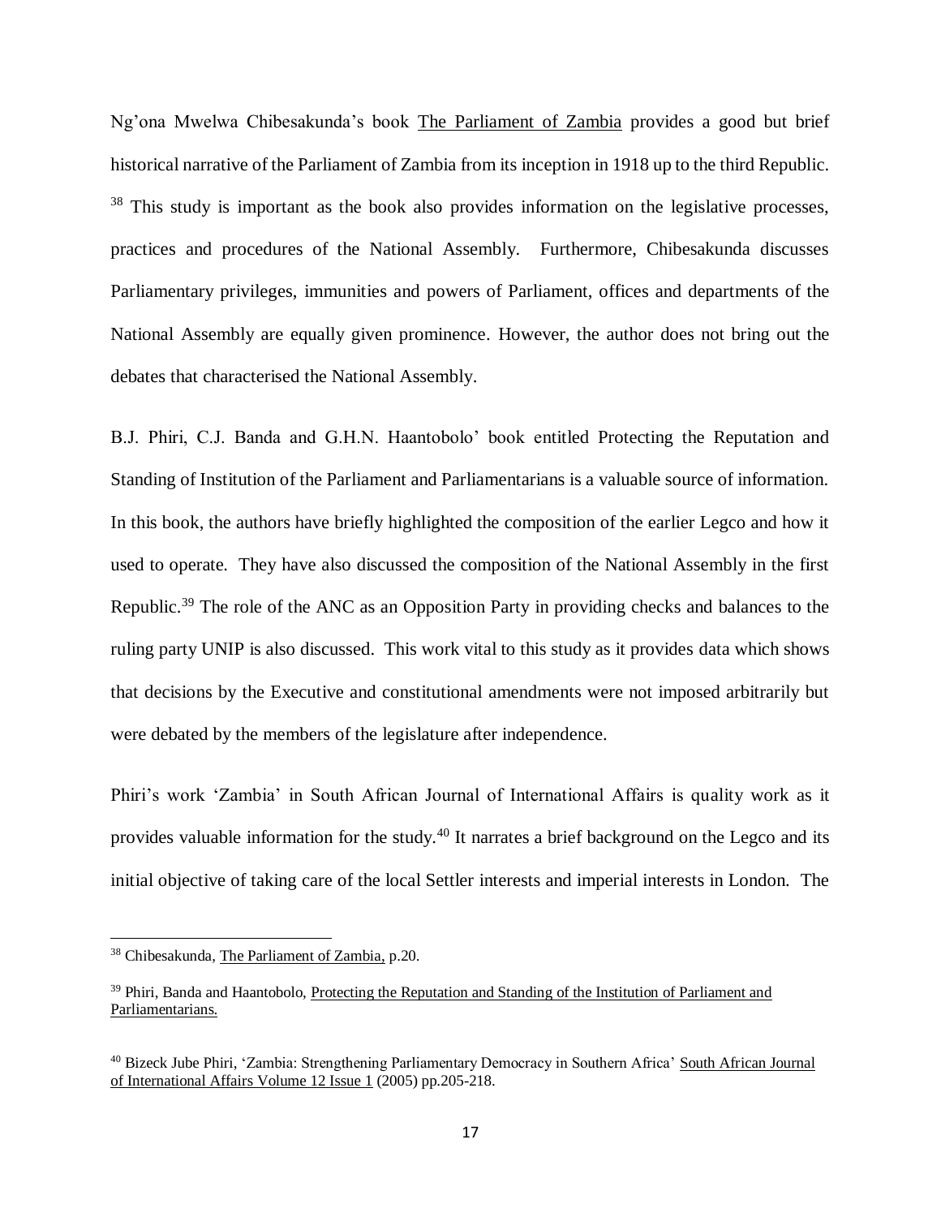Ng'ona Mwelwa Chibesakunda's book The Parliament of Zambia provides a good but brief historical narrative of the Parliament of Zambia from its inception in 1918 up to the third Republic. [38] This study is important as the book also provides information on the legislative processes, practices and procedures of the National Assembly. Furthermore, Chibesakunda discusses Parliamentary privileges, immunities and powers of Parliament, offices and departments of the National Assembly are equally given prominence. However, the author does not bring out the debates that characterised the National Assembly.

B.J. Phiri, C.J. Banda and G.H.N. Haantobolo' book entitled Protecting the Reputation and Standing of Institution of the Parliament and Parliamentarians is a valuable source of information. In this book, the authors have briefly highlighted the composition of the earlier Legco and how it used to operate. They have also discussed the composition of the National Assembly in the first Republic.[39] The role of the ANC as an Opposition Party in providing checks and balances to the ruling party UNIP is also discussed. This work vital to this study as it provides data which shows that decisions by the Executive and constitutional amendments were not imposed arbitrarily but were debated by the members of the legislature after independence.

Phiri's work 'Zambia' in South African Journal of International Affairs is quality work as it provides valuable information for the study.[40] It narrates a brief background on the Legco and its initial objective of taking care of the local Settler interests and imperial interests in London. The

---

[38] Chibesakunda, The Parliament of Zambia, p.20.

[39] Phiri, Banda and Haantobolo, Protecting the Reputation and Standing of the Institution of Parliament and Parliamentarians.

[40] Bizeck Jube Phiri, 'Zambia: Strengthening Parliamentary Democracy in Southern Africa' South African Journal of International Affairs Volume 12 Issue 1 (2005) pp.205-218.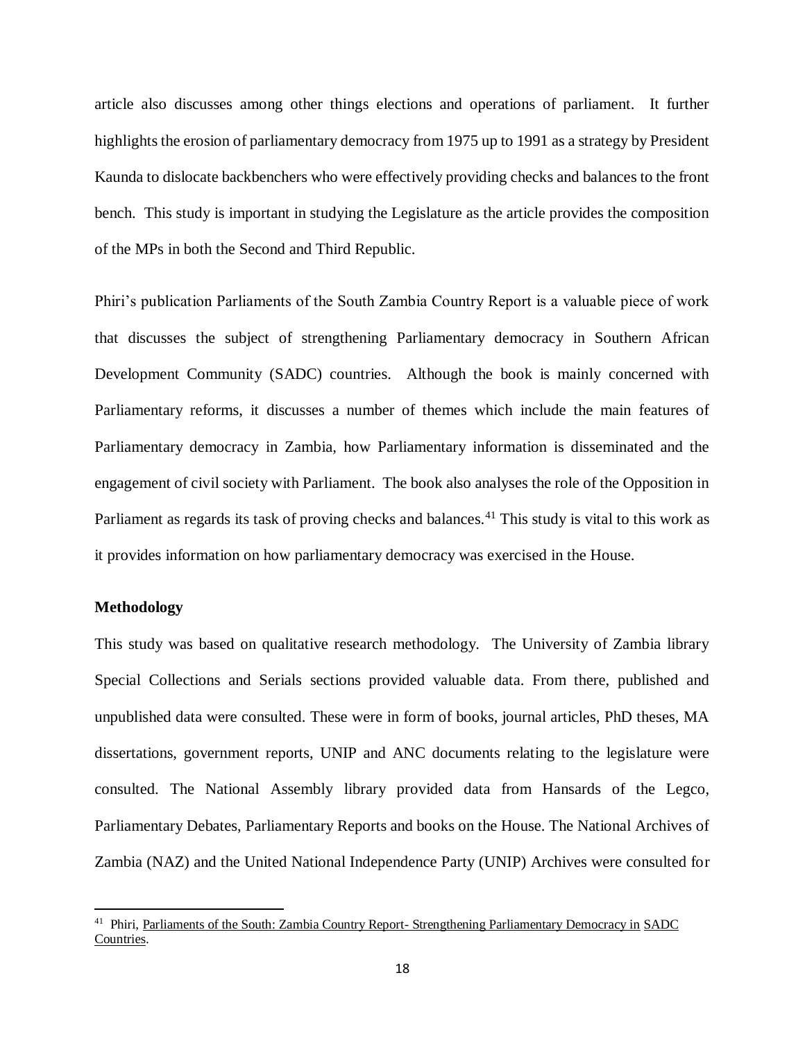article also discusses among other things elections and operations of parliament. It further highlights the erosion of parliamentary democracy from 1975 up to 1991 as a strategy by President Kaunda to dislocate backbenchers who were effectively providing checks and balances to the front bench. This study is important in studying the Legislature as the article provides the composition of the MPs in both the Second and Third Republic.

Phiri's publication Parliaments of the South Zambia Country Report is a valuable piece of work that discusses the subject of strengthening Parliamentary democracy in Southern African Development Community (SADC) countries. Although the book is mainly concerned with Parliamentary reforms, it discusses a number of themes which include the main features of Parliamentary democracy in Zambia, how Parliamentary information is disseminated and the engagement of civil society with Parliament. The book also analyses the role of the Opposition in Parliament as regards its task of proving checks and balances.[41] This study is vital to this work as it provides information on how parliamentary democracy was exercised in the House.

**Methodology**

This study was based on qualitative research methodology. The University of Zambia library Special Collections and Serials sections provided valuable data. From there, published and unpublished data were consulted. These were in form of books, journal articles, PhD theses, MA dissertations, government reports, UNIP and ANC documents relating to the legislature were consulted. The National Assembly library provided data from Hansards of the Legco, Parliamentary Debates, Parliamentary Reports and books on the House. The National Archives of Zambia (NAZ) and the United National Independence Party (UNIP) Archives were consulted for

---

[41] Phiri, Parliaments of the South: Zambia Country Report- Strengthening Parliamentary Democracy in SADC Countries.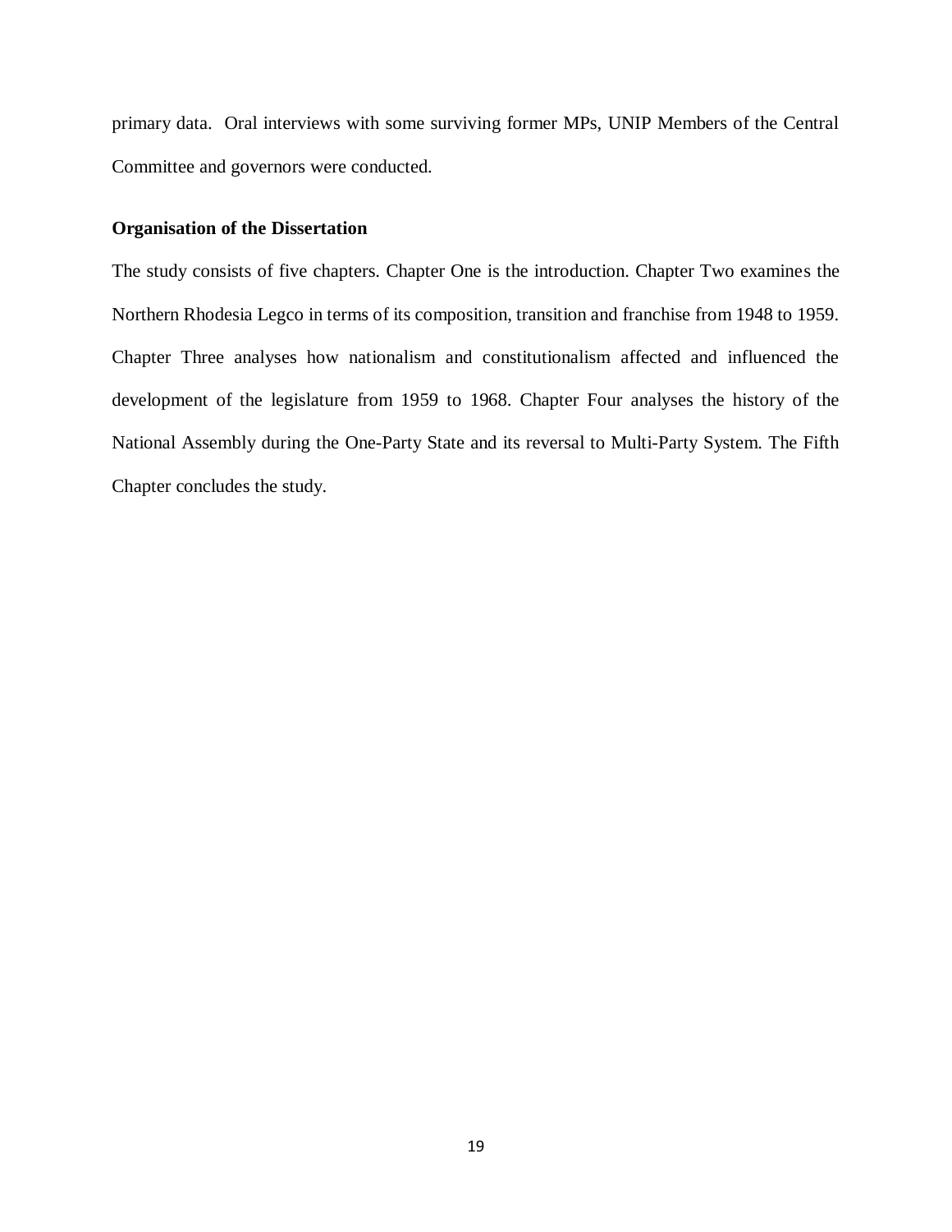primary data. Oral interviews with some surviving former MPs, UNIP Members of the Central Committee and governors were conducted.

### Organisation of the Dissertation

The study consists of five chapters. Chapter One is the introduction. Chapter Two examines the Northern Rhodesia Legco in terms of its composition, transition and franchise from 1948 to 1959. Chapter Three analyses how nationalism and constitutionalism affected and influenced the development of the legislature from 1959 to 1968. Chapter Four analyses the history of the National Assembly during the One-Party State and its reversal to Multi-Party System. The Fifth Chapter concludes the study.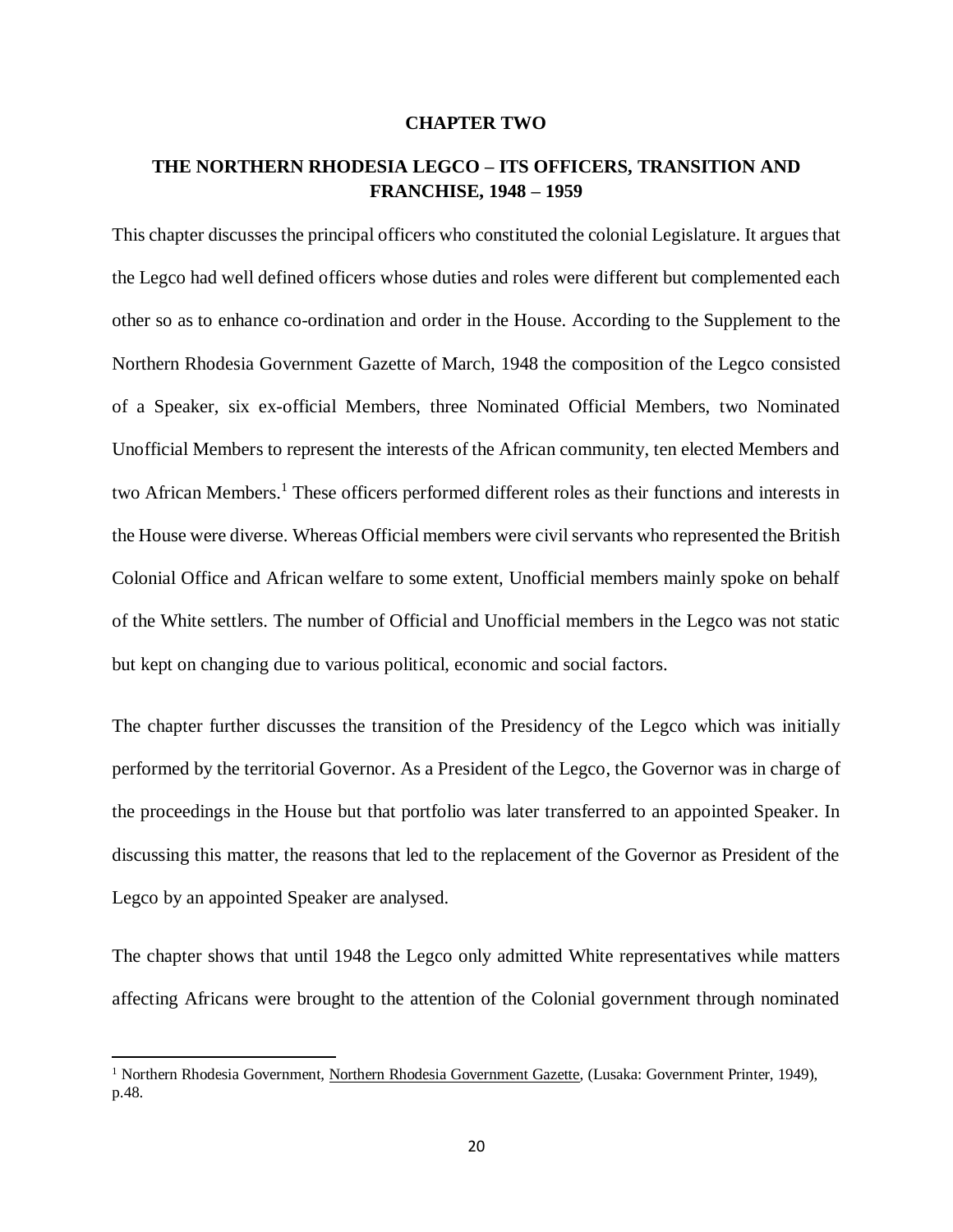# CHAPTER TWO

## THE NORTHERN RHODESIA LEGCO – ITS OFFICERS, TRANSITION AND FRANCHISE, 1948 – 1959

This chapter discusses the principal officers who constituted the colonial Legislature. It argues that the Legco had well defined officers whose duties and roles were different but complemented each other so as to enhance co-ordination and order in the House. According to the Supplement to the Northern Rhodesia Government Gazette of March, 1948 the composition of the Legco consisted of a Speaker, six ex-official Members, three Nominated Official Members, two Nominated Unofficial Members to represent the interests of the African community, ten elected Members and two African Members.[1] These officers performed different roles as their functions and interests in the House were diverse. Whereas Official members were civil servants who represented the British Colonial Office and African welfare to some extent, Unofficial members mainly spoke on behalf of the White settlers. The number of Official and Unofficial members in the Legco was not static but kept on changing due to various political, economic and social factors.

The chapter further discusses the transition of the Presidency of the Legco which was initially performed by the territorial Governor. As a President of the Legco, the Governor was in charge of the proceedings in the House but that portfolio was later transferred to an appointed Speaker. In discussing this matter, the reasons that led to the replacement of the Governor as President of the Legco by an appointed Speaker are analysed.

The chapter shows that until 1948 the Legco only admitted White representatives while matters affecting Africans were brought to the attention of the Colonial government through nominated

---

[1] Northern Rhodesia Government, Northern Rhodesia Government Gazette, (Lusaka: Government Printer, 1949), p.48.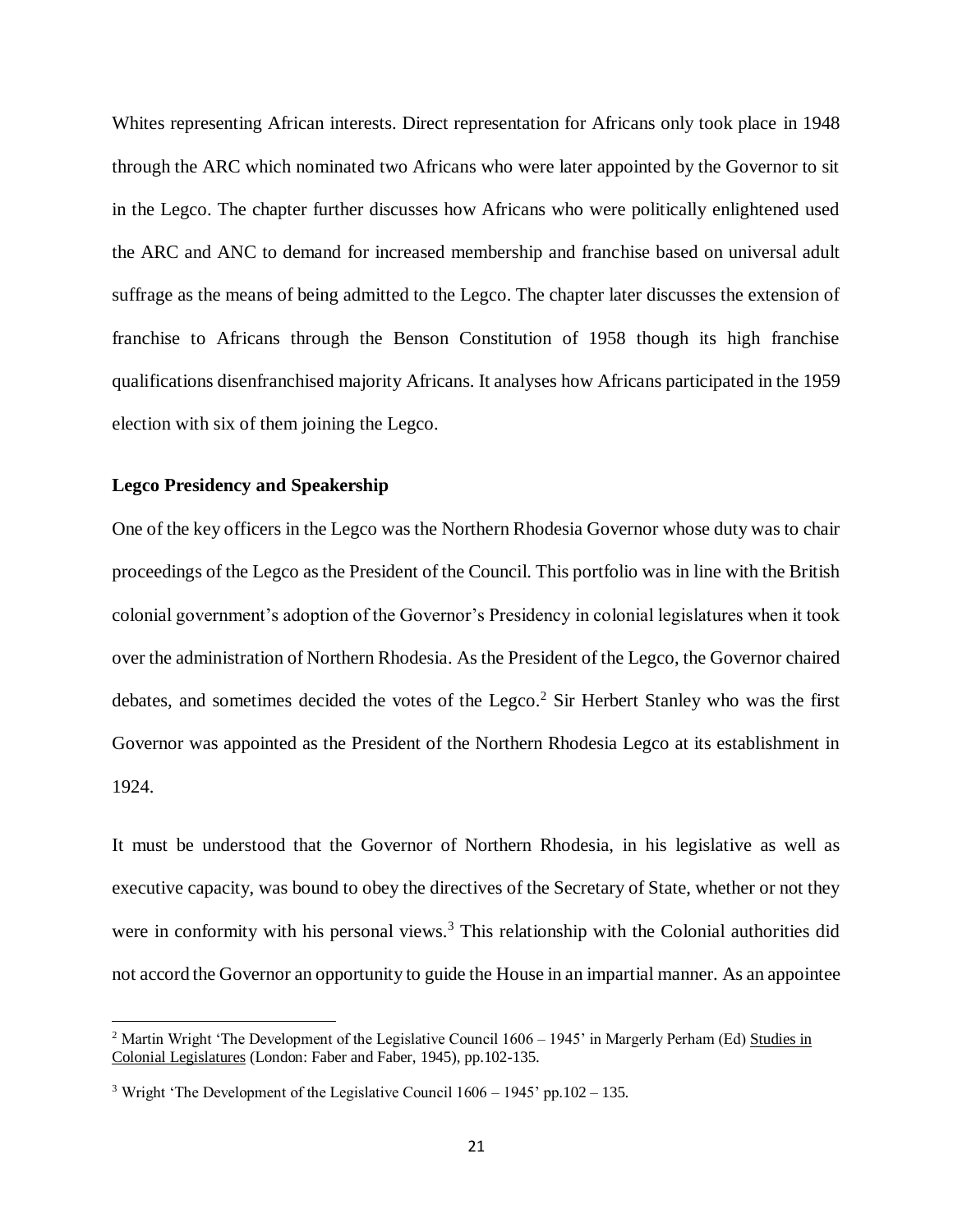Whites representing African interests. Direct representation for Africans only took place in 1948 through the ARC which nominated two Africans who were later appointed by the Governor to sit in the Legco. The chapter further discusses how Africans who were politically enlightened used the ARC and ANC to demand for increased membership and franchise based on universal adult suffrage as the means of being admitted to the Legco. The chapter later discusses the extension of franchise to Africans through the Benson Constitution of 1958 though its high franchise qualifications disenfranchised majority Africans. It analyses how Africans participated in the 1959 election with six of them joining the Legco.

### Legco Presidency and Speakership

One of the key officers in the Legco was the Northern Rhodesia Governor whose duty was to chair proceedings of the Legco as the President of the Council. This portfolio was in line with the British colonial government's adoption of the Governor's Presidency in colonial legislatures when it took over the administration of Northern Rhodesia. As the President of the Legco, the Governor chaired debates, and sometimes decided the votes of the Legco.[2] Sir Herbert Stanley who was the first Governor was appointed as the President of the Northern Rhodesia Legco at its establishment in 1924.

It must be understood that the Governor of Northern Rhodesia, in his legislative as well as executive capacity, was bound to obey the directives of the Secretary of State, whether or not they were in conformity with his personal views.[3] This relationship with the Colonial authorities did not accord the Governor an opportunity to guide the House in an impartial manner. As an appointee

---

[2] Martin Wright 'The Development of the Legislative Council 1606 – 1945' in Margerly Perham (Ed) Studies in Colonial Legislatures (London: Faber and Faber, 1945), pp.102-135.

[3] Wright 'The Development of the Legislative Council 1606 – 1945' pp.102 – 135.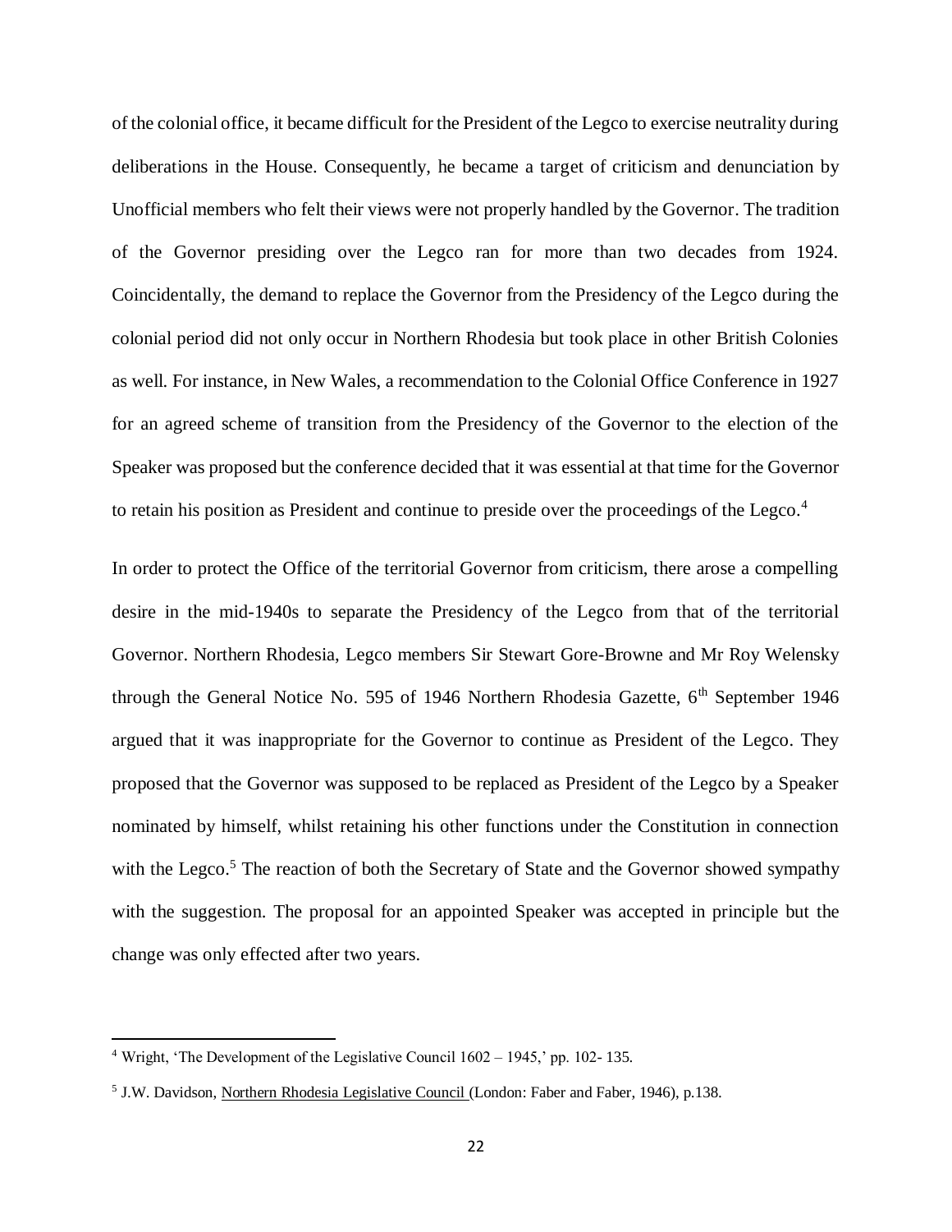of the colonial office, it became difficult for the President of the Legco to exercise neutrality during deliberations in the House. Consequently, he became a target of criticism and denunciation by Unofficial members who felt their views were not properly handled by the Governor. The tradition of the Governor presiding over the Legco ran for more than two decades from 1924. Coincidentally, the demand to replace the Governor from the Presidency of the Legco during the colonial period did not only occur in Northern Rhodesia but took place in other British Colonies as well. For instance, in New Wales, a recommendation to the Colonial Office Conference in 1927 for an agreed scheme of transition from the Presidency of the Governor to the election of the Speaker was proposed but the conference decided that it was essential at that time for the Governor to retain his position as President and continue to preside over the proceedings of the Legco.[4]

In order to protect the Office of the territorial Governor from criticism, there arose a compelling desire in the mid-1940s to separate the Presidency of the Legco from that of the territorial Governor. Northern Rhodesia, Legco members Sir Stewart Gore-Browne and Mr Roy Welensky through the General Notice No. 595 of 1946 Northern Rhodesia Gazette, 6th September 1946 argued that it was inappropriate for the Governor to continue as President of the Legco. They proposed that the Governor was supposed to be replaced as President of the Legco by a Speaker nominated by himself, whilst retaining his other functions under the Constitution in connection with the Legco.[5] The reaction of both the Secretary of State and the Governor showed sympathy with the suggestion. The proposal for an appointed Speaker was accepted in principle but the change was only effected after two years.

---

[4] Wright, 'The Development of the Legislative Council 1602 – 1945,' pp. 102- 135.

[5] J.W. Davidson, Northern Rhodesia Legislative Council (London: Faber and Faber, 1946), p.138.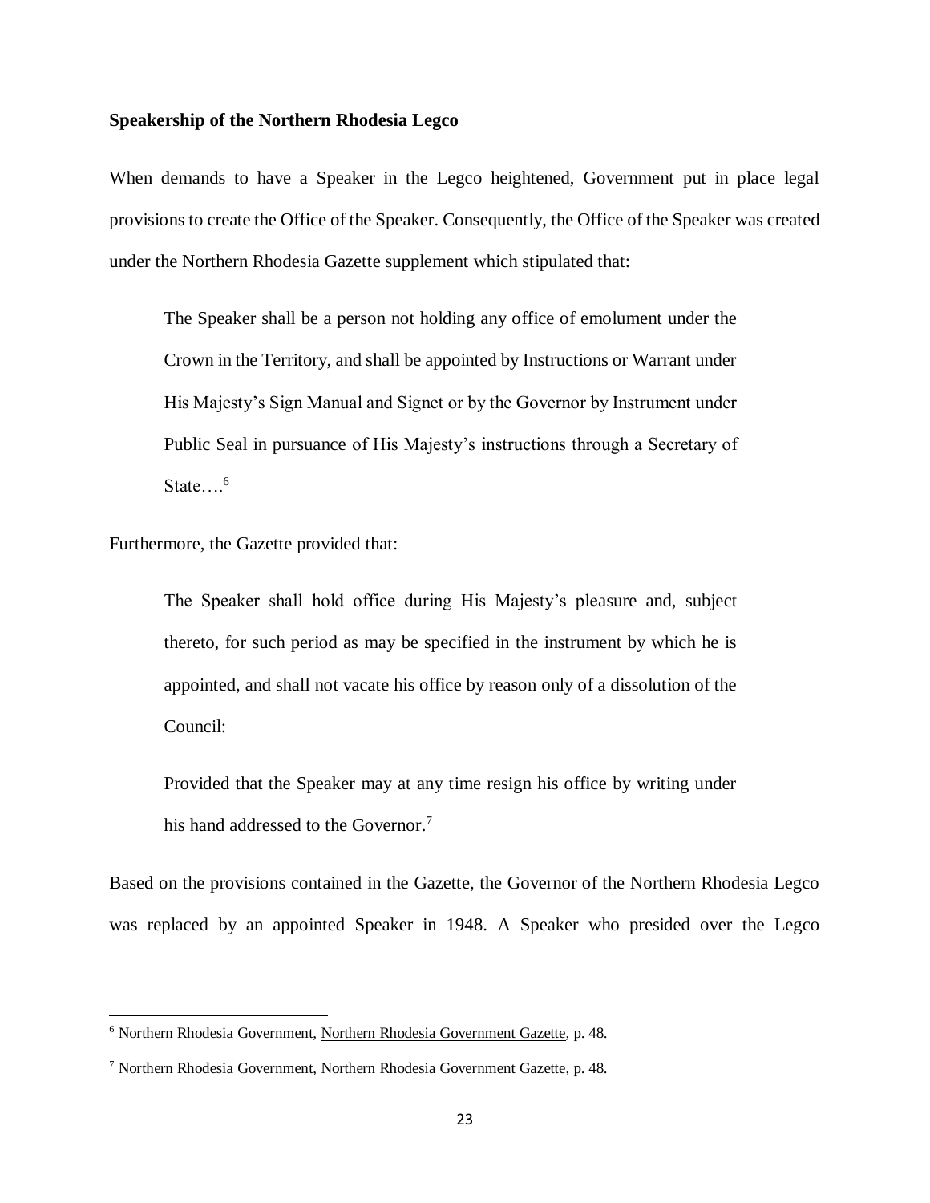**Speakership of the Northern Rhodesia Legco**

When demands to have a Speaker in the Legco heightened, Government put in place legal provisions to create the Office of the Speaker. Consequently, the Office of the Speaker was created under the Northern Rhodesia Gazette supplement which stipulated that:

> The Speaker shall be a person not holding any office of emolument under the Crown in the Territory, and shall be appointed by Instructions or Warrant under His Majesty's Sign Manual and Signet or by the Governor by Instrument under Public Seal in pursuance of His Majesty's instructions through a Secretary of State….[6]

Furthermore, the Gazette provided that:

> The Speaker shall hold office during His Majesty's pleasure and, subject thereto, for such period as may be specified in the instrument by which he is appointed, and shall not vacate his office by reason only of a dissolution of the Council:
>
> Provided that the Speaker may at any time resign his office by writing under his hand addressed to the Governor.[7]

Based on the provisions contained in the Gazette, the Governor of the Northern Rhodesia Legco was replaced by an appointed Speaker in 1948. A Speaker who presided over the Legco

---

[6] Northern Rhodesia Government, Northern Rhodesia Government Gazette, p. 48.

[7] Northern Rhodesia Government, Northern Rhodesia Government Gazette, p. 48.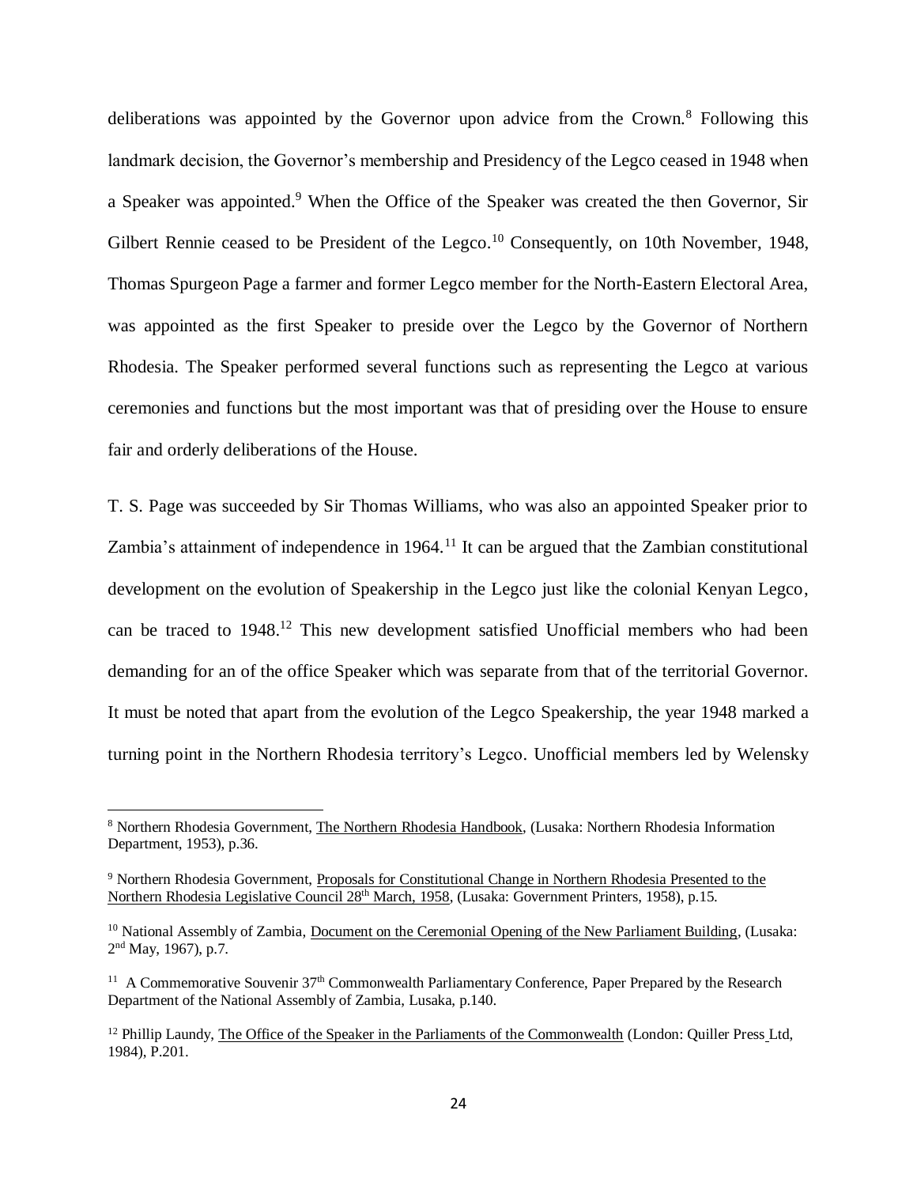deliberations was appointed by the Governor upon advice from the Crown.[8] Following this landmark decision, the Governor's membership and Presidency of the Legco ceased in 1948 when a Speaker was appointed.[9] When the Office of the Speaker was created the then Governor, Sir Gilbert Rennie ceased to be President of the Legco.[10] Consequently, on 10th November, 1948, Thomas Spurgeon Page a farmer and former Legco member for the North-Eastern Electoral Area, was appointed as the first Speaker to preside over the Legco by the Governor of Northern Rhodesia. The Speaker performed several functions such as representing the Legco at various ceremonies and functions but the most important was that of presiding over the House to ensure fair and orderly deliberations of the House.

T. S. Page was succeeded by Sir Thomas Williams, who was also an appointed Speaker prior to Zambia's attainment of independence in 1964.[11] It can be argued that the Zambian constitutional development on the evolution of Speakership in the Legco just like the colonial Kenyan Legco, can be traced to 1948.[12] This new development satisfied Unofficial members who had been demanding for an of the office Speaker which was separate from that of the territorial Governor. It must be noted that apart from the evolution of the Legco Speakership, the year 1948 marked a turning point in the Northern Rhodesia territory's Legco. Unofficial members led by Welensky

---

[8] Northern Rhodesia Government, The Northern Rhodesia Handbook, (Lusaka: Northern Rhodesia Information Department, 1953), p.36.

[9] Northern Rhodesia Government, Proposals for Constitutional Change in Northern Rhodesia Presented to the Northern Rhodesia Legislative Council 28th March, 1958, (Lusaka: Government Printers, 1958), p.15.

[10] National Assembly of Zambia, Document on the Ceremonial Opening of the New Parliament Building, (Lusaka: 2nd May, 1967), p.7.

[11] A Commemorative Souvenir 37th Commonwealth Parliamentary Conference, Paper Prepared by the Research Department of the National Assembly of Zambia, Lusaka, p.140.

[12] Phillip Laundy, The Office of the Speaker in the Parliaments of the Commonwealth (London: Quiller Press Ltd, 1984), P.201.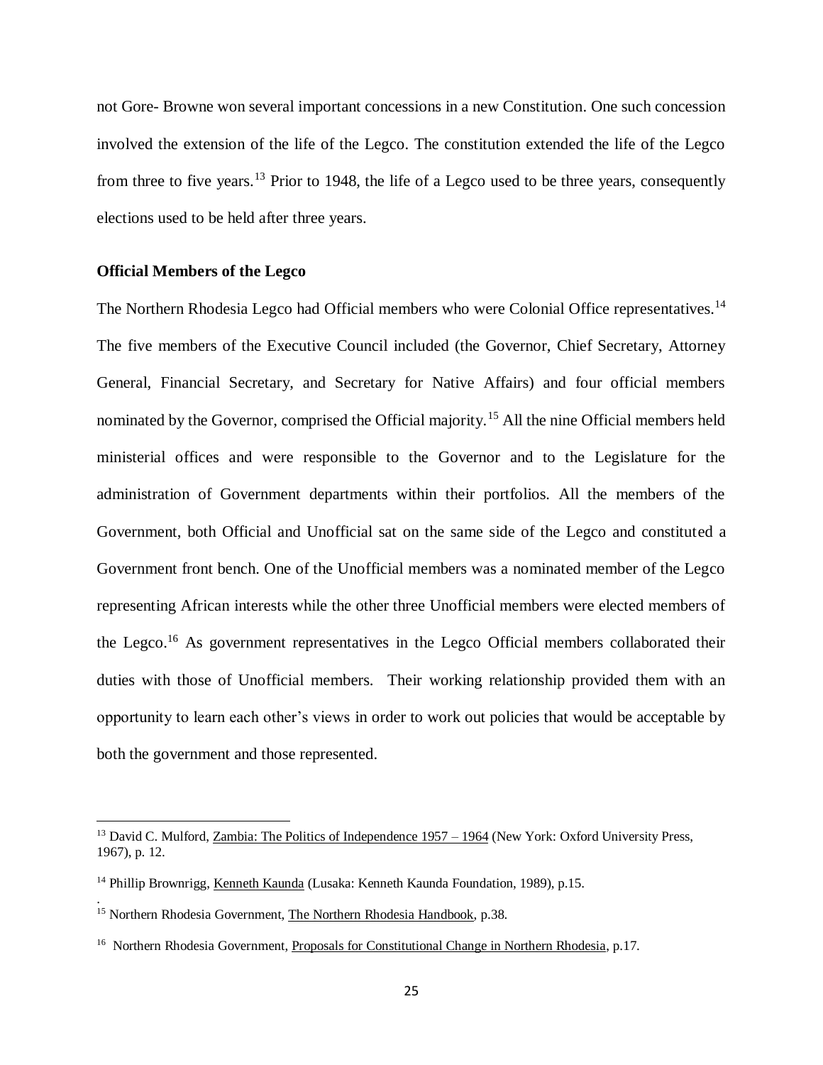not Gore- Browne won several important concessions in a new Constitution. One such concession involved the extension of the life of the Legco. The constitution extended the life of the Legco from three to five years.[13] Prior to 1948, the life of a Legco used to be three years, consequently elections used to be held after three years.

**Official Members of the Legco**

The Northern Rhodesia Legco had Official members who were Colonial Office representatives.[14] The five members of the Executive Council included (the Governor, Chief Secretary, Attorney General, Financial Secretary, and Secretary for Native Affairs) and four official members nominated by the Governor, comprised the Official majority.[15] All the nine Official members held ministerial offices and were responsible to the Governor and to the Legislature for the administration of Government departments within their portfolios. All the members of the Government, both Official and Unofficial sat on the same side of the Legco and constituted a Government front bench. One of the Unofficial members was a nominated member of the Legco representing African interests while the other three Unofficial members were elected members of the Legco.[16] As government representatives in the Legco Official members collaborated their duties with those of Unofficial members. Their working relationship provided them with an opportunity to learn each other's views in order to work out policies that would be acceptable by both the government and those represented.

---

[13] David C. Mulford, Zambia: The Politics of Independence 1957 – 1964 (New York: Oxford University Press, 1967), p. 12.

[14] Phillip Brownrigg, Kenneth Kaunda (Lusaka: Kenneth Kaunda Foundation, 1989), p.15.

[15] Northern Rhodesia Government, The Northern Rhodesia Handbook, p.38.

[16] Northern Rhodesia Government, Proposals for Constitutional Change in Northern Rhodesia, p.17.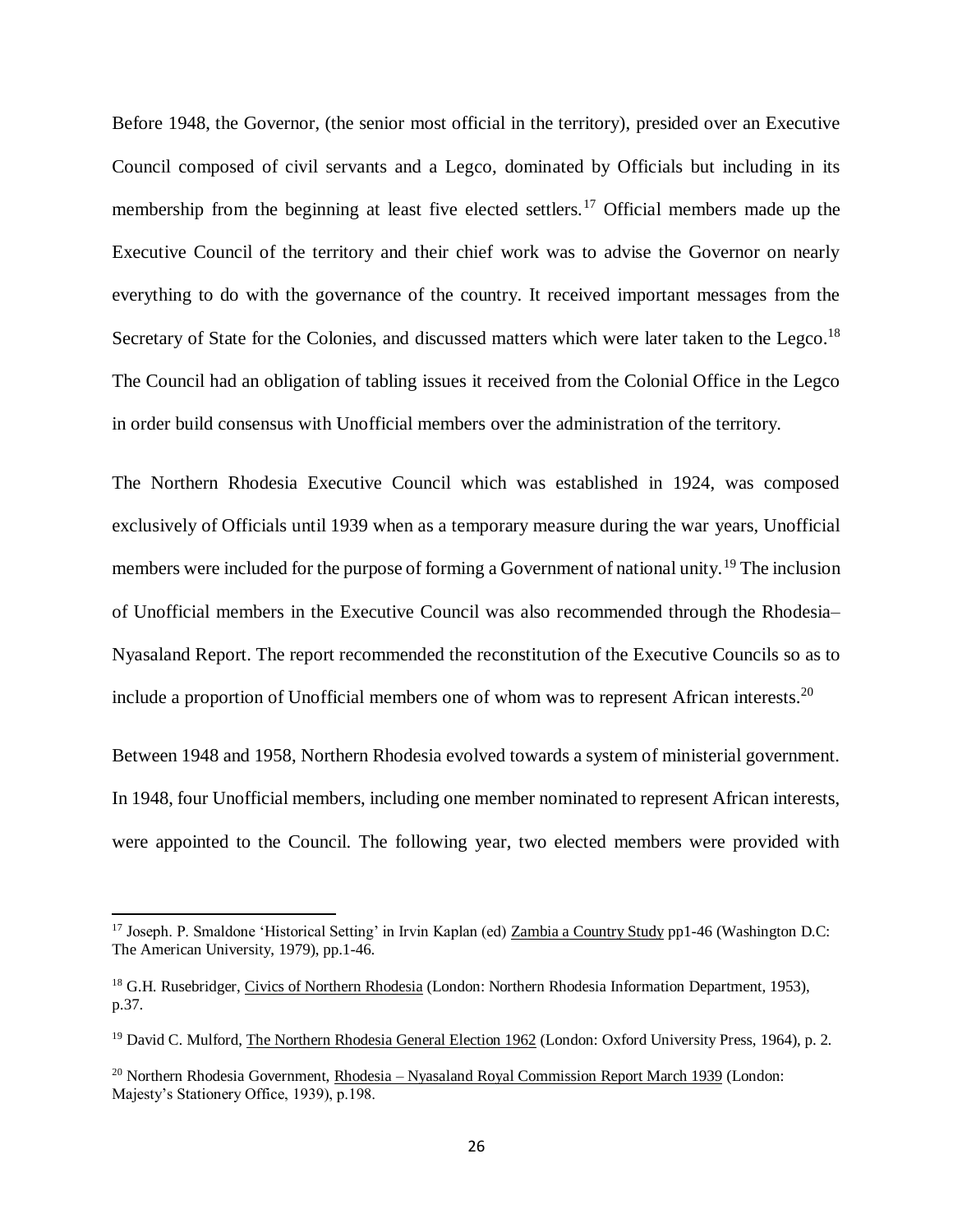Before 1948, the Governor, (the senior most official in the territory), presided over an Executive Council composed of civil servants and a Legco, dominated by Officials but including in its membership from the beginning at least five elected settlers.[17] Official members made up the Executive Council of the territory and their chief work was to advise the Governor on nearly everything to do with the governance of the country. It received important messages from the Secretary of State for the Colonies, and discussed matters which were later taken to the Legco.[18] The Council had an obligation of tabling issues it received from the Colonial Office in the Legco in order build consensus with Unofficial members over the administration of the territory.

The Northern Rhodesia Executive Council which was established in 1924, was composed exclusively of Officials until 1939 when as a temporary measure during the war years, Unofficial members were included for the purpose of forming a Government of national unity.[19] The inclusion of Unofficial members in the Executive Council was also recommended through the Rhodesia–Nyasaland Report. The report recommended the reconstitution of the Executive Councils so as to include a proportion of Unofficial members one of whom was to represent African interests.[20]

Between 1948 and 1958, Northern Rhodesia evolved towards a system of ministerial government. In 1948, four Unofficial members, including one member nominated to represent African interests, were appointed to the Council. The following year, two elected members were provided with

---

[17] Joseph. P. Smaldone 'Historical Setting' in Irvin Kaplan (ed) Zambia a Country Study pp1-46 (Washington D.C: The American University, 1979), pp.1-46.

[18] G.H. Rusebridger, Civics of Northern Rhodesia (London: Northern Rhodesia Information Department, 1953), p.37.

[19] David C. Mulford, The Northern Rhodesia General Election 1962 (London: Oxford University Press, 1964), p. 2.

[20] Northern Rhodesia Government, Rhodesia – Nyasaland Royal Commission Report March 1939 (London: Majesty's Stationery Office, 1939), p.198.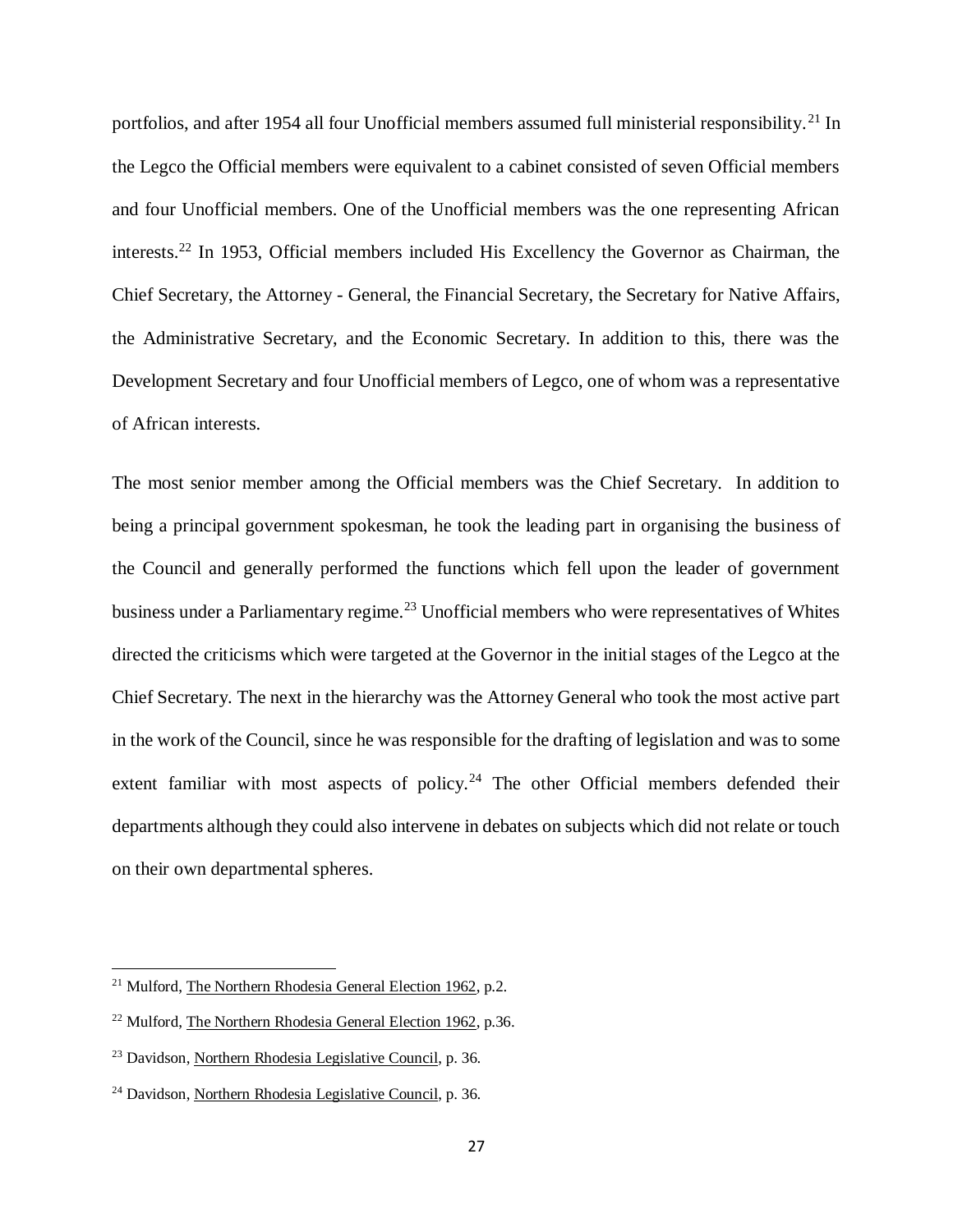portfolios, and after 1954 all four Unofficial members assumed full ministerial responsibility.[21] In the Legco the Official members were equivalent to a cabinet consisted of seven Official members and four Unofficial members. One of the Unofficial members was the one representing African interests.[22] In 1953, Official members included His Excellency the Governor as Chairman, the Chief Secretary, the Attorney - General, the Financial Secretary, the Secretary for Native Affairs, the Administrative Secretary, and the Economic Secretary. In addition to this, there was the Development Secretary and four Unofficial members of Legco, one of whom was a representative of African interests.

The most senior member among the Official members was the Chief Secretary. In addition to being a principal government spokesman, he took the leading part in organising the business of the Council and generally performed the functions which fell upon the leader of government business under a Parliamentary regime.[23] Unofficial members who were representatives of Whites directed the criticisms which were targeted at the Governor in the initial stages of the Legco at the Chief Secretary. The next in the hierarchy was the Attorney General who took the most active part in the work of the Council, since he was responsible for the drafting of legislation and was to some extent familiar with most aspects of policy.[24] The other Official members defended their departments although they could also intervene in debates on subjects which did not relate or touch on their own departmental spheres.

---

[21] Mulford, The Northern Rhodesia General Election 1962, p.2.

[22] Mulford, The Northern Rhodesia General Election 1962, p.36.

[23] Davidson, Northern Rhodesia Legislative Council, p. 36.

[24] Davidson, Northern Rhodesia Legislative Council, p. 36.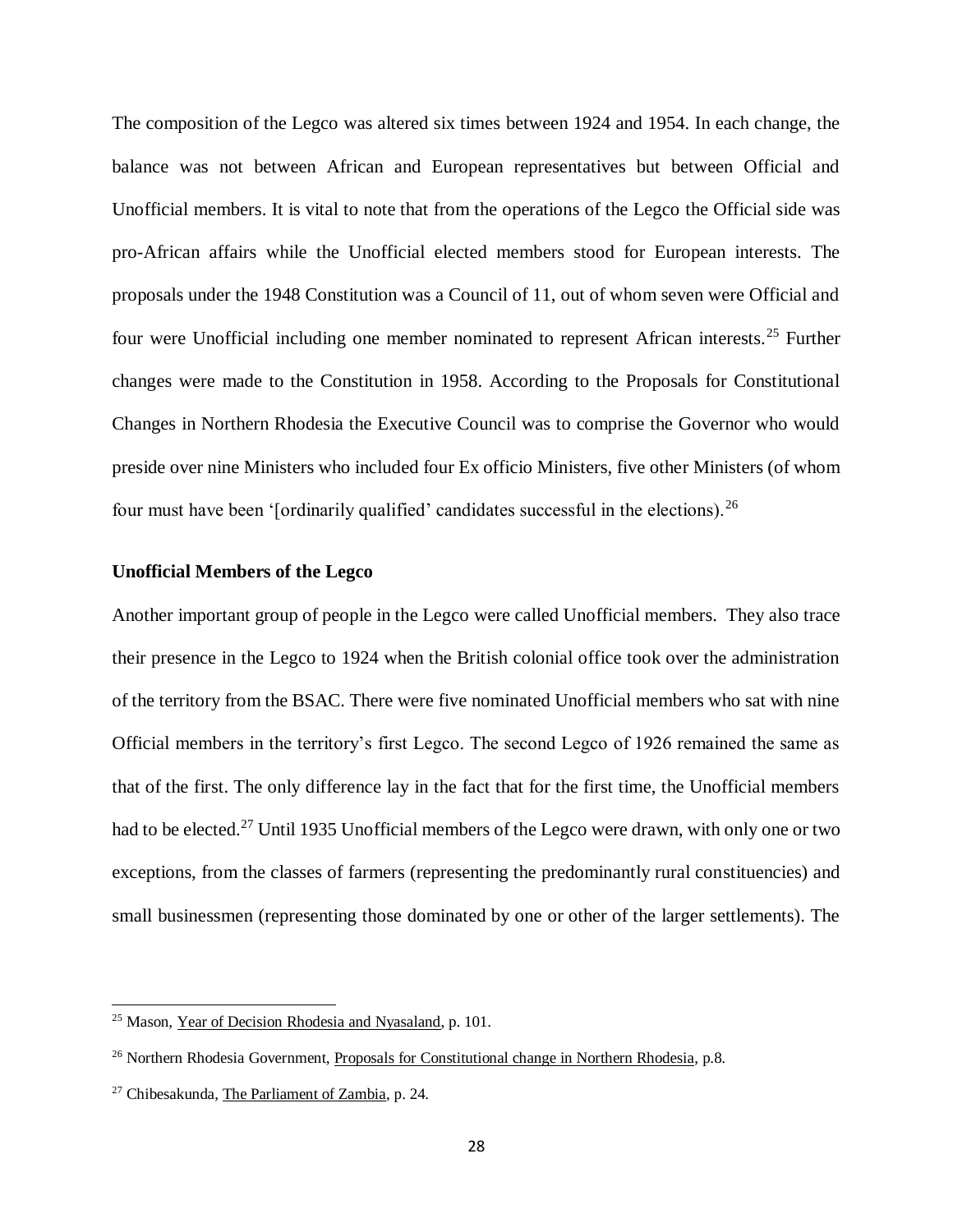The composition of the Legco was altered six times between 1924 and 1954. In each change, the balance was not between African and European representatives but between Official and Unofficial members. It is vital to note that from the operations of the Legco the Official side was pro-African affairs while the Unofficial elected members stood for European interests. The proposals under the 1948 Constitution was a Council of 11, out of whom seven were Official and four were Unofficial including one member nominated to represent African interests.[25] Further changes were made to the Constitution in 1958. According to the Proposals for Constitutional Changes in Northern Rhodesia the Executive Council was to comprise the Governor who would preside over nine Ministers who included four Ex officio Ministers, five other Ministers (of whom four must have been '[ordinarily qualified' candidates successful in the elections).[26]

**Unofficial Members of the Legco**

Another important group of people in the Legco were called Unofficial members. They also trace their presence in the Legco to 1924 when the British colonial office took over the administration of the territory from the BSAC. There were five nominated Unofficial members who sat with nine Official members in the territory's first Legco. The second Legco of 1926 remained the same as that of the first. The only difference lay in the fact that for the first time, the Unofficial members had to be elected.[27] Until 1935 Unofficial members of the Legco were drawn, with only one or two exceptions, from the classes of farmers (representing the predominantly rural constituencies) and small businessmen (representing those dominated by one or other of the larger settlements). The

---

[25] Mason, Year of Decision Rhodesia and Nyasaland, p. 101.

[26] Northern Rhodesia Government, Proposals for Constitutional change in Northern Rhodesia, p.8.

[27] Chibesakunda, The Parliament of Zambia, p. 24.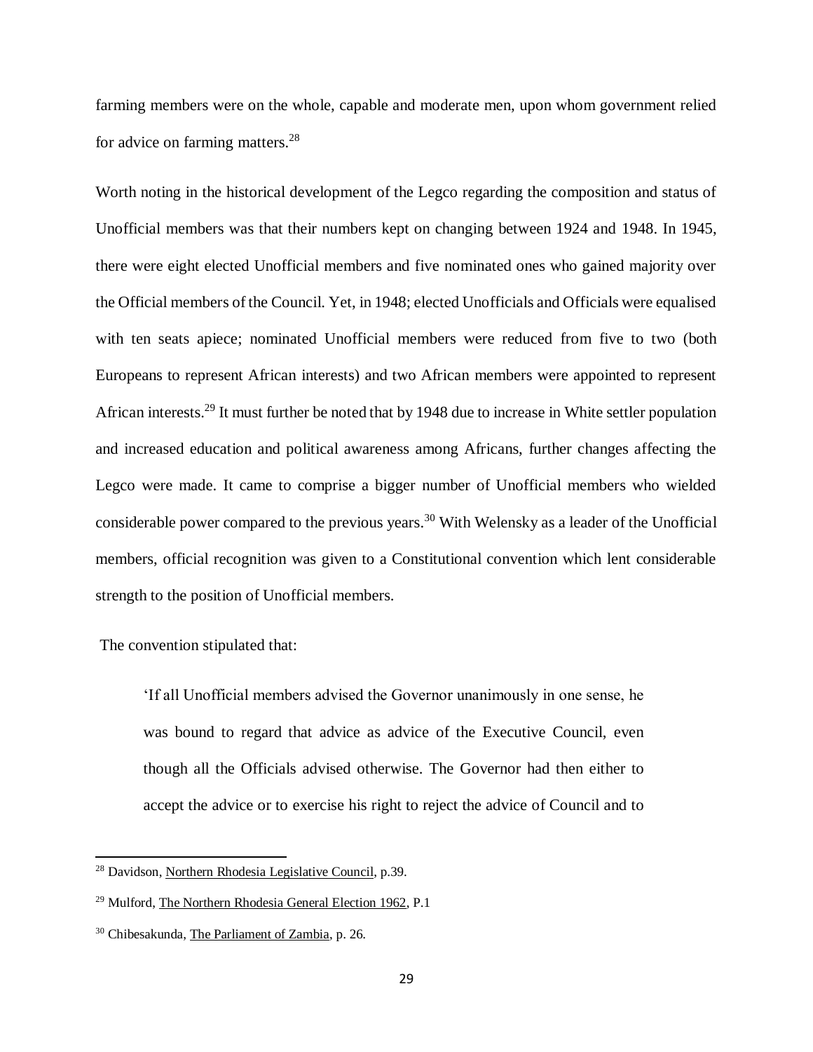farming members were on the whole, capable and moderate men, upon whom government relied for advice on farming matters.[28]

Worth noting in the historical development of the Legco regarding the composition and status of Unofficial members was that their numbers kept on changing between 1924 and 1948. In 1945, there were eight elected Unofficial members and five nominated ones who gained majority over the Official members of the Council. Yet, in 1948; elected Unofficials and Officials were equalised with ten seats apiece; nominated Unofficial members were reduced from five to two (both Europeans to represent African interests) and two African members were appointed to represent African interests.[29] It must further be noted that by 1948 due to increase in White settler population and increased education and political awareness among Africans, further changes affecting the Legco were made. It came to comprise a bigger number of Unofficial members who wielded considerable power compared to the previous years.[30] With Welensky as a leader of the Unofficial members, official recognition was given to a Constitutional convention which lent considerable strength to the position of Unofficial members.

The convention stipulated that:

> 'If all Unofficial members advised the Governor unanimously in one sense, he was bound to regard that advice as advice of the Executive Council, even though all the Officials advised otherwise. The Governor had then either to accept the advice or to exercise his right to reject the advice of Council and to

---

[28] Davidson, Northern Rhodesia Legislative Council, p.39.

[29] Mulford, The Northern Rhodesia General Election 1962, P.1

[30] Chibesakunda, The Parliament of Zambia, p. 26.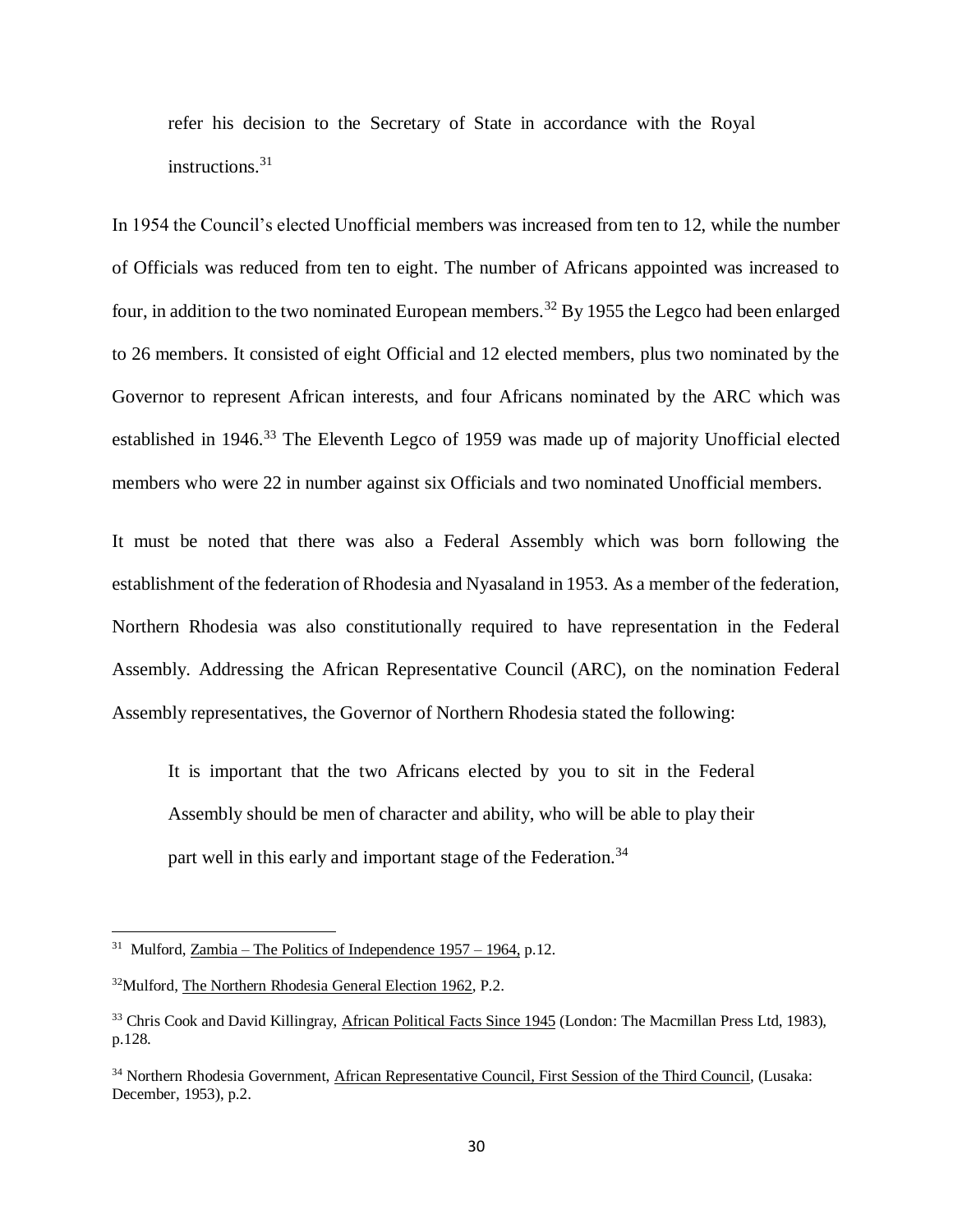> refer his decision to the Secretary of State in accordance with the Royal instructions.[31]

In 1954 the Council's elected Unofficial members was increased from ten to 12, while the number of Officials was reduced from ten to eight. The number of Africans appointed was increased to four, in addition to the two nominated European members.[32] By 1955 the Legco had been enlarged to 26 members. It consisted of eight Official and 12 elected members, plus two nominated by the Governor to represent African interests, and four Africans nominated by the ARC which was established in 1946.[33] The Eleventh Legco of 1959 was made up of majority Unofficial elected members who were 22 in number against six Officials and two nominated Unofficial members.

It must be noted that there was also a Federal Assembly which was born following the establishment of the federation of Rhodesia and Nyasaland in 1953. As a member of the federation, Northern Rhodesia was also constitutionally required to have representation in the Federal Assembly. Addressing the African Representative Council (ARC), on the nomination Federal Assembly representatives, the Governor of Northern Rhodesia stated the following:

> It is important that the two Africans elected by you to sit in the Federal Assembly should be men of character and ability, who will be able to play their part well in this early and important stage of the Federation.[34]

---

[31] Mulford, Zambia – The Politics of Independence 1957 – 1964, p.12.

[32] Mulford, The Northern Rhodesia General Election 1962, P.2.

[33] Chris Cook and David Killingray, African Political Facts Since 1945 (London: The Macmillan Press Ltd, 1983), p.128.

[34] Northern Rhodesia Government, African Representative Council, First Session of the Third Council, (Lusaka: December, 1953), p.2.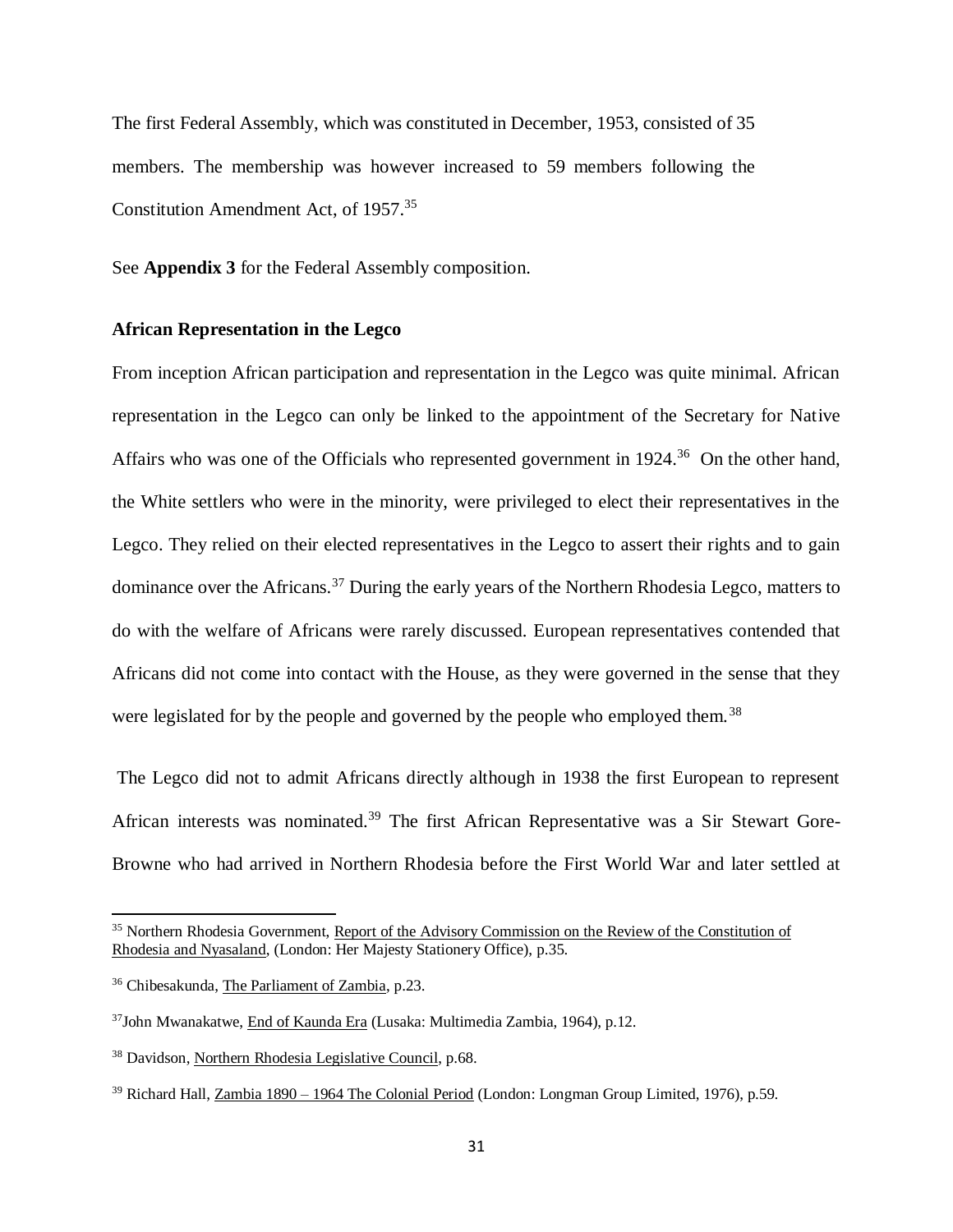The first Federal Assembly, which was constituted in December, 1953, consisted of 35 members. The membership was however increased to 59 members following the Constitution Amendment Act, of 1957.[35]

See **Appendix 3** for the Federal Assembly composition.

**African Representation in the Legco**

From inception African participation and representation in the Legco was quite minimal. African representation in the Legco can only be linked to the appointment of the Secretary for Native Affairs who was one of the Officials who represented government in 1924.[36] On the other hand, the White settlers who were in the minority, were privileged to elect their representatives in the Legco. They relied on their elected representatives in the Legco to assert their rights and to gain dominance over the Africans.[37] During the early years of the Northern Rhodesia Legco, matters to do with the welfare of Africans were rarely discussed. European representatives contended that Africans did not come into contact with the House, as they were governed in the sense that they were legislated for by the people and governed by the people who employed them.[38]

The Legco did not to admit Africans directly although in 1938 the first European to represent African interests was nominated.[39] The first African Representative was a Sir Stewart Gore-Browne who had arrived in Northern Rhodesia before the First World War and later settled at

---

[35] Northern Rhodesia Government, Report of the Advisory Commission on the Review of the Constitution of Rhodesia and Nyasaland, (London: Her Majesty Stationery Office), p.35.

[36] Chibesakunda, The Parliament of Zambia, p.23.

[37] John Mwanakatwe, End of Kaunda Era (Lusaka: Multimedia Zambia, 1964), p.12.

[38] Davidson, Northern Rhodesia Legislative Council, p.68.

[39] Richard Hall, Zambia 1890 – 1964 The Colonial Period (London: Longman Group Limited, 1976), p.59.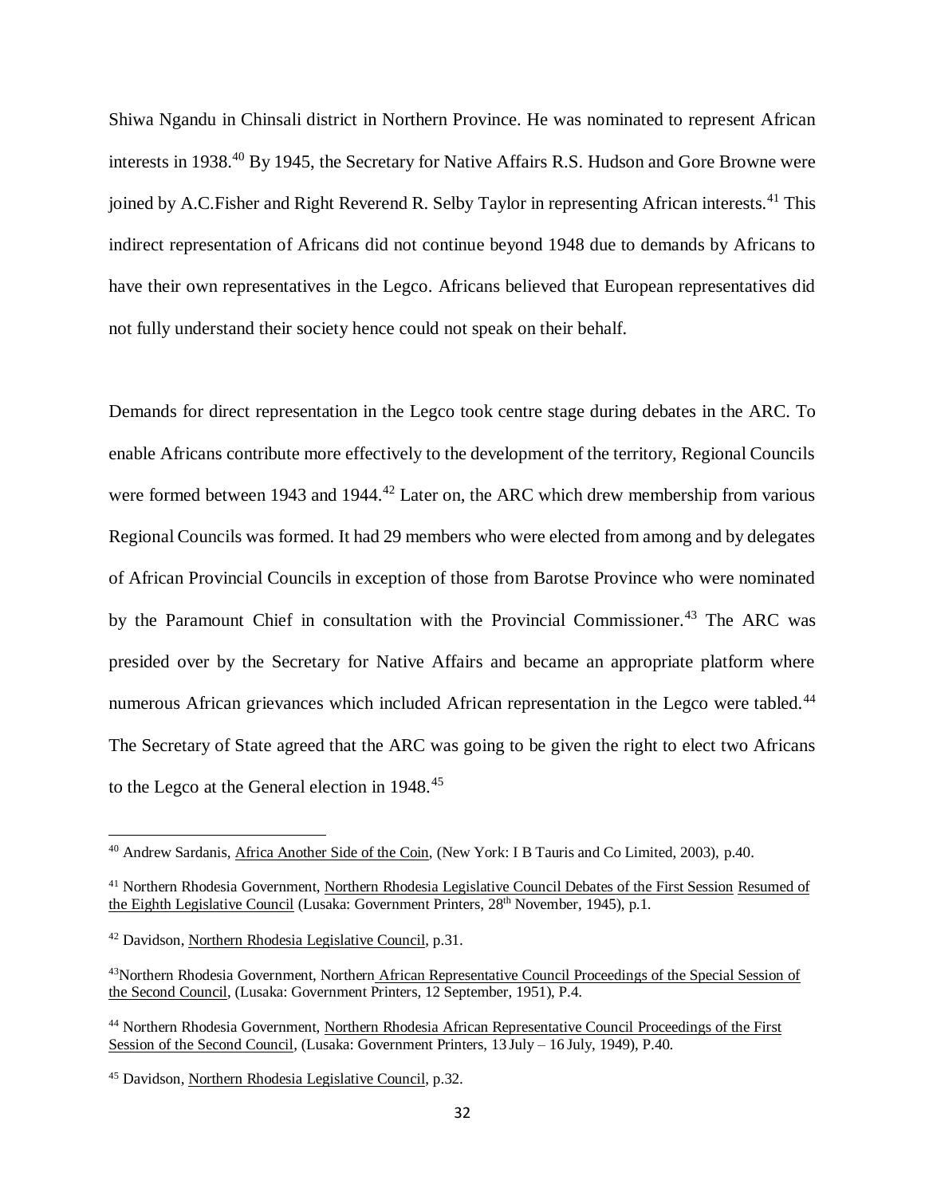Shiwa Ngandu in Chinsali district in Northern Province. He was nominated to represent African interests in 1938.[40] By 1945, the Secretary for Native Affairs R.S. Hudson and Gore Browne were joined by A.C.Fisher and Right Reverend R. Selby Taylor in representing African interests.[41] This indirect representation of Africans did not continue beyond 1948 due to demands by Africans to have their own representatives in the Legco. Africans believed that European representatives did not fully understand their society hence could not speak on their behalf.

Demands for direct representation in the Legco took centre stage during debates in the ARC. To enable Africans contribute more effectively to the development of the territory, Regional Councils were formed between 1943 and 1944.[42] Later on, the ARC which drew membership from various Regional Councils was formed. It had 29 members who were elected from among and by delegates of African Provincial Councils in exception of those from Barotse Province who were nominated by the Paramount Chief in consultation with the Provincial Commissioner.[43] The ARC was presided over by the Secretary for Native Affairs and became an appropriate platform where numerous African grievances which included African representation in the Legco were tabled.[44] The Secretary of State agreed that the ARC was going to be given the right to elect two Africans to the Legco at the General election in 1948.[45]

---

[40] Andrew Sardanis, Africa Another Side of the Coin, (New York: I B Tauris and Co Limited, 2003), p.40.

[41] Northern Rhodesia Government, Northern Rhodesia Legislative Council Debates of the First Session Resumed of the Eighth Legislative Council (Lusaka: Government Printers, 28th November, 1945), p.1.

[42] Davidson, Northern Rhodesia Legislative Council, p.31.

[43] Northern Rhodesia Government, Northern African Representative Council Proceedings of the Special Session of the Second Council, (Lusaka: Government Printers, 12 September, 1951), P.4.

[44] Northern Rhodesia Government, Northern Rhodesia African Representative Council Proceedings of the First Session of the Second Council, (Lusaka: Government Printers, 13 July – 16 July, 1949), P.40.

[45] Davidson, Northern Rhodesia Legislative Council, p.32.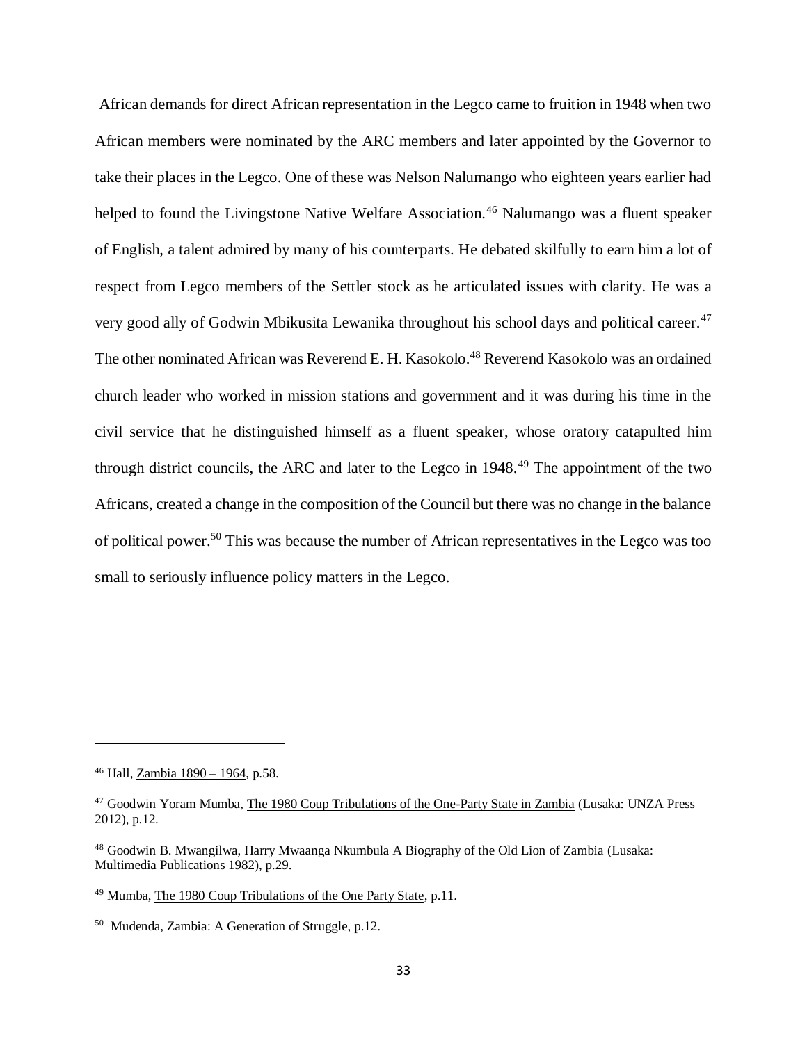African demands for direct African representation in the Legco came to fruition in 1948 when two African members were nominated by the ARC members and later appointed by the Governor to take their places in the Legco. One of these was Nelson Nalumango who eighteen years earlier had helped to found the Livingstone Native Welfare Association.[46] Nalumango was a fluent speaker of English, a talent admired by many of his counterparts. He debated skilfully to earn him a lot of respect from Legco members of the Settler stock as he articulated issues with clarity. He was a very good ally of Godwin Mbikusita Lewanika throughout his school days and political career.[47] The other nominated African was Reverend E. H. Kasokolo.[48] Reverend Kasokolo was an ordained church leader who worked in mission stations and government and it was during his time in the civil service that he distinguished himself as a fluent speaker, whose oratory catapulted him through district councils, the ARC and later to the Legco in 1948.[49] The appointment of the two Africans, created a change in the composition of the Council but there was no change in the balance of political power.[50] This was because the number of African representatives in the Legco was too small to seriously influence policy matters in the Legco.

---

[46] Hall, Zambia 1890 – 1964, p.58.

[47] Goodwin Yoram Mumba, The 1980 Coup Tribulations of the One-Party State in Zambia (Lusaka: UNZA Press 2012), p.12.

[48] Goodwin B. Mwangilwa, Harry Mwaanga Nkumbula A Biography of the Old Lion of Zambia (Lusaka: Multimedia Publications 1982), p.29.

[49] Mumba, The 1980 Coup Tribulations of the One Party State, p.11.

[50] Mudenda, Zambia: A Generation of Struggle, p.12.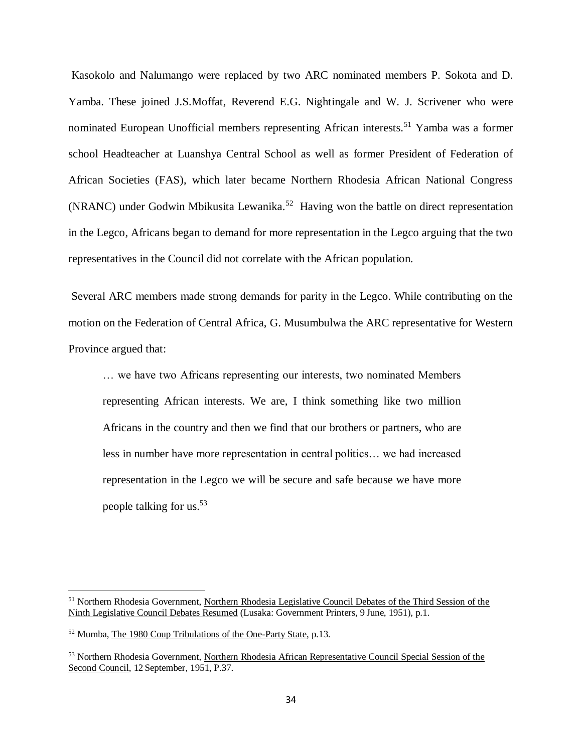Kasokolo and Nalumango were replaced by two ARC nominated members P. Sokota and D. Yamba. These joined J.S.Moffat, Reverend E.G. Nightingale and W. J. Scrivener who were nominated European Unofficial members representing African interests.[51] Yamba was a former school Headteacher at Luanshya Central School as well as former President of Federation of African Societies (FAS), which later became Northern Rhodesia African National Congress (NRANC) under Godwin Mbikusita Lewanika.[52] Having won the battle on direct representation in the Legco, Africans began to demand for more representation in the Legco arguing that the two representatives in the Council did not correlate with the African population.

Several ARC members made strong demands for parity in the Legco. While contributing on the motion on the Federation of Central Africa, G. Musumbulwa the ARC representative for Western Province argued that:

> … we have two Africans representing our interests, two nominated Members representing African interests. We are, I think something like two million Africans in the country and then we find that our brothers or partners, who are less in number have more representation in central politics… we had increased representation in the Legco we will be secure and safe because we have more people talking for us.[53]

---

[51] Northern Rhodesia Government, Northern Rhodesia Legislative Council Debates of the Third Session of the Ninth Legislative Council Debates Resumed (Lusaka: Government Printers, 9 June, 1951), p.1.

[52] Mumba, The 1980 Coup Tribulations of the One-Party State, p.13.

[53] Northern Rhodesia Government, Northern Rhodesia African Representative Council Special Session of the Second Council, 12 September, 1951, P.37.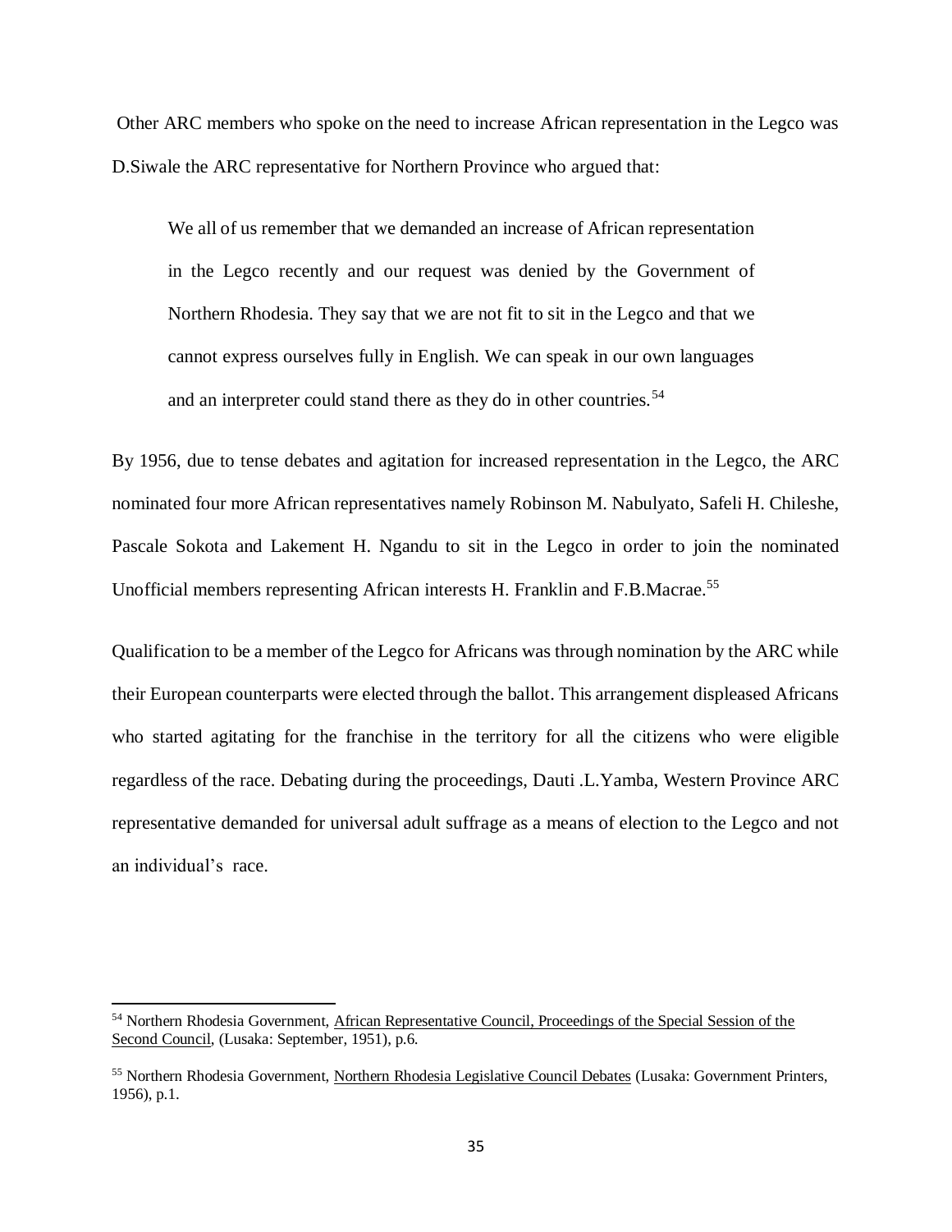Other ARC members who spoke on the need to increase African representation in the Legco was D.Siwale the ARC representative for Northern Province who argued that:

> We all of us remember that we demanded an increase of African representation in the Legco recently and our request was denied by the Government of Northern Rhodesia. They say that we are not fit to sit in the Legco and that we cannot express ourselves fully in English. We can speak in our own languages and an interpreter could stand there as they do in other countries.[54]

By 1956, due to tense debates and agitation for increased representation in the Legco, the ARC nominated four more African representatives namely Robinson M. Nabulyato, Safeli H. Chileshe, Pascale Sokota and Lakement H. Ngandu to sit in the Legco in order to join the nominated Unofficial members representing African interests H. Franklin and F.B.Macrae.[55]

Qualification to be a member of the Legco for Africans was through nomination by the ARC while their European counterparts were elected through the ballot. This arrangement displeased Africans who started agitating for the franchise in the territory for all the citizens who were eligible regardless of the race. Debating during the proceedings, Dauti .L.Yamba, Western Province ARC representative demanded for universal adult suffrage as a means of election to the Legco and not an individual's race.

---

[54] Northern Rhodesia Government, African Representative Council, Proceedings of the Special Session of the Second Council, (Lusaka: September, 1951), p.6.

[55] Northern Rhodesia Government, Northern Rhodesia Legislative Council Debates (Lusaka: Government Printers, 1956), p.1.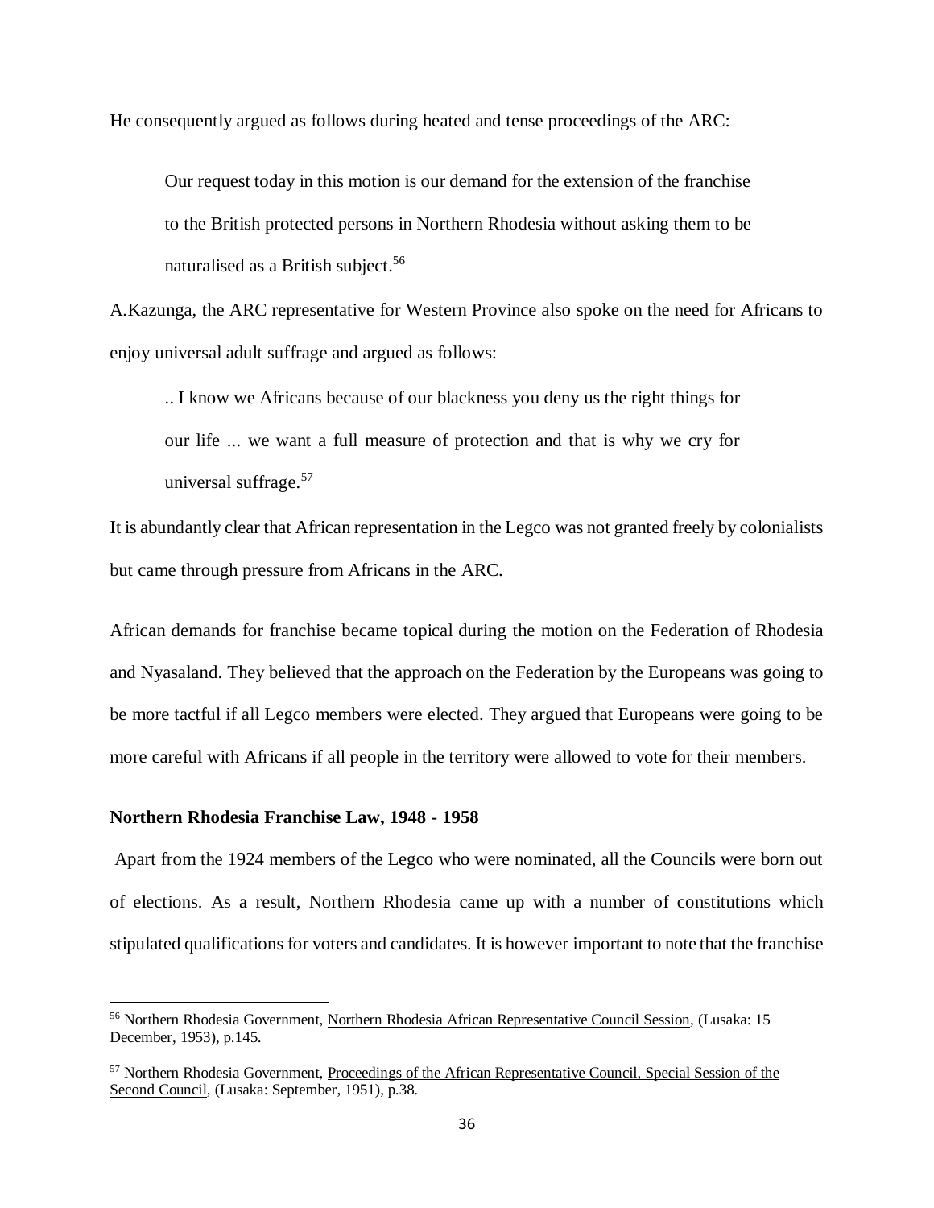He consequently argued as follows during heated and tense proceedings of the ARC:

> Our request today in this motion is our demand for the extension of the franchise to the British protected persons in Northern Rhodesia without asking them to be naturalised as a British subject.[56]

A.Kazunga, the ARC representative for Western Province also spoke on the need for Africans to enjoy universal adult suffrage and argued as follows:

> .. I know we Africans because of our blackness you deny us the right things for our life ... we want a full measure of protection and that is why we cry for universal suffrage.[57]

It is abundantly clear that African representation in the Legco was not granted freely by colonialists but came through pressure from Africans in the ARC.

African demands for franchise became topical during the motion on the Federation of Rhodesia and Nyasaland. They believed that the approach on the Federation by the Europeans was going to be more tactful if all Legco members were elected. They argued that Europeans were going to be more careful with Africans if all people in the territory were allowed to vote for their members.

**Northern Rhodesia Franchise Law, 1948 - 1958**

Apart from the 1924 members of the Legco who were nominated, all the Councils were born out of elections. As a result, Northern Rhodesia came up with a number of constitutions which stipulated qualifications for voters and candidates. It is however important to note that the franchise

---

[56] Northern Rhodesia Government, Northern Rhodesia African Representative Council Session, (Lusaka: 15 December, 1953), p.145.

[57] Northern Rhodesia Government, Proceedings of the African Representative Council, Special Session of the Second Council, (Lusaka: September, 1951), p.38.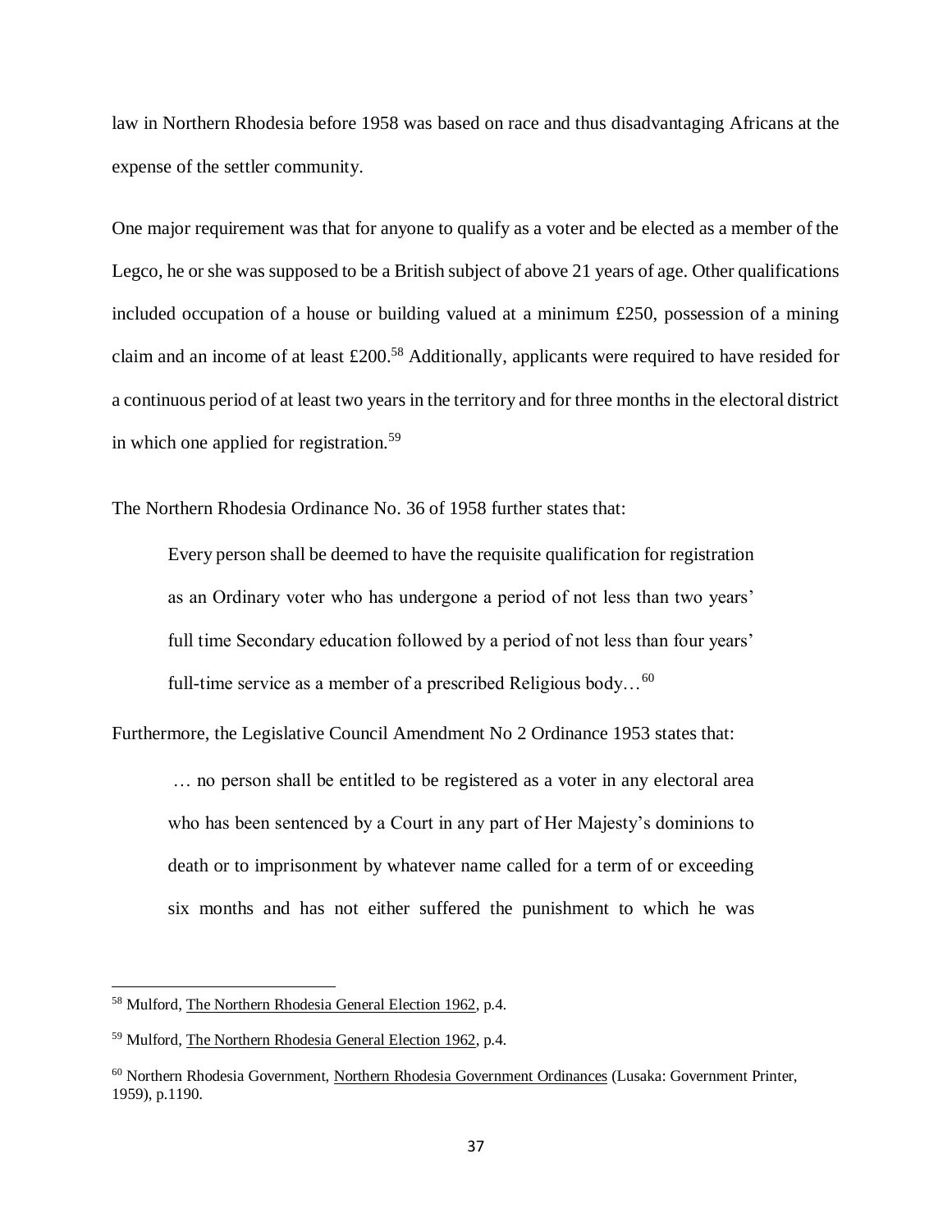law in Northern Rhodesia before 1958 was based on race and thus disadvantaging Africans at the expense of the settler community.

One major requirement was that for anyone to qualify as a voter and be elected as a member of the Legco, he or she was supposed to be a British subject of above 21 years of age. Other qualifications included occupation of a house or building valued at a minimum £250, possession of a mining claim and an income of at least £200.[58] Additionally, applicants were required to have resided for a continuous period of at least two years in the territory and for three months in the electoral district in which one applied for registration.[59]

The Northern Rhodesia Ordinance No. 36 of 1958 further states that:

> Every person shall be deemed to have the requisite qualification for registration as an Ordinary voter who has undergone a period of not less than two years' full time Secondary education followed by a period of not less than four years' full-time service as a member of a prescribed Religious body…[60]

Furthermore, the Legislative Council Amendment No 2 Ordinance 1953 states that:

> … no person shall be entitled to be registered as a voter in any electoral area who has been sentenced by a Court in any part of Her Majesty's dominions to death or to imprisonment by whatever name called for a term of or exceeding six months and has not either suffered the punishment to which he was

---

[58] Mulford, The Northern Rhodesia General Election 1962, p.4.

[59] Mulford, The Northern Rhodesia General Election 1962, p.4.

[60] Northern Rhodesia Government, Northern Rhodesia Government Ordinances (Lusaka: Government Printer, 1959), p.1190.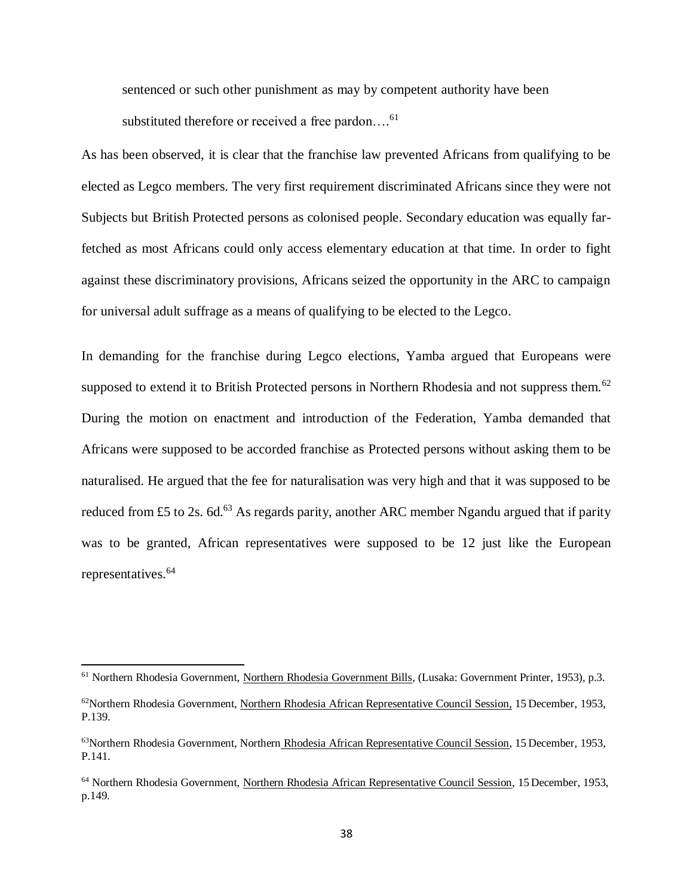sentenced or such other punishment as may by competent authority have been substituted therefore or received a free pardon….[61]

As has been observed, it is clear that the franchise law prevented Africans from qualifying to be elected as Legco members. The very first requirement discriminated Africans since they were not Subjects but British Protected persons as colonised people. Secondary education was equally far-fetched as most Africans could only access elementary education at that time. In order to fight against these discriminatory provisions, Africans seized the opportunity in the ARC to campaign for universal adult suffrage as a means of qualifying to be elected to the Legco.

In demanding for the franchise during Legco elections, Yamba argued that Europeans were supposed to extend it to British Protected persons in Northern Rhodesia and not suppress them.[62] During the motion on enactment and introduction of the Federation, Yamba demanded that Africans were supposed to be accorded franchise as Protected persons without asking them to be naturalised. He argued that the fee for naturalisation was very high and that it was supposed to be reduced from £5 to 2s. 6d.[63] As regards parity, another ARC member Ngandu argued that if parity was to be granted, African representatives were supposed to be 12 just like the European representatives.[64]

---

[61] Northern Rhodesia Government, Northern Rhodesia Government Bills, (Lusaka: Government Printer, 1953), p.3.

[62] Northern Rhodesia Government, Northern Rhodesia African Representative Council Session, 15 December, 1953, P.139.

[63] Northern Rhodesia Government, Northern Rhodesia African Representative Council Session, 15 December, 1953, P.141.

[64] Northern Rhodesia Government, Northern Rhodesia African Representative Council Session, 15 December, 1953, p.149.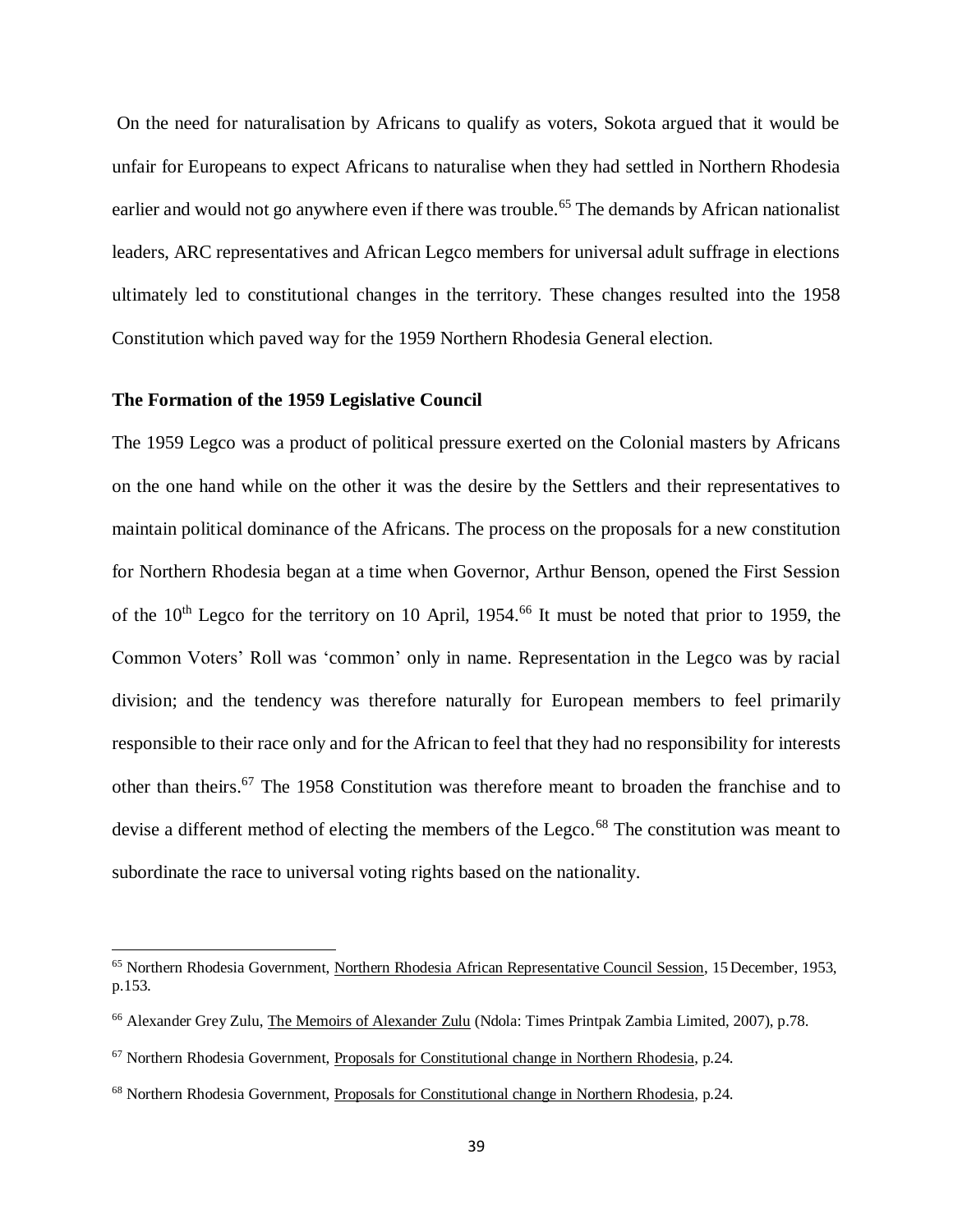On the need for naturalisation by Africans to qualify as voters, Sokota argued that it would be unfair for Europeans to expect Africans to naturalise when they had settled in Northern Rhodesia earlier and would not go anywhere even if there was trouble.[65] The demands by African nationalist leaders, ARC representatives and African Legco members for universal adult suffrage in elections ultimately led to constitutional changes in the territory. These changes resulted into the 1958 Constitution which paved way for the 1959 Northern Rhodesia General election.

### The Formation of the 1959 Legislative Council

The 1959 Legco was a product of political pressure exerted on the Colonial masters by Africans on the one hand while on the other it was the desire by the Settlers and their representatives to maintain political dominance of the Africans. The process on the proposals for a new constitution for Northern Rhodesia began at a time when Governor, Arthur Benson, opened the First Session of the 10th Legco for the territory on 10 April, 1954.[66] It must be noted that prior to 1959, the Common Voters' Roll was 'common' only in name. Representation in the Legco was by racial division; and the tendency was therefore naturally for European members to feel primarily responsible to their race only and for the African to feel that they had no responsibility for interests other than theirs.[67] The 1958 Constitution was therefore meant to broaden the franchise and to devise a different method of electing the members of the Legco.[68] The constitution was meant to subordinate the race to universal voting rights based on the nationality.

---

[65] Northern Rhodesia Government, Northern Rhodesia African Representative Council Session, 15 December, 1953, p.153.

[66] Alexander Grey Zulu, The Memoirs of Alexander Zulu (Ndola: Times Printpak Zambia Limited, 2007), p.78.

[67] Northern Rhodesia Government, Proposals for Constitutional change in Northern Rhodesia, p.24.

[68] Northern Rhodesia Government, Proposals for Constitutional change in Northern Rhodesia, p.24.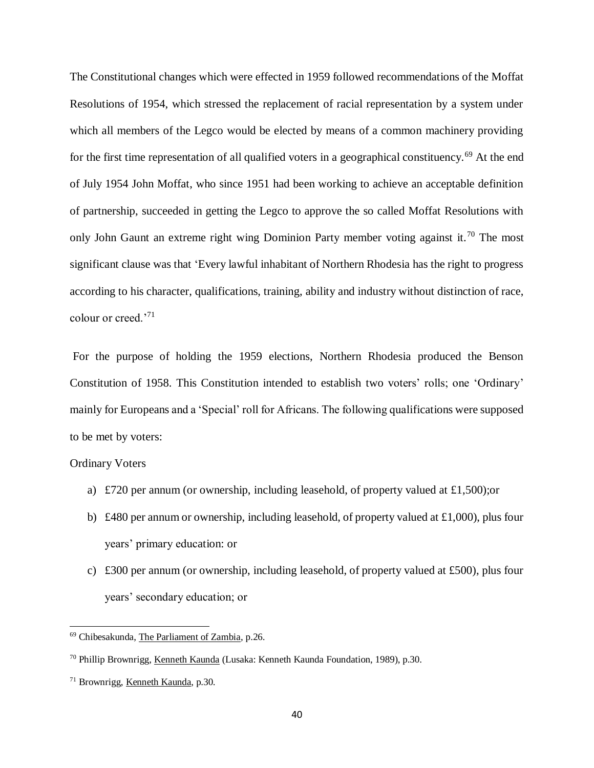The Constitutional changes which were effected in 1959 followed recommendations of the Moffat Resolutions of 1954, which stressed the replacement of racial representation by a system under which all members of the Legco would be elected by means of a common machinery providing for the first time representation of all qualified voters in a geographical constituency.[69] At the end of July 1954 John Moffat, who since 1951 had been working to achieve an acceptable definition of partnership, succeeded in getting the Legco to approve the so called Moffat Resolutions with only John Gaunt an extreme right wing Dominion Party member voting against it.[70] The most significant clause was that 'Every lawful inhabitant of Northern Rhodesia has the right to progress according to his character, qualifications, training, ability and industry without distinction of race, colour or creed.'[71]

For the purpose of holding the 1959 elections, Northern Rhodesia produced the Benson Constitution of 1958. This Constitution intended to establish two voters' rolls; one 'Ordinary' mainly for Europeans and a 'Special' roll for Africans. The following qualifications were supposed to be met by voters:

Ordinary Voters

a) £720 per annum (or ownership, including leasehold, of property valued at £1,500);or
b) £480 per annum or ownership, including leasehold, of property valued at £1,000), plus four years' primary education: or
c) £300 per annum (or ownership, including leasehold, of property valued at £500), plus four years' secondary education; or

---

[69] Chibesakunda, The Parliament of Zambia, p.26.

[70] Phillip Brownrigg, Kenneth Kaunda (Lusaka: Kenneth Kaunda Foundation, 1989), p.30.

[71] Brownrigg, Kenneth Kaunda, p.30.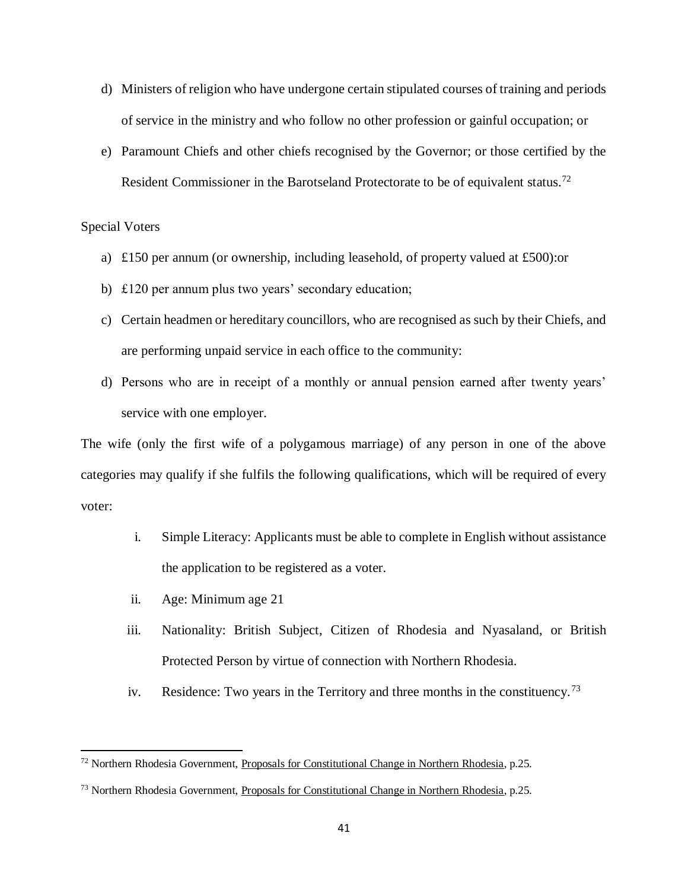d) Ministers of religion who have undergone certain stipulated courses of training and periods of service in the ministry and who follow no other profession or gainful occupation; or

e) Paramount Chiefs and other chiefs recognised by the Governor; or those certified by the Resident Commissioner in the Barotseland Protectorate to be of equivalent status.[72]

Special Voters

a) £150 per annum (or ownership, including leasehold, of property valued at £500):or

b) £120 per annum plus two years' secondary education;

c) Certain headmen or hereditary councillors, who are recognised as such by their Chiefs, and are performing unpaid service in each office to the community:

d) Persons who are in receipt of a monthly or annual pension earned after twenty years' service with one employer.

The wife (only the first wife of a polygamous marriage) of any person in one of the above categories may qualify if she fulfils the following qualifications, which will be required of every voter:

i. Simple Literacy: Applicants must be able to complete in English without assistance the application to be registered as a voter.

ii. Age: Minimum age 21

iii. Nationality: British Subject, Citizen of Rhodesia and Nyasaland, or British Protected Person by virtue of connection with Northern Rhodesia.

iv. Residence: Two years in the Territory and three months in the constituency.[73]

---

[72] Northern Rhodesia Government, Proposals for Constitutional Change in Northern Rhodesia, p.25.

[73] Northern Rhodesia Government, Proposals for Constitutional Change in Northern Rhodesia, p.25.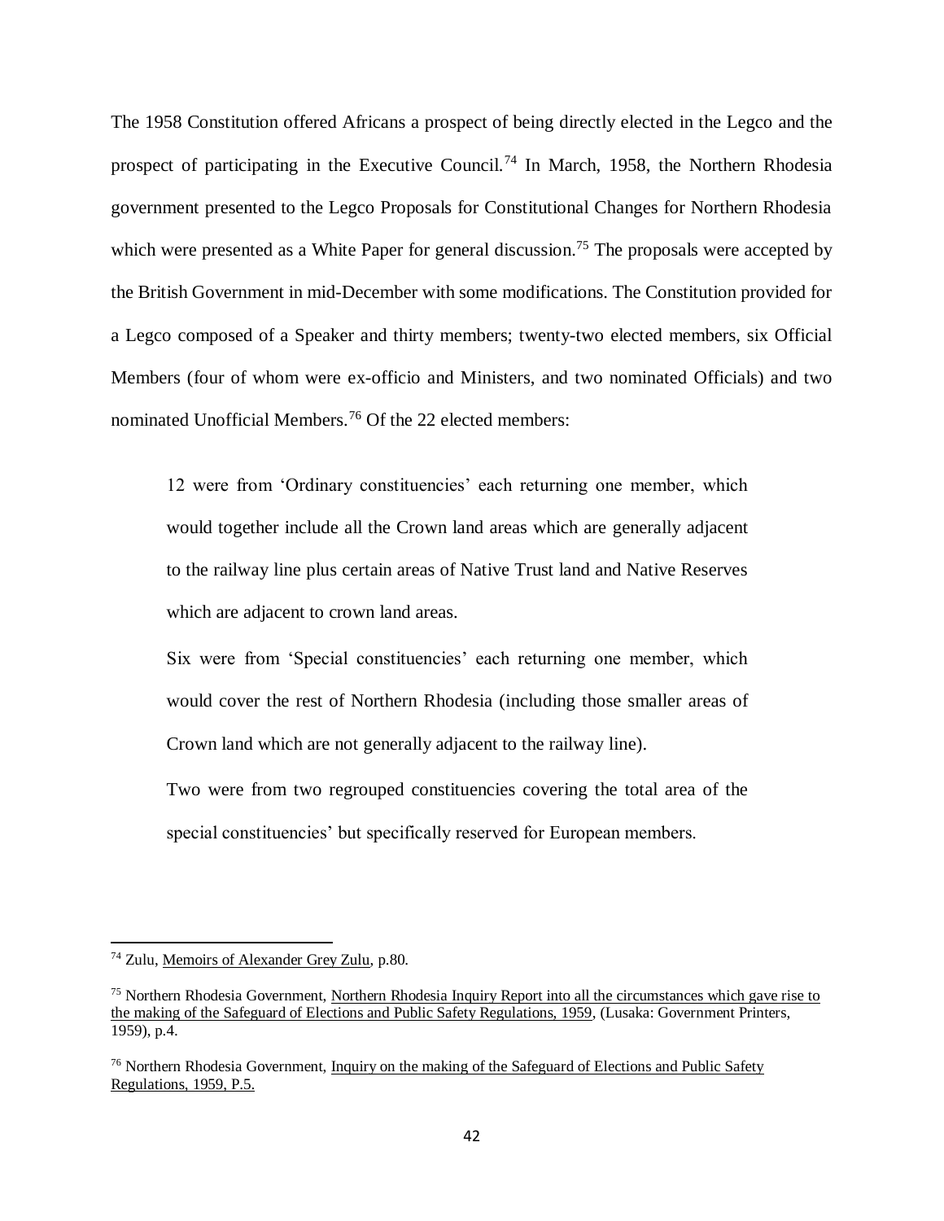The 1958 Constitution offered Africans a prospect of being directly elected in the Legco and the prospect of participating in the Executive Council.[74] In March, 1958, the Northern Rhodesia government presented to the Legco Proposals for Constitutional Changes for Northern Rhodesia which were presented as a White Paper for general discussion.[75] The proposals were accepted by the British Government in mid-December with some modifications. The Constitution provided for a Legco composed of a Speaker and thirty members; twenty-two elected members, six Official Members (four of whom were ex-officio and Ministers, and two nominated Officials) and two nominated Unofficial Members.[76] Of the 22 elected members:

> 12 were from 'Ordinary constituencies' each returning one member, which would together include all the Crown land areas which are generally adjacent to the railway line plus certain areas of Native Trust land and Native Reserves which are adjacent to crown land areas.
>
> Six were from 'Special constituencies' each returning one member, which would cover the rest of Northern Rhodesia (including those smaller areas of Crown land which are not generally adjacent to the railway line).
>
> Two were from two regrouped constituencies covering the total area of the special constituencies' but specifically reserved for European members.

---

[74] Zulu, Memoirs of Alexander Grey Zulu, p.80.

[75] Northern Rhodesia Government, Northern Rhodesia Inquiry Report into all the circumstances which gave rise to the making of the Safeguard of Elections and Public Safety Regulations, 1959, (Lusaka: Government Printers, 1959), p.4.

[76] Northern Rhodesia Government, Inquiry on the making of the Safeguard of Elections and Public Safety Regulations, 1959, P.5.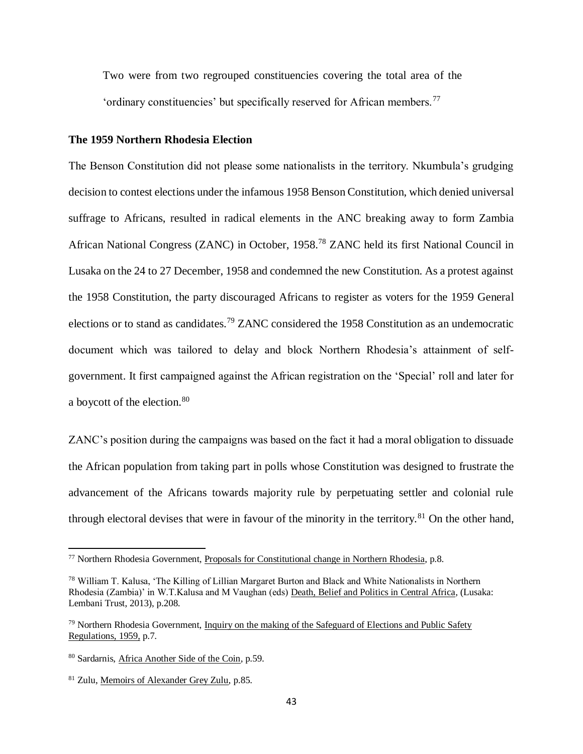Two were from two regrouped constituencies covering the total area of the 'ordinary constituencies' but specifically reserved for African members.[77]

### The 1959 Northern Rhodesia Election

The Benson Constitution did not please some nationalists in the territory. Nkumbula's grudging decision to contest elections under the infamous 1958 Benson Constitution, which denied universal suffrage to Africans, resulted in radical elements in the ANC breaking away to form Zambia African National Congress (ZANC) in October, 1958.[78] ZANC held its first National Council in Lusaka on the 24 to 27 December, 1958 and condemned the new Constitution. As a protest against the 1958 Constitution, the party discouraged Africans to register as voters for the 1959 General elections or to stand as candidates.[79] ZANC considered the 1958 Constitution as an undemocratic document which was tailored to delay and block Northern Rhodesia's attainment of self-government. It first campaigned against the African registration on the 'Special' roll and later for a boycott of the election.[80]

ZANC's position during the campaigns was based on the fact it had a moral obligation to dissuade the African population from taking part in polls whose Constitution was designed to frustrate the advancement of the Africans towards majority rule by perpetuating settler and colonial rule through electoral devises that were in favour of the minority in the territory.[81] On the other hand,

---

[77] Northern Rhodesia Government, Proposals for Constitutional change in Northern Rhodesia, p.8.

[78] William T. Kalusa, 'The Killing of Lillian Margaret Burton and Black and White Nationalists in Northern Rhodesia (Zambia)' in W.T.Kalusa and M Vaughan (eds) Death, Belief and Politics in Central Africa, (Lusaka: Lembani Trust, 2013), p.208.

[79] Northern Rhodesia Government, Inquiry on the making of the Safeguard of Elections and Public Safety Regulations, 1959, p.7.

[80] Sardarnis, Africa Another Side of the Coin, p.59.

[81] Zulu, Memoirs of Alexander Grey Zulu, p.85.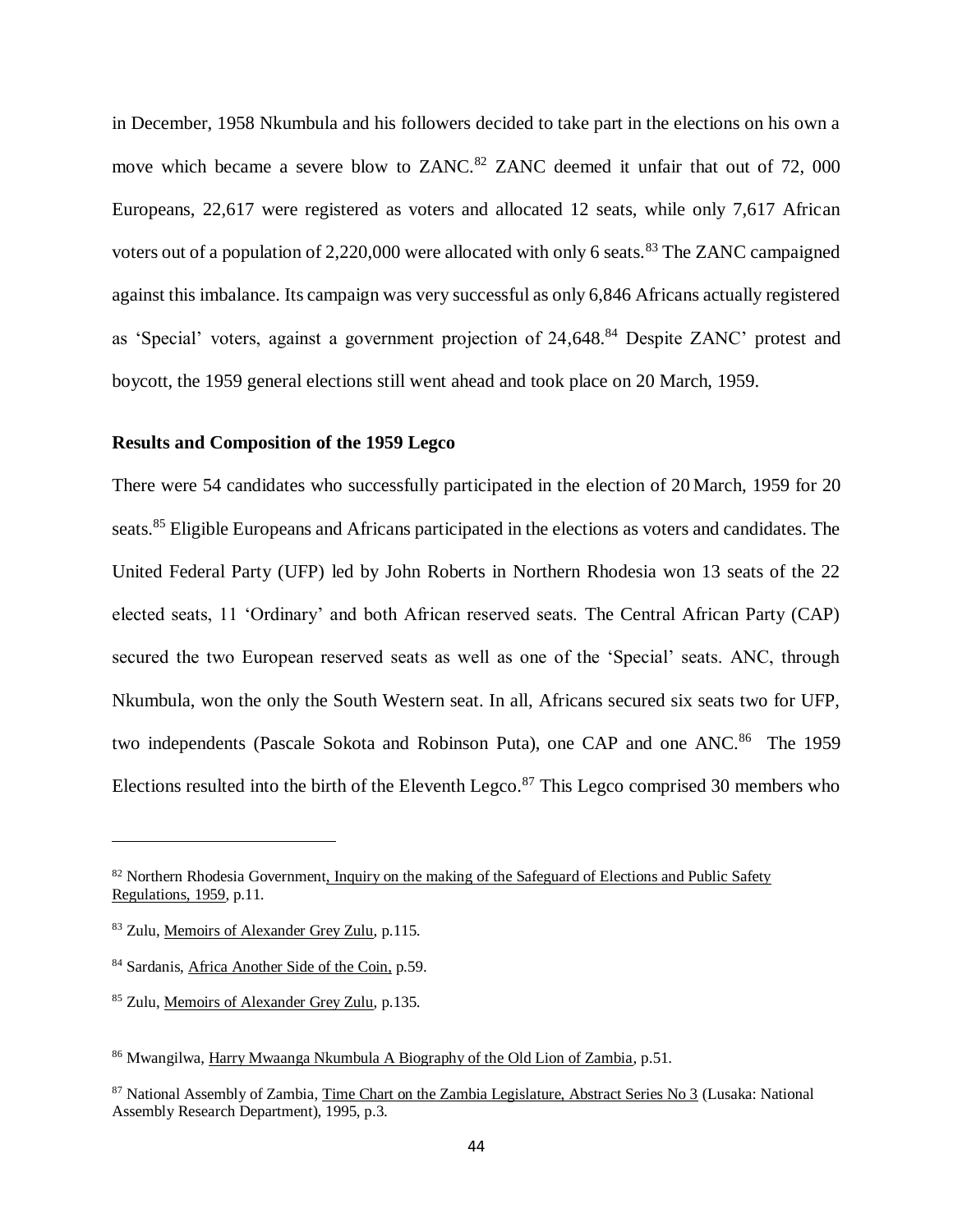in December, 1958 Nkumbula and his followers decided to take part in the elections on his own a move which became a severe blow to ZANC.[82] ZANC deemed it unfair that out of 72, 000 Europeans, 22,617 were registered as voters and allocated 12 seats, while only 7,617 African voters out of a population of 2,220,000 were allocated with only 6 seats.[83] The ZANC campaigned against this imbalance. Its campaign was very successful as only 6,846 Africans actually registered as 'Special' voters, against a government projection of 24,648.[84] Despite ZANC' protest and boycott, the 1959 general elections still went ahead and took place on 20 March, 1959.

### Results and Composition of the 1959 Legco

There were 54 candidates who successfully participated in the election of 20 March, 1959 for 20 seats.[85] Eligible Europeans and Africans participated in the elections as voters and candidates. The United Federal Party (UFP) led by John Roberts in Northern Rhodesia won 13 seats of the 22 elected seats, 11 'Ordinary' and both African reserved seats. The Central African Party (CAP) secured the two European reserved seats as well as one of the 'Special' seats. ANC, through Nkumbula, won the only the South Western seat. In all, Africans secured six seats two for UFP, two independents (Pascale Sokota and Robinson Puta), one CAP and one ANC.[86] The 1959 Elections resulted into the birth of the Eleventh Legco.[87] This Legco comprised 30 members who

---

[82] Northern Rhodesia Government, Inquiry on the making of the Safeguard of Elections and Public Safety Regulations, 1959, p.11.

[83] Zulu, Memoirs of Alexander Grey Zulu, p.115.

[84] Sardanis, Africa Another Side of the Coin, p.59.

[85] Zulu, Memoirs of Alexander Grey Zulu, p.135.

[86] Mwangilwa, Harry Mwaanga Nkumbula A Biography of the Old Lion of Zambia, p.51.

[87] National Assembly of Zambia, Time Chart on the Zambia Legislature, Abstract Series No 3 (Lusaka: National Assembly Research Department), 1995, p.3.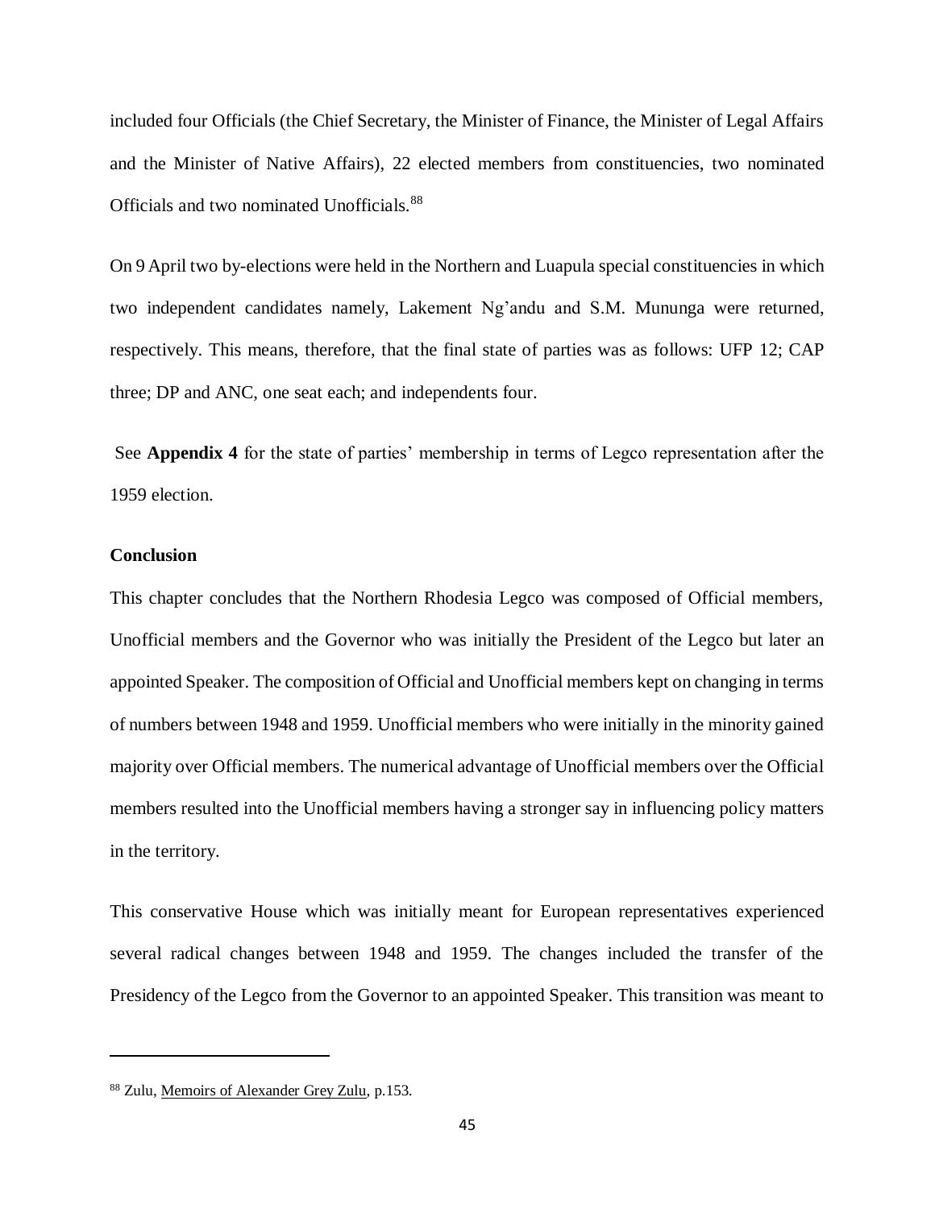included four Officials (the Chief Secretary, the Minister of Finance, the Minister of Legal Affairs and the Minister of Native Affairs), 22 elected members from constituencies, two nominated Officials and two nominated Unofficials.[88]

On 9 April two by-elections were held in the Northern and Luapula special constituencies in which two independent candidates namely, Lakement Ng'andu and S.M. Mununga were returned, respectively. This means, therefore, that the final state of parties was as follows: UFP 12; CAP three; DP and ANC, one seat each; and independents four.

See **Appendix 4** for the state of parties' membership in terms of Legco representation after the 1959 election.

**Conclusion**

This chapter concludes that the Northern Rhodesia Legco was composed of Official members, Unofficial members and the Governor who was initially the President of the Legco but later an appointed Speaker. The composition of Official and Unofficial members kept on changing in terms of numbers between 1948 and 1959. Unofficial members who were initially in the minority gained majority over Official members. The numerical advantage of Unofficial members over the Official members resulted into the Unofficial members having a stronger say in influencing policy matters in the territory.

This conservative House which was initially meant for European representatives experienced several radical changes between 1948 and 1959. The changes included the transfer of the Presidency of the Legco from the Governor to an appointed Speaker. This transition was meant to

---

[88] Zulu, Memoirs of Alexander Grey Zulu, p.153.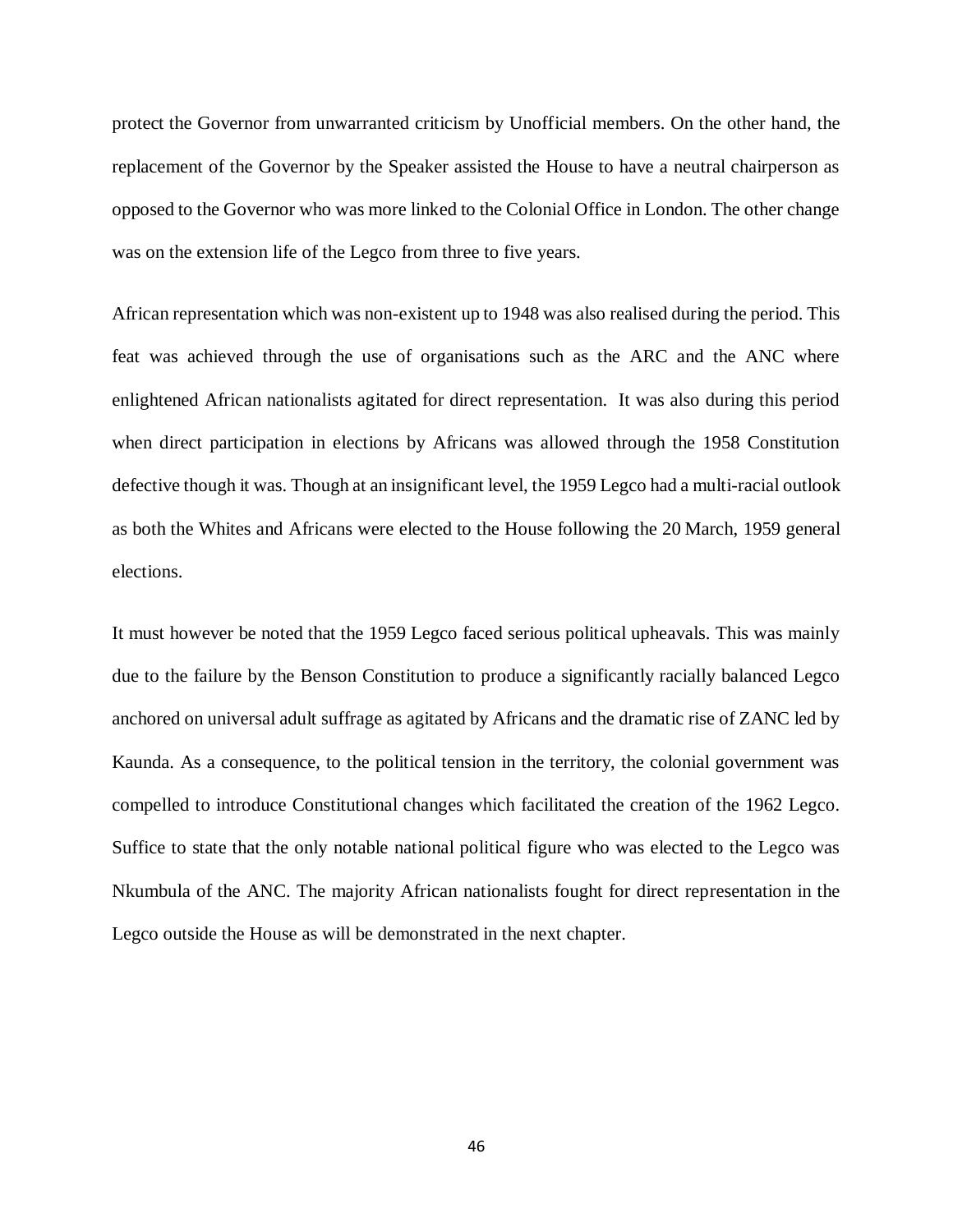protect the Governor from unwarranted criticism by Unofficial members. On the other hand, the replacement of the Governor by the Speaker assisted the House to have a neutral chairperson as opposed to the Governor who was more linked to the Colonial Office in London. The other change was on the extension life of the Legco from three to five years.

African representation which was non-existent up to 1948 was also realised during the period. This feat was achieved through the use of organisations such as the ARC and the ANC where enlightened African nationalists agitated for direct representation. It was also during this period when direct participation in elections by Africans was allowed through the 1958 Constitution defective though it was. Though at an insignificant level, the 1959 Legco had a multi-racial outlook as both the Whites and Africans were elected to the House following the 20 March, 1959 general elections.

It must however be noted that the 1959 Legco faced serious political upheavals. This was mainly due to the failure by the Benson Constitution to produce a significantly racially balanced Legco anchored on universal adult suffrage as agitated by Africans and the dramatic rise of ZANC led by Kaunda. As a consequence, to the political tension in the territory, the colonial government was compelled to introduce Constitutional changes which facilitated the creation of the 1962 Legco. Suffice to state that the only notable national political figure who was elected to the Legco was Nkumbula of the ANC. The majority African nationalists fought for direct representation in the Legco outside the House as will be demonstrated in the next chapter.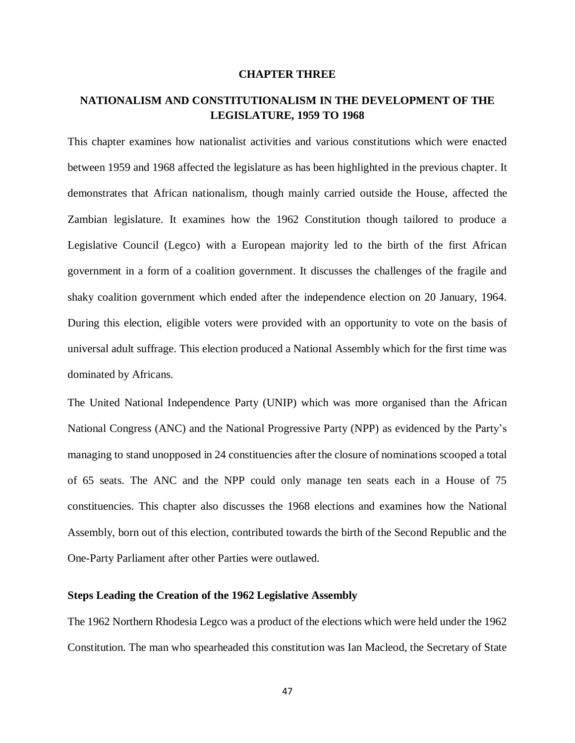# CHAPTER THREE

## NATIONALISM AND CONSTITUTIONALISM IN THE DEVELOPMENT OF THE LEGISLATURE, 1959 TO 1968

This chapter examines how nationalist activities and various constitutions which were enacted between 1959 and 1968 affected the legislature as has been highlighted in the previous chapter. It demonstrates that African nationalism, though mainly carried outside the House, affected the Zambian legislature. It examines how the 1962 Constitution though tailored to produce a Legislative Council (Legco) with a European majority led to the birth of the first African government in a form of a coalition government. It discusses the challenges of the fragile and shaky coalition government which ended after the independence election on 20 January, 1964. During this election, eligible voters were provided with an opportunity to vote on the basis of universal adult suffrage. This election produced a National Assembly which for the first time was dominated by Africans.

The United National Independence Party (UNIP) which was more organised than the African National Congress (ANC) and the National Progressive Party (NPP) as evidenced by the Party's managing to stand unopposed in 24 constituencies after the closure of nominations scooped a total of 65 seats. The ANC and the NPP could only manage ten seats each in a House of 75 constituencies. This chapter also discusses the 1968 elections and examines how the National Assembly, born out of this election, contributed towards the birth of the Second Republic and the One-Party Parliament after other Parties were outlawed.

### Steps Leading the Creation of the 1962 Legislative Assembly

The 1962 Northern Rhodesia Legco was a product of the elections which were held under the 1962 Constitution. The man who spearheaded this constitution was Ian Macleod, the Secretary of State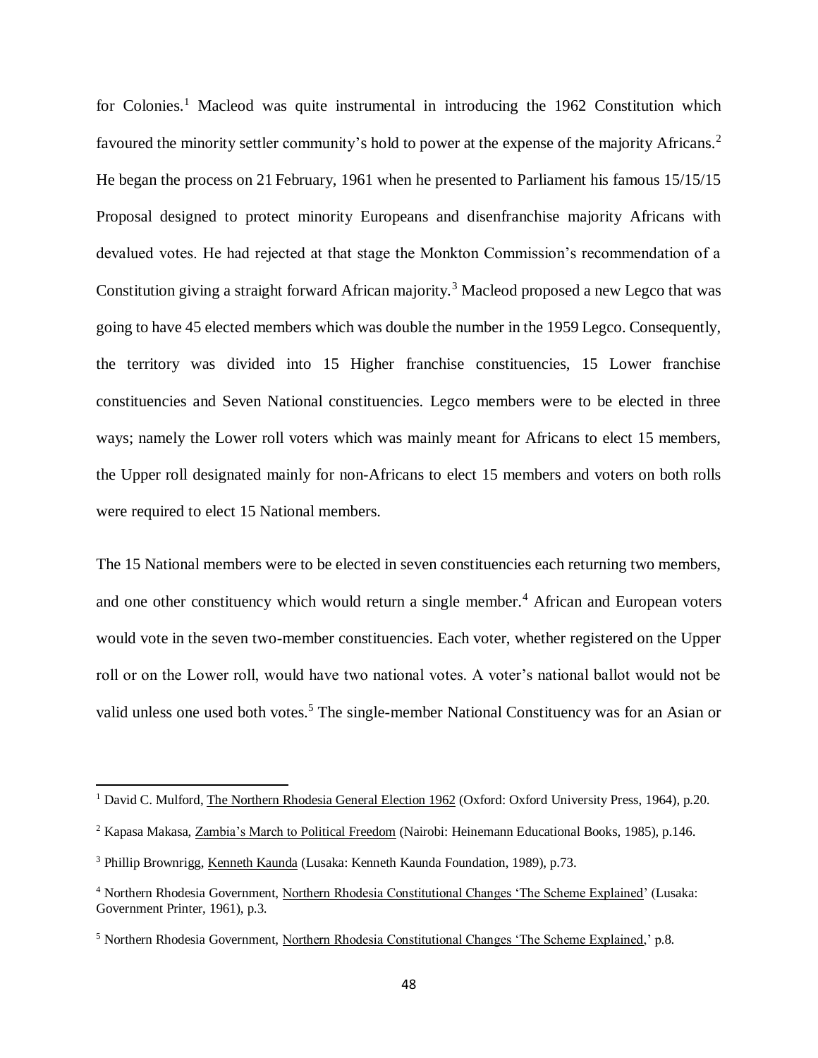for Colonies.[1] Macleod was quite instrumental in introducing the 1962 Constitution which favoured the minority settler community's hold to power at the expense of the majority Africans.[2] He began the process on 21 February, 1961 when he presented to Parliament his famous 15/15/15 Proposal designed to protect minority Europeans and disenfranchise majority Africans with devalued votes. He had rejected at that stage the Monkton Commission's recommendation of a Constitution giving a straight forward African majority.[3] Macleod proposed a new Legco that was going to have 45 elected members which was double the number in the 1959 Legco. Consequently, the territory was divided into 15 Higher franchise constituencies, 15 Lower franchise constituencies and Seven National constituencies. Legco members were to be elected in three ways; namely the Lower roll voters which was mainly meant for Africans to elect 15 members, the Upper roll designated mainly for non-Africans to elect 15 members and voters on both rolls were required to elect 15 National members.

The 15 National members were to be elected in seven constituencies each returning two members, and one other constituency which would return a single member.[4] African and European voters would vote in the seven two-member constituencies. Each voter, whether registered on the Upper roll or on the Lower roll, would have two national votes. A voter's national ballot would not be valid unless one used both votes.[5] The single-member National Constituency was for an Asian or

---

[1] David C. Mulford, The Northern Rhodesia General Election 1962 (Oxford: Oxford University Press, 1964), p.20.

[2] Kapasa Makasa, Zambia's March to Political Freedom (Nairobi: Heinemann Educational Books, 1985), p.146.

[3] Phillip Brownrigg, Kenneth Kaunda (Lusaka: Kenneth Kaunda Foundation, 1989), p.73.

[4] Northern Rhodesia Government, Northern Rhodesia Constitutional Changes 'The Scheme Explained' (Lusaka: Government Printer, 1961), p.3.

[5] Northern Rhodesia Government, Northern Rhodesia Constitutional Changes 'The Scheme Explained,' p.8.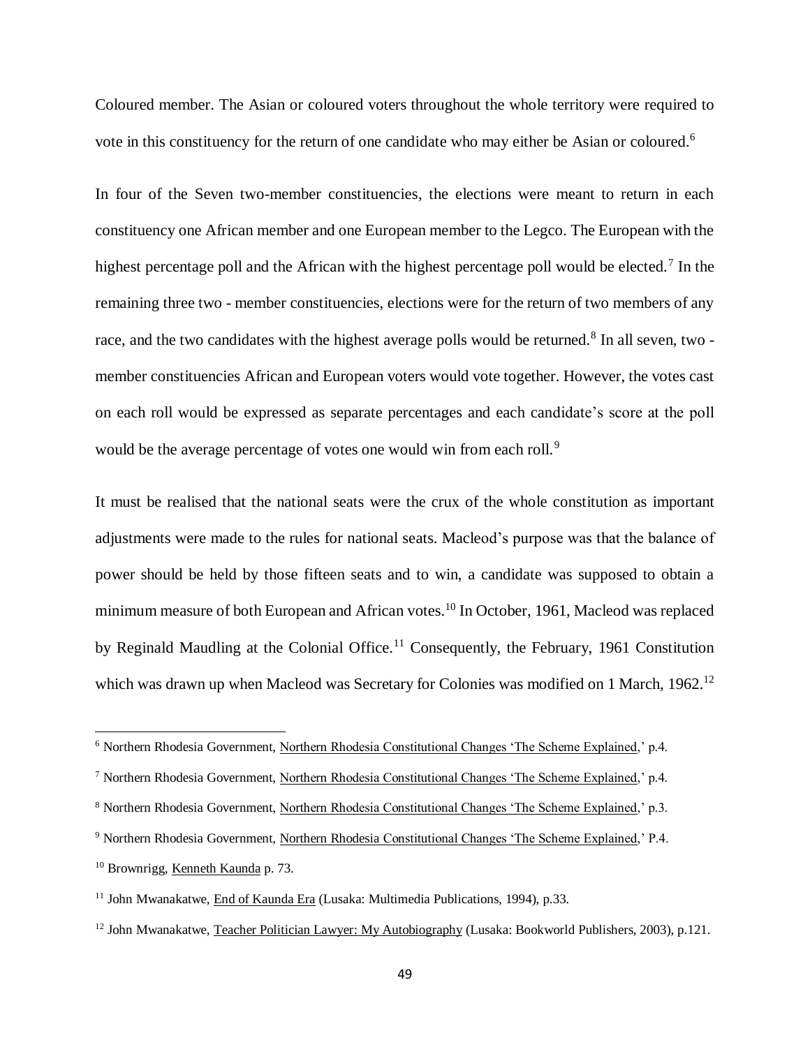Coloured member. The Asian or coloured voters throughout the whole territory were required to vote in this constituency for the return of one candidate who may either be Asian or coloured.[6]

In four of the Seven two-member constituencies, the elections were meant to return in each constituency one African member and one European member to the Legco. The European with the highest percentage poll and the African with the highest percentage poll would be elected.[7] In the remaining three two - member constituencies, elections were for the return of two members of any race, and the two candidates with the highest average polls would be returned.[8] In all seven, two - member constituencies African and European voters would vote together. However, the votes cast on each roll would be expressed as separate percentages and each candidate's score at the poll would be the average percentage of votes one would win from each roll.[9]

It must be realised that the national seats were the crux of the whole constitution as important adjustments were made to the rules for national seats. Macleod's purpose was that the balance of power should be held by those fifteen seats and to win, a candidate was supposed to obtain a minimum measure of both European and African votes.[10] In October, 1961, Macleod was replaced by Reginald Maudling at the Colonial Office.[11] Consequently, the February, 1961 Constitution which was drawn up when Macleod was Secretary for Colonies was modified on 1 March, 1962.[12]

---

[6] Northern Rhodesia Government, Northern Rhodesia Constitutional Changes 'The Scheme Explained,' p.4.

[7] Northern Rhodesia Government, Northern Rhodesia Constitutional Changes 'The Scheme Explained,' p.4.

[8] Northern Rhodesia Government, Northern Rhodesia Constitutional Changes 'The Scheme Explained,' p.3.

[9] Northern Rhodesia Government, Northern Rhodesia Constitutional Changes 'The Scheme Explained,' P.4.

[10] Brownrigg, Kenneth Kaunda p. 73.

[11] John Mwanakatwe, End of Kaunda Era (Lusaka: Multimedia Publications, 1994), p.33.

[12] John Mwanakatwe, Teacher Politician Lawyer: My Autobiography (Lusaka: Bookworld Publishers, 2003), p.121.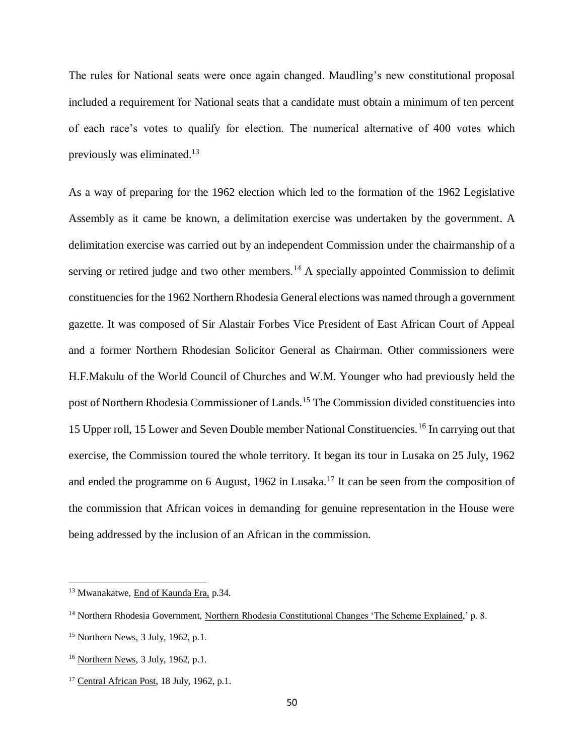The rules for National seats were once again changed. Maudling's new constitutional proposal included a requirement for National seats that a candidate must obtain a minimum of ten percent of each race's votes to qualify for election. The numerical alternative of 400 votes which previously was eliminated.[13]

As a way of preparing for the 1962 election which led to the formation of the 1962 Legislative Assembly as it came be known, a delimitation exercise was undertaken by the government. A delimitation exercise was carried out by an independent Commission under the chairmanship of a serving or retired judge and two other members.[14] A specially appointed Commission to delimit constituencies for the 1962 Northern Rhodesia General elections was named through a government gazette. It was composed of Sir Alastair Forbes Vice President of East African Court of Appeal and a former Northern Rhodesian Solicitor General as Chairman. Other commissioners were H.F.Makulu of the World Council of Churches and W.M. Younger who had previously held the post of Northern Rhodesia Commissioner of Lands.[15] The Commission divided constituencies into 15 Upper roll, 15 Lower and Seven Double member National Constituencies.[16] In carrying out that exercise, the Commission toured the whole territory. It began its tour in Lusaka on 25 July, 1962 and ended the programme on 6 August, 1962 in Lusaka.[17] It can be seen from the composition of the commission that African voices in demanding for genuine representation in the House were being addressed by the inclusion of an African in the commission.

---

[13] Mwanakatwe, End of Kaunda Era, p.34.

[14] Northern Rhodesia Government, Northern Rhodesia Constitutional Changes 'The Scheme Explained,' p. 8.

[15] Northern News, 3 July, 1962, p.1.

[16] Northern News, 3 July, 1962, p.1.

[17] Central African Post, 18 July, 1962, p.1.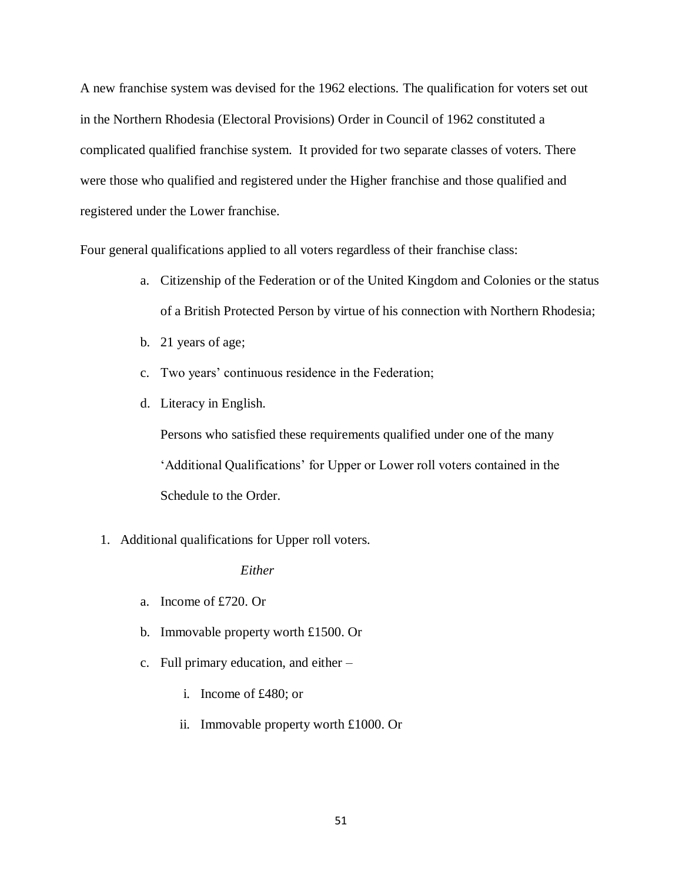A new franchise system was devised for the 1962 elections. The qualification for voters set out in the Northern Rhodesia (Electoral Provisions) Order in Council of 1962 constituted a complicated qualified franchise system. It provided for two separate classes of voters. There were those who qualified and registered under the Higher franchise and those qualified and registered under the Lower franchise.

Four general qualifications applied to all voters regardless of their franchise class:

a. Citizenship of the Federation or of the United Kingdom and Colonies or the status of a British Protected Person by virtue of his connection with Northern Rhodesia;
b. 21 years of age;
c. Two years' continuous residence in the Federation;
d. Literacy in English.

   Persons who satisfied these requirements qualified under one of the many 'Additional Qualifications' for Upper or Lower roll voters contained in the Schedule to the Order.

1. Additional qualifications for Upper roll voters.

   *Either*

   a. Income of £720. Or
   b. Immovable property worth £1500. Or
   c. Full primary education, and either –
      i. Income of £480; or
      ii. Immovable property worth £1000. Or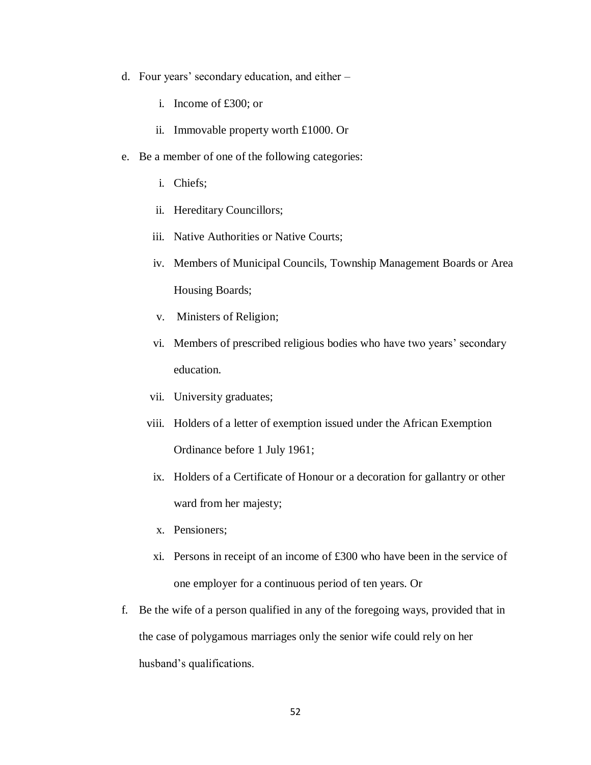d. Four years' secondary education, and either –

    i. Income of £300; or

    ii. Immovable property worth £1000. Or

e. Be a member of one of the following categories:

    i. Chiefs;

    ii. Hereditary Councillors;

    iii. Native Authorities or Native Courts;

    iv. Members of Municipal Councils, Township Management Boards or Area Housing Boards;

    v. Ministers of Religion;

    vi. Members of prescribed religious bodies who have two years' secondary education.

    vii. University graduates;

    viii. Holders of a letter of exemption issued under the African Exemption Ordinance before 1 July 1961;

    ix. Holders of a Certificate of Honour or a decoration for gallantry or other ward from her majesty;

    x. Pensioners;

    xi. Persons in receipt of an income of £300 who have been in the service of one employer for a continuous period of ten years. Or

f. Be the wife of a person qualified in any of the foregoing ways, provided that in the case of polygamous marriages only the senior wife could rely on her husband's qualifications.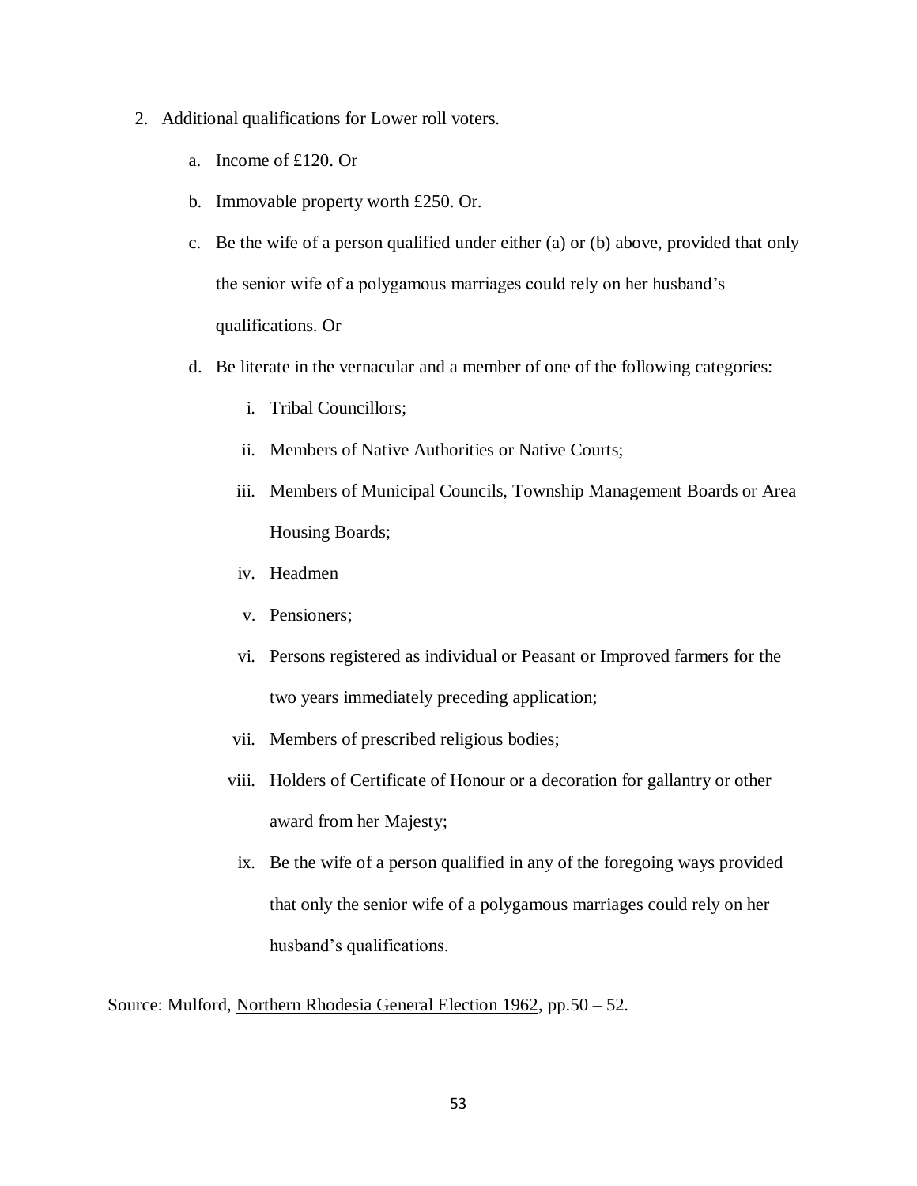2. Additional qualifications for Lower roll voters.

    a. Income of £120. Or

    b. Immovable property worth £250. Or.

    c. Be the wife of a person qualified under either (a) or (b) above, provided that only the senior wife of a polygamous marriages could rely on her husband's qualifications. Or

    d. Be literate in the vernacular and a member of one of the following categories:

        i. Tribal Councillors;

        ii. Members of Native Authorities or Native Courts;

        iii. Members of Municipal Councils, Township Management Boards or Area Housing Boards;

        iv. Headmen

        v. Pensioners;

        vi. Persons registered as individual or Peasant or Improved farmers for the two years immediately preceding application;

        vii. Members of prescribed religious bodies;

        viii. Holders of Certificate of Honour or a decoration for gallantry or other award from her Majesty;

        ix. Be the wife of a person qualified in any of the foregoing ways provided that only the senior wife of a polygamous marriages could rely on her husband's qualifications.

Source: Mulford, Northern Rhodesia General Election 1962, pp.50 – 52.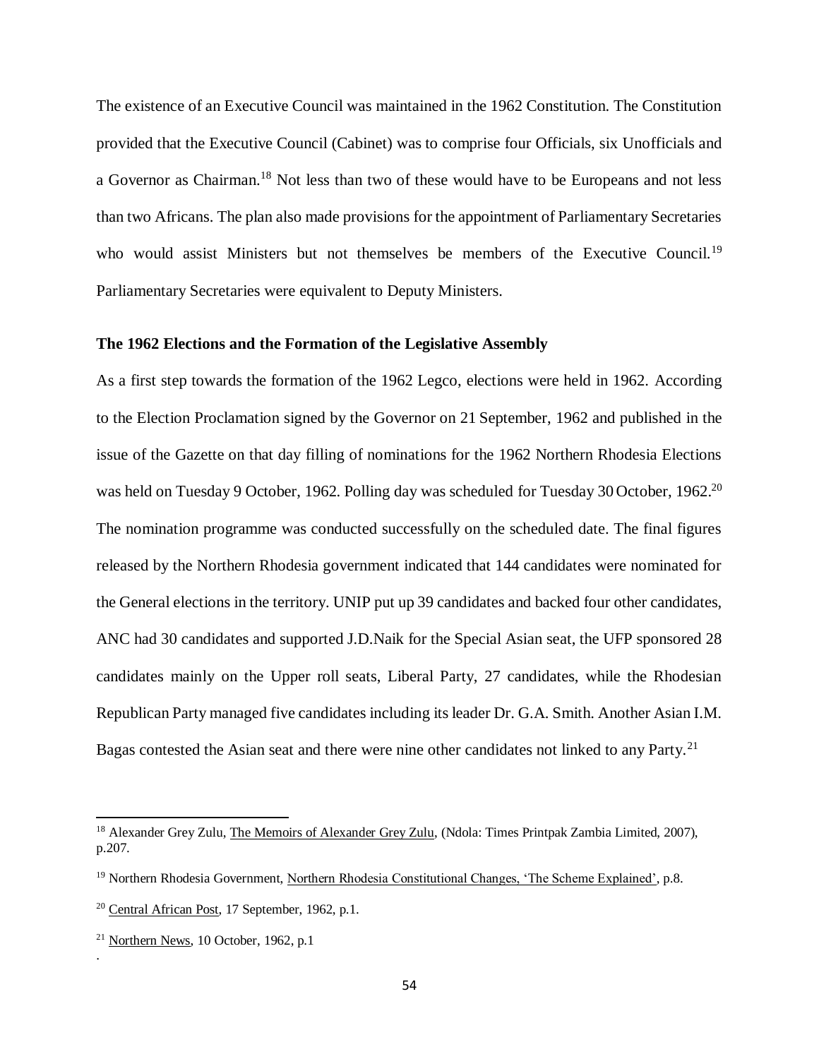The existence of an Executive Council was maintained in the 1962 Constitution. The Constitution provided that the Executive Council (Cabinet) was to comprise four Officials, six Unofficials and a Governor as Chairman.[18] Not less than two of these would have to be Europeans and not less than two Africans. The plan also made provisions for the appointment of Parliamentary Secretaries who would assist Ministers but not themselves be members of the Executive Council.[19] Parliamentary Secretaries were equivalent to Deputy Ministers.

**The 1962 Elections and the Formation of the Legislative Assembly**

As a first step towards the formation of the 1962 Legco, elections were held in 1962. According to the Election Proclamation signed by the Governor on 21 September, 1962 and published in the issue of the Gazette on that day filling of nominations for the 1962 Northern Rhodesia Elections was held on Tuesday 9 October, 1962. Polling day was scheduled for Tuesday 30 October, 1962.[20] The nomination programme was conducted successfully on the scheduled date. The final figures released by the Northern Rhodesia government indicated that 144 candidates were nominated for the General elections in the territory. UNIP put up 39 candidates and backed four other candidates, ANC had 30 candidates and supported J.D.Naik for the Special Asian seat, the UFP sponsored 28 candidates mainly on the Upper roll seats, Liberal Party, 27 candidates, while the Rhodesian Republican Party managed five candidates including its leader Dr. G.A. Smith. Another Asian I.M. Bagas contested the Asian seat and there were nine other candidates not linked to any Party.[21]

---

[18] Alexander Grey Zulu, The Memoirs of Alexander Grey Zulu, (Ndola: Times Printpak Zambia Limited, 2007), p.207.

[19] Northern Rhodesia Government, Northern Rhodesia Constitutional Changes, 'The Scheme Explained', p.8.

[20] Central African Post, 17 September, 1962, p.1.

[21] Northern News, 10 October, 1962, p.1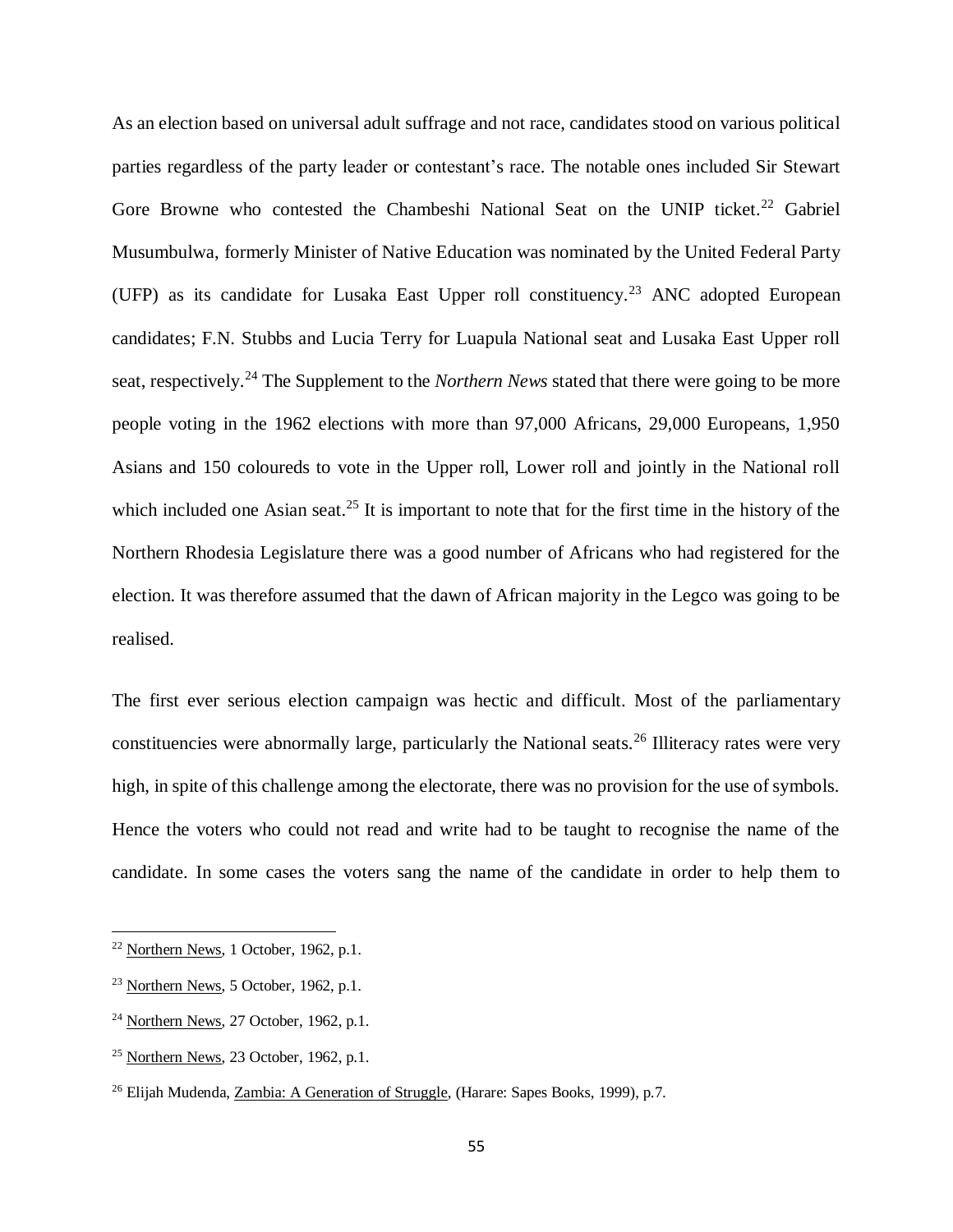As an election based on universal adult suffrage and not race, candidates stood on various political parties regardless of the party leader or contestant's race. The notable ones included Sir Stewart Gore Browne who contested the Chambeshi National Seat on the UNIP ticket.[22] Gabriel Musumbulwa, formerly Minister of Native Education was nominated by the United Federal Party (UFP) as its candidate for Lusaka East Upper roll constituency.[23] ANC adopted European candidates; F.N. Stubbs and Lucia Terry for Luapula National seat and Lusaka East Upper roll seat, respectively.[24] The Supplement to the *Northern News* stated that there were going to be more people voting in the 1962 elections with more than 97,000 Africans, 29,000 Europeans, 1,950 Asians and 150 coloureds to vote in the Upper roll, Lower roll and jointly in the National roll which included one Asian seat.[25] It is important to note that for the first time in the history of the Northern Rhodesia Legislature there was a good number of Africans who had registered for the election. It was therefore assumed that the dawn of African majority in the Legco was going to be realised.

The first ever serious election campaign was hectic and difficult. Most of the parliamentary constituencies were abnormally large, particularly the National seats.[26] Illiteracy rates were very high, in spite of this challenge among the electorate, there was no provision for the use of symbols. Hence the voters who could not read and write had to be taught to recognise the name of the candidate. In some cases the voters sang the name of the candidate in order to help them to

---

[22] Northern News, 1 October, 1962, p.1.

[23] Northern News, 5 October, 1962, p.1.

[24] Northern News, 27 October, 1962, p.1.

[25] Northern News, 23 October, 1962, p.1.

[26] Elijah Mudenda, Zambia: A Generation of Struggle, (Harare: Sapes Books, 1999), p.7.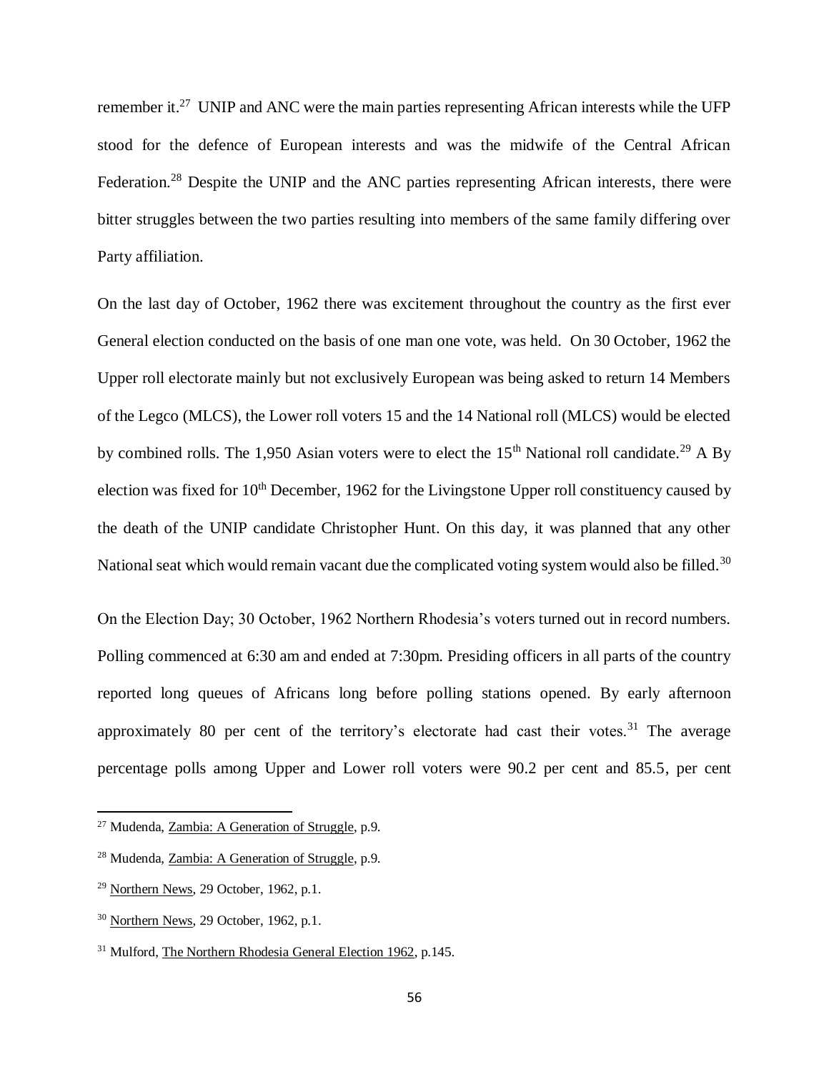remember it.[27] UNIP and ANC were the main parties representing African interests while the UFP stood for the defence of European interests and was the midwife of the Central African Federation.[28] Despite the UNIP and the ANC parties representing African interests, there were bitter struggles between the two parties resulting into members of the same family differing over Party affiliation.

On the last day of October, 1962 there was excitement throughout the country as the first ever General election conducted on the basis of one man one vote, was held. On 30 October, 1962 the Upper roll electorate mainly but not exclusively European was being asked to return 14 Members of the Legco (MLCS), the Lower roll voters 15 and the 14 National roll (MLCS) would be elected by combined rolls. The 1,950 Asian voters were to elect the 15th National roll candidate.[29] A By election was fixed for 10th December, 1962 for the Livingstone Upper roll constituency caused by the death of the UNIP candidate Christopher Hunt. On this day, it was planned that any other National seat which would remain vacant due the complicated voting system would also be filled.[30]

On the Election Day; 30 October, 1962 Northern Rhodesia's voters turned out in record numbers. Polling commenced at 6:30 am and ended at 7:30pm. Presiding officers in all parts of the country reported long queues of Africans long before polling stations opened. By early afternoon approximately 80 per cent of the territory's electorate had cast their votes.[31] The average percentage polls among Upper and Lower roll voters were 90.2 per cent and 85.5, per cent

---

[27] Mudenda, Zambia: A Generation of Struggle, p.9.

[28] Mudenda, Zambia: A Generation of Struggle, p.9.

[29] Northern News, 29 October, 1962, p.1.

[30] Northern News, 29 October, 1962, p.1.

[31] Mulford, The Northern Rhodesia General Election 1962, p.145.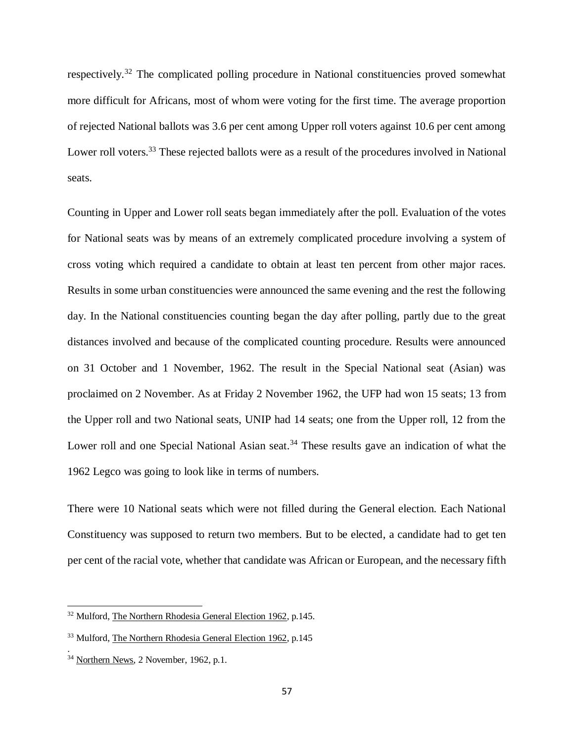respectively.[32] The complicated polling procedure in National constituencies proved somewhat more difficult for Africans, most of whom were voting for the first time. The average proportion of rejected National ballots was 3.6 per cent among Upper roll voters against 10.6 per cent among Lower roll voters.[33] These rejected ballots were as a result of the procedures involved in National seats.

Counting in Upper and Lower roll seats began immediately after the poll. Evaluation of the votes for National seats was by means of an extremely complicated procedure involving a system of cross voting which required a candidate to obtain at least ten percent from other major races. Results in some urban constituencies were announced the same evening and the rest the following day. In the National constituencies counting began the day after polling, partly due to the great distances involved and because of the complicated counting procedure. Results were announced on 31 October and 1 November, 1962. The result in the Special National seat (Asian) was proclaimed on 2 November. As at Friday 2 November 1962, the UFP had won 15 seats; 13 from the Upper roll and two National seats, UNIP had 14 seats; one from the Upper roll, 12 from the Lower roll and one Special National Asian seat.[34] These results gave an indication of what the 1962 Legco was going to look like in terms of numbers.

There were 10 National seats which were not filled during the General election. Each National Constituency was supposed to return two members. But to be elected, a candidate had to get ten per cent of the racial vote, whether that candidate was African or European, and the necessary fifth

---

[32] Mulford, The Northern Rhodesia General Election 1962, p.145.

[33] Mulford, The Northern Rhodesia General Election 1962, p.145

.

[34] Northern News, 2 November, 1962, p.1.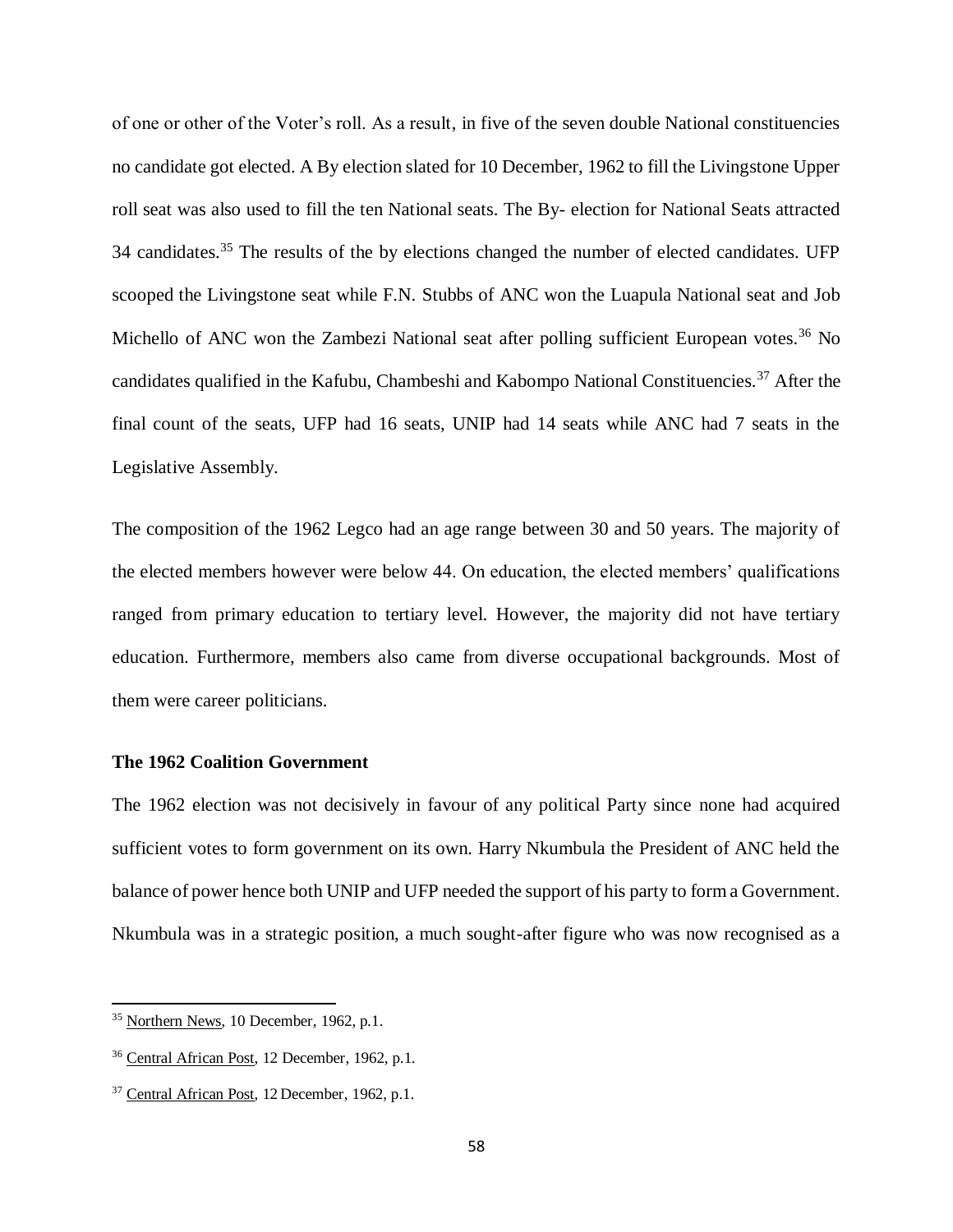of one or other of the Voter's roll. As a result, in five of the seven double National constituencies no candidate got elected. A By election slated for 10 December, 1962 to fill the Livingstone Upper roll seat was also used to fill the ten National seats. The By- election for National Seats attracted 34 candidates.[35] The results of the by elections changed the number of elected candidates. UFP scooped the Livingstone seat while F.N. Stubbs of ANC won the Luapula National seat and Job Michello of ANC won the Zambezi National seat after polling sufficient European votes.[36] No candidates qualified in the Kafubu, Chambeshi and Kabompo National Constituencies.[37] After the final count of the seats, UFP had 16 seats, UNIP had 14 seats while ANC had 7 seats in the Legislative Assembly.

The composition of the 1962 Legco had an age range between 30 and 50 years. The majority of the elected members however were below 44. On education, the elected members' qualifications ranged from primary education to tertiary level. However, the majority did not have tertiary education. Furthermore, members also came from diverse occupational backgrounds. Most of them were career politicians.

### The 1962 Coalition Government

The 1962 election was not decisively in favour of any political Party since none had acquired sufficient votes to form government on its own. Harry Nkumbula the President of ANC held the balance of power hence both UNIP and UFP needed the support of his party to form a Government. Nkumbula was in a strategic position, a much sought-after figure who was now recognised as a

---

[35] Northern News, 10 December, 1962, p.1.

[36] Central African Post, 12 December, 1962, p.1.

[37] Central African Post, 12 December, 1962, p.1.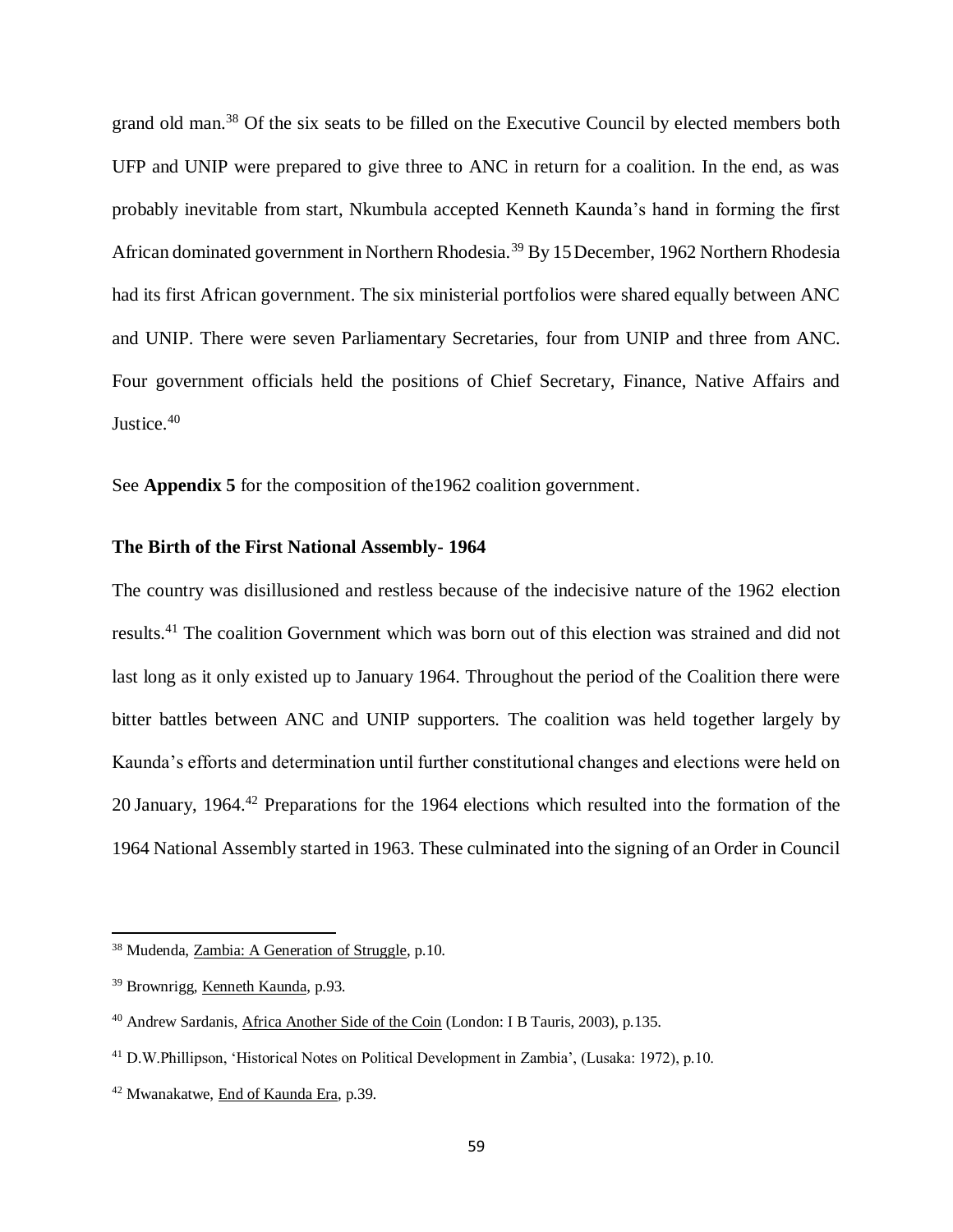grand old man.[38] Of the six seats to be filled on the Executive Council by elected members both UFP and UNIP were prepared to give three to ANC in return for a coalition. In the end, as was probably inevitable from start, Nkumbula accepted Kenneth Kaunda's hand in forming the first African dominated government in Northern Rhodesia.[39] By 15 December, 1962 Northern Rhodesia had its first African government. The six ministerial portfolios were shared equally between ANC and UNIP. There were seven Parliamentary Secretaries, four from UNIP and three from ANC. Four government officials held the positions of Chief Secretary, Finance, Native Affairs and Justice.[40]

See **Appendix 5** for the composition of the1962 coalition government.

### The Birth of the First National Assembly- 1964

The country was disillusioned and restless because of the indecisive nature of the 1962 election results.[41] The coalition Government which was born out of this election was strained and did not last long as it only existed up to January 1964. Throughout the period of the Coalition there were bitter battles between ANC and UNIP supporters. The coalition was held together largely by Kaunda's efforts and determination until further constitutional changes and elections were held on 20 January, 1964.[42] Preparations for the 1964 elections which resulted into the formation of the 1964 National Assembly started in 1963. These culminated into the signing of an Order in Council

---

[38] Mudenda, Zambia: A Generation of Struggle, p.10.

[39] Brownrigg, Kenneth Kaunda, p.93.

[40] Andrew Sardanis, Africa Another Side of the Coin (London: I B Tauris, 2003), p.135.

[41] D.W.Phillipson, 'Historical Notes on Political Development in Zambia', (Lusaka: 1972), p.10.

[42] Mwanakatwe, End of Kaunda Era, p.39.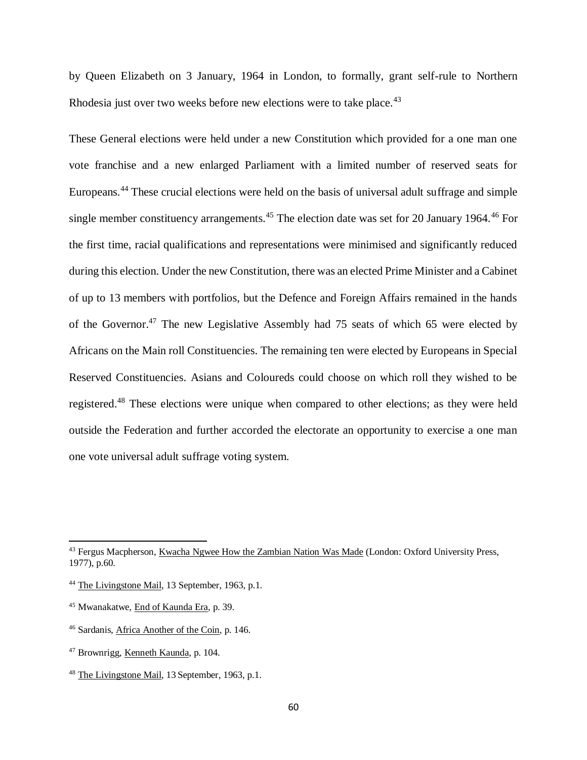by Queen Elizabeth on 3 January, 1964 in London, to formally, grant self-rule to Northern Rhodesia just over two weeks before new elections were to take place.[43]

These General elections were held under a new Constitution which provided for a one man one vote franchise and a new enlarged Parliament with a limited number of reserved seats for Europeans.[44] These crucial elections were held on the basis of universal adult suffrage and simple single member constituency arrangements.[45] The election date was set for 20 January 1964.[46] For the first time, racial qualifications and representations were minimised and significantly reduced during this election. Under the new Constitution, there was an elected Prime Minister and a Cabinet of up to 13 members with portfolios, but the Defence and Foreign Affairs remained in the hands of the Governor.[47] The new Legislative Assembly had 75 seats of which 65 were elected by Africans on the Main roll Constituencies. The remaining ten were elected by Europeans in Special Reserved Constituencies. Asians and Coloureds could choose on which roll they wished to be registered.[48] These elections were unique when compared to other elections; as they were held outside the Federation and further accorded the electorate an opportunity to exercise a one man one vote universal adult suffrage voting system.

---

[43] Fergus Macpherson, Kwacha Ngwee How the Zambian Nation Was Made (London: Oxford University Press, 1977), p.60.

[44] The Livingstone Mail, 13 September, 1963, p.1.

[45] Mwanakatwe, End of Kaunda Era, p. 39.

[46] Sardanis, Africa Another of the Coin, p. 146.

[47] Brownrigg, Kenneth Kaunda, p. 104.

[48] The Livingstone Mail, 13 September, 1963, p.1.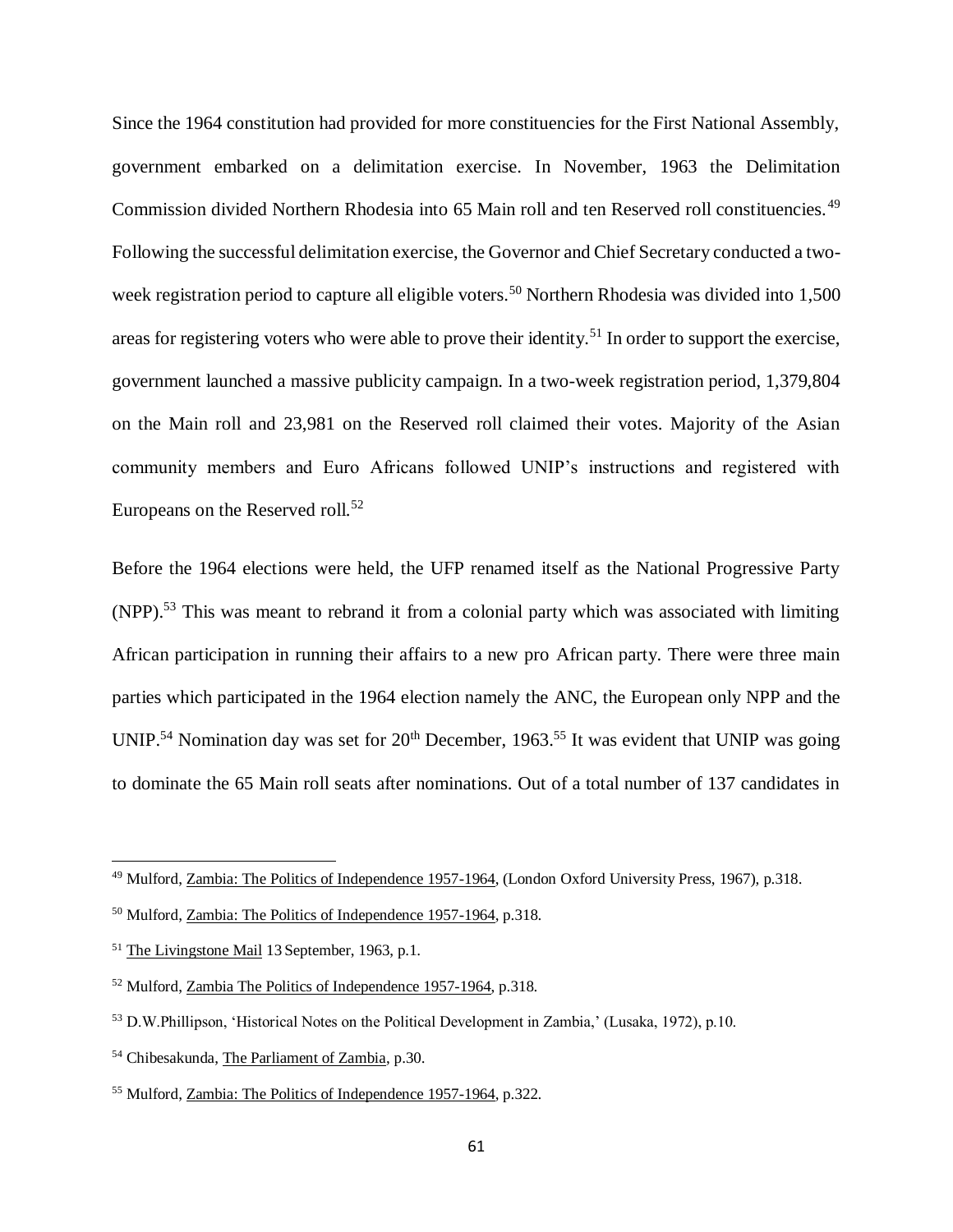Since the 1964 constitution had provided for more constituencies for the First National Assembly, government embarked on a delimitation exercise. In November, 1963 the Delimitation Commission divided Northern Rhodesia into 65 Main roll and ten Reserved roll constituencies.[49] Following the successful delimitation exercise, the Governor and Chief Secretary conducted a two-week registration period to capture all eligible voters.[50] Northern Rhodesia was divided into 1,500 areas for registering voters who were able to prove their identity.[51] In order to support the exercise, government launched a massive publicity campaign. In a two-week registration period, 1,379,804 on the Main roll and 23,981 on the Reserved roll claimed their votes. Majority of the Asian community members and Euro Africans followed UNIP's instructions and registered with Europeans on the Reserved roll.[52]

Before the 1964 elections were held, the UFP renamed itself as the National Progressive Party (NPP).[53] This was meant to rebrand it from a colonial party which was associated with limiting African participation in running their affairs to a new pro African party. There were three main parties which participated in the 1964 election namely the ANC, the European only NPP and the UNIP.[54] Nomination day was set for 20th December, 1963.[55] It was evident that UNIP was going to dominate the 65 Main roll seats after nominations. Out of a total number of 137 candidates in

---

[49] Mulford, Zambia: The Politics of Independence 1957-1964, (London Oxford University Press, 1967), p.318.

[50] Mulford, Zambia: The Politics of Independence 1957-1964, p.318.

[51] The Livingstone Mail 13 September, 1963, p.1.

[52] Mulford, Zambia The Politics of Independence 1957-1964, p.318.

[53] D.W.Phillipson, 'Historical Notes on the Political Development in Zambia,' (Lusaka, 1972), p.10.

[54] Chibesakunda, The Parliament of Zambia, p.30.

[55] Mulford, Zambia: The Politics of Independence 1957-1964, p.322.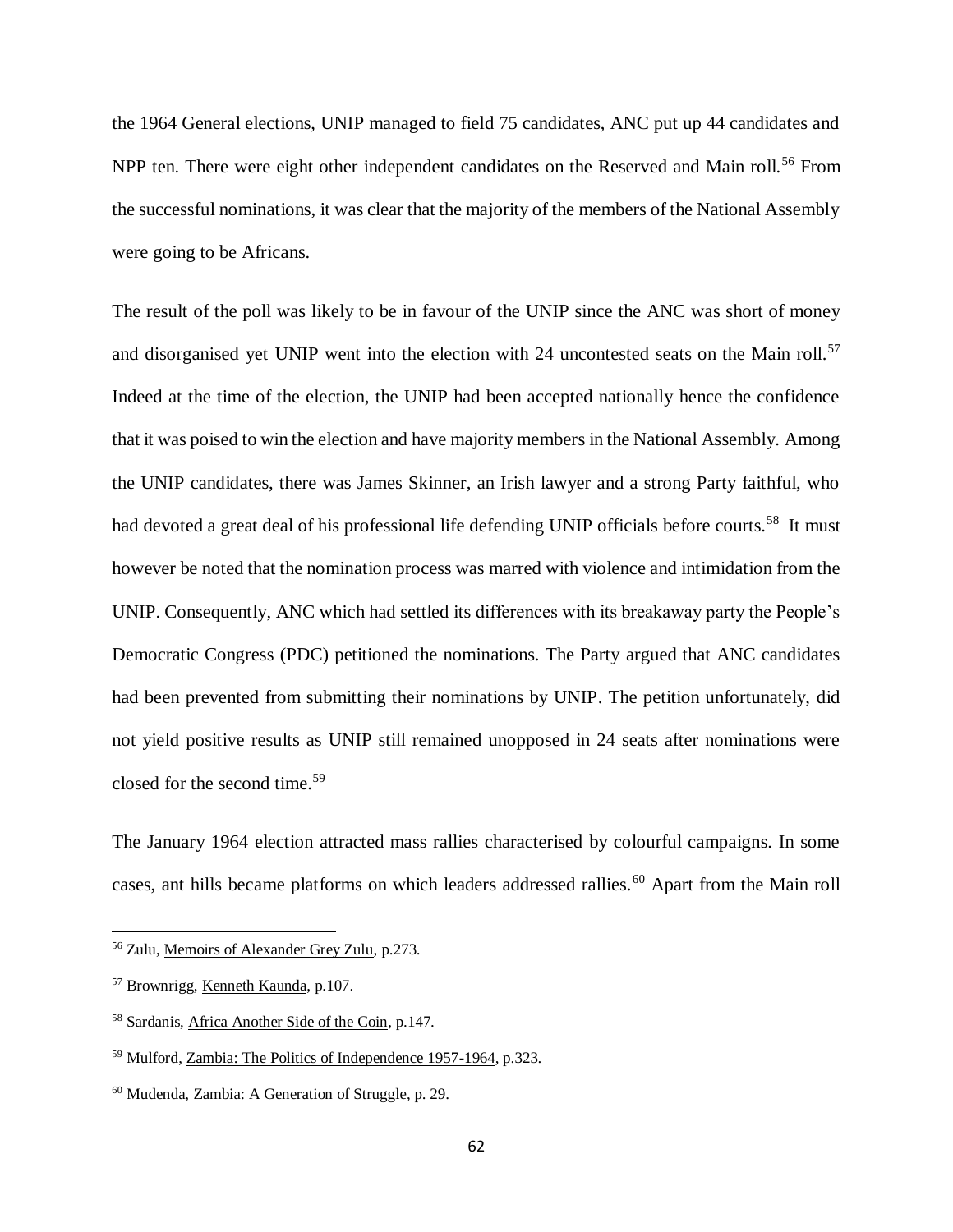the 1964 General elections, UNIP managed to field 75 candidates, ANC put up 44 candidates and NPP ten. There were eight other independent candidates on the Reserved and Main roll.[56] From the successful nominations, it was clear that the majority of the members of the National Assembly were going to be Africans.

The result of the poll was likely to be in favour of the UNIP since the ANC was short of money and disorganised yet UNIP went into the election with 24 uncontested seats on the Main roll.[57] Indeed at the time of the election, the UNIP had been accepted nationally hence the confidence that it was poised to win the election and have majority members in the National Assembly. Among the UNIP candidates, there was James Skinner, an Irish lawyer and a strong Party faithful, who had devoted a great deal of his professional life defending UNIP officials before courts.[58] It must however be noted that the nomination process was marred with violence and intimidation from the UNIP. Consequently, ANC which had settled its differences with its breakaway party the People's Democratic Congress (PDC) petitioned the nominations. The Party argued that ANC candidates had been prevented from submitting their nominations by UNIP. The petition unfortunately, did not yield positive results as UNIP still remained unopposed in 24 seats after nominations were closed for the second time.[59]

The January 1964 election attracted mass rallies characterised by colourful campaigns. In some cases, ant hills became platforms on which leaders addressed rallies.[60] Apart from the Main roll

---

[56] Zulu, Memoirs of Alexander Grey Zulu, p.273.

[57] Brownrigg, Kenneth Kaunda, p.107.

[58] Sardanis, Africa Another Side of the Coin, p.147.

[59] Mulford, Zambia: The Politics of Independence 1957-1964, p.323.

[60] Mudenda, Zambia: A Generation of Struggle, p. 29.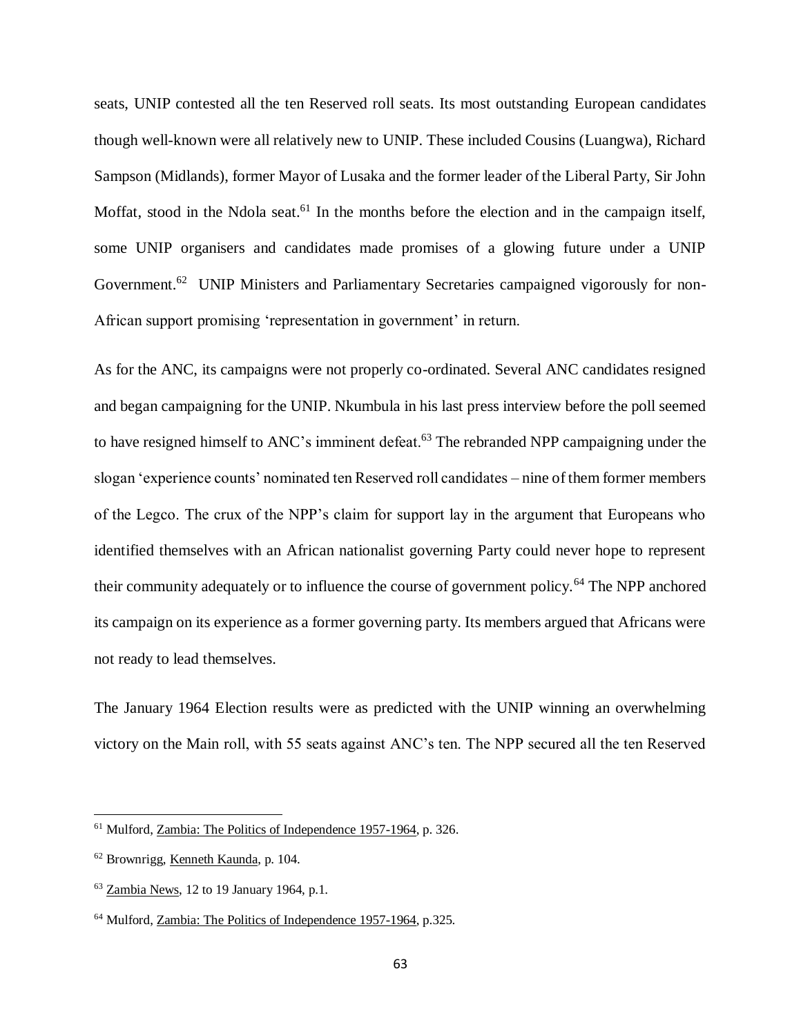seats, UNIP contested all the ten Reserved roll seats. Its most outstanding European candidates though well-known were all relatively new to UNIP. These included Cousins (Luangwa), Richard Sampson (Midlands), former Mayor of Lusaka and the former leader of the Liberal Party, Sir John Moffat, stood in the Ndola seat.[61] In the months before the election and in the campaign itself, some UNIP organisers and candidates made promises of a glowing future under a UNIP Government.[62] UNIP Ministers and Parliamentary Secretaries campaigned vigorously for non-African support promising 'representation in government' in return.

As for the ANC, its campaigns were not properly co-ordinated. Several ANC candidates resigned and began campaigning for the UNIP. Nkumbula in his last press interview before the poll seemed to have resigned himself to ANC's imminent defeat.[63] The rebranded NPP campaigning under the slogan 'experience counts' nominated ten Reserved roll candidates – nine of them former members of the Legco. The crux of the NPP's claim for support lay in the argument that Europeans who identified themselves with an African nationalist governing Party could never hope to represent their community adequately or to influence the course of government policy.[64] The NPP anchored its campaign on its experience as a former governing party. Its members argued that Africans were not ready to lead themselves.

The January 1964 Election results were as predicted with the UNIP winning an overwhelming victory on the Main roll, with 55 seats against ANC's ten. The NPP secured all the ten Reserved

---

[61] Mulford, Zambia: The Politics of Independence 1957-1964, p. 326.

[62] Brownrigg, Kenneth Kaunda, p. 104.

[63] Zambia News, 12 to 19 January 1964, p.1.

[64] Mulford, Zambia: The Politics of Independence 1957-1964, p.325.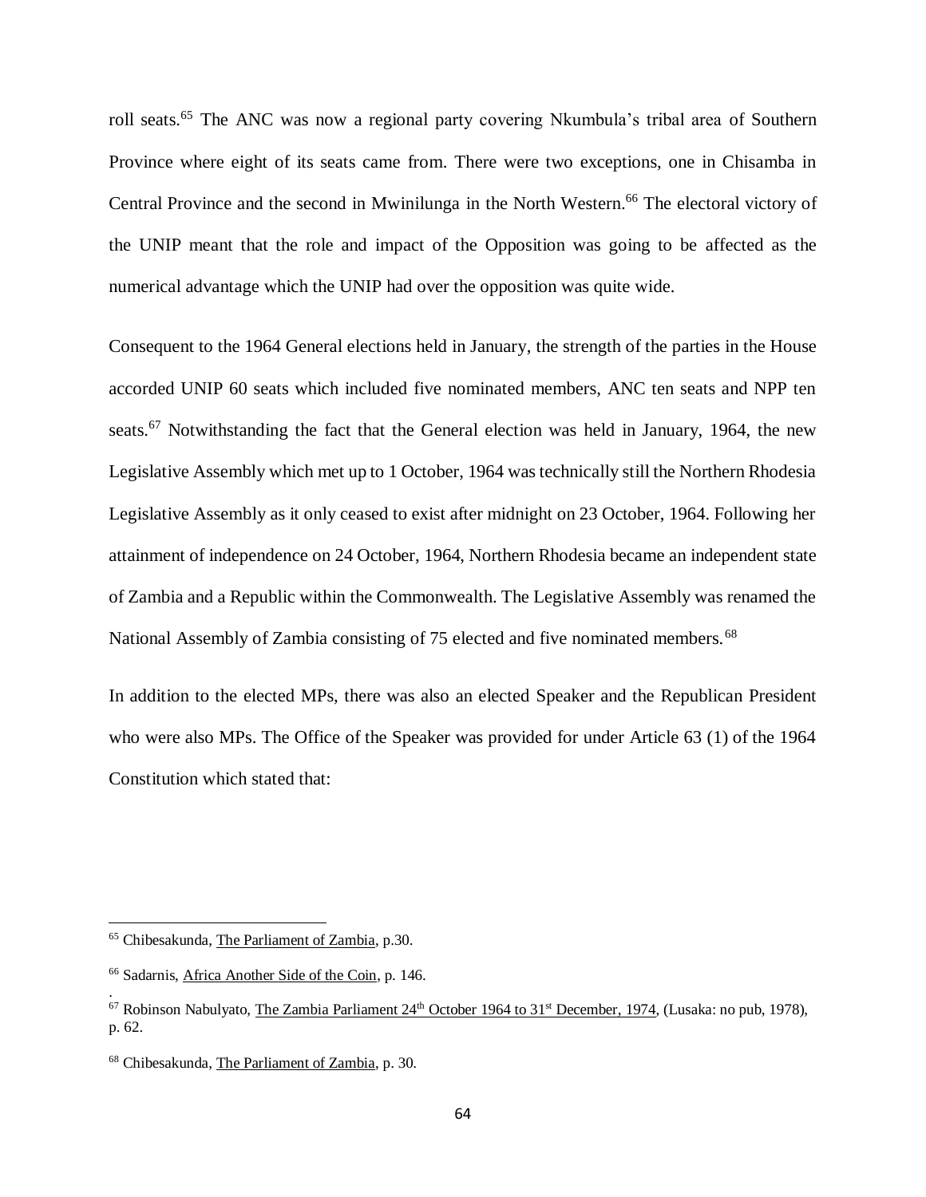roll seats.[65] The ANC was now a regional party covering Nkumbula's tribal area of Southern Province where eight of its seats came from. There were two exceptions, one in Chisamba in Central Province and the second in Mwinilunga in the North Western.[66] The electoral victory of the UNIP meant that the role and impact of the Opposition was going to be affected as the numerical advantage which the UNIP had over the opposition was quite wide.

Consequent to the 1964 General elections held in January, the strength of the parties in the House accorded UNIP 60 seats which included five nominated members, ANC ten seats and NPP ten seats.[67] Notwithstanding the fact that the General election was held in January, 1964, the new Legislative Assembly which met up to 1 October, 1964 was technically still the Northern Rhodesia Legislative Assembly as it only ceased to exist after midnight on 23 October, 1964. Following her attainment of independence on 24 October, 1964, Northern Rhodesia became an independent state of Zambia and a Republic within the Commonwealth. The Legislative Assembly was renamed the National Assembly of Zambia consisting of 75 elected and five nominated members.[68]

In addition to the elected MPs, there was also an elected Speaker and the Republican President who were also MPs. The Office of the Speaker was provided for under Article 63 (1) of the 1964 Constitution which stated that:

---

[65] Chibesakunda, The Parliament of Zambia, p.30.

[66] Sadarnis, Africa Another Side of the Coin, p. 146.

[67] Robinson Nabulyato, The Zambia Parliament 24th October 1964 to 31st December, 1974, (Lusaka: no pub, 1978), p. 62.

[68] Chibesakunda, The Parliament of Zambia, p. 30.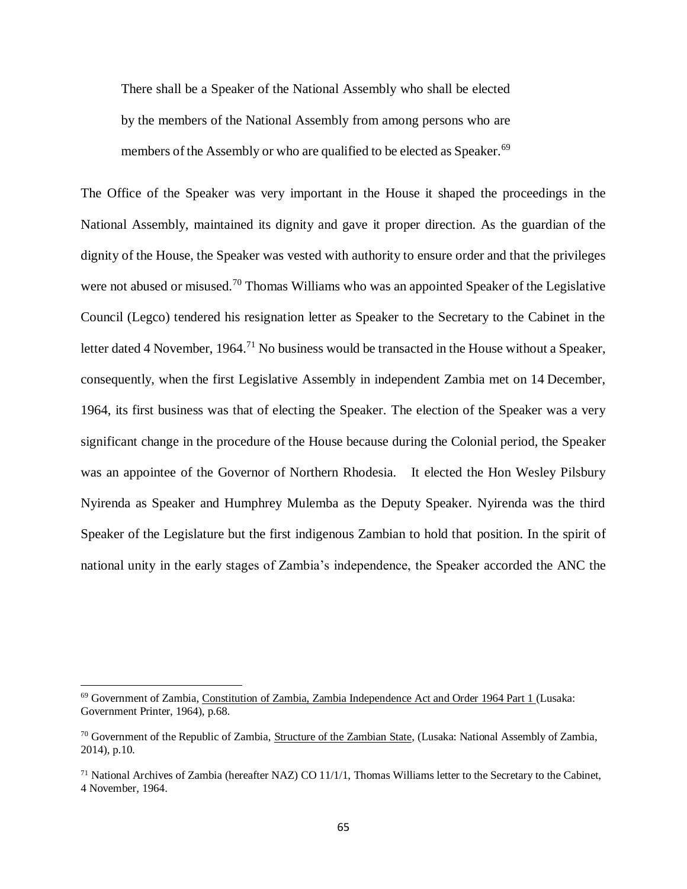> There shall be a Speaker of the National Assembly who shall be elected by the members of the National Assembly from among persons who are members of the Assembly or who are qualified to be elected as Speaker.[69]

The Office of the Speaker was very important in the House it shaped the proceedings in the National Assembly, maintained its dignity and gave it proper direction. As the guardian of the dignity of the House, the Speaker was vested with authority to ensure order and that the privileges were not abused or misused.[70] Thomas Williams who was an appointed Speaker of the Legislative Council (Legco) tendered his resignation letter as Speaker to the Secretary to the Cabinet in the letter dated 4 November, 1964.[71] No business would be transacted in the House without a Speaker, consequently, when the first Legislative Assembly in independent Zambia met on 14 December, 1964, its first business was that of electing the Speaker. The election of the Speaker was a very significant change in the procedure of the House because during the Colonial period, the Speaker was an appointee of the Governor of Northern Rhodesia. It elected the Hon Wesley Pilsbury Nyirenda as Speaker and Humphrey Mulemba as the Deputy Speaker. Nyirenda was the third Speaker of the Legislature but the first indigenous Zambian to hold that position. In the spirit of national unity in the early stages of Zambia's independence, the Speaker accorded the ANC the

---

[69] Government of Zambia, Constitution of Zambia, Zambia Independence Act and Order 1964 Part 1 (Lusaka: Government Printer, 1964), p.68.

[70] Government of the Republic of Zambia, Structure of the Zambian State, (Lusaka: National Assembly of Zambia, 2014), p.10.

[71] National Archives of Zambia (hereafter NAZ) CO 11/1/1, Thomas Williams letter to the Secretary to the Cabinet, 4 November, 1964.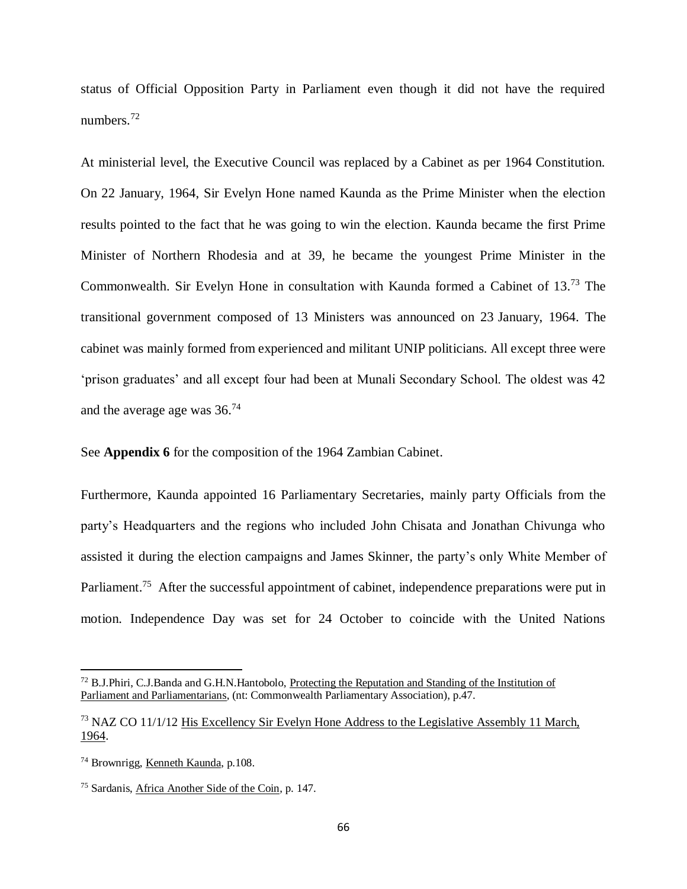status of Official Opposition Party in Parliament even though it did not have the required numbers.[72]

At ministerial level, the Executive Council was replaced by a Cabinet as per 1964 Constitution. On 22 January, 1964, Sir Evelyn Hone named Kaunda as the Prime Minister when the election results pointed to the fact that he was going to win the election. Kaunda became the first Prime Minister of Northern Rhodesia and at 39, he became the youngest Prime Minister in the Commonwealth. Sir Evelyn Hone in consultation with Kaunda formed a Cabinet of 13.[73] The transitional government composed of 13 Ministers was announced on 23 January, 1964. The cabinet was mainly formed from experienced and militant UNIP politicians. All except three were 'prison graduates' and all except four had been at Munali Secondary School. The oldest was 42 and the average age was 36.[74]

See **Appendix 6** for the composition of the 1964 Zambian Cabinet.

Furthermore, Kaunda appointed 16 Parliamentary Secretaries, mainly party Officials from the party's Headquarters and the regions who included John Chisata and Jonathan Chivunga who assisted it during the election campaigns and James Skinner, the party's only White Member of Parliament.[75] After the successful appointment of cabinet, independence preparations were put in motion. Independence Day was set for 24 October to coincide with the United Nations

---

[72] B.J.Phiri, C.J.Banda and G.H.N.Hantobolo, Protecting the Reputation and Standing of the Institution of Parliament and Parliamentarians, (nt: Commonwealth Parliamentary Association), p.47.

[73] NAZ CO 11/1/12 His Excellency Sir Evelyn Hone Address to the Legislative Assembly 11 March, 1964.

[74] Brownrigg, Kenneth Kaunda, p.108.

[75] Sardanis, Africa Another Side of the Coin, p. 147.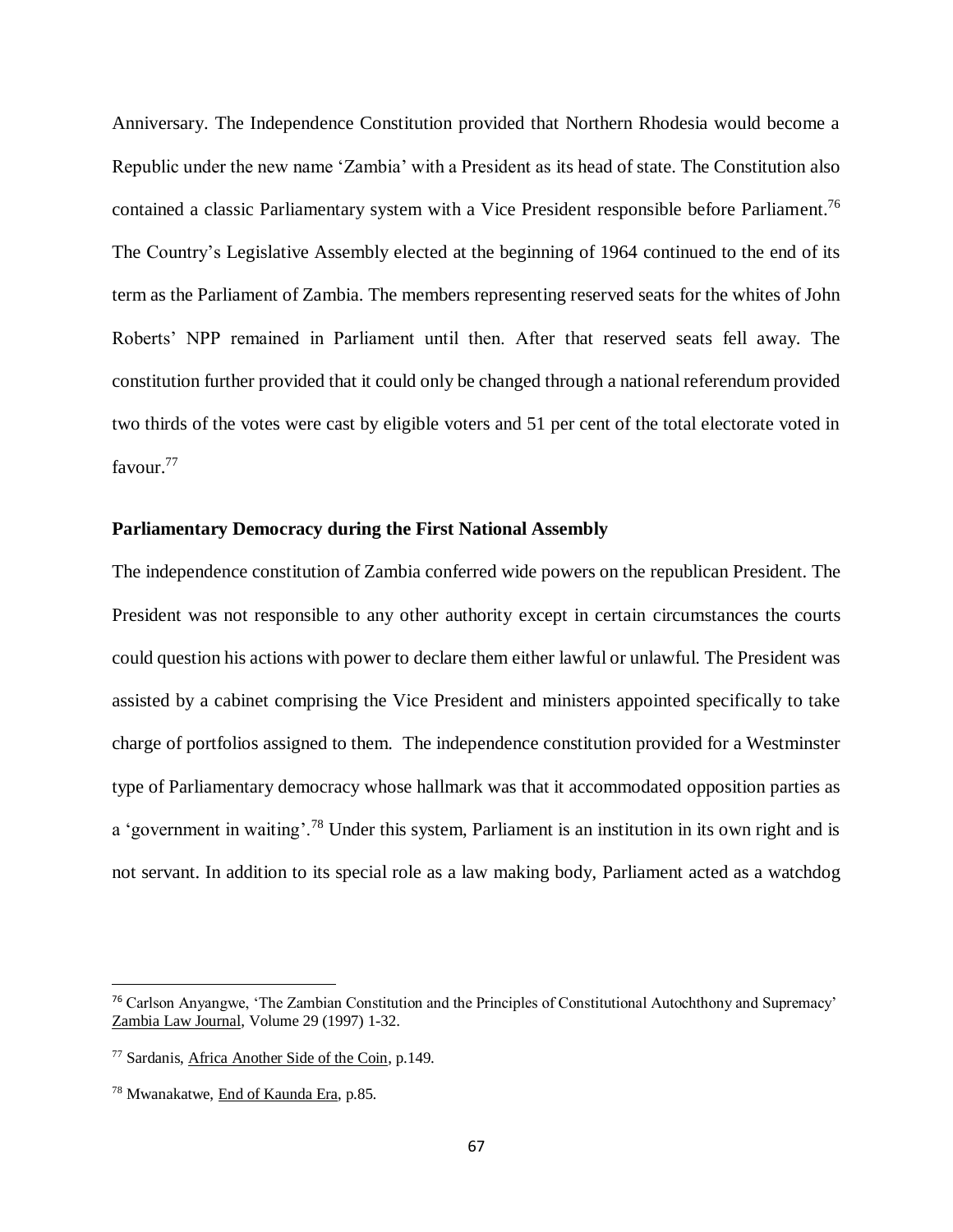Anniversary. The Independence Constitution provided that Northern Rhodesia would become a Republic under the new name 'Zambia' with a President as its head of state. The Constitution also contained a classic Parliamentary system with a Vice President responsible before Parliament.[76] The Country's Legislative Assembly elected at the beginning of 1964 continued to the end of its term as the Parliament of Zambia. The members representing reserved seats for the whites of John Roberts' NPP remained in Parliament until then. After that reserved seats fell away. The constitution further provided that it could only be changed through a national referendum provided two thirds of the votes were cast by eligible voters and 51 per cent of the total electorate voted in favour.[77]

**Parliamentary Democracy during the First National Assembly**

The independence constitution of Zambia conferred wide powers on the republican President. The President was not responsible to any other authority except in certain circumstances the courts could question his actions with power to declare them either lawful or unlawful. The President was assisted by a cabinet comprising the Vice President and ministers appointed specifically to take charge of portfolios assigned to them. The independence constitution provided for a Westminster type of Parliamentary democracy whose hallmark was that it accommodated opposition parties as a 'government in waiting'.[78] Under this system, Parliament is an institution in its own right and is not servant. In addition to its special role as a law making body, Parliament acted as a watchdog

---

[76] Carlson Anyangwe, 'The Zambian Constitution and the Principles of Constitutional Autochthony and Supremacy' Zambia Law Journal, Volume 29 (1997) 1-32.

[77] Sardanis, Africa Another Side of the Coin, p.149.

[78] Mwanakatwe, End of Kaunda Era, p.85.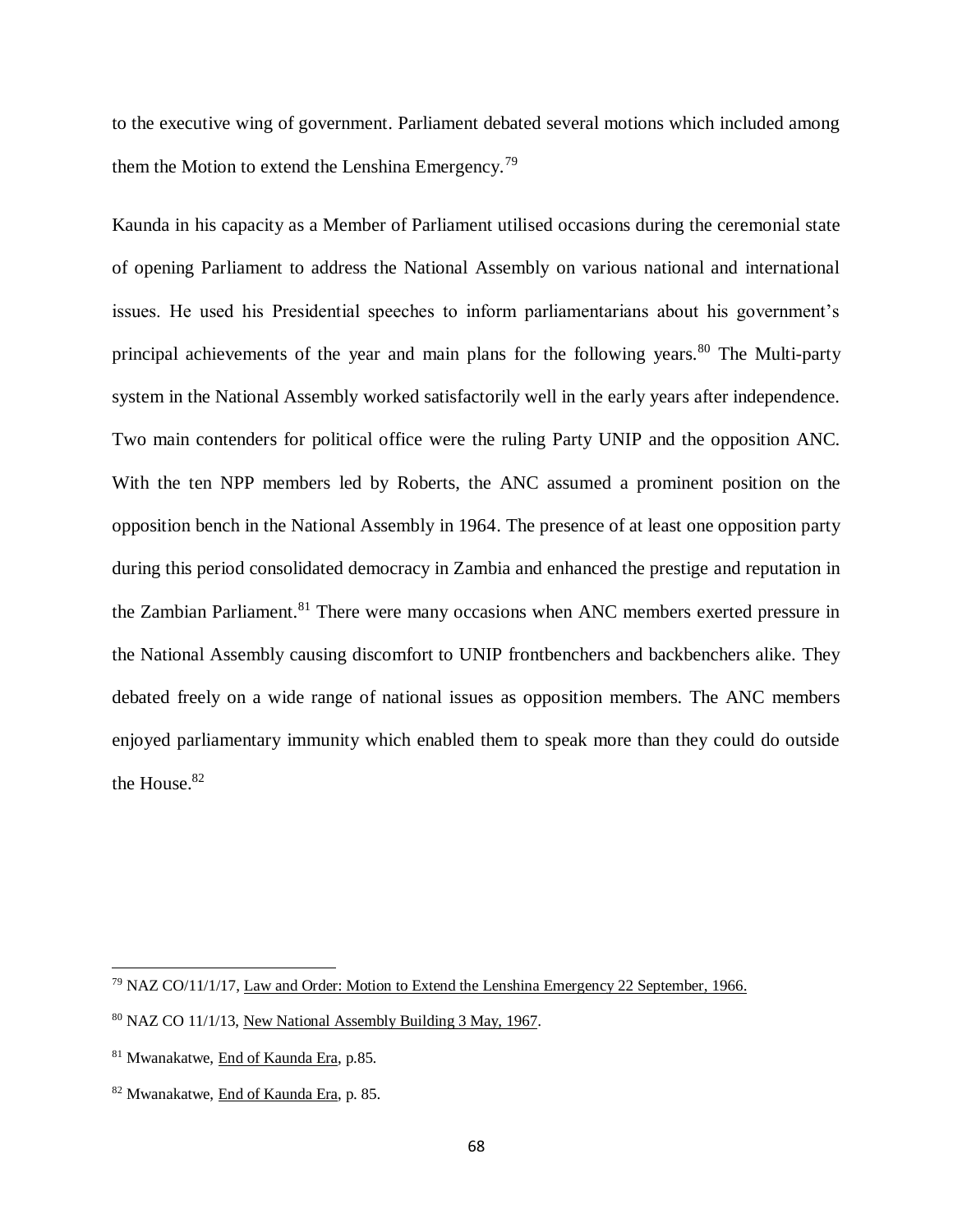to the executive wing of government. Parliament debated several motions which included among them the Motion to extend the Lenshina Emergency.[79]

Kaunda in his capacity as a Member of Parliament utilised occasions during the ceremonial state of opening Parliament to address the National Assembly on various national and international issues. He used his Presidential speeches to inform parliamentarians about his government's principal achievements of the year and main plans for the following years.[80] The Multi-party system in the National Assembly worked satisfactorily well in the early years after independence. Two main contenders for political office were the ruling Party UNIP and the opposition ANC. With the ten NPP members led by Roberts, the ANC assumed a prominent position on the opposition bench in the National Assembly in 1964. The presence of at least one opposition party during this period consolidated democracy in Zambia and enhanced the prestige and reputation in the Zambian Parliament.[81] There were many occasions when ANC members exerted pressure in the National Assembly causing discomfort to UNIP frontbenchers and backbenchers alike. They debated freely on a wide range of national issues as opposition members. The ANC members enjoyed parliamentary immunity which enabled them to speak more than they could do outside the House.[82]

---

[79] NAZ CO/11/1/17, Law and Order: Motion to Extend the Lenshina Emergency 22 September, 1966.

[80] NAZ CO 11/1/13, New National Assembly Building 3 May, 1967.

[81] Mwanakatwe, End of Kaunda Era, p.85.

[82] Mwanakatwe, End of Kaunda Era, p. 85.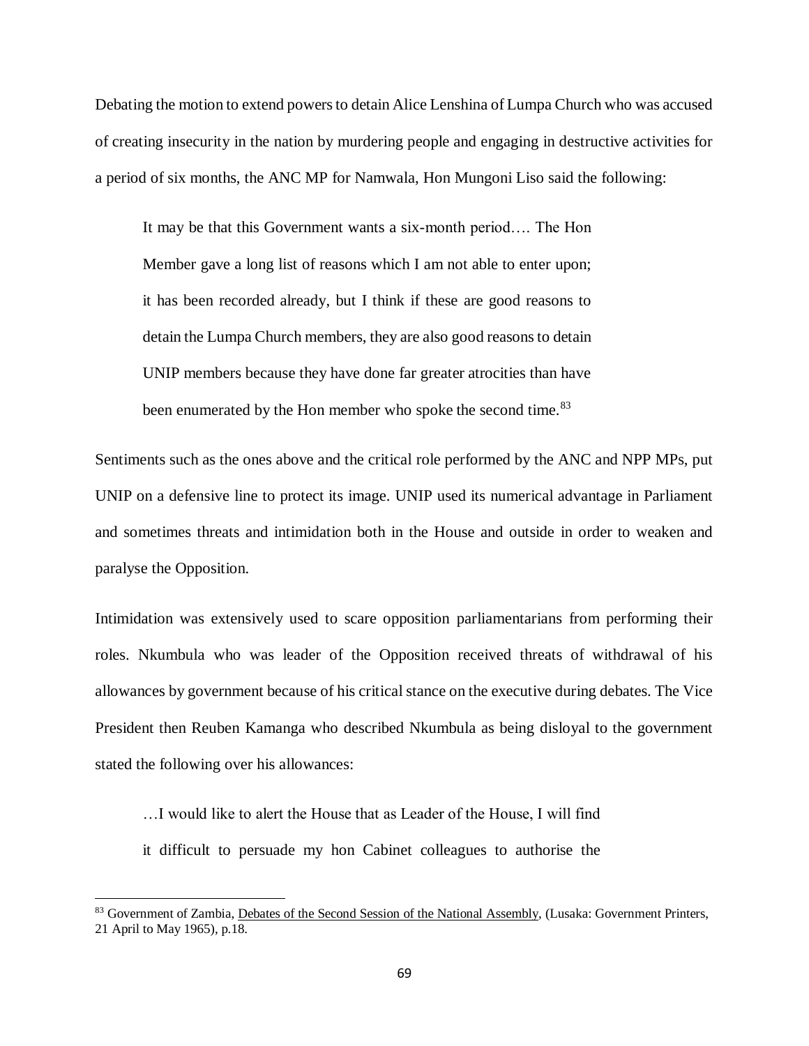Debating the motion to extend powers to detain Alice Lenshina of Lumpa Church who was accused of creating insecurity in the nation by murdering people and engaging in destructive activities for a period of six months, the ANC MP for Namwala, Hon Mungoni Liso said the following:

> It may be that this Government wants a six-month period…. The Hon Member gave a long list of reasons which I am not able to enter upon; it has been recorded already, but I think if these are good reasons to detain the Lumpa Church members, they are also good reasons to detain UNIP members because they have done far greater atrocities than have been enumerated by the Hon member who spoke the second time.[83]

Sentiments such as the ones above and the critical role performed by the ANC and NPP MPs, put UNIP on a defensive line to protect its image. UNIP used its numerical advantage in Parliament and sometimes threats and intimidation both in the House and outside in order to weaken and paralyse the Opposition.

Intimidation was extensively used to scare opposition parliamentarians from performing their roles. Nkumbula who was leader of the Opposition received threats of withdrawal of his allowances by government because of his critical stance on the executive during debates. The Vice President then Reuben Kamanga who described Nkumbula as being disloyal to the government stated the following over his allowances:

> …I would like to alert the House that as Leader of the House, I will find it difficult to persuade my hon Cabinet colleagues to authorise the

---

[83] Government of Zambia, <u>Debates of the Second Session of the National Assembly</u>, (Lusaka: Government Printers, 21 April to May 1965), p.18.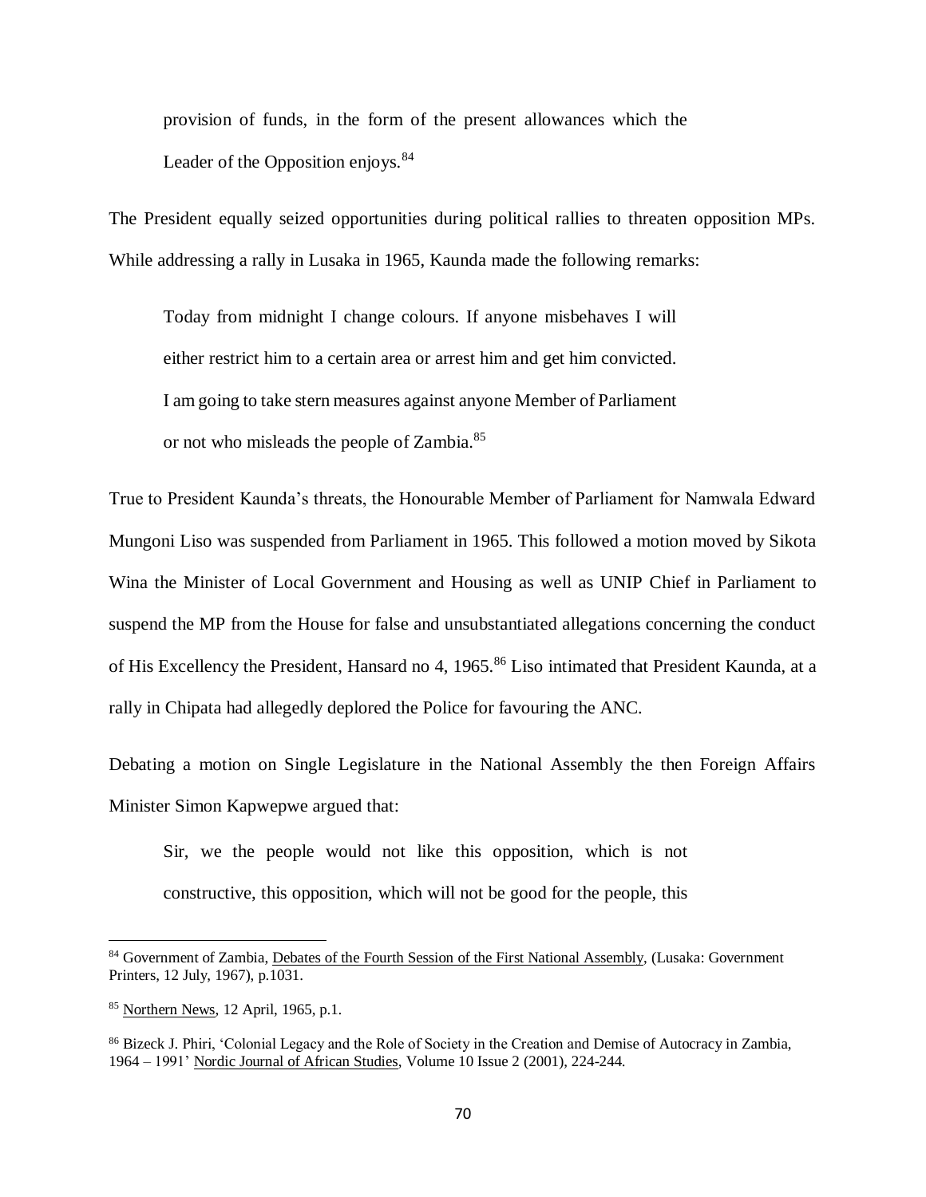> provision of funds, in the form of the present allowances which the Leader of the Opposition enjoys.[84]

The President equally seized opportunities during political rallies to threaten opposition MPs. While addressing a rally in Lusaka in 1965, Kaunda made the following remarks:

> Today from midnight I change colours. If anyone misbehaves I will either restrict him to a certain area or arrest him and get him convicted. I am going to take stern measures against anyone Member of Parliament or not who misleads the people of Zambia.[85]

True to President Kaunda's threats, the Honourable Member of Parliament for Namwala Edward Mungoni Liso was suspended from Parliament in 1965. This followed a motion moved by Sikota Wina the Minister of Local Government and Housing as well as UNIP Chief in Parliament to suspend the MP from the House for false and unsubstantiated allegations concerning the conduct of His Excellency the President, Hansard no 4, 1965.[86] Liso intimated that President Kaunda, at a rally in Chipata had allegedly deplored the Police for favouring the ANC.

Debating a motion on Single Legislature in the National Assembly the then Foreign Affairs Minister Simon Kapwepwe argued that:

> Sir, we the people would not like this opposition, which is not constructive, this opposition, which will not be good for the people, this

---

[84] Government of Zambia, Debates of the Fourth Session of the First National Assembly, (Lusaka: Government Printers, 12 July, 1967), p.1031.

[85] Northern News, 12 April, 1965, p.1.

[86] Bizeck J. Phiri, 'Colonial Legacy and the Role of Society in the Creation and Demise of Autocracy in Zambia, 1964 – 1991' Nordic Journal of African Studies, Volume 10 Issue 2 (2001), 224-244.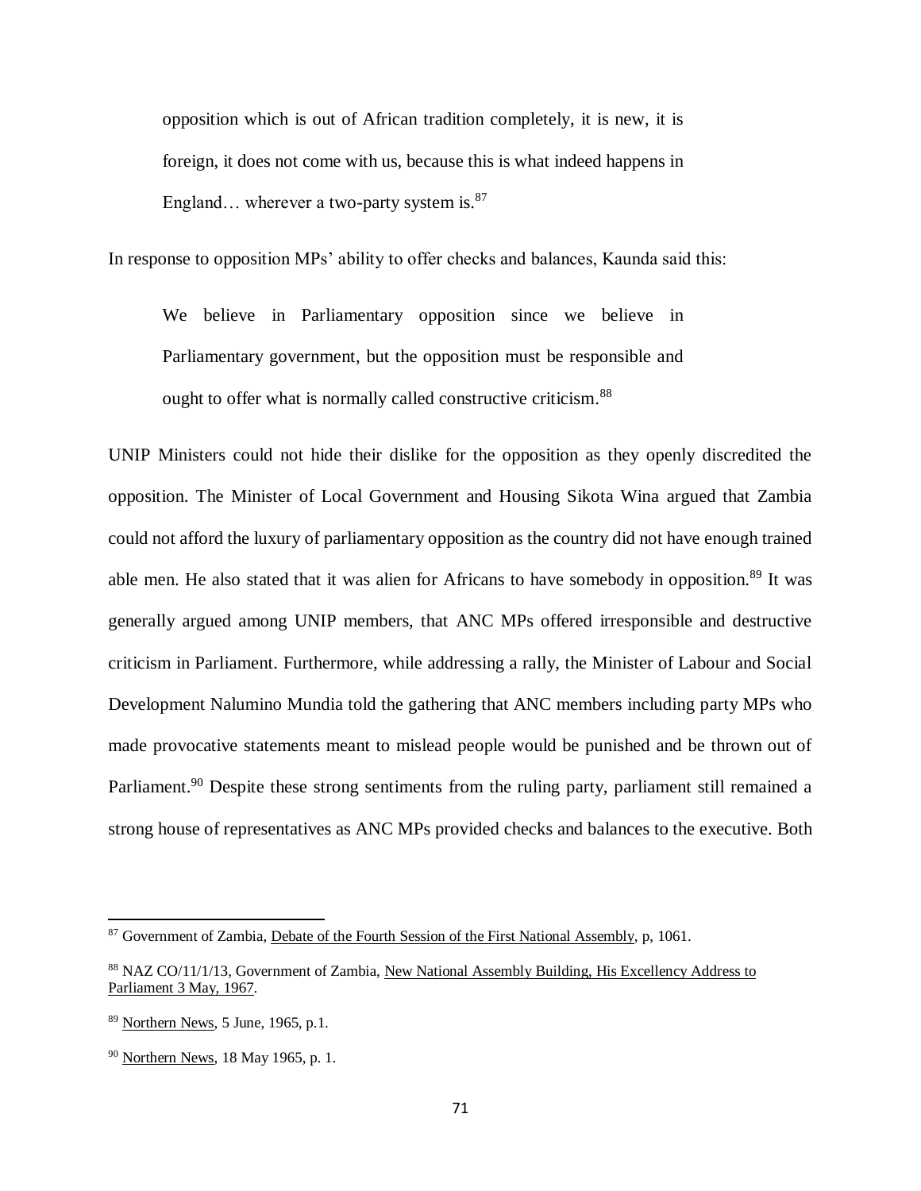> opposition which is out of African tradition completely, it is new, it is foreign, it does not come with us, because this is what indeed happens in England… wherever a two-party system is.[87]

In response to opposition MPs' ability to offer checks and balances, Kaunda said this:

> We believe in Parliamentary opposition since we believe in Parliamentary government, but the opposition must be responsible and ought to offer what is normally called constructive criticism.[88]

UNIP Ministers could not hide their dislike for the opposition as they openly discredited the opposition. The Minister of Local Government and Housing Sikota Wina argued that Zambia could not afford the luxury of parliamentary opposition as the country did not have enough trained able men. He also stated that it was alien for Africans to have somebody in opposition.[89] It was generally argued among UNIP members, that ANC MPs offered irresponsible and destructive criticism in Parliament. Furthermore, while addressing a rally, the Minister of Labour and Social Development Nalumino Mundia told the gathering that ANC members including party MPs who made provocative statements meant to mislead people would be punished and be thrown out of Parliament.[90] Despite these strong sentiments from the ruling party, parliament still remained a strong house of representatives as ANC MPs provided checks and balances to the executive. Both

---

[87] Government of Zambia, Debate of the Fourth Session of the First National Assembly, p, 1061.

[88] NAZ CO/11/1/13, Government of Zambia, New National Assembly Building, His Excellency Address to Parliament 3 May, 1967.

[89] Northern News, 5 June, 1965, p.1.

[90] Northern News, 18 May 1965, p. 1.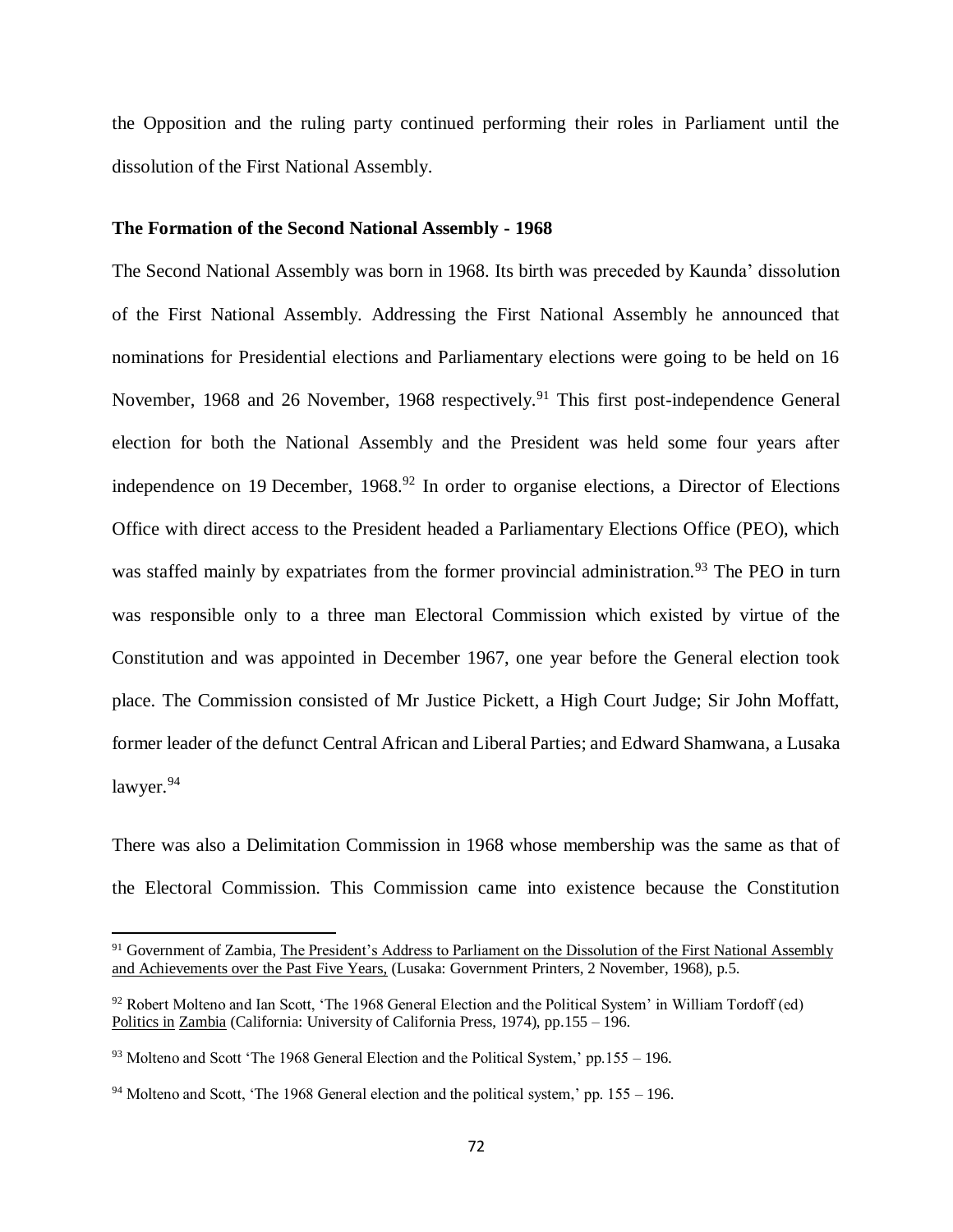the Opposition and the ruling party continued performing their roles in Parliament until the dissolution of the First National Assembly.

**The Formation of the Second National Assembly - 1968**

The Second National Assembly was born in 1968. Its birth was preceded by Kaunda' dissolution of the First National Assembly. Addressing the First National Assembly he announced that nominations for Presidential elections and Parliamentary elections were going to be held on 16 November, 1968 and 26 November, 1968 respectively.[91] This first post-independence General election for both the National Assembly and the President was held some four years after independence on 19 December, 1968.[92] In order to organise elections, a Director of Elections Office with direct access to the President headed a Parliamentary Elections Office (PEO), which was staffed mainly by expatriates from the former provincial administration.[93] The PEO in turn was responsible only to a three man Electoral Commission which existed by virtue of the Constitution and was appointed in December 1967, one year before the General election took place. The Commission consisted of Mr Justice Pickett, a High Court Judge; Sir John Moffatt, former leader of the defunct Central African and Liberal Parties; and Edward Shamwana, a Lusaka lawyer.[94]

There was also a Delimitation Commission in 1968 whose membership was the same as that of the Electoral Commission. This Commission came into existence because the Constitution

---

[91] Government of Zambia, The President's Address to Parliament on the Dissolution of the First National Assembly and Achievements over the Past Five Years, (Lusaka: Government Printers, 2 November, 1968), p.5.

[92] Robert Molteno and Ian Scott, 'The 1968 General Election and the Political System' in William Tordoff (ed) Politics in Zambia (California: University of California Press, 1974), pp.155 – 196.

[93] Molteno and Scott 'The 1968 General Election and the Political System,' pp.155 – 196.

[94] Molteno and Scott, 'The 1968 General election and the political system,' pp. 155 – 196.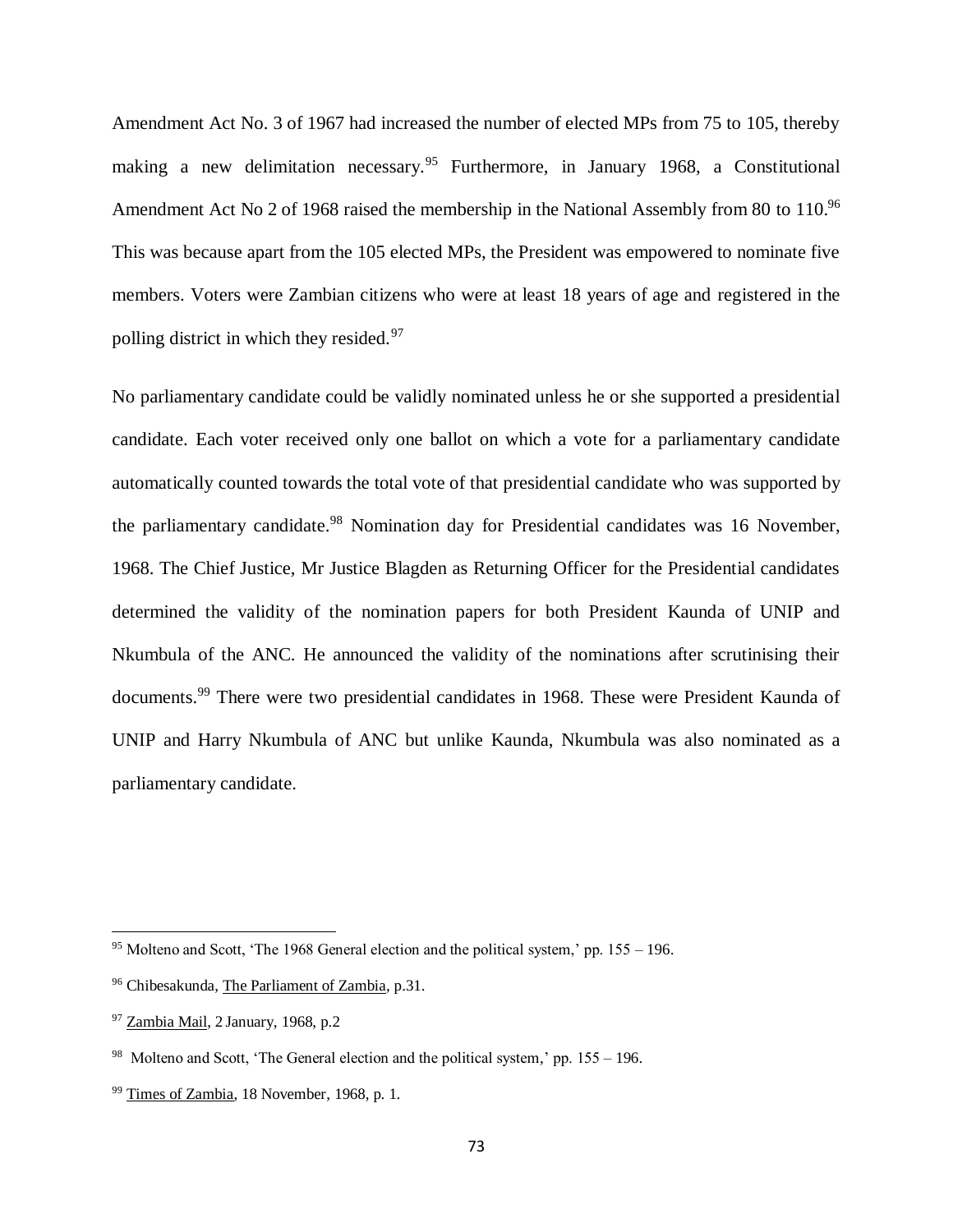Amendment Act No. 3 of 1967 had increased the number of elected MPs from 75 to 105, thereby making a new delimitation necessary.[95] Furthermore, in January 1968, a Constitutional Amendment Act No 2 of 1968 raised the membership in the National Assembly from 80 to 110.[96] This was because apart from the 105 elected MPs, the President was empowered to nominate five members. Voters were Zambian citizens who were at least 18 years of age and registered in the polling district in which they resided.[97]

No parliamentary candidate could be validly nominated unless he or she supported a presidential candidate. Each voter received only one ballot on which a vote for a parliamentary candidate automatically counted towards the total vote of that presidential candidate who was supported by the parliamentary candidate.[98] Nomination day for Presidential candidates was 16 November, 1968. The Chief Justice, Mr Justice Blagden as Returning Officer for the Presidential candidates determined the validity of the nomination papers for both President Kaunda of UNIP and Nkumbula of the ANC. He announced the validity of the nominations after scrutinising their documents.[99] There were two presidential candidates in 1968. These were President Kaunda of UNIP and Harry Nkumbula of ANC but unlike Kaunda, Nkumbula was also nominated as a parliamentary candidate.

---

[95] Molteno and Scott, 'The 1968 General election and the political system,' pp. 155 – 196.

[96] Chibesakunda, The Parliament of Zambia, p.31.

[97] Zambia Mail, 2 January, 1968, p.2

[98] Molteno and Scott, 'The General election and the political system,' pp. 155 – 196.

[99] Times of Zambia, 18 November, 1968, p. 1.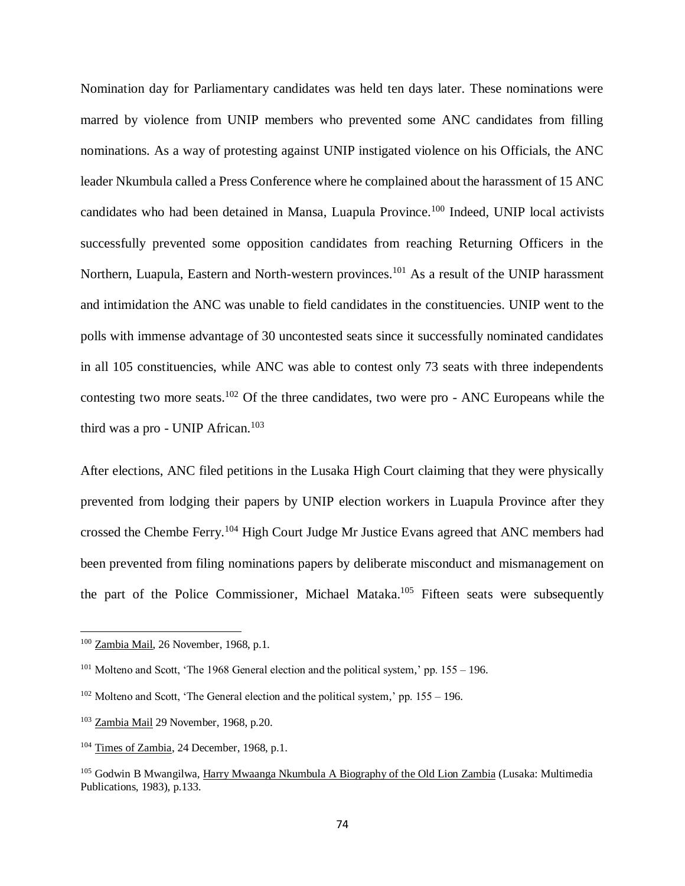Nomination day for Parliamentary candidates was held ten days later. These nominations were marred by violence from UNIP members who prevented some ANC candidates from filling nominations. As a way of protesting against UNIP instigated violence on his Officials, the ANC leader Nkumbula called a Press Conference where he complained about the harassment of 15 ANC candidates who had been detained in Mansa, Luapula Province.[100] Indeed, UNIP local activists successfully prevented some opposition candidates from reaching Returning Officers in the Northern, Luapula, Eastern and North-western provinces.[101] As a result of the UNIP harassment and intimidation the ANC was unable to field candidates in the constituencies. UNIP went to the polls with immense advantage of 30 uncontested seats since it successfully nominated candidates in all 105 constituencies, while ANC was able to contest only 73 seats with three independents contesting two more seats.[102] Of the three candidates, two were pro - ANC Europeans while the third was a pro - UNIP African.[103]

After elections, ANC filed petitions in the Lusaka High Court claiming that they were physically prevented from lodging their papers by UNIP election workers in Luapula Province after they crossed the Chembe Ferry.[104] High Court Judge Mr Justice Evans agreed that ANC members had been prevented from filing nominations papers by deliberate misconduct and mismanagement on the part of the Police Commissioner, Michael Mataka.[105] Fifteen seats were subsequently

---

[100] Zambia Mail, 26 November, 1968, p.1.

[101] Molteno and Scott, 'The 1968 General election and the political system,' pp. 155 – 196.

[102] Molteno and Scott, 'The General election and the political system,' pp. 155 – 196.

[103] Zambia Mail 29 November, 1968, p.20.

[104] Times of Zambia, 24 December, 1968, p.1.

[105] Godwin B Mwangilwa, Harry Mwaanga Nkumbula A Biography of the Old Lion Zambia (Lusaka: Multimedia Publications, 1983), p.133.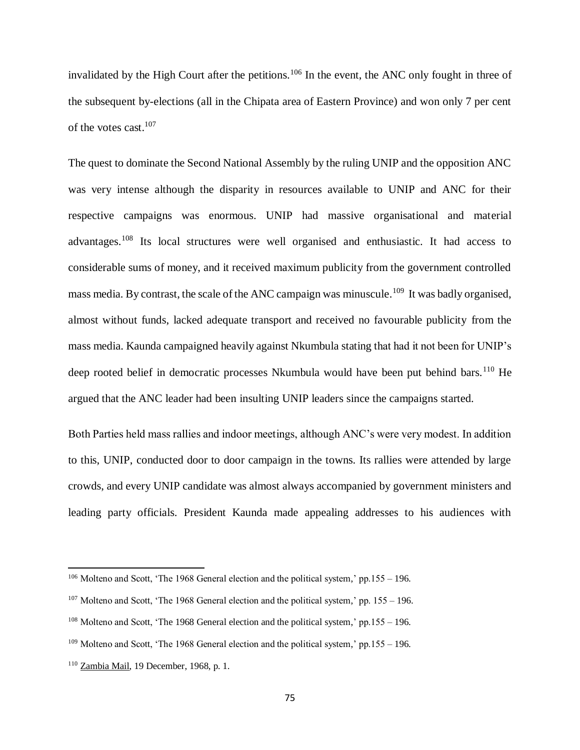invalidated by the High Court after the petitions.[106] In the event, the ANC only fought in three of the subsequent by-elections (all in the Chipata area of Eastern Province) and won only 7 per cent of the votes cast.[107]

The quest to dominate the Second National Assembly by the ruling UNIP and the opposition ANC was very intense although the disparity in resources available to UNIP and ANC for their respective campaigns was enormous. UNIP had massive organisational and material advantages.[108] Its local structures were well organised and enthusiastic. It had access to considerable sums of money, and it received maximum publicity from the government controlled mass media. By contrast, the scale of the ANC campaign was minuscule.[109] It was badly organised, almost without funds, lacked adequate transport and received no favourable publicity from the mass media. Kaunda campaigned heavily against Nkumbula stating that had it not been for UNIP's deep rooted belief in democratic processes Nkumbula would have been put behind bars.[110] He argued that the ANC leader had been insulting UNIP leaders since the campaigns started.

Both Parties held mass rallies and indoor meetings, although ANC's were very modest. In addition to this, UNIP, conducted door to door campaign in the towns. Its rallies were attended by large crowds, and every UNIP candidate was almost always accompanied by government ministers and leading party officials. President Kaunda made appealing addresses to his audiences with

---

[106] Molteno and Scott, 'The 1968 General election and the political system,' pp.155 – 196.

[107] Molteno and Scott, 'The 1968 General election and the political system,' pp. 155 – 196.

[108] Molteno and Scott, 'The 1968 General election and the political system,' pp.155 – 196.

[109] Molteno and Scott, 'The 1968 General election and the political system,' pp.155 – 196.

[110] Zambia Mail, 19 December, 1968, p. 1.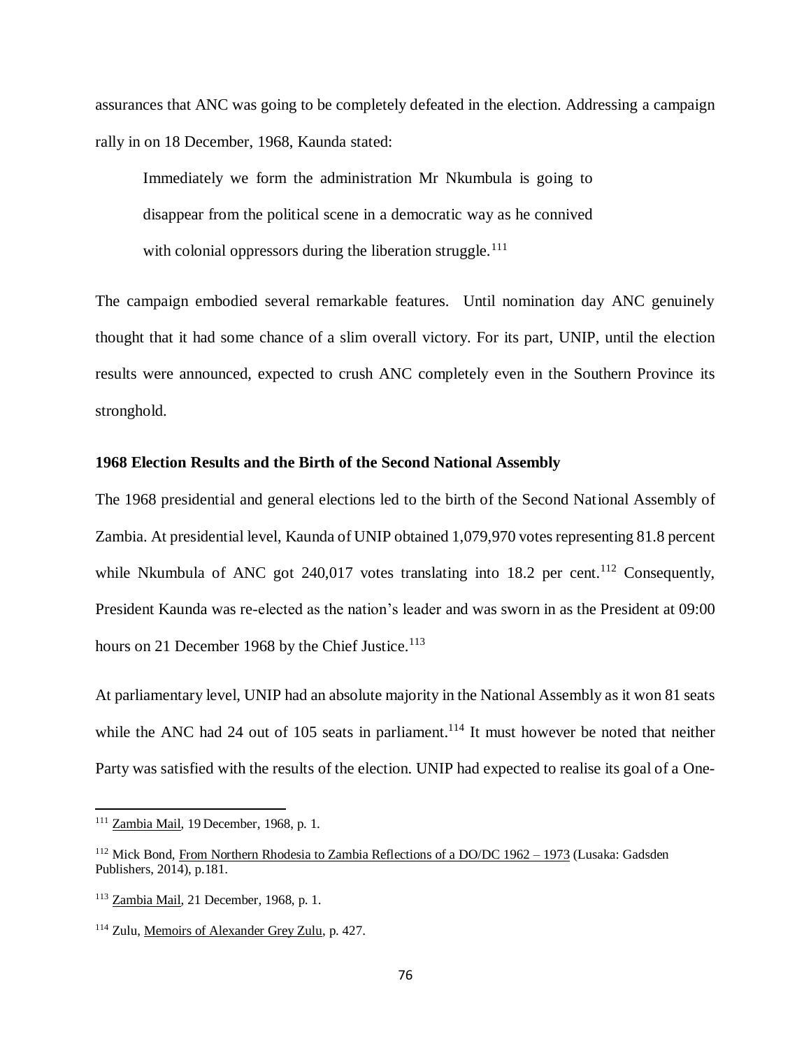assurances that ANC was going to be completely defeated in the election. Addressing a campaign rally in on 18 December, 1968, Kaunda stated:

> Immediately we form the administration Mr Nkumbula is going to disappear from the political scene in a democratic way as he connived with colonial oppressors during the liberation struggle.[111]

The campaign embodied several remarkable features. Until nomination day ANC genuinely thought that it had some chance of a slim overall victory. For its part, UNIP, until the election results were announced, expected to crush ANC completely even in the Southern Province its stronghold.

### 1968 Election Results and the Birth of the Second National Assembly

The 1968 presidential and general elections led to the birth of the Second National Assembly of Zambia. At presidential level, Kaunda of UNIP obtained 1,079,970 votes representing 81.8 percent while Nkumbula of ANC got 240,017 votes translating into 18.2 per cent.[112] Consequently, President Kaunda was re-elected as the nation's leader and was sworn in as the President at 09:00 hours on 21 December 1968 by the Chief Justice.[113]

At parliamentary level, UNIP had an absolute majority in the National Assembly as it won 81 seats while the ANC had 24 out of 105 seats in parliament.[114] It must however be noted that neither Party was satisfied with the results of the election. UNIP had expected to realise its goal of a One-

---

[111] Zambia Mail, 19 December, 1968, p. 1.

[112] Mick Bond, From Northern Rhodesia to Zambia Reflections of a DO/DC 1962 – 1973 (Lusaka: Gadsden Publishers, 2014), p.181.

[113] Zambia Mail, 21 December, 1968, p. 1.

[114] Zulu, Memoirs of Alexander Grey Zulu, p. 427.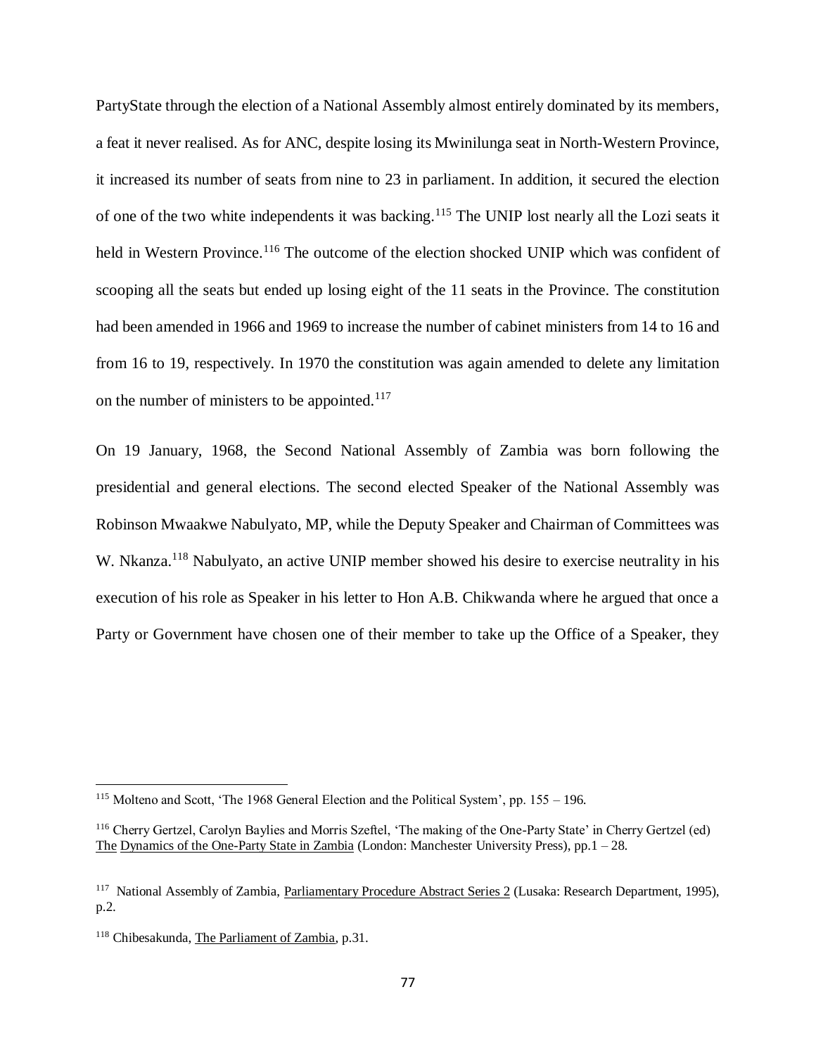PartyState through the election of a National Assembly almost entirely dominated by its members, a feat it never realised. As for ANC, despite losing its Mwinilunga seat in North-Western Province, it increased its number of seats from nine to 23 in parliament. In addition, it secured the election of one of the two white independents it was backing.[115] The UNIP lost nearly all the Lozi seats it held in Western Province.[116] The outcome of the election shocked UNIP which was confident of scooping all the seats but ended up losing eight of the 11 seats in the Province. The constitution had been amended in 1966 and 1969 to increase the number of cabinet ministers from 14 to 16 and from 16 to 19, respectively. In 1970 the constitution was again amended to delete any limitation on the number of ministers to be appointed.[117]

On 19 January, 1968, the Second National Assembly of Zambia was born following the presidential and general elections. The second elected Speaker of the National Assembly was Robinson Mwaakwe Nabulyato, MP, while the Deputy Speaker and Chairman of Committees was W. Nkanza.[118] Nabulyato, an active UNIP member showed his desire to exercise neutrality in his execution of his role as Speaker in his letter to Hon A.B. Chikwanda where he argued that once a Party or Government have chosen one of their member to take up the Office of a Speaker, they

---

[115] Molteno and Scott, 'The 1968 General Election and the Political System', pp. 155 – 196.

[116] Cherry Gertzel, Carolyn Baylies and Morris Szeftel, 'The making of the One-Party State' in Cherry Gertzel (ed) The Dynamics of the One-Party State in Zambia (London: Manchester University Press), pp.1 – 28.

[117] National Assembly of Zambia, Parliamentary Procedure Abstract Series 2 (Lusaka: Research Department, 1995), p.2.

[118] Chibesakunda, The Parliament of Zambia, p.31.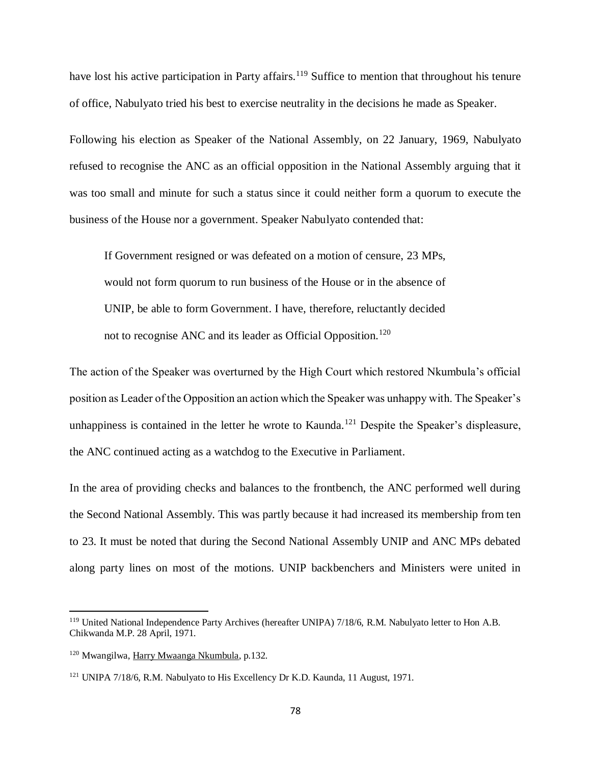have lost his active participation in Party affairs.[119] Suffice to mention that throughout his tenure of office, Nabulyato tried his best to exercise neutrality in the decisions he made as Speaker.

Following his election as Speaker of the National Assembly, on 22 January, 1969, Nabulyato refused to recognise the ANC as an official opposition in the National Assembly arguing that it was too small and minute for such a status since it could neither form a quorum to execute the business of the House nor a government. Speaker Nabulyato contended that:

> If Government resigned or was defeated on a motion of censure, 23 MPs, would not form quorum to run business of the House or in the absence of UNIP, be able to form Government. I have, therefore, reluctantly decided not to recognise ANC and its leader as Official Opposition.[120]

The action of the Speaker was overturned by the High Court which restored Nkumbula's official position as Leader of the Opposition an action which the Speaker was unhappy with. The Speaker's unhappiness is contained in the letter he wrote to Kaunda.[121] Despite the Speaker's displeasure, the ANC continued acting as a watchdog to the Executive in Parliament.

In the area of providing checks and balances to the frontbench, the ANC performed well during the Second National Assembly. This was partly because it had increased its membership from ten to 23. It must be noted that during the Second National Assembly UNIP and ANC MPs debated along party lines on most of the motions. UNIP backbenchers and Ministers were united in

---

[119] United National Independence Party Archives (hereafter UNIPA) 7/18/6, R.M. Nabulyato letter to Hon A.B. Chikwanda M.P. 28 April, 1971.

[120] Mwangilwa, Harry Mwaanga Nkumbula, p.132.

[121] UNIPA 7/18/6, R.M. Nabulyato to His Excellency Dr K.D. Kaunda, 11 August, 1971.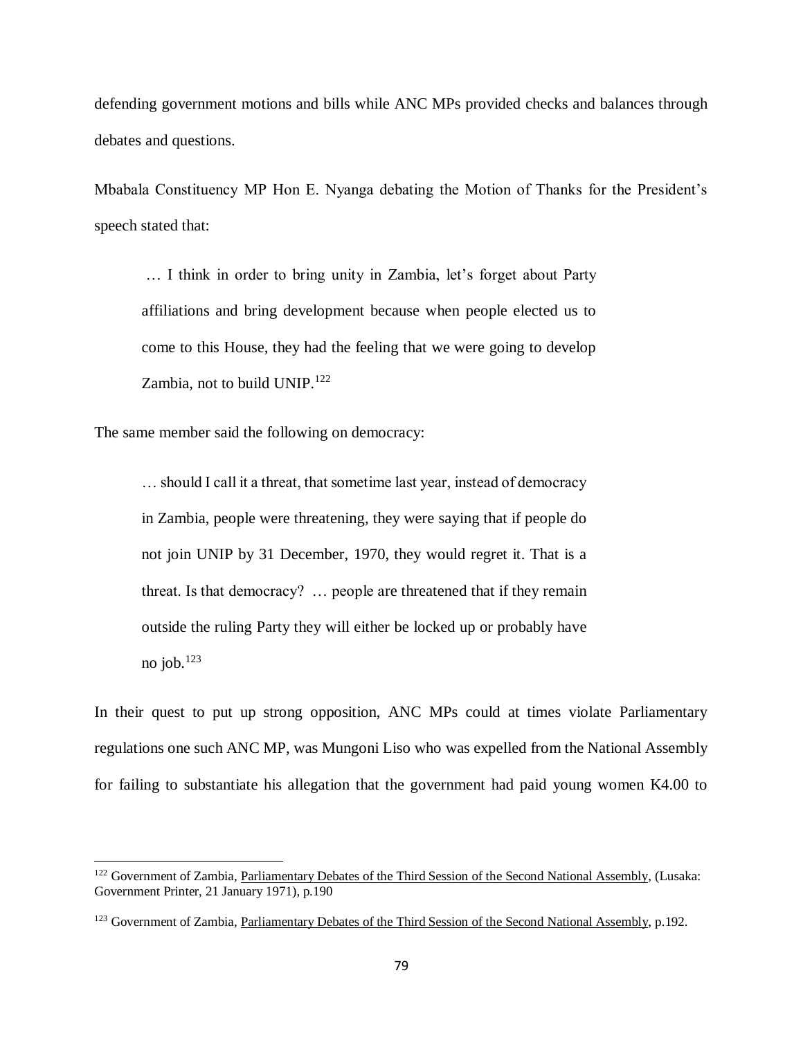defending government motions and bills while ANC MPs provided checks and balances through debates and questions.

Mbabala Constituency MP Hon E. Nyanga debating the Motion of Thanks for the President's speech stated that:

> … I think in order to bring unity in Zambia, let's forget about Party affiliations and bring development because when people elected us to come to this House, they had the feeling that we were going to develop Zambia, not to build UNIP.[122]

The same member said the following on democracy:

> … should I call it a threat, that sometime last year, instead of democracy in Zambia, people were threatening, they were saying that if people do not join UNIP by 31 December, 1970, they would regret it. That is a threat. Is that democracy? … people are threatened that if they remain outside the ruling Party they will either be locked up or probably have no job.[123]

In their quest to put up strong opposition, ANC MPs could at times violate Parliamentary regulations one such ANC MP, was Mungoni Liso who was expelled from the National Assembly for failing to substantiate his allegation that the government had paid young women K4.00 to

---

[122] Government of Zambia, Parliamentary Debates of the Third Session of the Second National Assembly, (Lusaka: Government Printer, 21 January 1971), p.190

[123] Government of Zambia, Parliamentary Debates of the Third Session of the Second National Assembly, p.192.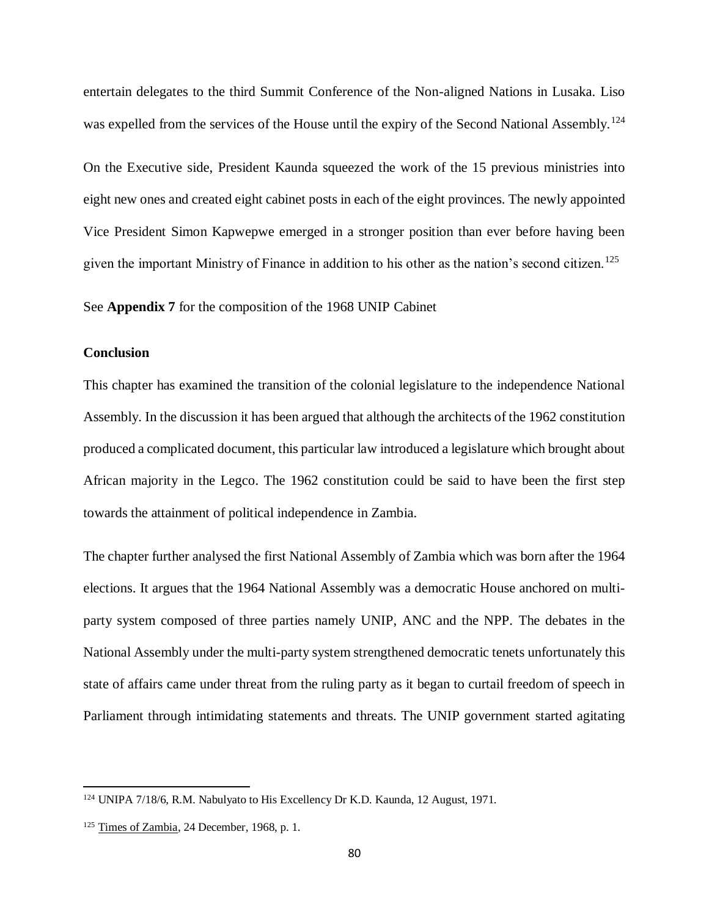entertain delegates to the third Summit Conference of the Non-aligned Nations in Lusaka. Liso was expelled from the services of the House until the expiry of the Second National Assembly.[124]

On the Executive side, President Kaunda squeezed the work of the 15 previous ministries into eight new ones and created eight cabinet posts in each of the eight provinces. The newly appointed Vice President Simon Kapwepwe emerged in a stronger position than ever before having been given the important Ministry of Finance in addition to his other as the nation's second citizen.[125]

See **Appendix 7** for the composition of the 1968 UNIP Cabinet

**Conclusion**

This chapter has examined the transition of the colonial legislature to the independence National Assembly. In the discussion it has been argued that although the architects of the 1962 constitution produced a complicated document, this particular law introduced a legislature which brought about African majority in the Legco. The 1962 constitution could be said to have been the first step towards the attainment of political independence in Zambia.

The chapter further analysed the first National Assembly of Zambia which was born after the 1964 elections. It argues that the 1964 National Assembly was a democratic House anchored on multi-party system composed of three parties namely UNIP, ANC and the NPP. The debates in the National Assembly under the multi-party system strengthened democratic tenets unfortunately this state of affairs came under threat from the ruling party as it began to curtail freedom of speech in Parliament through intimidating statements and threats. The UNIP government started agitating

---

[124] UNIPA 7/18/6, R.M. Nabulyato to His Excellency Dr K.D. Kaunda, 12 August, 1971.

[125] Times of Zambia, 24 December, 1968, p. 1.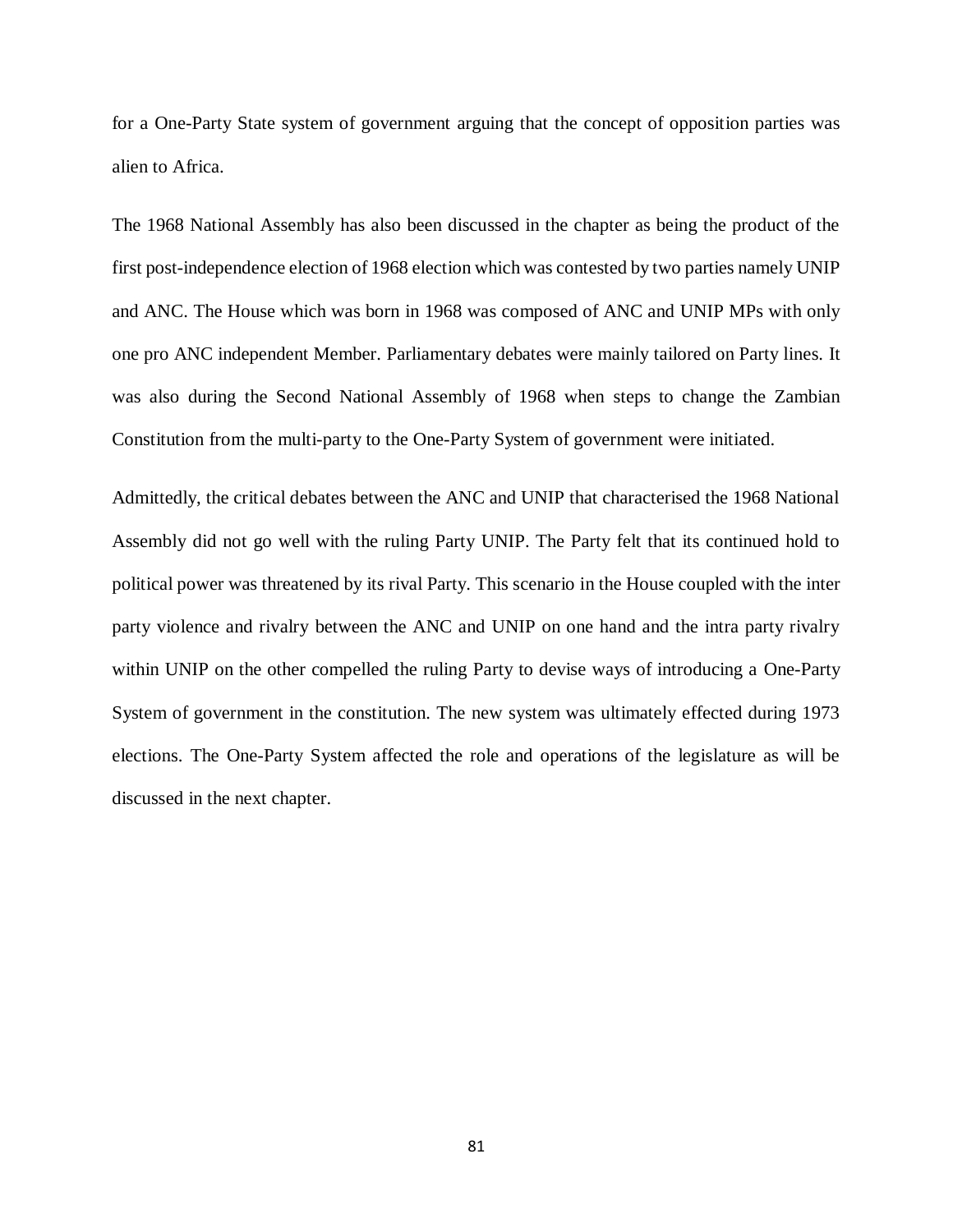for a One-Party State system of government arguing that the concept of opposition parties was alien to Africa.

The 1968 National Assembly has also been discussed in the chapter as being the product of the first post-independence election of 1968 election which was contested by two parties namely UNIP and ANC. The House which was born in 1968 was composed of ANC and UNIP MPs with only one pro ANC independent Member. Parliamentary debates were mainly tailored on Party lines. It was also during the Second National Assembly of 1968 when steps to change the Zambian Constitution from the multi-party to the One-Party System of government were initiated.

Admittedly, the critical debates between the ANC and UNIP that characterised the 1968 National Assembly did not go well with the ruling Party UNIP. The Party felt that its continued hold to political power was threatened by its rival Party. This scenario in the House coupled with the inter party violence and rivalry between the ANC and UNIP on one hand and the intra party rivalry within UNIP on the other compelled the ruling Party to devise ways of introducing a One-Party System of government in the constitution. The new system was ultimately effected during 1973 elections. The One-Party System affected the role and operations of the legislature as will be discussed in the next chapter.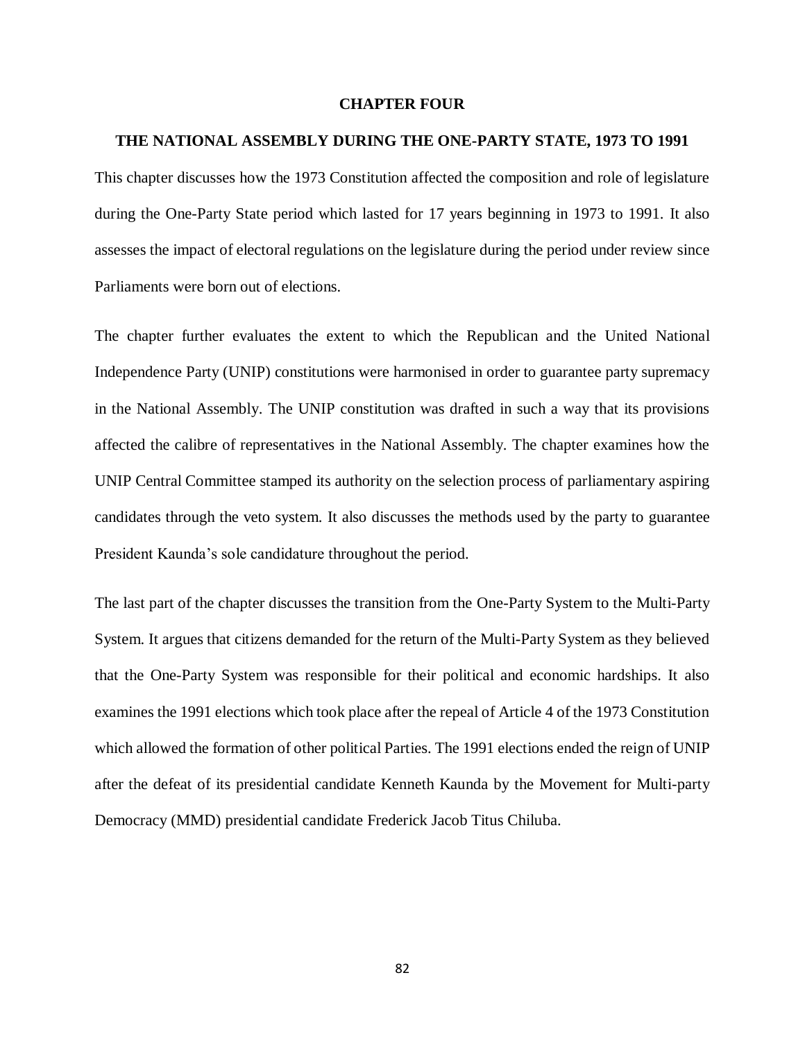# CHAPTER FOUR

## THE NATIONAL ASSEMBLY DURING THE ONE-PARTY STATE, 1973 TO 1991

This chapter discusses how the 1973 Constitution affected the composition and role of legislature during the One-Party State period which lasted for 17 years beginning in 1973 to 1991. It also assesses the impact of electoral regulations on the legislature during the period under review since Parliaments were born out of elections.

The chapter further evaluates the extent to which the Republican and the United National Independence Party (UNIP) constitutions were harmonised in order to guarantee party supremacy in the National Assembly. The UNIP constitution was drafted in such a way that its provisions affected the calibre of representatives in the National Assembly. The chapter examines how the UNIP Central Committee stamped its authority on the selection process of parliamentary aspiring candidates through the veto system. It also discusses the methods used by the party to guarantee President Kaunda's sole candidature throughout the period.

The last part of the chapter discusses the transition from the One-Party System to the Multi-Party System. It argues that citizens demanded for the return of the Multi-Party System as they believed that the One-Party System was responsible for their political and economic hardships. It also examines the 1991 elections which took place after the repeal of Article 4 of the 1973 Constitution which allowed the formation of other political Parties. The 1991 elections ended the reign of UNIP after the defeat of its presidential candidate Kenneth Kaunda by the Movement for Multi-party Democracy (MMD) presidential candidate Frederick Jacob Titus Chiluba.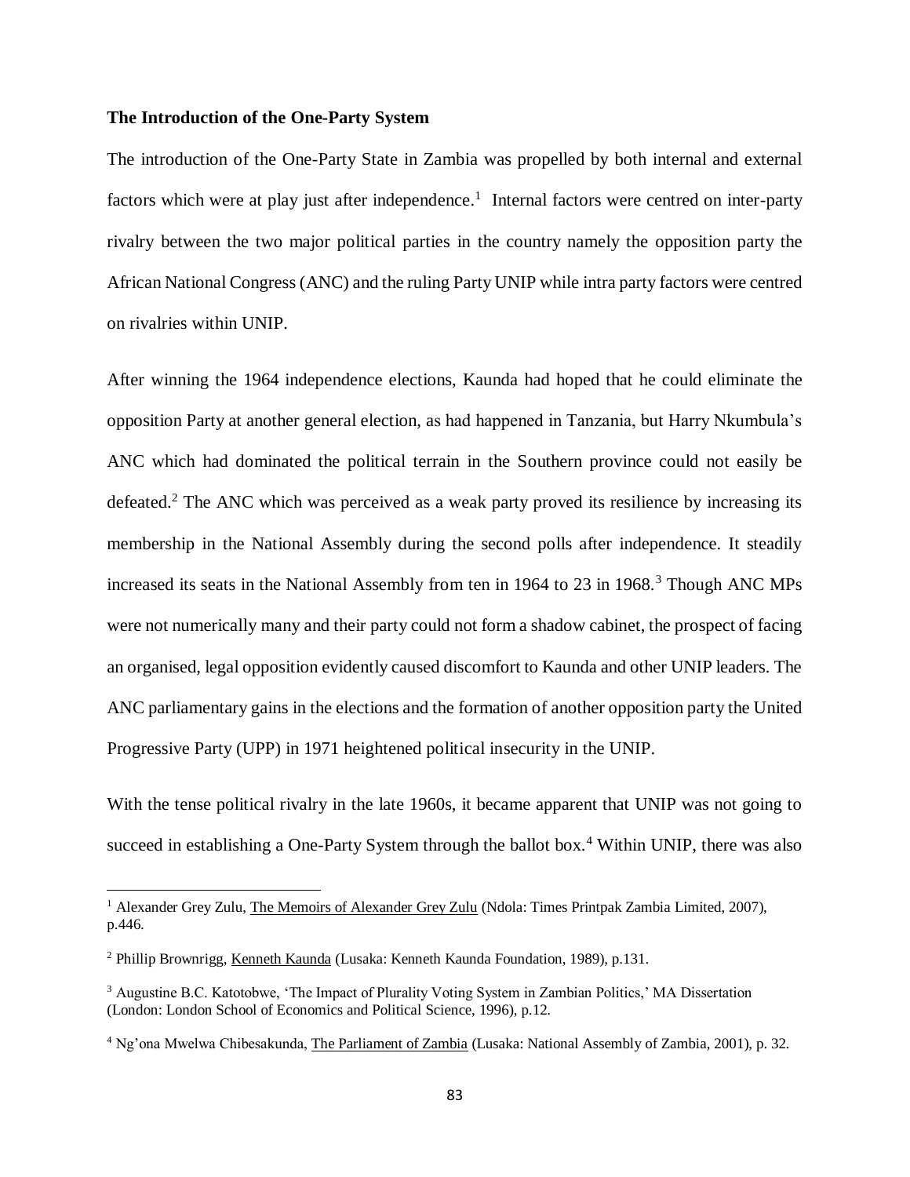**The Introduction of the One-Party System**

The introduction of the One-Party State in Zambia was propelled by both internal and external factors which were at play just after independence.[1] Internal factors were centred on inter-party rivalry between the two major political parties in the country namely the opposition party the African National Congress (ANC) and the ruling Party UNIP while intra party factors were centred on rivalries within UNIP.

After winning the 1964 independence elections, Kaunda had hoped that he could eliminate the opposition Party at another general election, as had happened in Tanzania, but Harry Nkumbula's ANC which had dominated the political terrain in the Southern province could not easily be defeated.[2] The ANC which was perceived as a weak party proved its resilience by increasing its membership in the National Assembly during the second polls after independence. It steadily increased its seats in the National Assembly from ten in 1964 to 23 in 1968.[3] Though ANC MPs were not numerically many and their party could not form a shadow cabinet, the prospect of facing an organised, legal opposition evidently caused discomfort to Kaunda and other UNIP leaders. The ANC parliamentary gains in the elections and the formation of another opposition party the United Progressive Party (UPP) in 1971 heightened political insecurity in the UNIP.

With the tense political rivalry in the late 1960s, it became apparent that UNIP was not going to succeed in establishing a One-Party System through the ballot box.[4] Within UNIP, there was also

---

[1] Alexander Grey Zulu, The Memoirs of Alexander Grey Zulu (Ndola: Times Printpak Zambia Limited, 2007), p.446.

[2] Phillip Brownrigg, Kenneth Kaunda (Lusaka: Kenneth Kaunda Foundation, 1989), p.131.

[3] Augustine B.C. Katotobwe, 'The Impact of Plurality Voting System in Zambian Politics,' MA Dissertation (London: London School of Economics and Political Science, 1996), p.12.

[4] Ng'ona Mwelwa Chibesakunda, The Parliament of Zambia (Lusaka: National Assembly of Zambia, 2001), p. 32.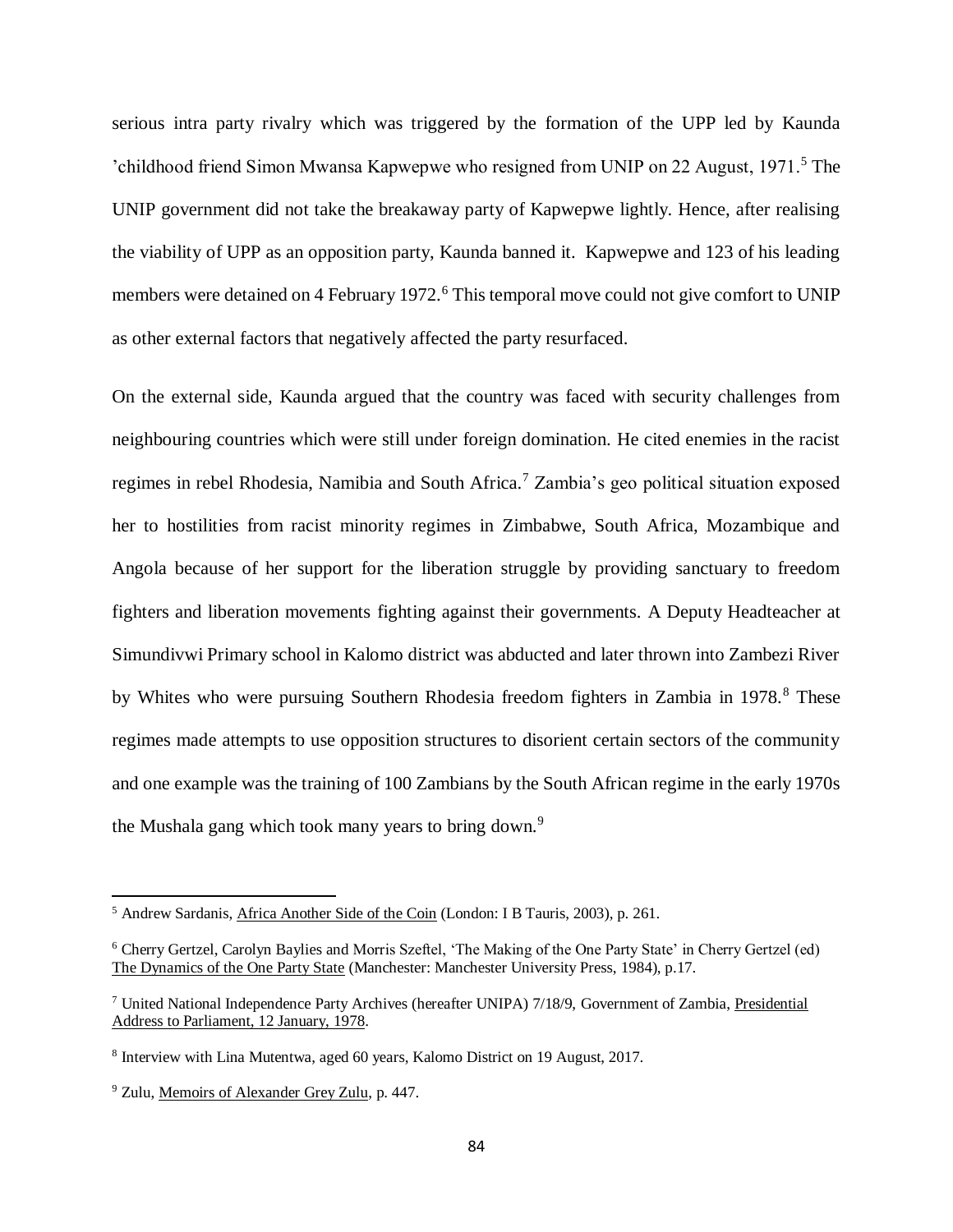serious intra party rivalry which was triggered by the formation of the UPP led by Kaunda 'childhood friend Simon Mwansa Kapwepwe who resigned from UNIP on 22 August, 1971.[5] The UNIP government did not take the breakaway party of Kapwepwe lightly. Hence, after realising the viability of UPP as an opposition party, Kaunda banned it. Kapwepwe and 123 of his leading members were detained on 4 February 1972.[6] This temporal move could not give comfort to UNIP as other external factors that negatively affected the party resurfaced.

On the external side, Kaunda argued that the country was faced with security challenges from neighbouring countries which were still under foreign domination. He cited enemies in the racist regimes in rebel Rhodesia, Namibia and South Africa.[7] Zambia's geo political situation exposed her to hostilities from racist minority regimes in Zimbabwe, South Africa, Mozambique and Angola because of her support for the liberation struggle by providing sanctuary to freedom fighters and liberation movements fighting against their governments. A Deputy Headteacher at Simundivwi Primary school in Kalomo district was abducted and later thrown into Zambezi River by Whites who were pursuing Southern Rhodesia freedom fighters in Zambia in 1978.[8] These regimes made attempts to use opposition structures to disorient certain sectors of the community and one example was the training of 100 Zambians by the South African regime in the early 1970s the Mushala gang which took many years to bring down.[9]

---

[5] Andrew Sardanis, Africa Another Side of the Coin (London: I B Tauris, 2003), p. 261.

[6] Cherry Gertzel, Carolyn Baylies and Morris Szeftel, 'The Making of the One Party State' in Cherry Gertzel (ed) The Dynamics of the One Party State (Manchester: Manchester University Press, 1984), p.17.

[7] United National Independence Party Archives (hereafter UNIPA) 7/18/9, Government of Zambia, Presidential Address to Parliament, 12 January, 1978.

[8] Interview with Lina Mutentwa, aged 60 years, Kalomo District on 19 August, 2017.

[9] Zulu, Memoirs of Alexander Grey Zulu, p. 447.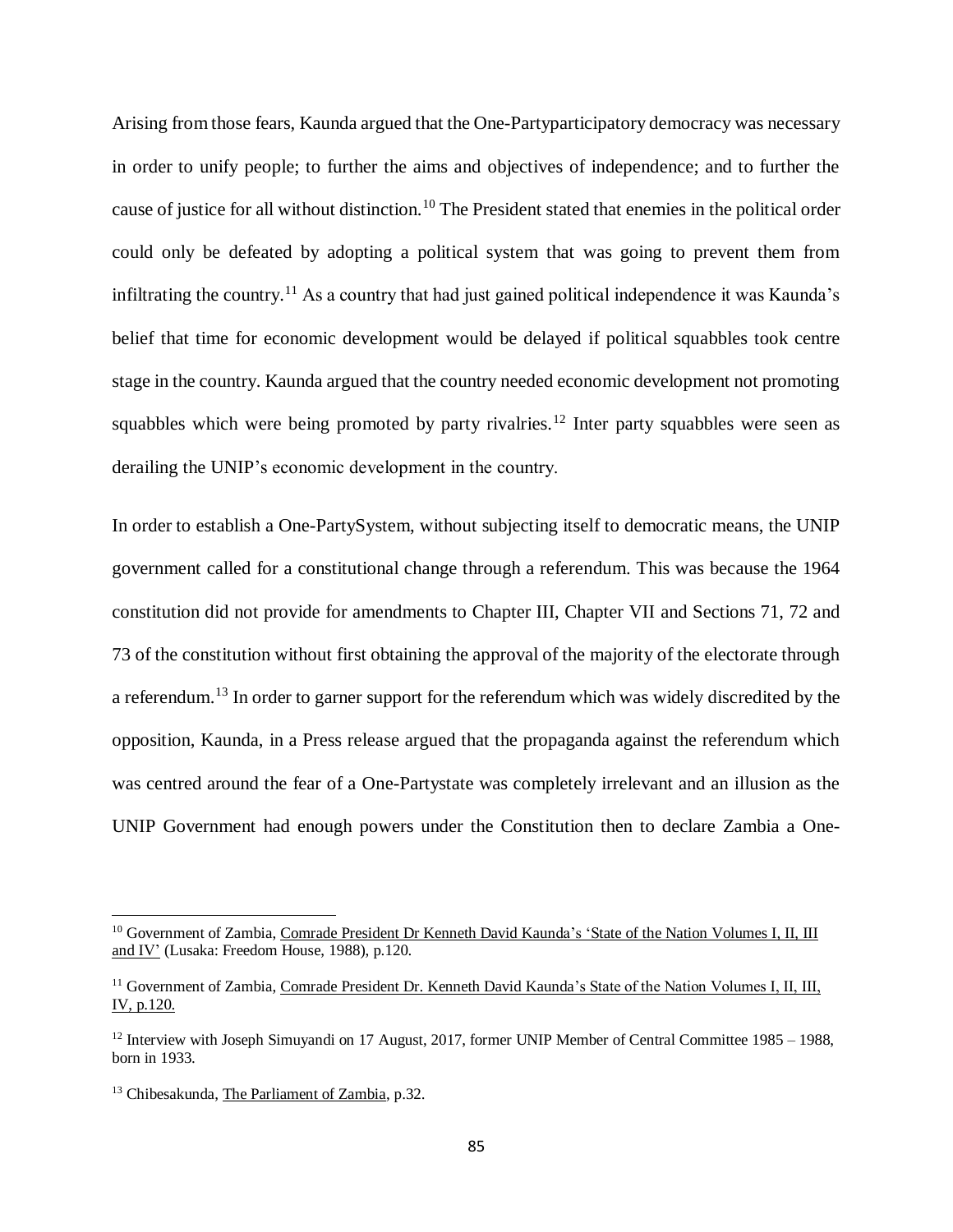Arising from those fears, Kaunda argued that the One-Partyparticipatory democracy was necessary in order to unify people; to further the aims and objectives of independence; and to further the cause of justice for all without distinction.[10] The President stated that enemies in the political order could only be defeated by adopting a political system that was going to prevent them from infiltrating the country.[11] As a country that had just gained political independence it was Kaunda's belief that time for economic development would be delayed if political squabbles took centre stage in the country. Kaunda argued that the country needed economic development not promoting squabbles which were being promoted by party rivalries.[12] Inter party squabbles were seen as derailing the UNIP's economic development in the country.

In order to establish a One-PartySystem, without subjecting itself to democratic means, the UNIP government called for a constitutional change through a referendum. This was because the 1964 constitution did not provide for amendments to Chapter III, Chapter VII and Sections 71, 72 and 73 of the constitution without first obtaining the approval of the majority of the electorate through a referendum.[13] In order to garner support for the referendum which was widely discredited by the opposition, Kaunda, in a Press release argued that the propaganda against the referendum which was centred around the fear of a One-Partystate was completely irrelevant and an illusion as the UNIP Government had enough powers under the Constitution then to declare Zambia a One-

---

[10] Government of Zambia, Comrade President Dr Kenneth David Kaunda's 'State of the Nation Volumes I, II, III and IV' (Lusaka: Freedom House, 1988), p.120.

[11] Government of Zambia, Comrade President Dr. Kenneth David Kaunda's State of the Nation Volumes I, II, III, IV, p.120.

[12] Interview with Joseph Simuyandi on 17 August, 2017, former UNIP Member of Central Committee 1985 – 1988, born in 1933.

[13] Chibesakunda, The Parliament of Zambia, p.32.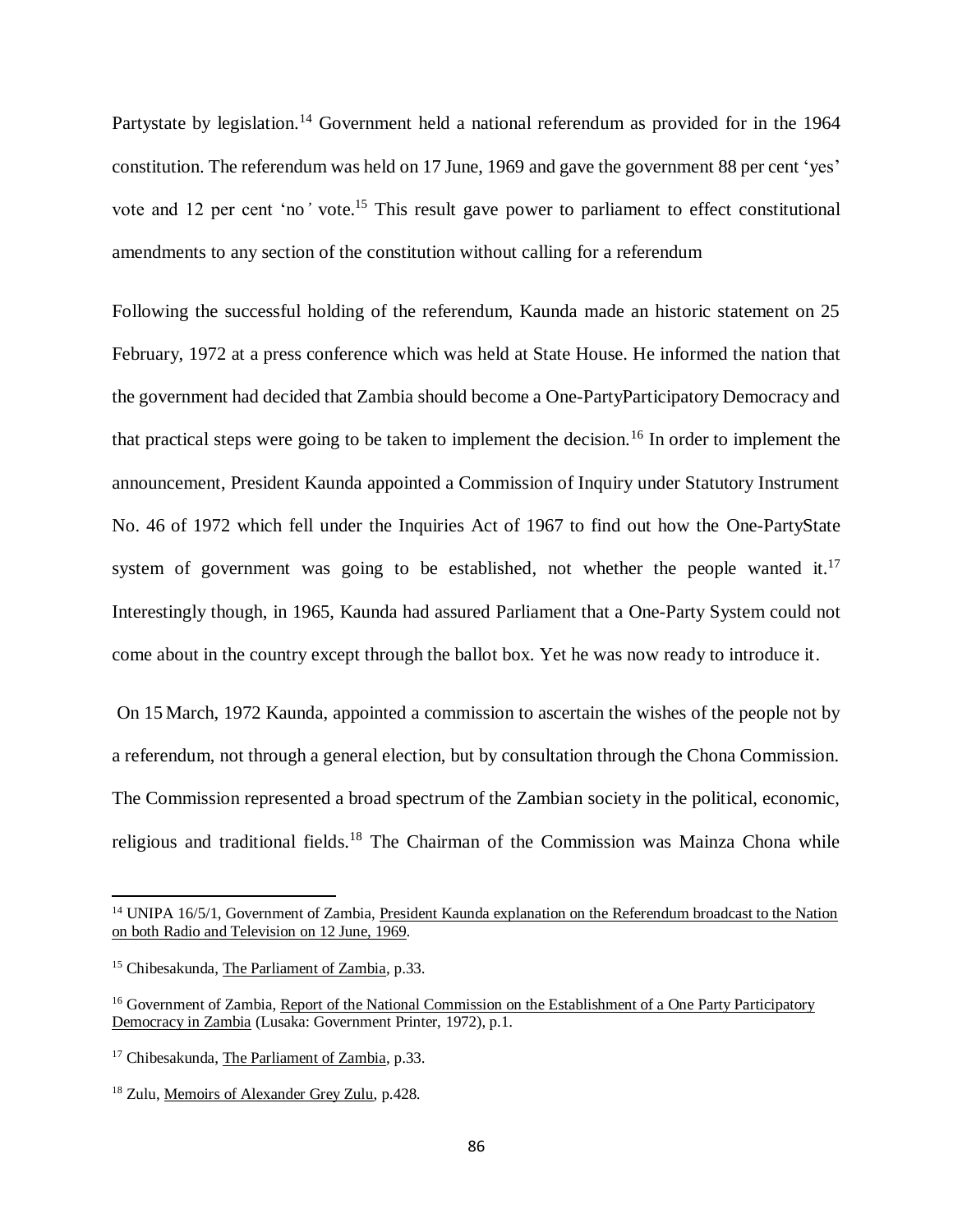Partystate by legislation.[14] Government held a national referendum as provided for in the 1964 constitution. The referendum was held on 17 June, 1969 and gave the government 88 per cent 'yes' vote and 12 per cent 'no' vote.[15] This result gave power to parliament to effect constitutional amendments to any section of the constitution without calling for a referendum

Following the successful holding of the referendum, Kaunda made an historic statement on 25 February, 1972 at a press conference which was held at State House. He informed the nation that the government had decided that Zambia should become a One-PartyParticipatory Democracy and that practical steps were going to be taken to implement the decision.[16] In order to implement the announcement, President Kaunda appointed a Commission of Inquiry under Statutory Instrument No. 46 of 1972 which fell under the Inquiries Act of 1967 to find out how the One-PartyState system of government was going to be established, not whether the people wanted it.[17] Interestingly though, in 1965, Kaunda had assured Parliament that a One-Party System could not come about in the country except through the ballot box. Yet he was now ready to introduce it.

On 15 March, 1972 Kaunda, appointed a commission to ascertain the wishes of the people not by a referendum, not through a general election, but by consultation through the Chona Commission. The Commission represented a broad spectrum of the Zambian society in the political, economic, religious and traditional fields.[18] The Chairman of the Commission was Mainza Chona while

---

[14] UNIPA 16/5/1, Government of Zambia, President Kaunda explanation on the Referendum broadcast to the Nation on both Radio and Television on 12 June, 1969.

[15] Chibesakunda, The Parliament of Zambia, p.33.

[16] Government of Zambia, Report of the National Commission on the Establishment of a One Party Participatory Democracy in Zambia (Lusaka: Government Printer, 1972), p.1.

[17] Chibesakunda, The Parliament of Zambia, p.33.

[18] Zulu, Memoirs of Alexander Grey Zulu, p.428.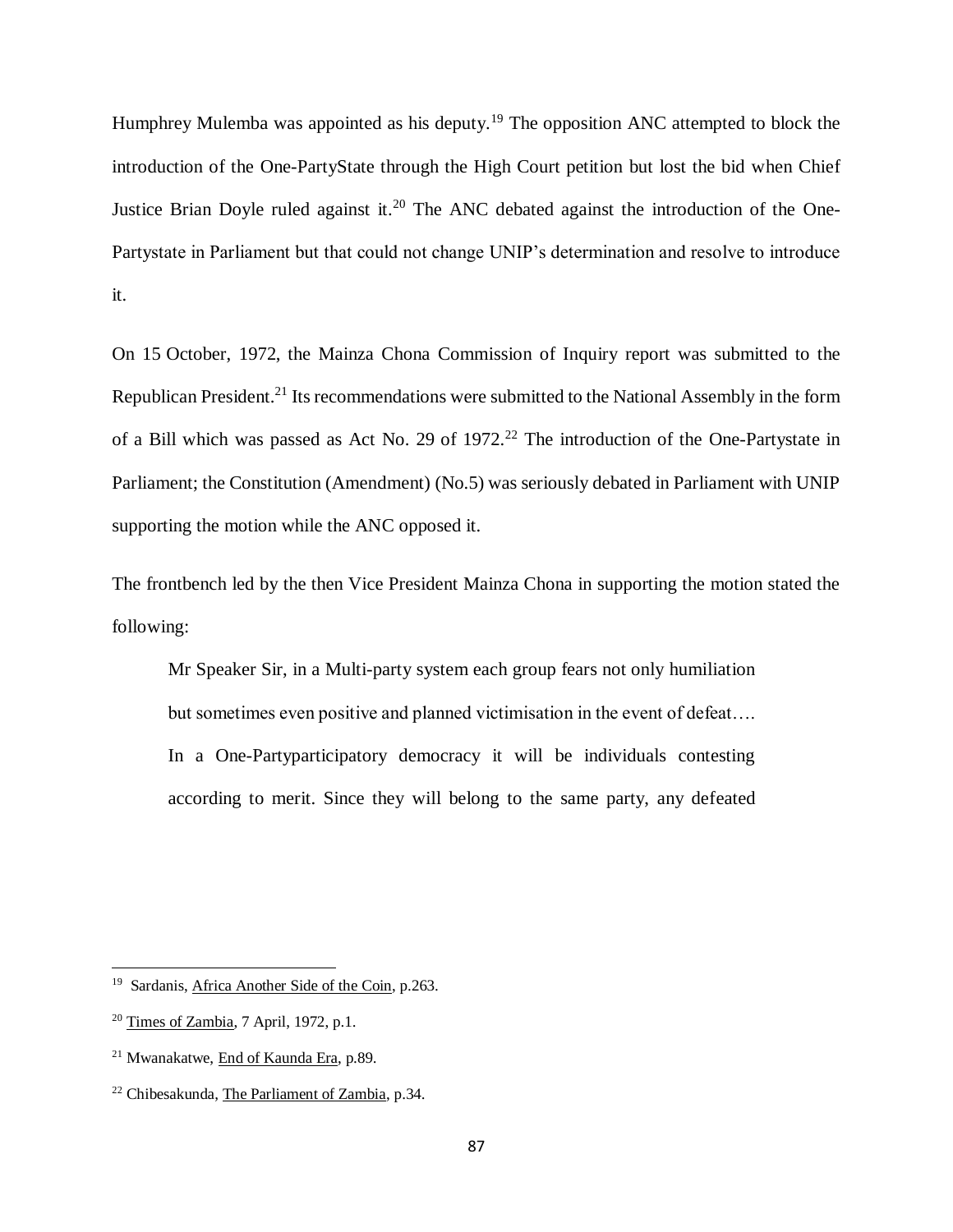Humphrey Mulemba was appointed as his deputy.[19] The opposition ANC attempted to block the introduction of the One-PartyState through the High Court petition but lost the bid when Chief Justice Brian Doyle ruled against it.[20] The ANC debated against the introduction of the One-Partystate in Parliament but that could not change UNIP's determination and resolve to introduce it.

On 15 October, 1972, the Mainza Chona Commission of Inquiry report was submitted to the Republican President.[21] Its recommendations were submitted to the National Assembly in the form of a Bill which was passed as Act No. 29 of 1972.[22] The introduction of the One-Partystate in Parliament; the Constitution (Amendment) (No.5) was seriously debated in Parliament with UNIP supporting the motion while the ANC opposed it.

The frontbench led by the then Vice President Mainza Chona in supporting the motion stated the following:

> Mr Speaker Sir, in a Multi-party system each group fears not only humiliation but sometimes even positive and planned victimisation in the event of defeat…. In a One-Partyparticipatory democracy it will be individuals contesting according to merit. Since they will belong to the same party, any defeated

---

[19] Sardanis, Africa Another Side of the Coin, p.263.

[20] Times of Zambia, 7 April, 1972, p.1.

[21] Mwanakatwe, End of Kaunda Era, p.89.

[22] Chibesakunda, The Parliament of Zambia, p.34.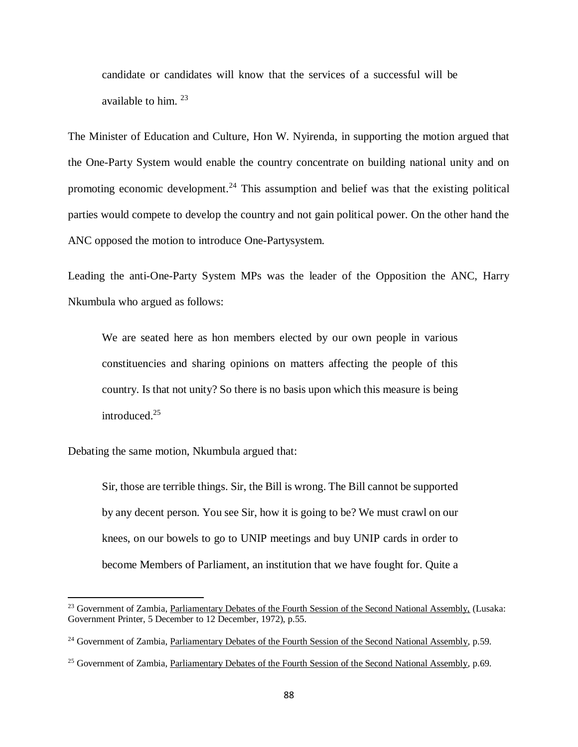> candidate or candidates will know that the services of a successful will be available to him. [23]

The Minister of Education and Culture, Hon W. Nyirenda, in supporting the motion argued that the One-Party System would enable the country concentrate on building national unity and on promoting economic development.[24] This assumption and belief was that the existing political parties would compete to develop the country and not gain political power. On the other hand the ANC opposed the motion to introduce One-Partysystem.

Leading the anti-One-Party System MPs was the leader of the Opposition the ANC, Harry Nkumbula who argued as follows:

> We are seated here as hon members elected by our own people in various constituencies and sharing opinions on matters affecting the people of this country. Is that not unity? So there is no basis upon which this measure is being introduced.[25]

Debating the same motion, Nkumbula argued that:

> Sir, those are terrible things. Sir, the Bill is wrong. The Bill cannot be supported by any decent person. You see Sir, how it is going to be? We must crawl on our knees, on our bowels to go to UNIP meetings and buy UNIP cards in order to become Members of Parliament, an institution that we have fought for. Quite a

---

[23] Government of Zambia, Parliamentary Debates of the Fourth Session of the Second National Assembly, (Lusaka: Government Printer, 5 December to 12 December, 1972), p.55.

[24] Government of Zambia, Parliamentary Debates of the Fourth Session of the Second National Assembly, p.59.

[25] Government of Zambia, Parliamentary Debates of the Fourth Session of the Second National Assembly, p.69.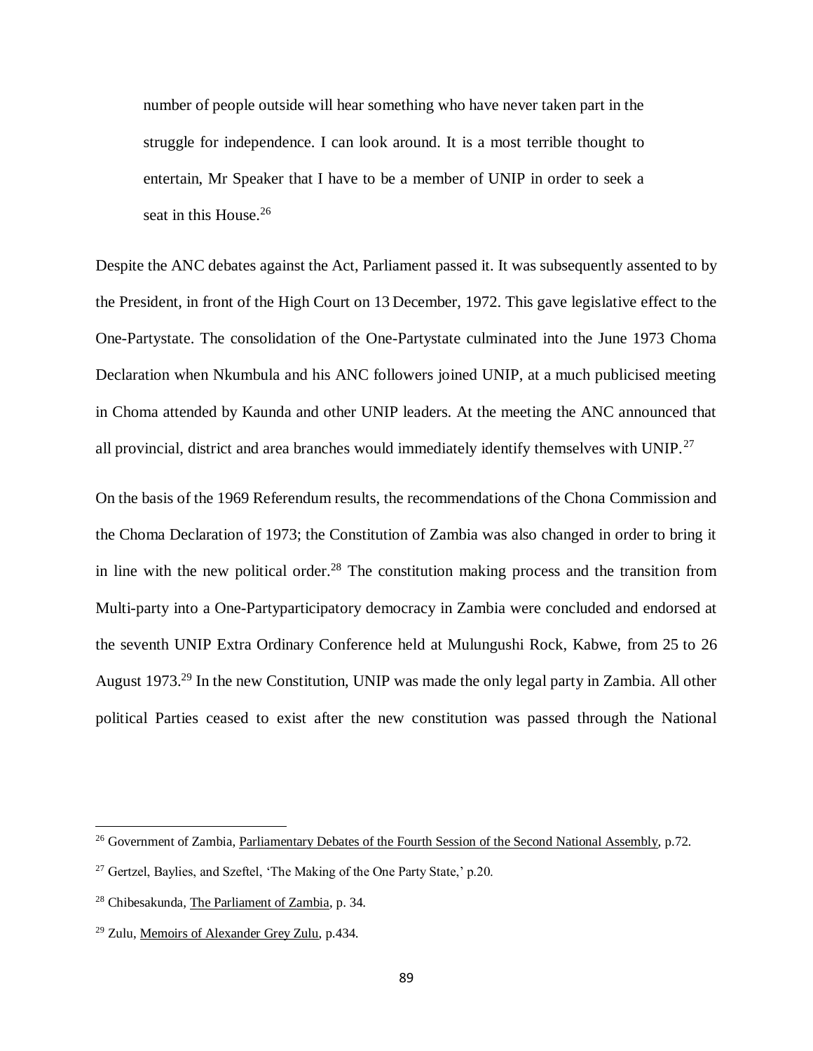> number of people outside will hear something who have never taken part in the struggle for independence. I can look around. It is a most terrible thought to entertain, Mr Speaker that I have to be a member of UNIP in order to seek a seat in this House.[26]

Despite the ANC debates against the Act, Parliament passed it. It was subsequently assented to by the President, in front of the High Court on 13 December, 1972. This gave legislative effect to the One-Partystate. The consolidation of the One-Partystate culminated into the June 1973 Choma Declaration when Nkumbula and his ANC followers joined UNIP, at a much publicised meeting in Choma attended by Kaunda and other UNIP leaders. At the meeting the ANC announced that all provincial, district and area branches would immediately identify themselves with UNIP.[27]

On the basis of the 1969 Referendum results, the recommendations of the Chona Commission and the Choma Declaration of 1973; the Constitution of Zambia was also changed in order to bring it in line with the new political order.[28] The constitution making process and the transition from Multi-party into a One-Partyparticipatory democracy in Zambia were concluded and endorsed at the seventh UNIP Extra Ordinary Conference held at Mulungushi Rock, Kabwe, from 25 to 26 August 1973.[29] In the new Constitution, UNIP was made the only legal party in Zambia. All other political Parties ceased to exist after the new constitution was passed through the National

---

[26] Government of Zambia, Parliamentary Debates of the Fourth Session of the Second National Assembly, p.72.

[27] Gertzel, Baylies, and Szeftel, 'The Making of the One Party State,' p.20.

[28] Chibesakunda, The Parliament of Zambia, p. 34.

[29] Zulu, Memoirs of Alexander Grey Zulu, p.434.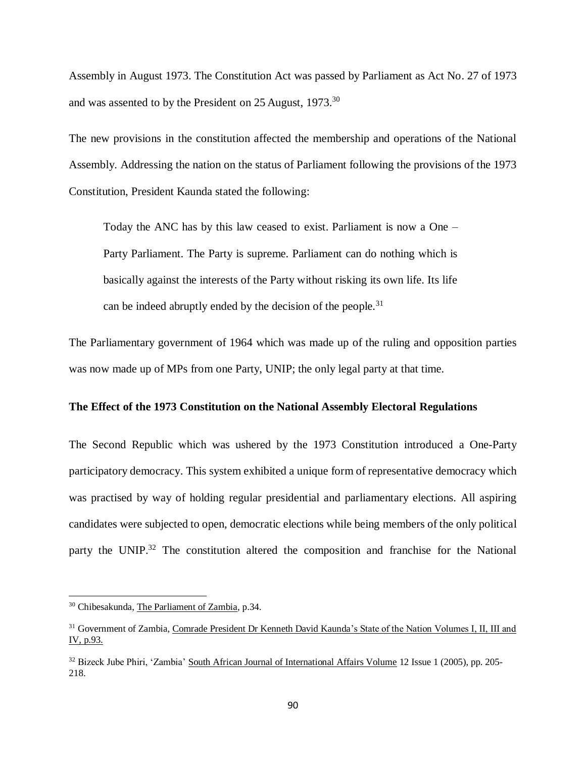Assembly in August 1973. The Constitution Act was passed by Parliament as Act No. 27 of 1973 and was assented to by the President on 25 August, 1973.[30]

The new provisions in the constitution affected the membership and operations of the National Assembly. Addressing the nation on the status of Parliament following the provisions of the 1973 Constitution, President Kaunda stated the following:

> Today the ANC has by this law ceased to exist. Parliament is now a One – Party Parliament. The Party is supreme. Parliament can do nothing which is basically against the interests of the Party without risking its own life. Its life can be indeed abruptly ended by the decision of the people.[31]

The Parliamentary government of 1964 which was made up of the ruling and opposition parties was now made up of MPs from one Party, UNIP; the only legal party at that time.

**The Effect of the 1973 Constitution on the National Assembly Electoral Regulations**

The Second Republic which was ushered by the 1973 Constitution introduced a One-Party participatory democracy. This system exhibited a unique form of representative democracy which was practised by way of holding regular presidential and parliamentary elections. All aspiring candidates were subjected to open, democratic elections while being members of the only political party the UNIP.[32] The constitution altered the composition and franchise for the National

---

[30] Chibesakunda, The Parliament of Zambia, p.34.

[31] Government of Zambia, Comrade President Dr Kenneth David Kaunda's State of the Nation Volumes I, II, III and IV, p.93.

[32] Bizeck Jube Phiri, 'Zambia' South African Journal of International Affairs Volume 12 Issue 1 (2005), pp. 205-218.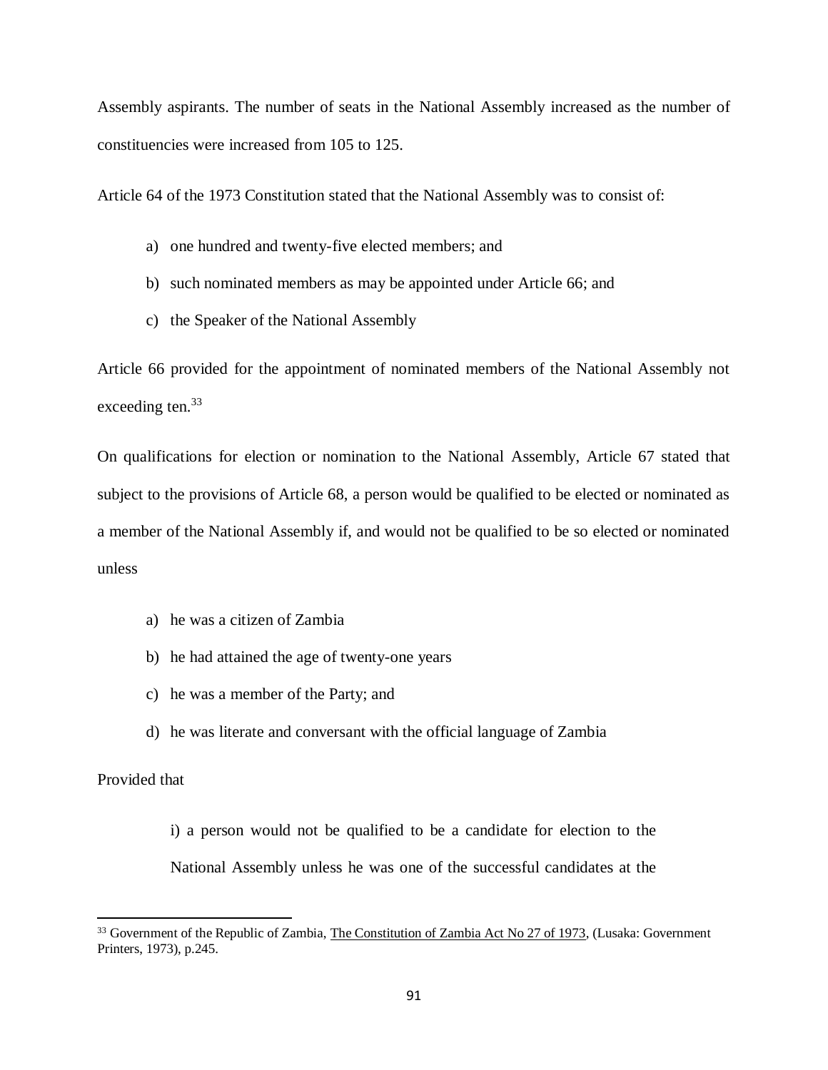Assembly aspirants. The number of seats in the National Assembly increased as the number of constituencies were increased from 105 to 125.

Article 64 of the 1973 Constitution stated that the National Assembly was to consist of:

a) one hundred and twenty-five elected members; and

b) such nominated members as may be appointed under Article 66; and

c) the Speaker of the National Assembly

Article 66 provided for the appointment of nominated members of the National Assembly not exceeding ten.[33]

On qualifications for election or nomination to the National Assembly, Article 67 stated that subject to the provisions of Article 68, a person would be qualified to be elected or nominated as a member of the National Assembly if, and would not be qualified to be so elected or nominated unless

a) he was a citizen of Zambia

b) he had attained the age of twenty-one years

c) he was a member of the Party; and

d) he was literate and conversant with the official language of Zambia

Provided that

> i) a person would not be qualified to be a candidate for election to the National Assembly unless he was one of the successful candidates at the

---

[33] Government of the Republic of Zambia, The Constitution of Zambia Act No 27 of 1973, (Lusaka: Government Printers, 1973), p.245.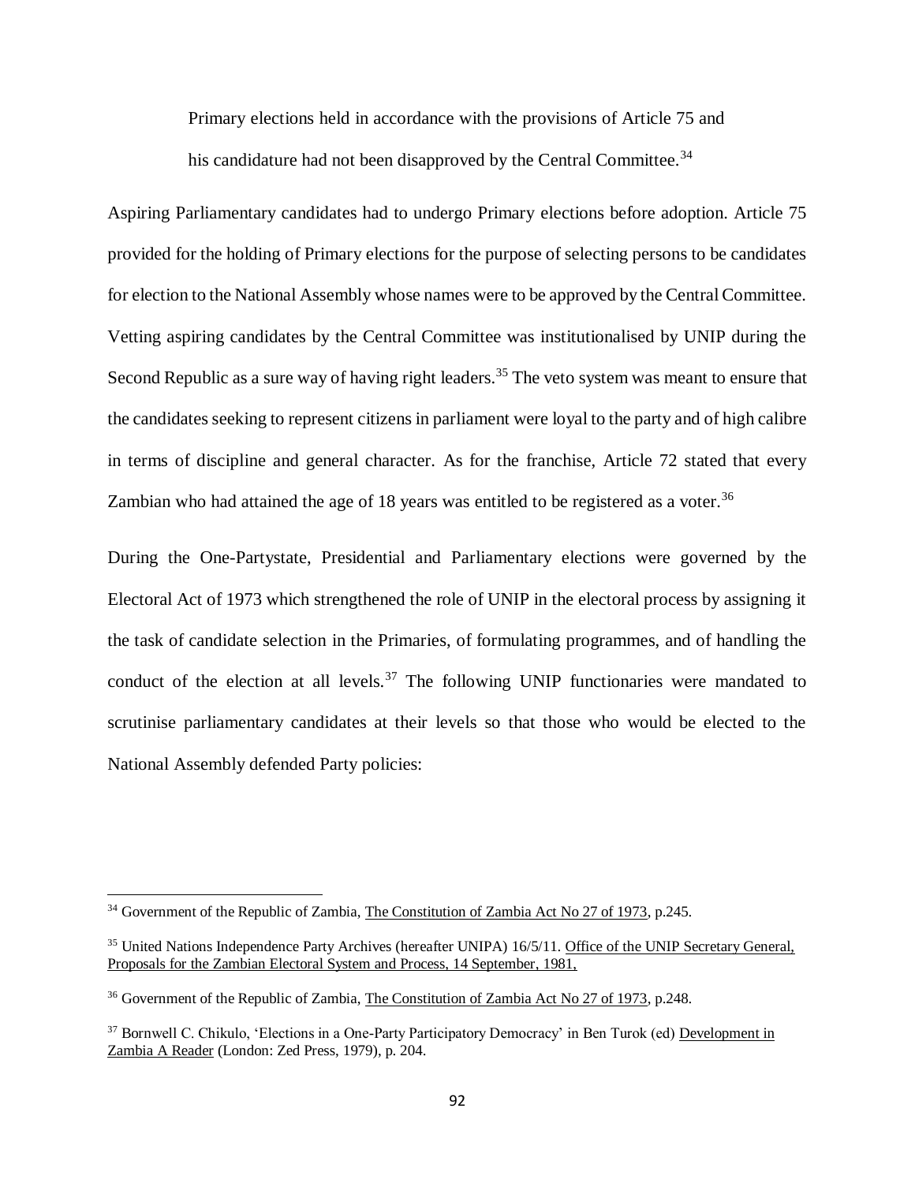> Primary elections held in accordance with the provisions of Article 75 and his candidature had not been disapproved by the Central Committee.[34]

Aspiring Parliamentary candidates had to undergo Primary elections before adoption. Article 75 provided for the holding of Primary elections for the purpose of selecting persons to be candidates for election to the National Assembly whose names were to be approved by the Central Committee. Vetting aspiring candidates by the Central Committee was institutionalised by UNIP during the Second Republic as a sure way of having right leaders.[35] The veto system was meant to ensure that the candidates seeking to represent citizens in parliament were loyal to the party and of high calibre in terms of discipline and general character. As for the franchise, Article 72 stated that every Zambian who had attained the age of 18 years was entitled to be registered as a voter.[36]

During the One-Partystate, Presidential and Parliamentary elections were governed by the Electoral Act of 1973 which strengthened the role of UNIP in the electoral process by assigning it the task of candidate selection in the Primaries, of formulating programmes, and of handling the conduct of the election at all levels.[37] The following UNIP functionaries were mandated to scrutinise parliamentary candidates at their levels so that those who would be elected to the National Assembly defended Party policies:

---

[34] Government of the Republic of Zambia, The Constitution of Zambia Act No 27 of 1973, p.245.

[35] United Nations Independence Party Archives (hereafter UNIPA) 16/5/11. Office of the UNIP Secretary General, Proposals for the Zambian Electoral System and Process, 14 September, 1981,

[36] Government of the Republic of Zambia, The Constitution of Zambia Act No 27 of 1973, p.248.

[37] Bornwell C. Chikulo, 'Elections in a One-Party Participatory Democracy' in Ben Turok (ed) Development in Zambia A Reader (London: Zed Press, 1979), p. 204.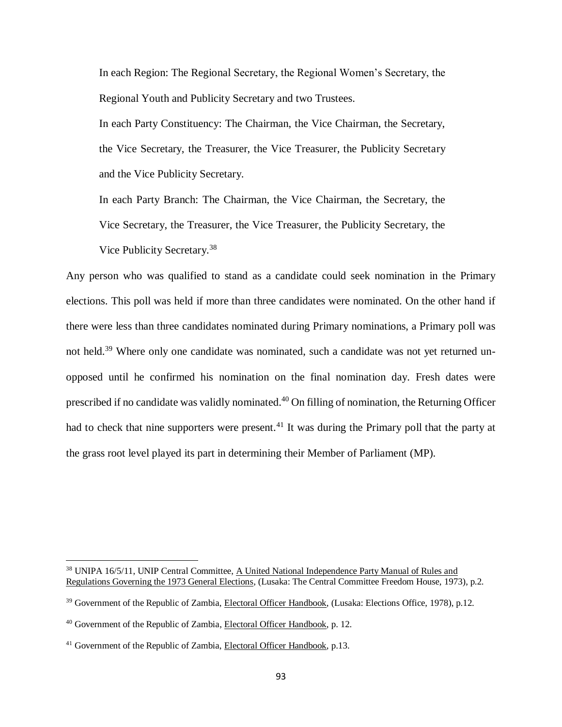> In each Region: The Regional Secretary, the Regional Women's Secretary, the Regional Youth and Publicity Secretary and two Trustees.
>
> In each Party Constituency: The Chairman, the Vice Chairman, the Secretary, the Vice Secretary, the Treasurer, the Vice Treasurer, the Publicity Secretary and the Vice Publicity Secretary.
>
> In each Party Branch: The Chairman, the Vice Chairman, the Secretary, the Vice Secretary, the Treasurer, the Vice Treasurer, the Publicity Secretary, the Vice Publicity Secretary.[38]

Any person who was qualified to stand as a candidate could seek nomination in the Primary elections. This poll was held if more than three candidates were nominated. On the other hand if there were less than three candidates nominated during Primary nominations, a Primary poll was not held.[39] Where only one candidate was nominated, such a candidate was not yet returned un-opposed until he confirmed his nomination on the final nomination day. Fresh dates were prescribed if no candidate was validly nominated.[40] On filling of nomination, the Returning Officer had to check that nine supporters were present.[41] It was during the Primary poll that the party at the grass root level played its part in determining their Member of Parliament (MP).

---

[38] UNIPA 16/5/11, UNIP Central Committee, A United National Independence Party Manual of Rules and Regulations Governing the 1973 General Elections, (Lusaka: The Central Committee Freedom House, 1973), p.2.

[39] Government of the Republic of Zambia, Electoral Officer Handbook, (Lusaka: Elections Office, 1978), p.12.

[40] Government of the Republic of Zambia, Electoral Officer Handbook, p. 12.

[41] Government of the Republic of Zambia, Electoral Officer Handbook, p.13.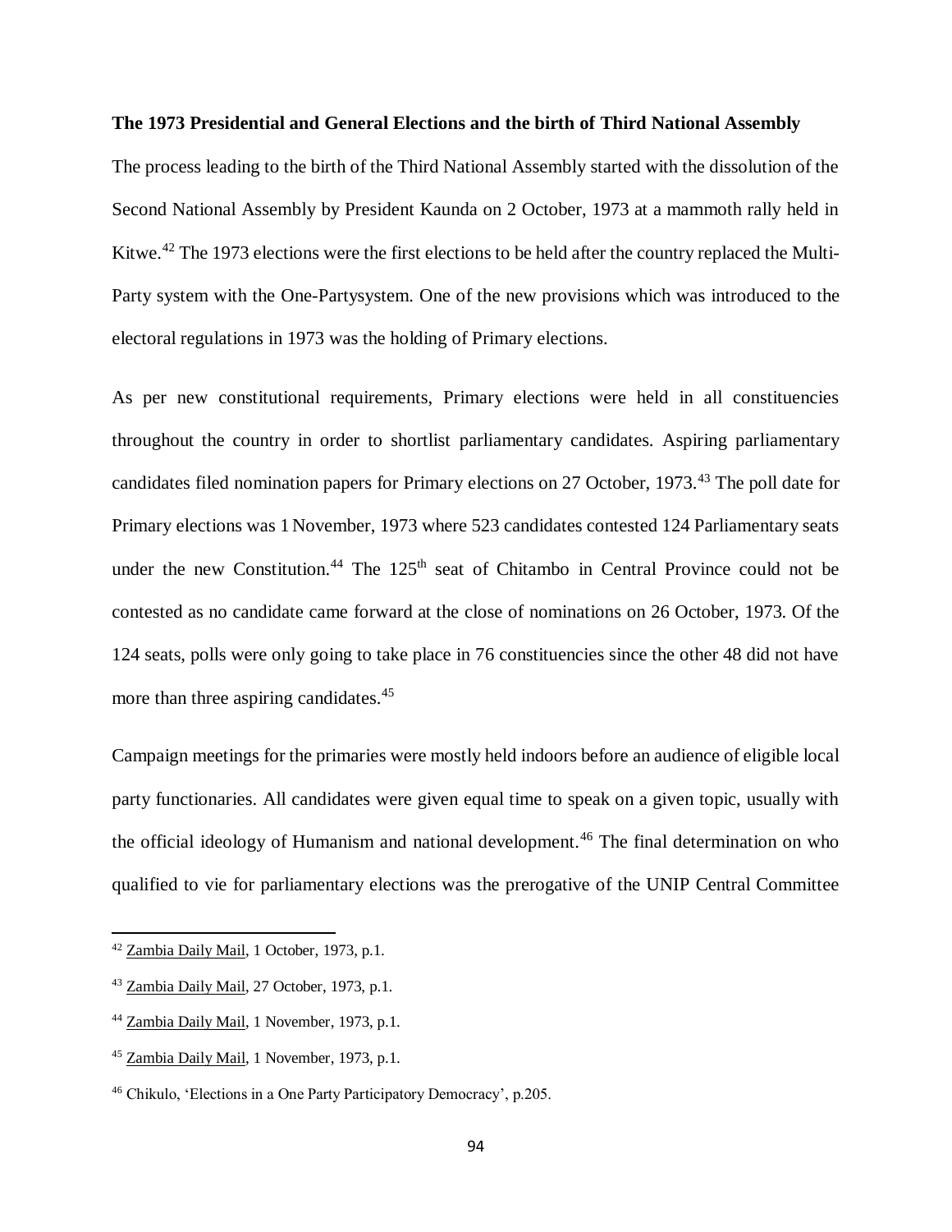**The 1973 Presidential and General Elections and the birth of Third National Assembly**

The process leading to the birth of the Third National Assembly started with the dissolution of the Second National Assembly by President Kaunda on 2 October, 1973 at a mammoth rally held in Kitwe.[42] The 1973 elections were the first elections to be held after the country replaced the Multi-Party system with the One-Partysystem. One of the new provisions which was introduced to the electoral regulations in 1973 was the holding of Primary elections.

As per new constitutional requirements, Primary elections were held in all constituencies throughout the country in order to shortlist parliamentary candidates. Aspiring parliamentary candidates filed nomination papers for Primary elections on 27 October, 1973.[43] The poll date for Primary elections was 1 November, 1973 where 523 candidates contested 124 Parliamentary seats under the new Constitution.[44] The 125th seat of Chitambo in Central Province could not be contested as no candidate came forward at the close of nominations on 26 October, 1973. Of the 124 seats, polls were only going to take place in 76 constituencies since the other 48 did not have more than three aspiring candidates.[45]

Campaign meetings for the primaries were mostly held indoors before an audience of eligible local party functionaries. All candidates were given equal time to speak on a given topic, usually with the official ideology of Humanism and national development.[46] The final determination on who qualified to vie for parliamentary elections was the prerogative of the UNIP Central Committee

---

[42] Zambia Daily Mail, 1 October, 1973, p.1.

[43] Zambia Daily Mail, 27 October, 1973, p.1.

[44] Zambia Daily Mail, 1 November, 1973, p.1.

[45] Zambia Daily Mail, 1 November, 1973, p.1.

[46] Chikulo, 'Elections in a One Party Participatory Democracy', p.205.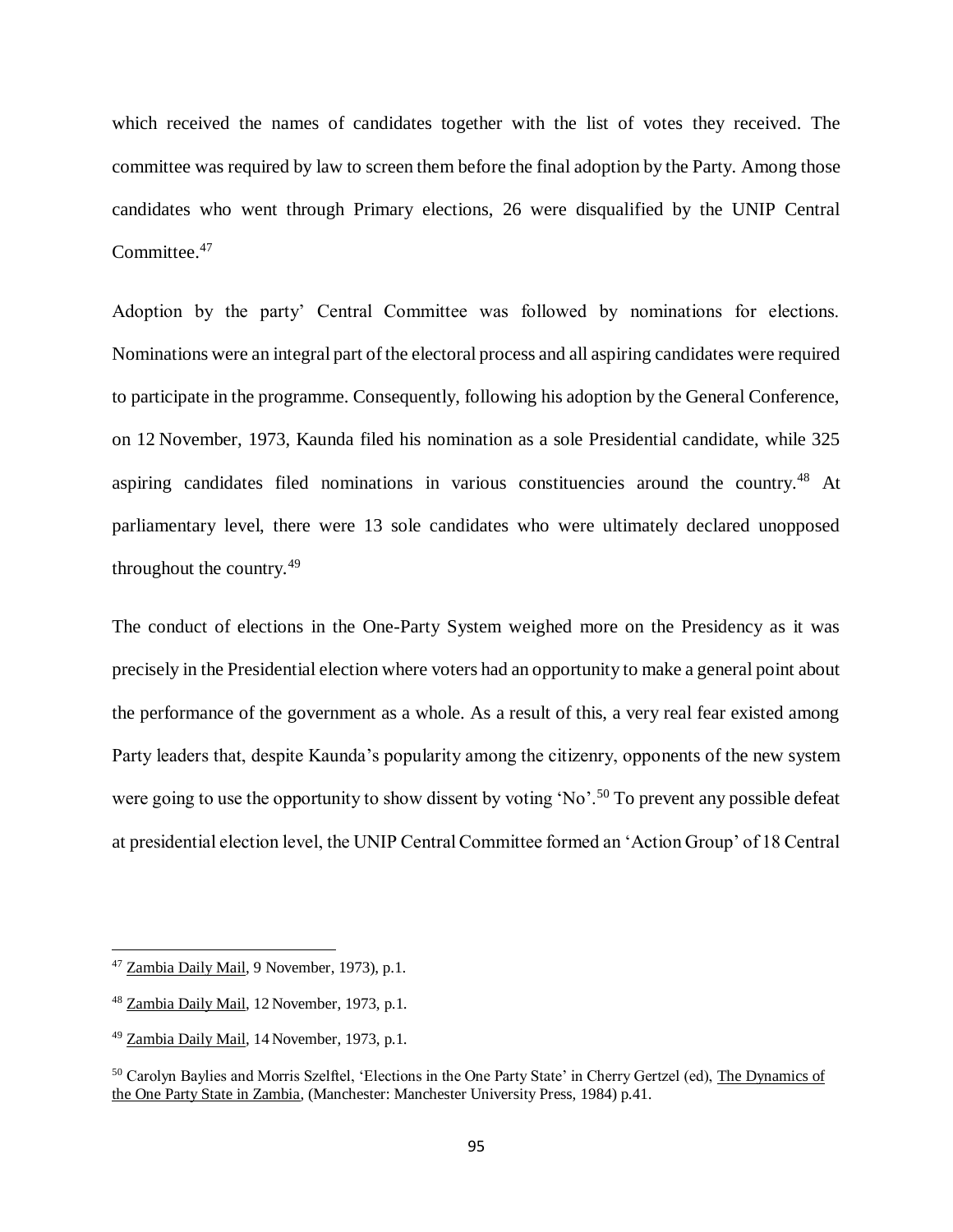which received the names of candidates together with the list of votes they received. The committee was required by law to screen them before the final adoption by the Party. Among those candidates who went through Primary elections, 26 were disqualified by the UNIP Central Committee.[47]

Adoption by the party' Central Committee was followed by nominations for elections. Nominations were an integral part of the electoral process and all aspiring candidates were required to participate in the programme. Consequently, following his adoption by the General Conference, on 12 November, 1973, Kaunda filed his nomination as a sole Presidential candidate, while 325 aspiring candidates filed nominations in various constituencies around the country.[48] At parliamentary level, there were 13 sole candidates who were ultimately declared unopposed throughout the country.[49]

The conduct of elections in the One-Party System weighed more on the Presidency as it was precisely in the Presidential election where voters had an opportunity to make a general point about the performance of the government as a whole. As a result of this, a very real fear existed among Party leaders that, despite Kaunda's popularity among the citizenry, opponents of the new system were going to use the opportunity to show dissent by voting 'No'.[50] To prevent any possible defeat at presidential election level, the UNIP Central Committee formed an 'Action Group' of 18 Central

---

[47] Zambia Daily Mail, 9 November, 1973), p.1.

[48] Zambia Daily Mail, 12 November, 1973, p.1.

[49] Zambia Daily Mail, 14 November, 1973, p.1.

[50] Carolyn Baylies and Morris Szelftel, 'Elections in the One Party State' in Cherry Gertzel (ed), The Dynamics of the One Party State in Zambia, (Manchester: Manchester University Press, 1984) p.41.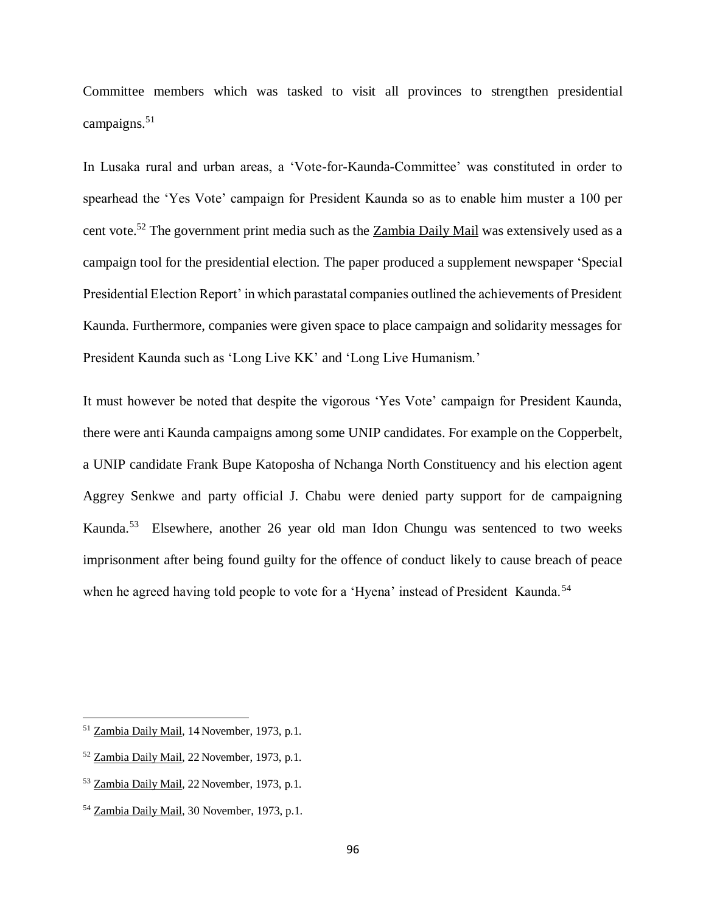Committee members which was tasked to visit all provinces to strengthen presidential campaigns.[51]

In Lusaka rural and urban areas, a 'Vote-for-Kaunda-Committee' was constituted in order to spearhead the 'Yes Vote' campaign for President Kaunda so as to enable him muster a 100 per cent vote.[52] The government print media such as the Zambia Daily Mail was extensively used as a campaign tool for the presidential election. The paper produced a supplement newspaper 'Special Presidential Election Report' in which parastatal companies outlined the achievements of President Kaunda. Furthermore, companies were given space to place campaign and solidarity messages for President Kaunda such as 'Long Live KK' and 'Long Live Humanism.'

It must however be noted that despite the vigorous 'Yes Vote' campaign for President Kaunda, there were anti Kaunda campaigns among some UNIP candidates. For example on the Copperbelt, a UNIP candidate Frank Bupe Katoposha of Nchanga North Constituency and his election agent Aggrey Senkwe and party official J. Chabu were denied party support for de campaigning Kaunda.[53] Elsewhere, another 26 year old man Idon Chungu was sentenced to two weeks imprisonment after being found guilty for the offence of conduct likely to cause breach of peace when he agreed having told people to vote for a 'Hyena' instead of President Kaunda.[54]

---

[51] Zambia Daily Mail, 14 November, 1973, p.1.

[52] Zambia Daily Mail, 22 November, 1973, p.1.

[53] Zambia Daily Mail, 22 November, 1973, p.1.

[54] Zambia Daily Mail, 30 November, 1973, p.1.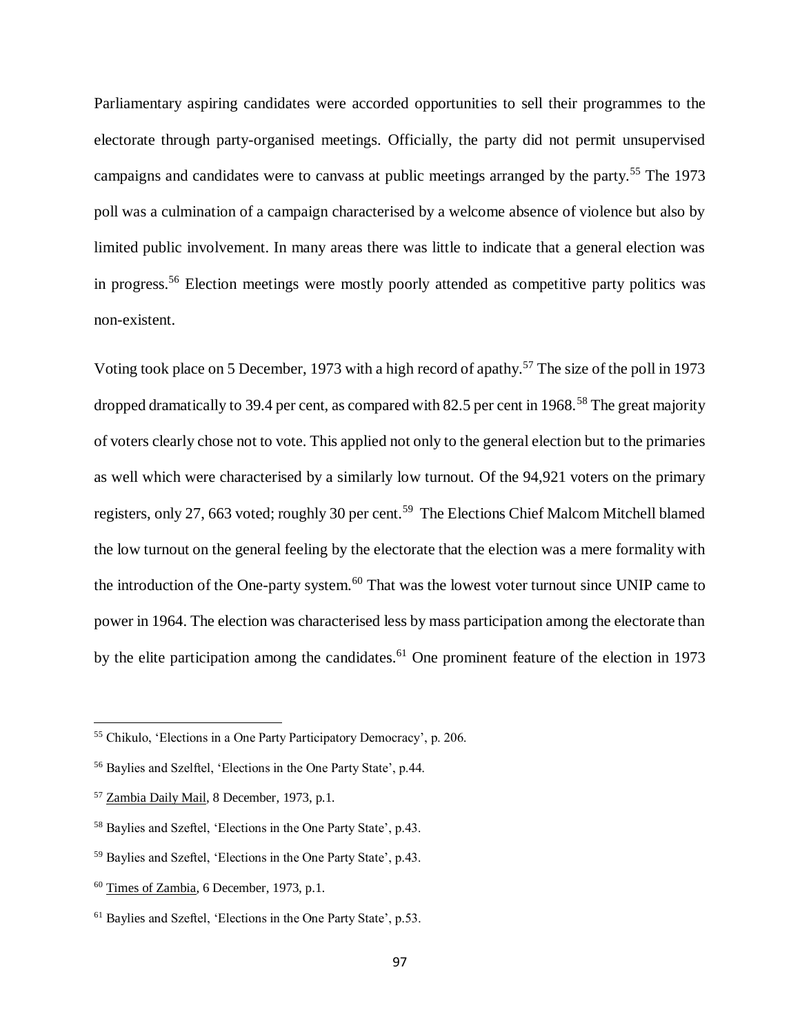Parliamentary aspiring candidates were accorded opportunities to sell their programmes to the electorate through party-organised meetings. Officially, the party did not permit unsupervised campaigns and candidates were to canvass at public meetings arranged by the party.[55] The 1973 poll was a culmination of a campaign characterised by a welcome absence of violence but also by limited public involvement. In many areas there was little to indicate that a general election was in progress.[56] Election meetings were mostly poorly attended as competitive party politics was non-existent.

Voting took place on 5 December, 1973 with a high record of apathy.[57] The size of the poll in 1973 dropped dramatically to 39.4 per cent, as compared with 82.5 per cent in 1968.[58] The great majority of voters clearly chose not to vote. This applied not only to the general election but to the primaries as well which were characterised by a similarly low turnout. Of the 94,921 voters on the primary registers, only 27, 663 voted; roughly 30 per cent.[59] The Elections Chief Malcom Mitchell blamed the low turnout on the general feeling by the electorate that the election was a mere formality with the introduction of the One-party system.[60] That was the lowest voter turnout since UNIP came to power in 1964. The election was characterised less by mass participation among the electorate than by the elite participation among the candidates.[61] One prominent feature of the election in 1973

---

[55] Chikulo, 'Elections in a One Party Participatory Democracy', p. 206.

[56] Baylies and Szelftel, 'Elections in the One Party State', p.44.

[57] Zambia Daily Mail, 8 December, 1973, p.1.

[58] Baylies and Szeftel, 'Elections in the One Party State', p.43.

[59] Baylies and Szeftel, 'Elections in the One Party State', p.43.

[60] Times of Zambia, 6 December, 1973, p.1.

[61] Baylies and Szeftel, 'Elections in the One Party State', p.53.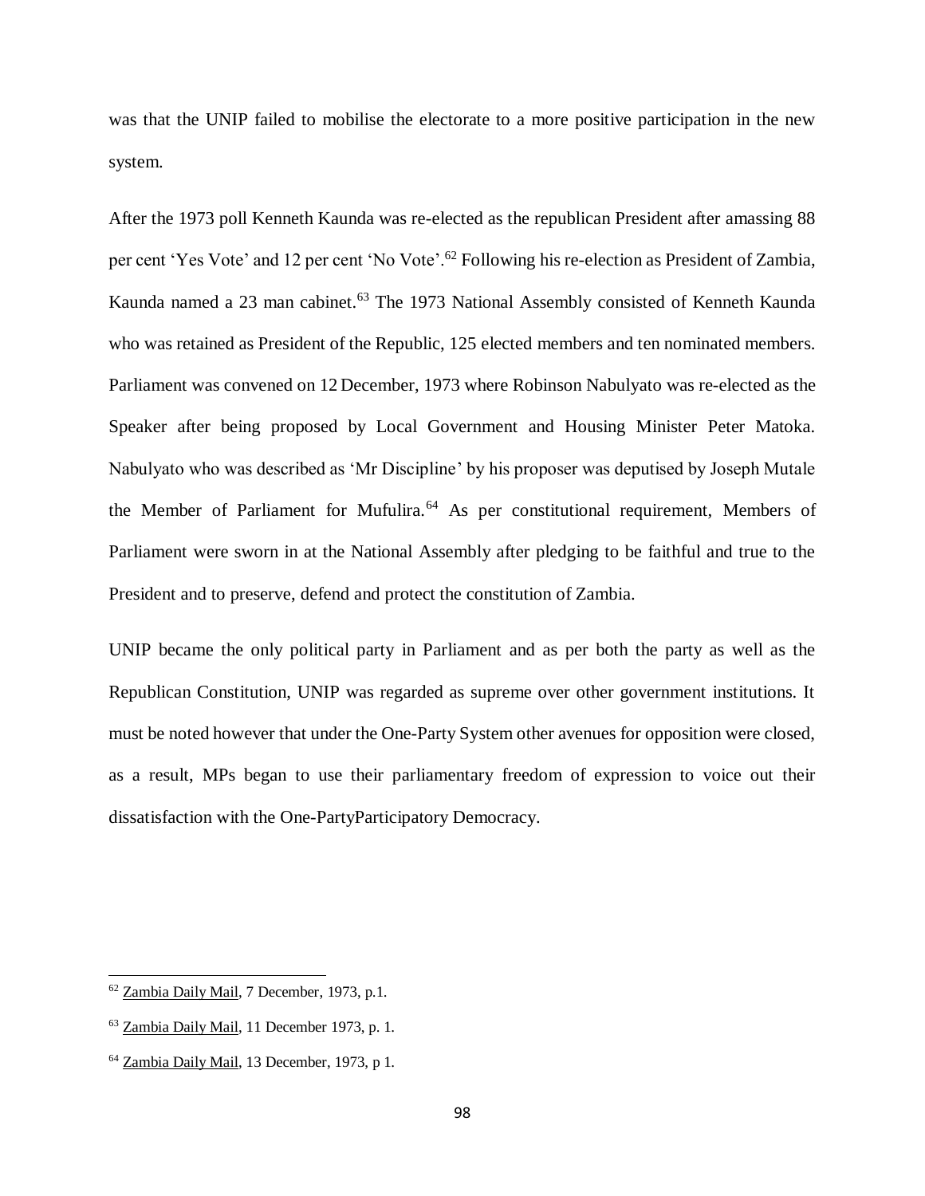was that the UNIP failed to mobilise the electorate to a more positive participation in the new system.

After the 1973 poll Kenneth Kaunda was re-elected as the republican President after amassing 88 per cent 'Yes Vote' and 12 per cent 'No Vote'.[62] Following his re-election as President of Zambia, Kaunda named a 23 man cabinet.[63] The 1973 National Assembly consisted of Kenneth Kaunda who was retained as President of the Republic, 125 elected members and ten nominated members. Parliament was convened on 12 December, 1973 where Robinson Nabulyato was re-elected as the Speaker after being proposed by Local Government and Housing Minister Peter Matoka. Nabulyato who was described as 'Mr Discipline' by his proposer was deputised by Joseph Mutale the Member of Parliament for Mufulira.[64] As per constitutional requirement, Members of Parliament were sworn in at the National Assembly after pledging to be faithful and true to the President and to preserve, defend and protect the constitution of Zambia.

UNIP became the only political party in Parliament and as per both the party as well as the Republican Constitution, UNIP was regarded as supreme over other government institutions. It must be noted however that under the One-Party System other avenues for opposition were closed, as a result, MPs began to use their parliamentary freedom of expression to voice out their dissatisfaction with the One-PartyParticipatory Democracy.

---

[62] Zambia Daily Mail, 7 December, 1973, p.1.

[63] Zambia Daily Mail, 11 December 1973, p. 1.

[64] Zambia Daily Mail, 13 December, 1973, p 1.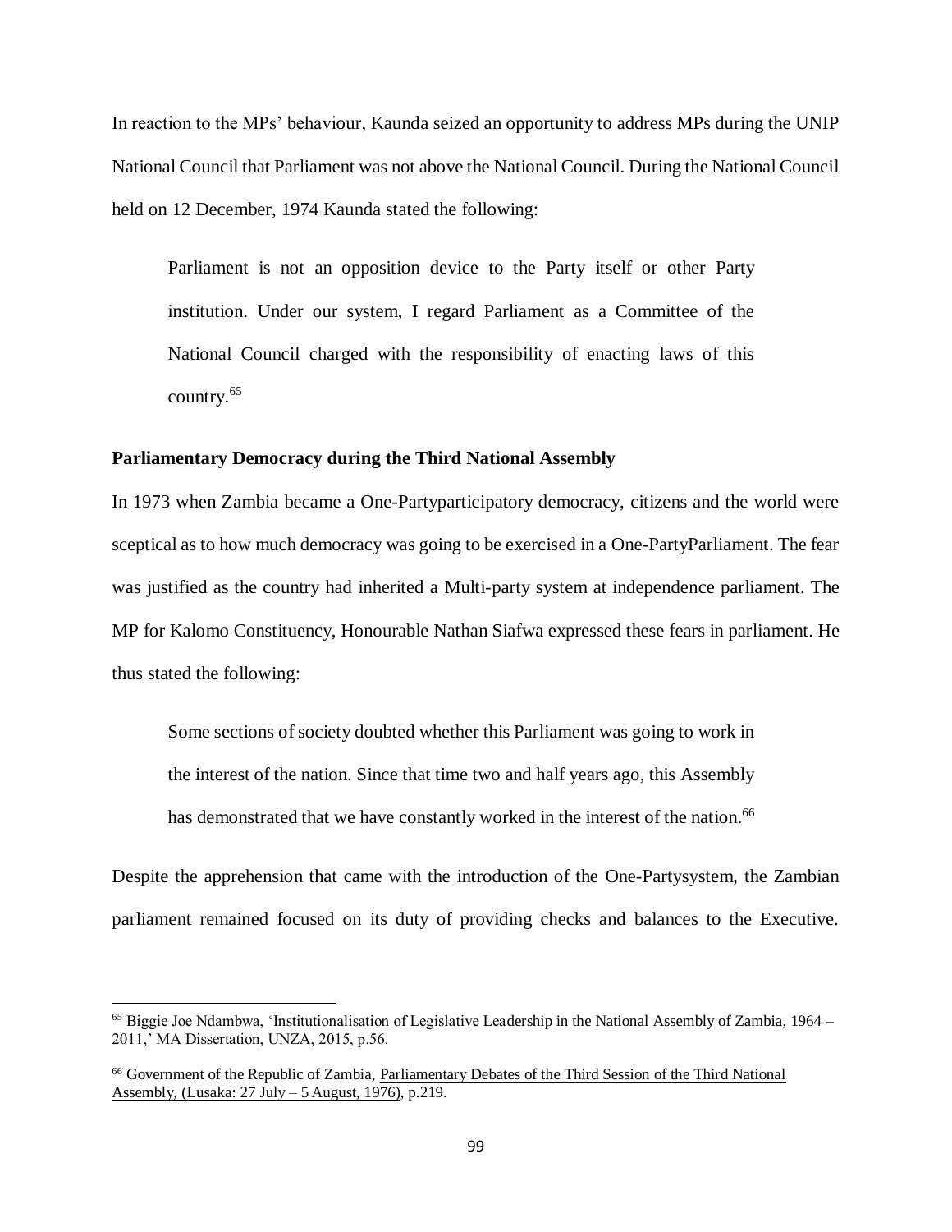In reaction to the MPs' behaviour, Kaunda seized an opportunity to address MPs during the UNIP National Council that Parliament was not above the National Council. During the National Council held on 12 December, 1974 Kaunda stated the following:

> Parliament is not an opposition device to the Party itself or other Party institution. Under our system, I regard Parliament as a Committee of the National Council charged with the responsibility of enacting laws of this country.[65]

**Parliamentary Democracy during the Third National Assembly**

In 1973 when Zambia became a One-Partyparticipatory democracy, citizens and the world were sceptical as to how much democracy was going to be exercised in a One-PartyParliament. The fear was justified as the country had inherited a Multi-party system at independence parliament. The MP for Kalomo Constituency, Honourable Nathan Siafwa expressed these fears in parliament. He thus stated the following:

> Some sections of society doubted whether this Parliament was going to work in the interest of the nation. Since that time two and half years ago, this Assembly has demonstrated that we have constantly worked in the interest of the nation.[66]

Despite the apprehension that came with the introduction of the One-Partysystem, the Zambian parliament remained focused on its duty of providing checks and balances to the Executive.

---

[65] Biggie Joe Ndambwa, 'Institutionalisation of Legislative Leadership in the National Assembly of Zambia, 1964 – 2011,' MA Dissertation, UNZA, 2015, p.56.

[66] Government of the Republic of Zambia, Parliamentary Debates of the Third Session of the Third National Assembly, (Lusaka: 27 July – 5 August, 1976), p.219.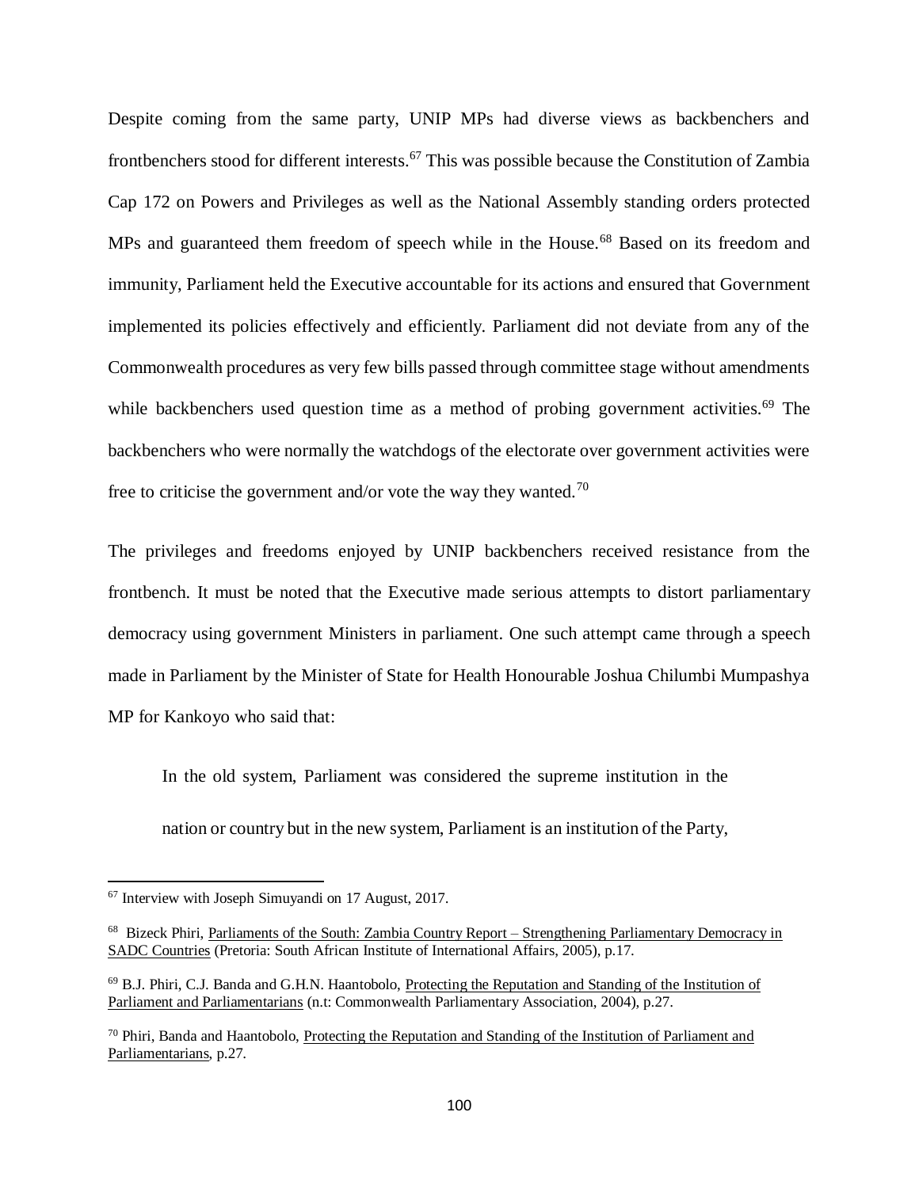Despite coming from the same party, UNIP MPs had diverse views as backbenchers and frontbenchers stood for different interests.[67] This was possible because the Constitution of Zambia Cap 172 on Powers and Privileges as well as the National Assembly standing orders protected MPs and guaranteed them freedom of speech while in the House.[68] Based on its freedom and immunity, Parliament held the Executive accountable for its actions and ensured that Government implemented its policies effectively and efficiently. Parliament did not deviate from any of the Commonwealth procedures as very few bills passed through committee stage without amendments while backbenchers used question time as a method of probing government activities.[69] The backbenchers who were normally the watchdogs of the electorate over government activities were free to criticise the government and/or vote the way they wanted.[70]

The privileges and freedoms enjoyed by UNIP backbenchers received resistance from the frontbench. It must be noted that the Executive made serious attempts to distort parliamentary democracy using government Ministers in parliament. One such attempt came through a speech made in Parliament by the Minister of State for Health Honourable Joshua Chilumbi Mumpashya MP for Kankoyo who said that:

> In the old system, Parliament was considered the supreme institution in the nation or country but in the new system, Parliament is an institution of the Party,

---

[67] Interview with Joseph Simuyandi on 17 August, 2017.

[68] Bizeck Phiri, Parliaments of the South: Zambia Country Report – Strengthening Parliamentary Democracy in SADC Countries (Pretoria: South African Institute of International Affairs, 2005), p.17.

[69] B.J. Phiri, C.J. Banda and G.H.N. Haantobolo, Protecting the Reputation and Standing of the Institution of Parliament and Parliamentarians (n.t: Commonwealth Parliamentary Association, 2004), p.27.

[70] Phiri, Banda and Haantobolo, Protecting the Reputation and Standing of the Institution of Parliament and Parliamentarians, p.27.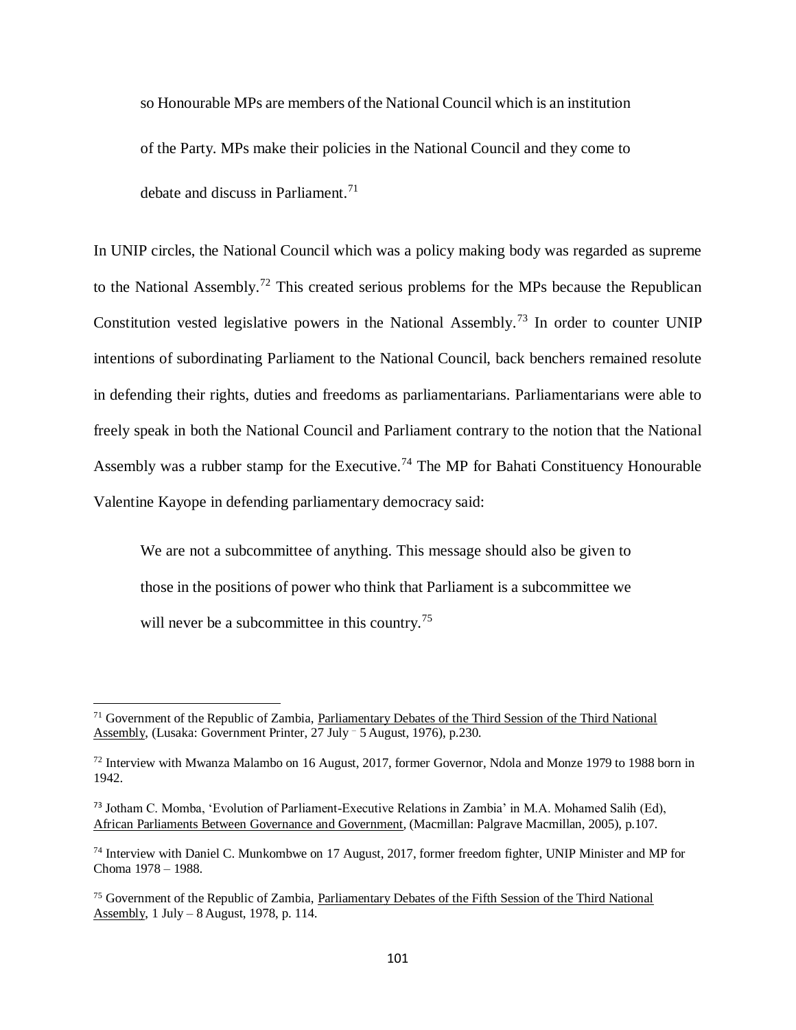> so Honourable MPs are members of the National Council which is an institution of the Party. MPs make their policies in the National Council and they come to debate and discuss in Parliament.[71]

In UNIP circles, the National Council which was a policy making body was regarded as supreme to the National Assembly.[72] This created serious problems for the MPs because the Republican Constitution vested legislative powers in the National Assembly.[73] In order to counter UNIP intentions of subordinating Parliament to the National Council, back benchers remained resolute in defending their rights, duties and freedoms as parliamentarians. Parliamentarians were able to freely speak in both the National Council and Parliament contrary to the notion that the National Assembly was a rubber stamp for the Executive.[74] The MP for Bahati Constituency Honourable Valentine Kayope in defending parliamentary democracy said:

> We are not a subcommittee of anything. This message should also be given to those in the positions of power who think that Parliament is a subcommittee we will never be a subcommittee in this country.[75]

---

[71] Government of the Republic of Zambia, Parliamentary Debates of the Third Session of the Third National Assembly, (Lusaka: Government Printer, 27 July – 5 August, 1976), p.230.

[72] Interview with Mwanza Malambo on 16 August, 2017, former Governor, Ndola and Monze 1979 to 1988 born in 1942.

[73] Jotham C. Momba, 'Evolution of Parliament-Executive Relations in Zambia' in M.A. Mohamed Salih (Ed), African Parliaments Between Governance and Government, (Macmillan: Palgrave Macmillan, 2005), p.107.

[74] Interview with Daniel C. Munkombwe on 17 August, 2017, former freedom fighter, UNIP Minister and MP for Choma 1978 – 1988.

[75] Government of the Republic of Zambia, Parliamentary Debates of the Fifth Session of the Third National Assembly, 1 July – 8 August, 1978, p. 114.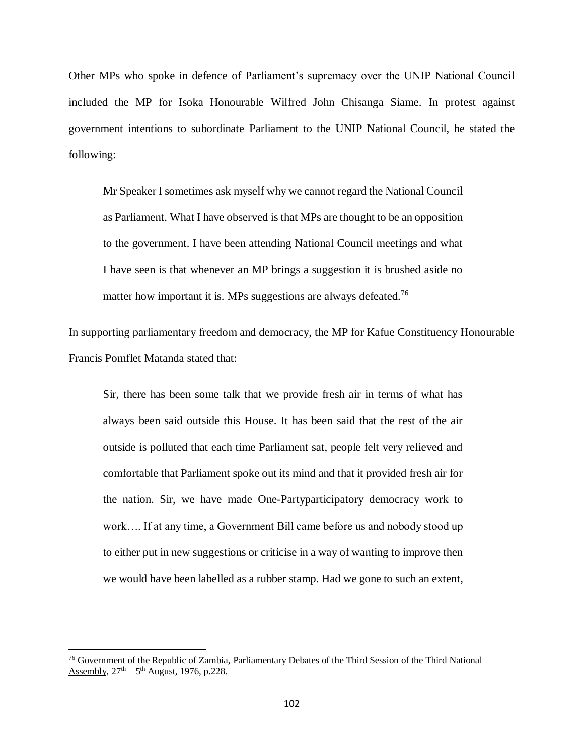Other MPs who spoke in defence of Parliament's supremacy over the UNIP National Council included the MP for Isoka Honourable Wilfred John Chisanga Siame. In protest against government intentions to subordinate Parliament to the UNIP National Council, he stated the following:

> Mr Speaker I sometimes ask myself why we cannot regard the National Council as Parliament. What I have observed is that MPs are thought to be an opposition to the government. I have been attending National Council meetings and what I have seen is that whenever an MP brings a suggestion it is brushed aside no matter how important it is. MPs suggestions are always defeated.[76]

In supporting parliamentary freedom and democracy, the MP for Kafue Constituency Honourable Francis Pomflet Matanda stated that:

> Sir, there has been some talk that we provide fresh air in terms of what has always been said outside this House. It has been said that the rest of the air outside is polluted that each time Parliament sat, people felt very relieved and comfortable that Parliament spoke out its mind and that it provided fresh air for the nation. Sir, we have made One-Partyparticipatory democracy work to work…. If at any time, a Government Bill came before us and nobody stood up to either put in new suggestions or criticise in a way of wanting to improve then we would have been labelled as a rubber stamp. Had we gone to such an extent,

---

[76] Government of the Republic of Zambia, Parliamentary Debates of the Third Session of the Third National Assembly, 27th – 5th August, 1976, p.228.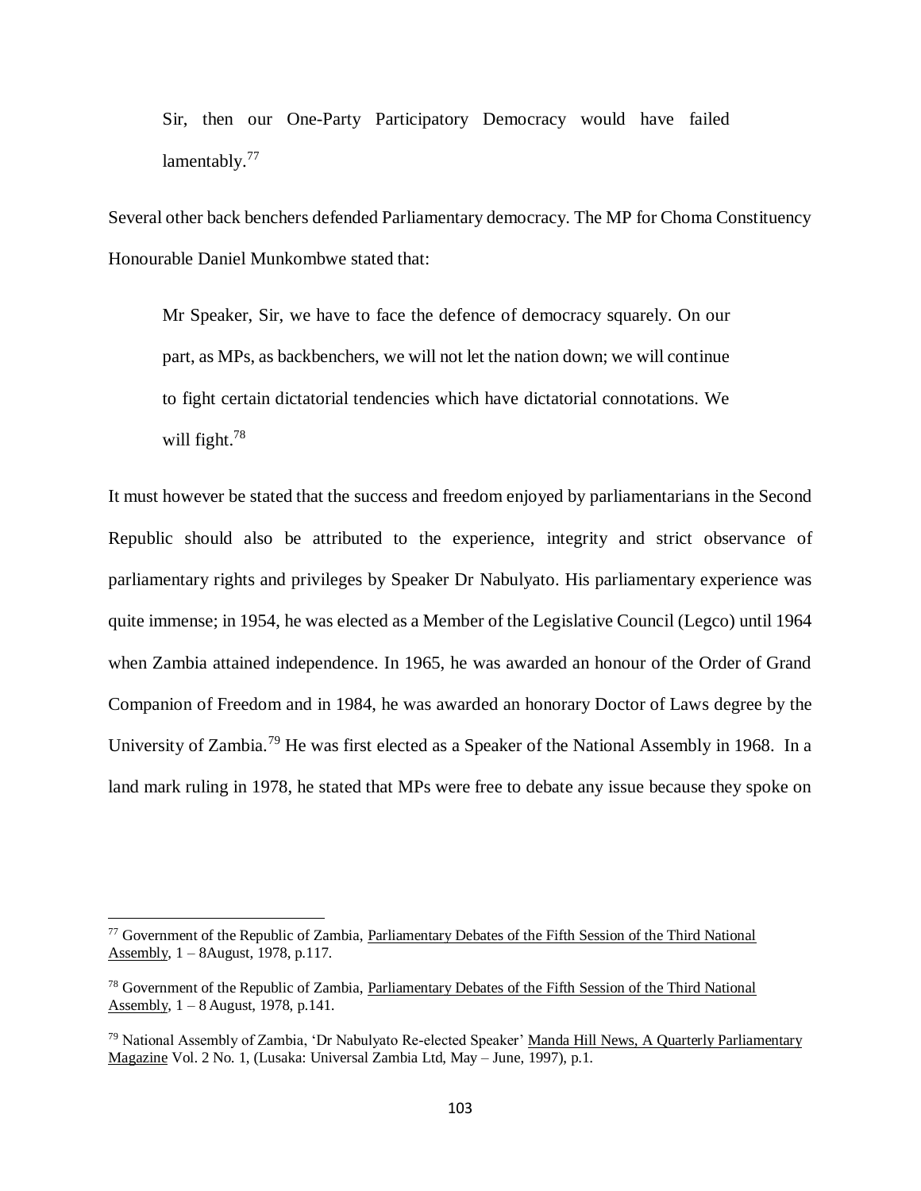> Sir, then our One-Party Participatory Democracy would have failed lamentably.[77]

Several other back benchers defended Parliamentary democracy. The MP for Choma Constituency Honourable Daniel Munkombwe stated that:

> Mr Speaker, Sir, we have to face the defence of democracy squarely. On our part, as MPs, as backbenchers, we will not let the nation down; we will continue to fight certain dictatorial tendencies which have dictatorial connotations. We will fight.[78]

It must however be stated that the success and freedom enjoyed by parliamentarians in the Second Republic should also be attributed to the experience, integrity and strict observance of parliamentary rights and privileges by Speaker Dr Nabulyato. His parliamentary experience was quite immense; in 1954, he was elected as a Member of the Legislative Council (Legco) until 1964 when Zambia attained independence. In 1965, he was awarded an honour of the Order of Grand Companion of Freedom and in 1984, he was awarded an honorary Doctor of Laws degree by the University of Zambia.[79] He was first elected as a Speaker of the National Assembly in 1968. In a land mark ruling in 1978, he stated that MPs were free to debate any issue because they spoke on

---

[77] Government of the Republic of Zambia, Parliamentary Debates of the Fifth Session of the Third National Assembly, 1 – 8August, 1978, p.117.

[78] Government of the Republic of Zambia, Parliamentary Debates of the Fifth Session of the Third National Assembly, 1 – 8 August, 1978, p.141.

[79] National Assembly of Zambia, 'Dr Nabulyato Re-elected Speaker' Manda Hill News, A Quarterly Parliamentary Magazine Vol. 2 No. 1, (Lusaka: Universal Zambia Ltd, May – June, 1997), p.1.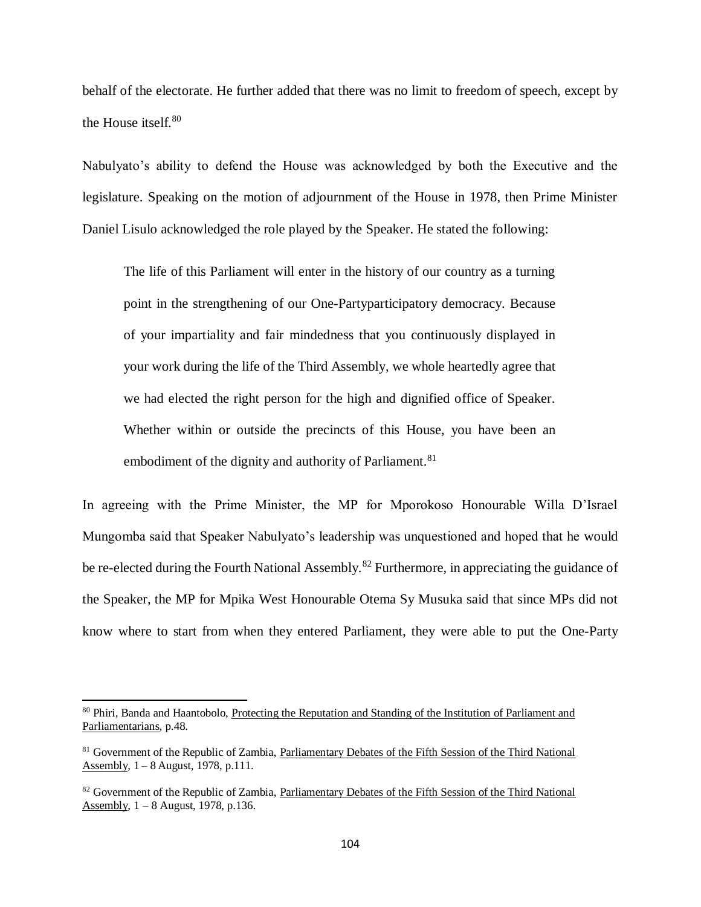behalf of the electorate. He further added that there was no limit to freedom of speech, except by the House itself.[80]

Nabulyato's ability to defend the House was acknowledged by both the Executive and the legislature. Speaking on the motion of adjournment of the House in 1978, then Prime Minister Daniel Lisulo acknowledged the role played by the Speaker. He stated the following:

> The life of this Parliament will enter in the history of our country as a turning point in the strengthening of our One-Partyparticipatory democracy. Because of your impartiality and fair mindedness that you continuously displayed in your work during the life of the Third Assembly, we whole heartedly agree that we had elected the right person for the high and dignified office of Speaker. Whether within or outside the precincts of this House, you have been an embodiment of the dignity and authority of Parliament.[81]

In agreeing with the Prime Minister, the MP for Mporokoso Honourable Willa D'Israel Mungomba said that Speaker Nabulyato's leadership was unquestioned and hoped that he would be re-elected during the Fourth National Assembly.[82] Furthermore, in appreciating the guidance of the Speaker, the MP for Mpika West Honourable Otema Sy Musuka said that since MPs did not know where to start from when they entered Parliament, they were able to put the One-Party

---

[80] Phiri, Banda and Haantobolo, Protecting the Reputation and Standing of the Institution of Parliament and Parliamentarians, p.48.

[81] Government of the Republic of Zambia, Parliamentary Debates of the Fifth Session of the Third National Assembly, 1 – 8 August, 1978, p.111.

[82] Government of the Republic of Zambia, Parliamentary Debates of the Fifth Session of the Third National Assembly, 1 – 8 August, 1978, p.136.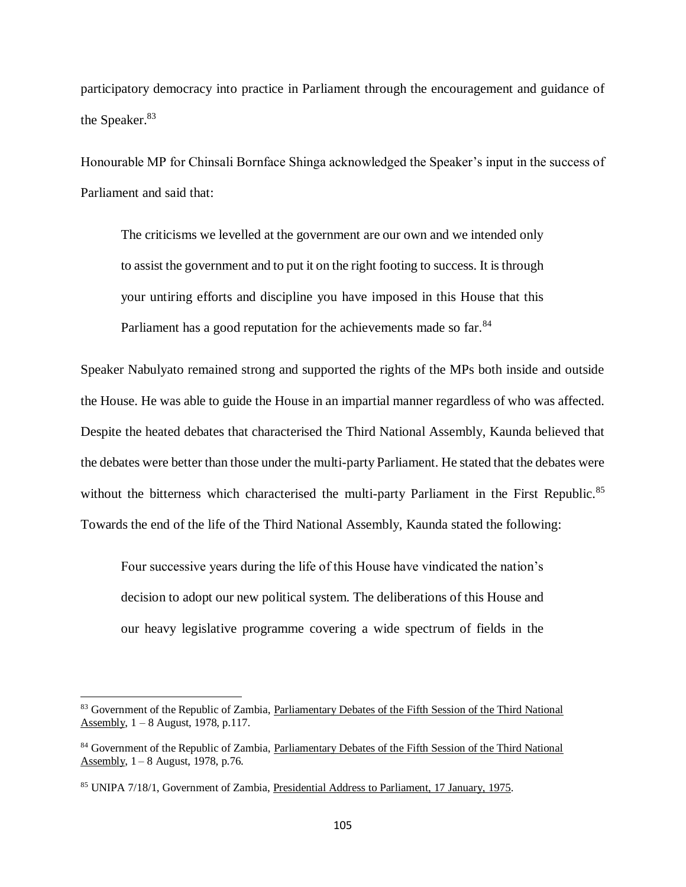participatory democracy into practice in Parliament through the encouragement and guidance of the Speaker.[83]

Honourable MP for Chinsali Bornface Shinga acknowledged the Speaker's input in the success of Parliament and said that:

> The criticisms we levelled at the government are our own and we intended only to assist the government and to put it on the right footing to success. It is through your untiring efforts and discipline you have imposed in this House that this Parliament has a good reputation for the achievements made so far.[84]

Speaker Nabulyato remained strong and supported the rights of the MPs both inside and outside the House. He was able to guide the House in an impartial manner regardless of who was affected. Despite the heated debates that characterised the Third National Assembly, Kaunda believed that the debates were better than those under the multi-party Parliament. He stated that the debates were without the bitterness which characterised the multi-party Parliament in the First Republic.[85] Towards the end of the life of the Third National Assembly, Kaunda stated the following:

> Four successive years during the life of this House have vindicated the nation's decision to adopt our new political system. The deliberations of this House and our heavy legislative programme covering a wide spectrum of fields in the

---

[83] Government of the Republic of Zambia, Parliamentary Debates of the Fifth Session of the Third National Assembly, 1 – 8 August, 1978, p.117.

[84] Government of the Republic of Zambia, Parliamentary Debates of the Fifth Session of the Third National Assembly, 1 – 8 August, 1978, p.76.

[85] UNIPA 7/18/1, Government of Zambia, Presidential Address to Parliament, 17 January, 1975.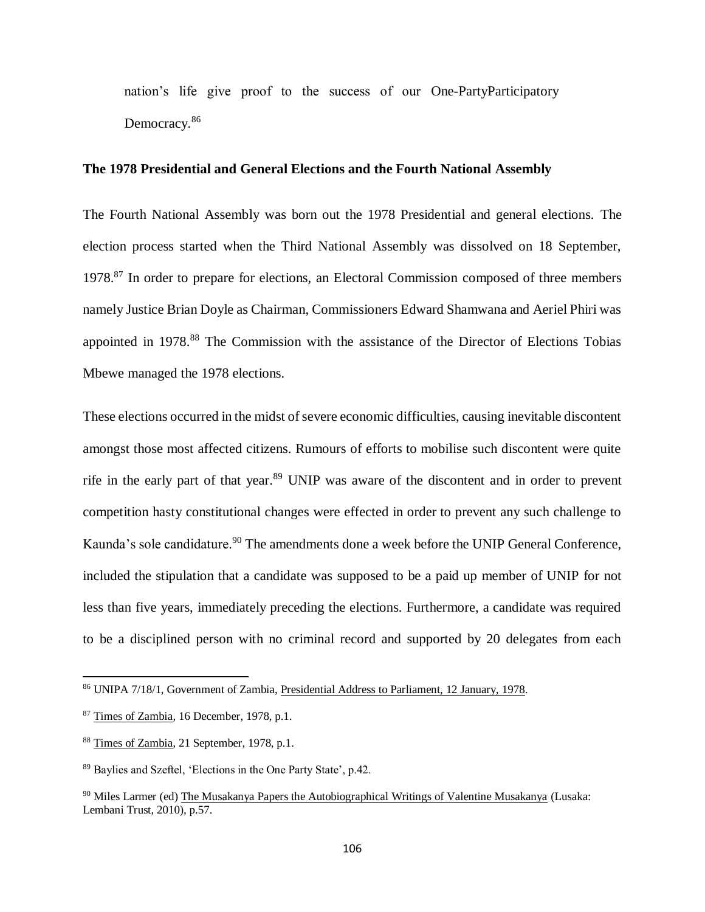nation's life give proof to the success of our One-PartyParticipatory Democracy.[86]

**The 1978 Presidential and General Elections and the Fourth National Assembly**

The Fourth National Assembly was born out the 1978 Presidential and general elections. The election process started when the Third National Assembly was dissolved on 18 September, 1978.[87] In order to prepare for elections, an Electoral Commission composed of three members namely Justice Brian Doyle as Chairman, Commissioners Edward Shamwana and Aeriel Phiri was appointed in 1978.[88] The Commission with the assistance of the Director of Elections Tobias Mbewe managed the 1978 elections.

These elections occurred in the midst of severe economic difficulties, causing inevitable discontent amongst those most affected citizens. Rumours of efforts to mobilise such discontent were quite rife in the early part of that year.[89] UNIP was aware of the discontent and in order to prevent competition hasty constitutional changes were effected in order to prevent any such challenge to Kaunda's sole candidature.[90] The amendments done a week before the UNIP General Conference, included the stipulation that a candidate was supposed to be a paid up member of UNIP for not less than five years, immediately preceding the elections. Furthermore, a candidate was required to be a disciplined person with no criminal record and supported by 20 delegates from each

---

[86] UNIPA 7/18/1, Government of Zambia, Presidential Address to Parliament, 12 January, 1978.

[87] Times of Zambia, 16 December, 1978, p.1.

[88] Times of Zambia, 21 September, 1978, p.1.

[89] Baylies and Szeftel, 'Elections in the One Party State', p.42.

[90] Miles Larmer (ed) The Musakanya Papers the Autobiographical Writings of Valentine Musakanya (Lusaka: Lembani Trust, 2010), p.57.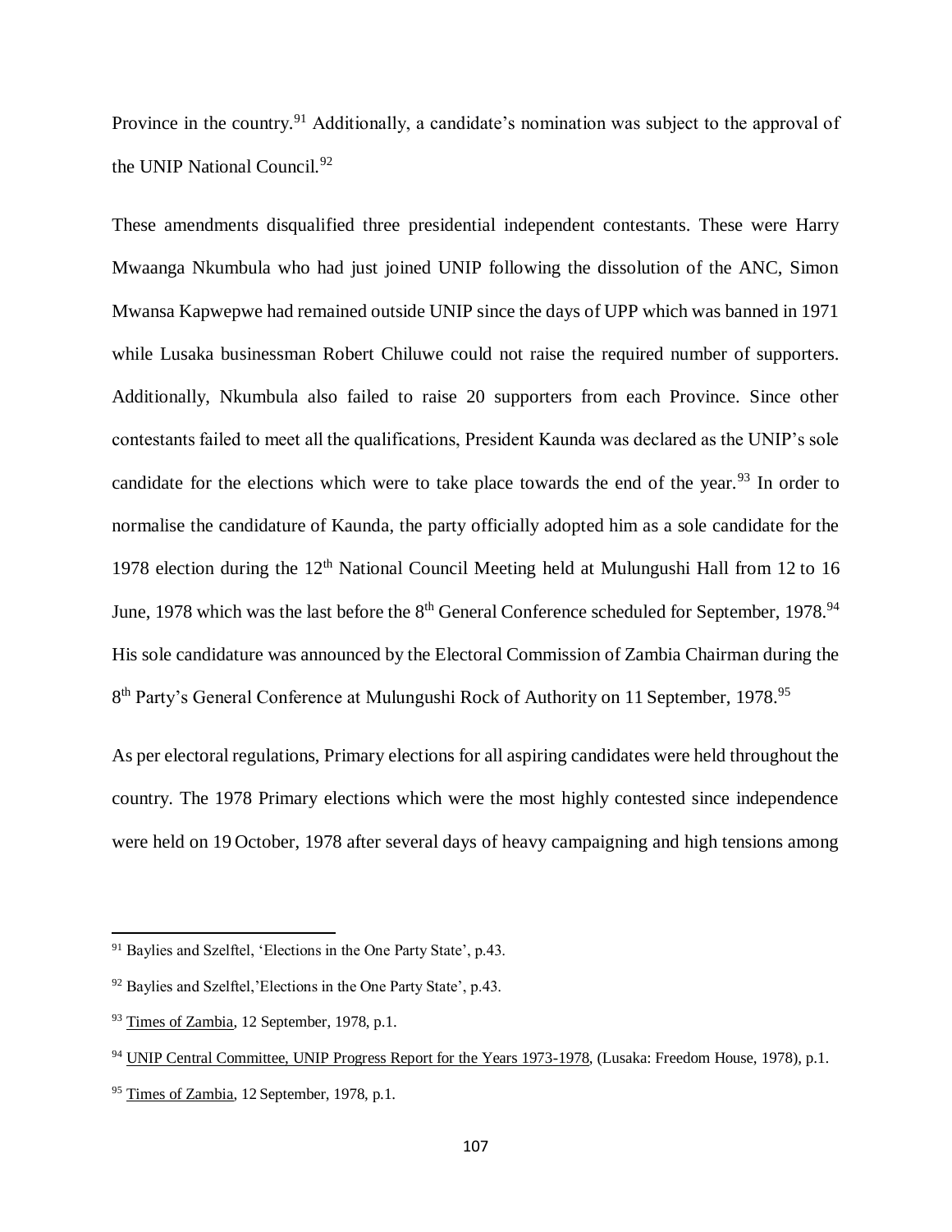Province in the country.[91] Additionally, a candidate's nomination was subject to the approval of the UNIP National Council.[92]

These amendments disqualified three presidential independent contestants. These were Harry Mwaanga Nkumbula who had just joined UNIP following the dissolution of the ANC, Simon Mwansa Kapwepwe had remained outside UNIP since the days of UPP which was banned in 1971 while Lusaka businessman Robert Chiluwe could not raise the required number of supporters. Additionally, Nkumbula also failed to raise 20 supporters from each Province. Since other contestants failed to meet all the qualifications, President Kaunda was declared as the UNIP's sole candidate for the elections which were to take place towards the end of the year.[93] In order to normalise the candidature of Kaunda, the party officially adopted him as a sole candidate for the 1978 election during the 12th National Council Meeting held at Mulungushi Hall from 12 to 16 June, 1978 which was the last before the 8th General Conference scheduled for September, 1978.[94] His sole candidature was announced by the Electoral Commission of Zambia Chairman during the 8th Party's General Conference at Mulungushi Rock of Authority on 11 September, 1978.[95]

As per electoral regulations, Primary elections for all aspiring candidates were held throughout the country. The 1978 Primary elections which were the most highly contested since independence were held on 19 October, 1978 after several days of heavy campaigning and high tensions among

---

[91] Baylies and Szelftel, 'Elections in the One Party State', p.43.

[92] Baylies and Szelftel,'Elections in the One Party State', p.43.

[93] Times of Zambia, 12 September, 1978, p.1.

[94] UNIP Central Committee, UNIP Progress Report for the Years 1973-1978, (Lusaka: Freedom House, 1978), p.1.

[95] Times of Zambia, 12 September, 1978, p.1.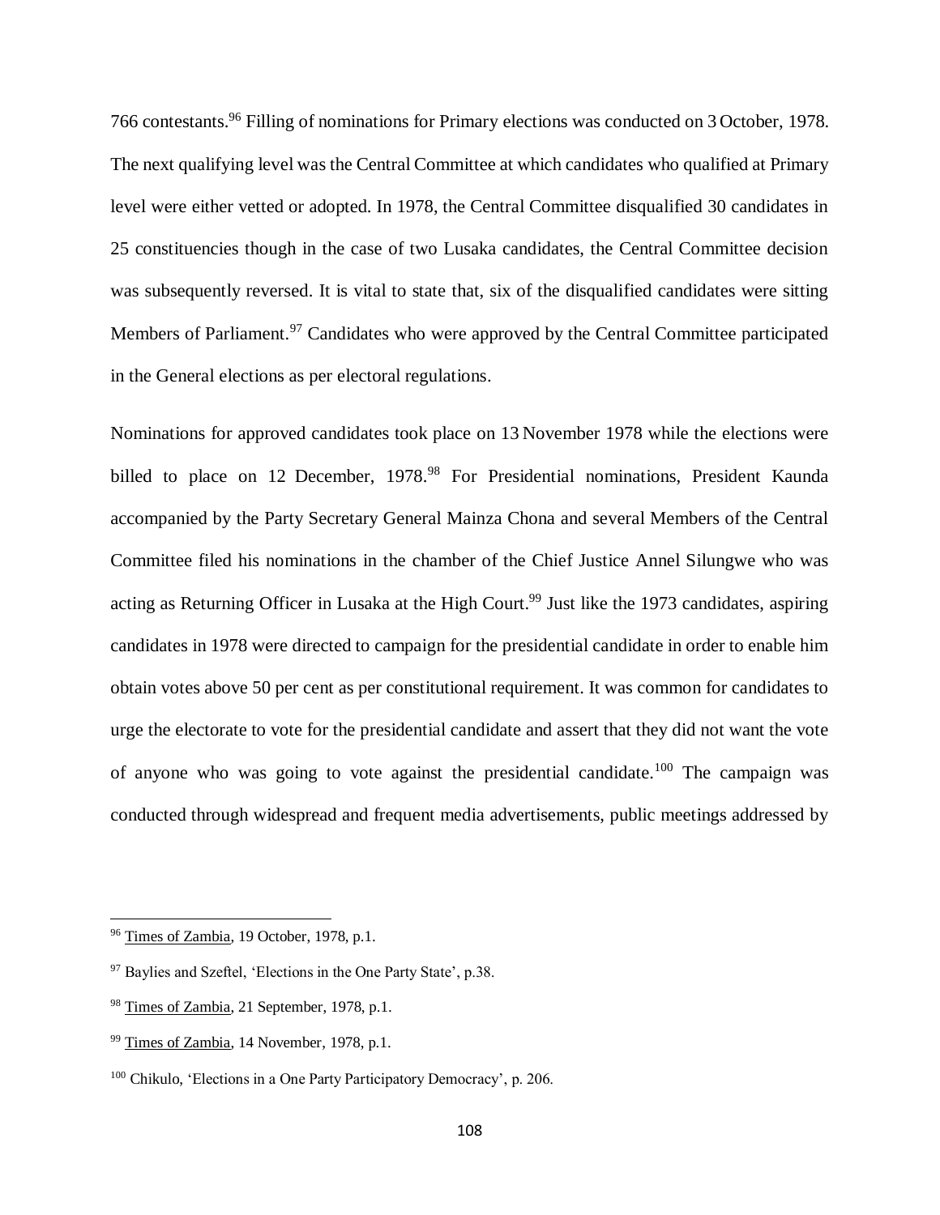766 contestants.[96] Filling of nominations for Primary elections was conducted on 3 October, 1978. The next qualifying level was the Central Committee at which candidates who qualified at Primary level were either vetted or adopted. In 1978, the Central Committee disqualified 30 candidates in 25 constituencies though in the case of two Lusaka candidates, the Central Committee decision was subsequently reversed. It is vital to state that, six of the disqualified candidates were sitting Members of Parliament.[97] Candidates who were approved by the Central Committee participated in the General elections as per electoral regulations.

Nominations for approved candidates took place on 13 November 1978 while the elections were billed to place on 12 December, 1978.[98] For Presidential nominations, President Kaunda accompanied by the Party Secretary General Mainza Chona and several Members of the Central Committee filed his nominations in the chamber of the Chief Justice Annel Silungwe who was acting as Returning Officer in Lusaka at the High Court.[99] Just like the 1973 candidates, aspiring candidates in 1978 were directed to campaign for the presidential candidate in order to enable him obtain votes above 50 per cent as per constitutional requirement. It was common for candidates to urge the electorate to vote for the presidential candidate and assert that they did not want the vote of anyone who was going to vote against the presidential candidate.[100] The campaign was conducted through widespread and frequent media advertisements, public meetings addressed by

---

[96] Times of Zambia, 19 October, 1978, p.1.

[97] Baylies and Szeftel, 'Elections in the One Party State', p.38.

[98] Times of Zambia, 21 September, 1978, p.1.

[99] Times of Zambia, 14 November, 1978, p.1.

[100] Chikulo, 'Elections in a One Party Participatory Democracy', p. 206.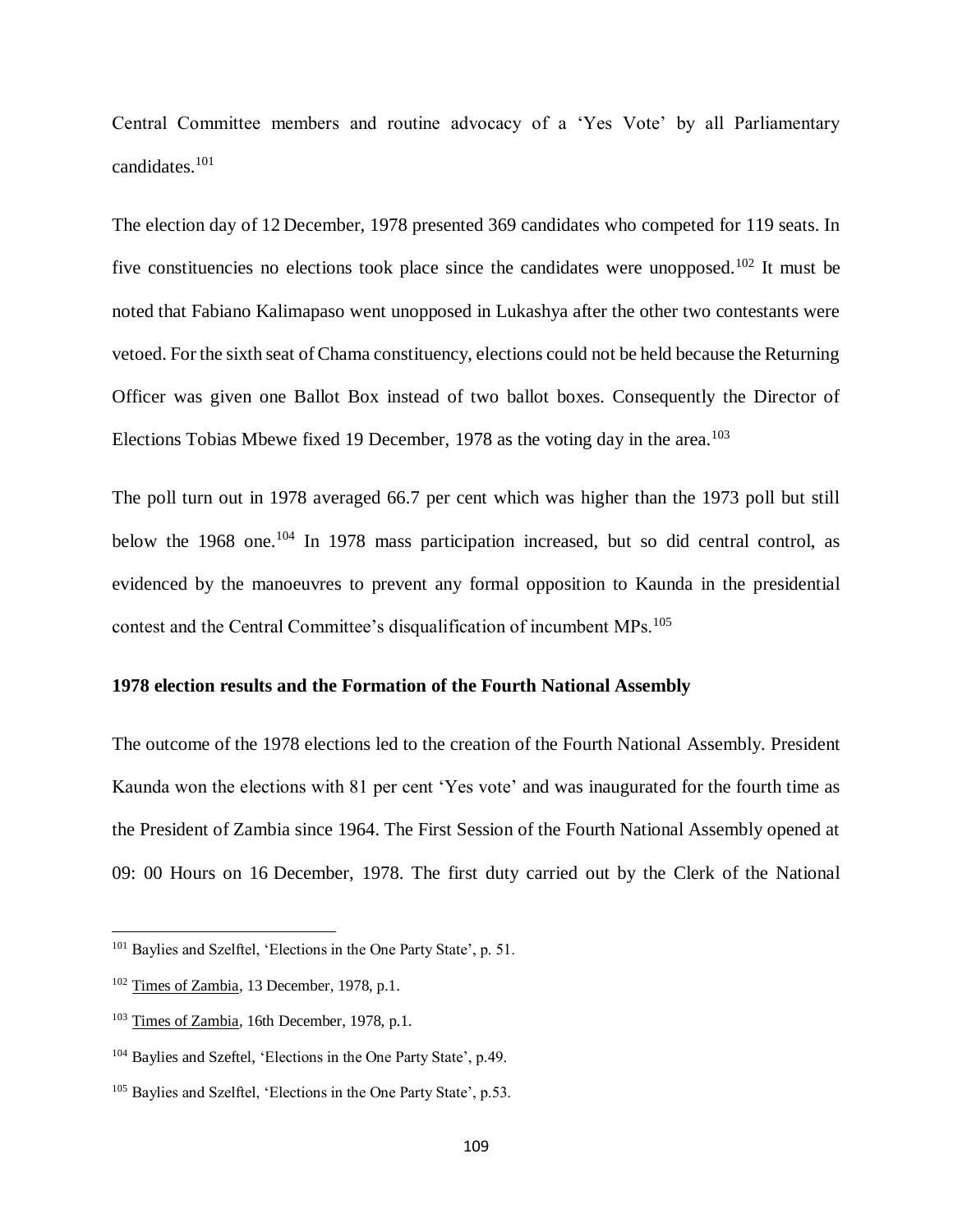Central Committee members and routine advocacy of a 'Yes Vote' by all Parliamentary candidates.[101]

The election day of 12 December, 1978 presented 369 candidates who competed for 119 seats. In five constituencies no elections took place since the candidates were unopposed.[102] It must be noted that Fabiano Kalimapaso went unopposed in Lukashya after the other two contestants were vetoed. For the sixth seat of Chama constituency, elections could not be held because the Returning Officer was given one Ballot Box instead of two ballot boxes. Consequently the Director of Elections Tobias Mbewe fixed 19 December, 1978 as the voting day in the area.[103]

The poll turn out in 1978 averaged 66.7 per cent which was higher than the 1973 poll but still below the 1968 one.[104] In 1978 mass participation increased, but so did central control, as evidenced by the manoeuvres to prevent any formal opposition to Kaunda in the presidential contest and the Central Committee's disqualification of incumbent MPs.[105]

**1978 election results and the Formation of the Fourth National Assembly**

The outcome of the 1978 elections led to the creation of the Fourth National Assembly. President Kaunda won the elections with 81 per cent 'Yes vote' and was inaugurated for the fourth time as the President of Zambia since 1964. The First Session of the Fourth National Assembly opened at 09: 00 Hours on 16 December, 1978. The first duty carried out by the Clerk of the National

---

[101] Baylies and Szelftel, 'Elections in the One Party State', p. 51.

[102] Times of Zambia, 13 December, 1978, p.1.

[103] Times of Zambia, 16th December, 1978, p.1.

[104] Baylies and Szeftel, 'Elections in the One Party State', p.49.

[105] Baylies and Szelftel, 'Elections in the One Party State', p.53.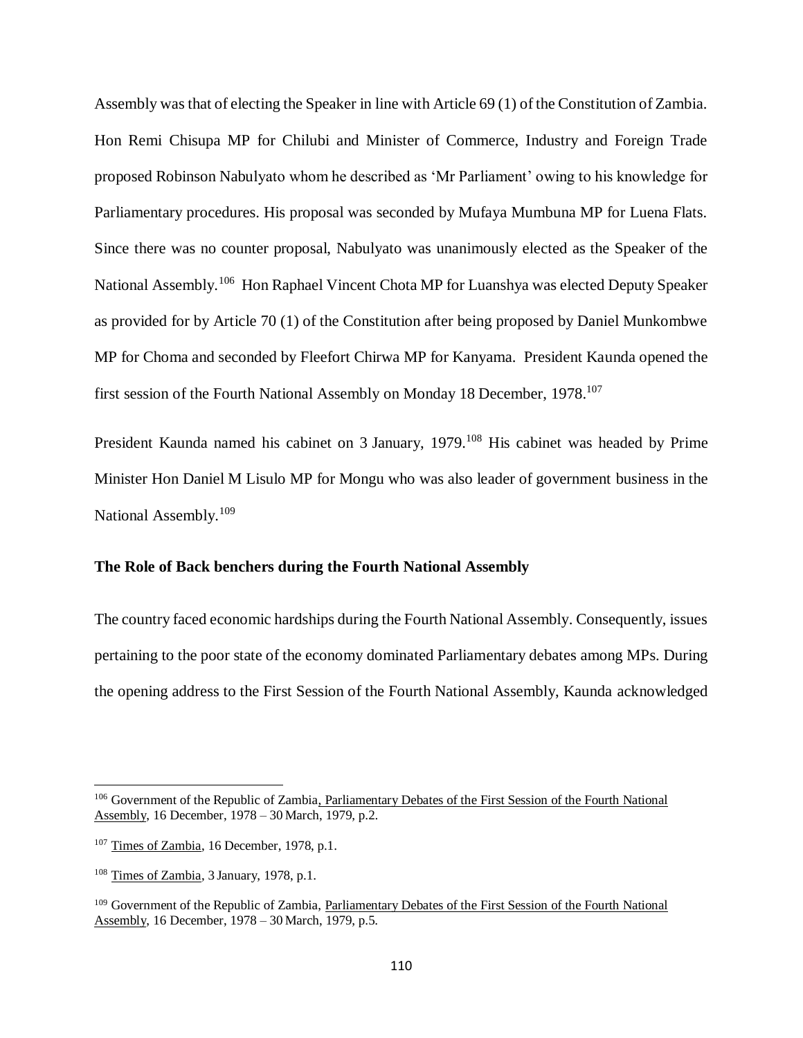Assembly was that of electing the Speaker in line with Article 69 (1) of the Constitution of Zambia. Hon Remi Chisupa MP for Chilubi and Minister of Commerce, Industry and Foreign Trade proposed Robinson Nabulyato whom he described as 'Mr Parliament' owing to his knowledge for Parliamentary procedures. His proposal was seconded by Mufaya Mumbuna MP for Luena Flats. Since there was no counter proposal, Nabulyato was unanimously elected as the Speaker of the National Assembly.[106] Hon Raphael Vincent Chota MP for Luanshya was elected Deputy Speaker as provided for by Article 70 (1) of the Constitution after being proposed by Daniel Munkombwe MP for Choma and seconded by Fleefort Chirwa MP for Kanyama. President Kaunda opened the first session of the Fourth National Assembly on Monday 18 December, 1978.[107]

President Kaunda named his cabinet on 3 January, 1979.[108] His cabinet was headed by Prime Minister Hon Daniel M Lisulo MP for Mongu who was also leader of government business in the National Assembly.[109]

**The Role of Back benchers during the Fourth National Assembly**

The country faced economic hardships during the Fourth National Assembly. Consequently, issues pertaining to the poor state of the economy dominated Parliamentary debates among MPs. During the opening address to the First Session of the Fourth National Assembly, Kaunda acknowledged

---

[106] Government of the Republic of Zambia, Parliamentary Debates of the First Session of the Fourth National Assembly, 16 December, 1978 – 30 March, 1979, p.2.

[107] Times of Zambia, 16 December, 1978, p.1.

[108] Times of Zambia, 3 January, 1978, p.1.

[109] Government of the Republic of Zambia, Parliamentary Debates of the First Session of the Fourth National Assembly, 16 December, 1978 – 30 March, 1979, p.5.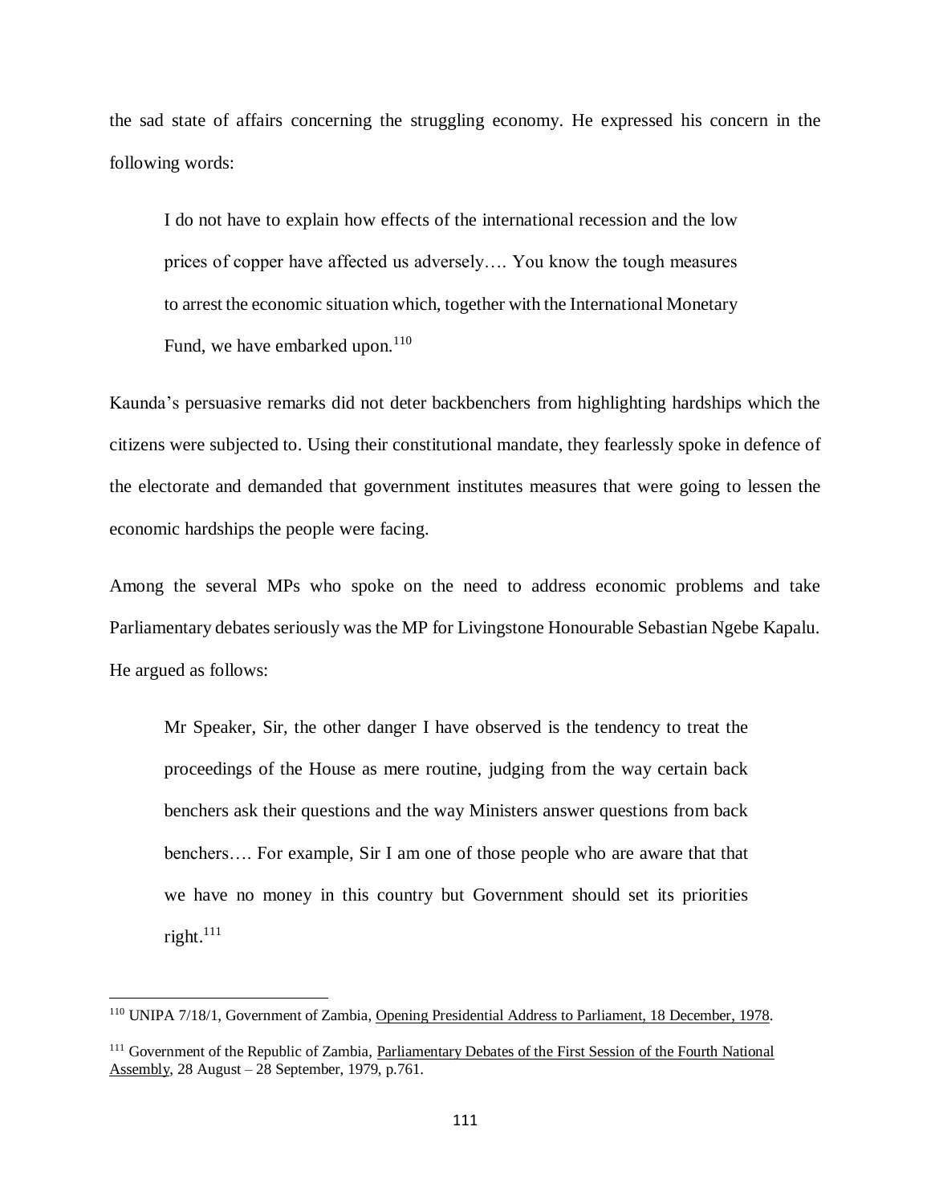the sad state of affairs concerning the struggling economy. He expressed his concern in the following words:

> I do not have to explain how effects of the international recession and the low prices of copper have affected us adversely…. You know the tough measures to arrest the economic situation which, together with the International Monetary Fund, we have embarked upon.[110]

Kaunda's persuasive remarks did not deter backbenchers from highlighting hardships which the citizens were subjected to. Using their constitutional mandate, they fearlessly spoke in defence of the electorate and demanded that government institutes measures that were going to lessen the economic hardships the people were facing.

Among the several MPs who spoke on the need to address economic problems and take Parliamentary debates seriously was the MP for Livingstone Honourable Sebastian Ngebe Kapalu. He argued as follows:

> Mr Speaker, Sir, the other danger I have observed is the tendency to treat the proceedings of the House as mere routine, judging from the way certain back benchers ask their questions and the way Ministers answer questions from back benchers…. For example, Sir I am one of those people who are aware that that we have no money in this country but Government should set its priorities right.[111]

---

[110] UNIPA 7/18/1, Government of Zambia, Opening Presidential Address to Parliament, 18 December, 1978.

[111] Government of the Republic of Zambia, Parliamentary Debates of the First Session of the Fourth National Assembly, 28 August – 28 September, 1979, p.761.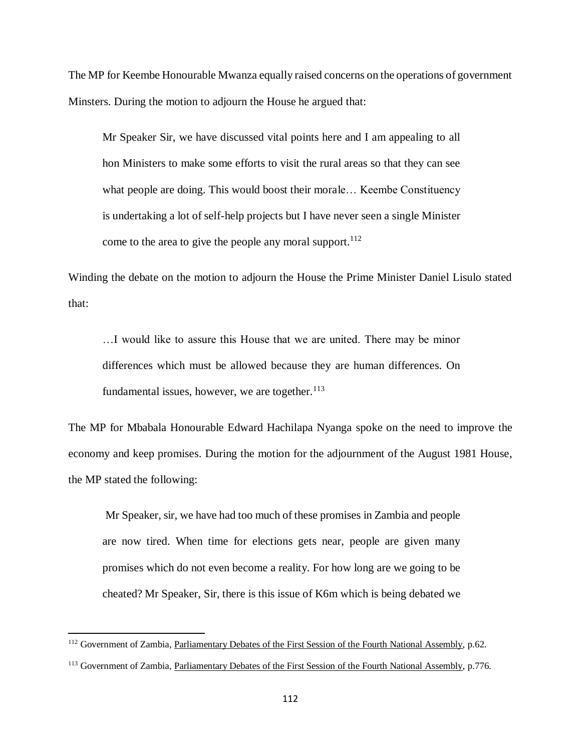The MP for Keembe Honourable Mwanza equally raised concerns on the operations of government Minsters. During the motion to adjourn the House he argued that:

> Mr Speaker Sir, we have discussed vital points here and I am appealing to all hon Ministers to make some efforts to visit the rural areas so that they can see what people are doing. This would boost their morale… Keembe Constituency is undertaking a lot of self-help projects but I have never seen a single Minister come to the area to give the people any moral support.[112]

Winding the debate on the motion to adjourn the House the Prime Minister Daniel Lisulo stated that:

> …I would like to assure this House that we are united. There may be minor differences which must be allowed because they are human differences. On fundamental issues, however, we are together.[113]

The MP for Mbabala Honourable Edward Hachilapa Nyanga spoke on the need to improve the economy and keep promises. During the motion for the adjournment of the August 1981 House, the MP stated the following:

> Mr Speaker, sir, we have had too much of these promises in Zambia and people are now tired. When time for elections gets near, people are given many promises which do not even become a reality. For how long are we going to be cheated? Mr Speaker, Sir, there is this issue of K6m which is being debated we

---

[112] Government of Zambia, Parliamentary Debates of the First Session of the Fourth National Assembly, p.62.

[113] Government of Zambia, Parliamentary Debates of the First Session of the Fourth National Assembly, p.776.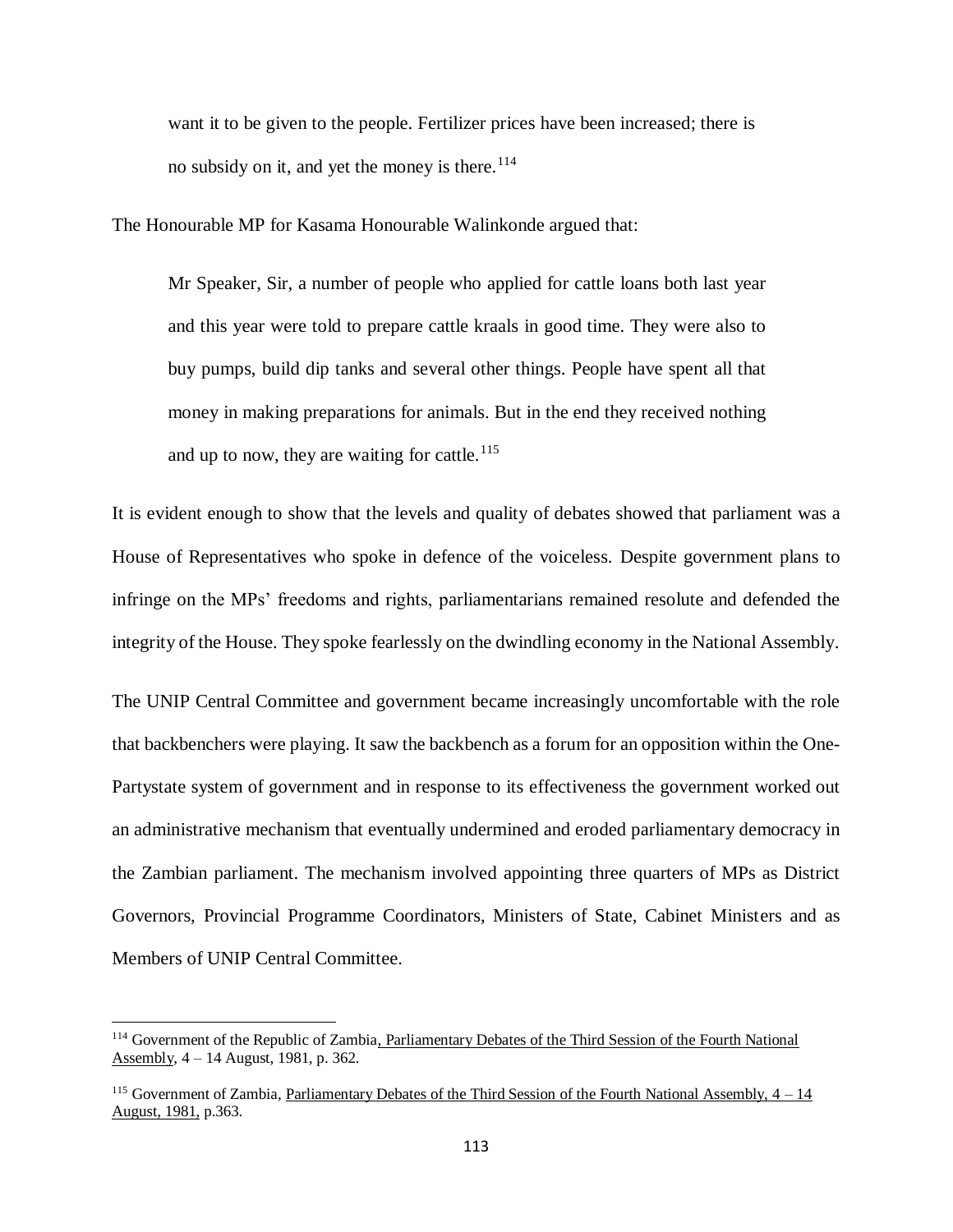> want it to be given to the people. Fertilizer prices have been increased; there is no subsidy on it, and yet the money is there.[114]

The Honourable MP for Kasama Honourable Walinkonde argued that:

> Mr Speaker, Sir, a number of people who applied for cattle loans both last year and this year were told to prepare cattle kraals in good time. They were also to buy pumps, build dip tanks and several other things. People have spent all that money in making preparations for animals. But in the end they received nothing and up to now, they are waiting for cattle.[115]

It is evident enough to show that the levels and quality of debates showed that parliament was a House of Representatives who spoke in defence of the voiceless. Despite government plans to infringe on the MPs' freedoms and rights, parliamentarians remained resolute and defended the integrity of the House. They spoke fearlessly on the dwindling economy in the National Assembly.

The UNIP Central Committee and government became increasingly uncomfortable with the role that backbenchers were playing. It saw the backbench as a forum for an opposition within the One-Partystate system of government and in response to its effectiveness the government worked out an administrative mechanism that eventually undermined and eroded parliamentary democracy in the Zambian parliament. The mechanism involved appointing three quarters of MPs as District Governors, Provincial Programme Coordinators, Ministers of State, Cabinet Ministers and as Members of UNIP Central Committee.

---

[114] Government of the Republic of Zambia, Parliamentary Debates of the Third Session of the Fourth National Assembly, 4 – 14 August, 1981, p. 362.

[115] Government of Zambia, Parliamentary Debates of the Third Session of the Fourth National Assembly, 4 – 14 August, 1981, p.363.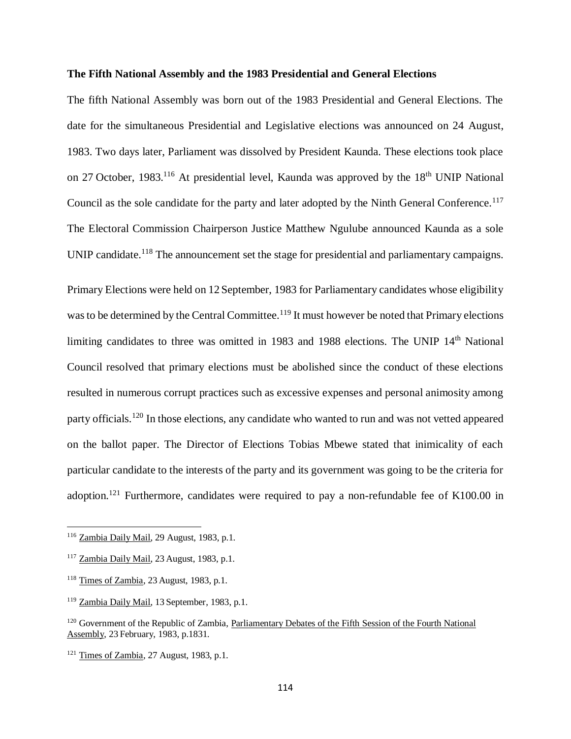**The Fifth National Assembly and the 1983 Presidential and General Elections**

The fifth National Assembly was born out of the 1983 Presidential and General Elections. The date for the simultaneous Presidential and Legislative elections was announced on 24 August, 1983. Two days later, Parliament was dissolved by President Kaunda. These elections took place on 27 October, 1983.[116] At presidential level, Kaunda was approved by the 18th UNIP National Council as the sole candidate for the party and later adopted by the Ninth General Conference.[117] The Electoral Commission Chairperson Justice Matthew Ngulube announced Kaunda as a sole UNIP candidate.[118] The announcement set the stage for presidential and parliamentary campaigns.

Primary Elections were held on 12 September, 1983 for Parliamentary candidates whose eligibility was to be determined by the Central Committee.[119] It must however be noted that Primary elections limiting candidates to three was omitted in 1983 and 1988 elections. The UNIP 14th National Council resolved that primary elections must be abolished since the conduct of these elections resulted in numerous corrupt practices such as excessive expenses and personal animosity among party officials.[120] In those elections, any candidate who wanted to run and was not vetted appeared on the ballot paper. The Director of Elections Tobias Mbewe stated that inimicality of each particular candidate to the interests of the party and its government was going to be the criteria for adoption.[121] Furthermore, candidates were required to pay a non-refundable fee of K100.00 in

---

[116] Zambia Daily Mail, 29 August, 1983, p.1.

[117] Zambia Daily Mail, 23 August, 1983, p.1.

[118] Times of Zambia, 23 August, 1983, p.1.

[119] Zambia Daily Mail, 13 September, 1983, p.1.

[120] Government of the Republic of Zambia, Parliamentary Debates of the Fifth Session of the Fourth National Assembly, 23 February, 1983, p.1831.

[121] Times of Zambia, 27 August, 1983, p.1.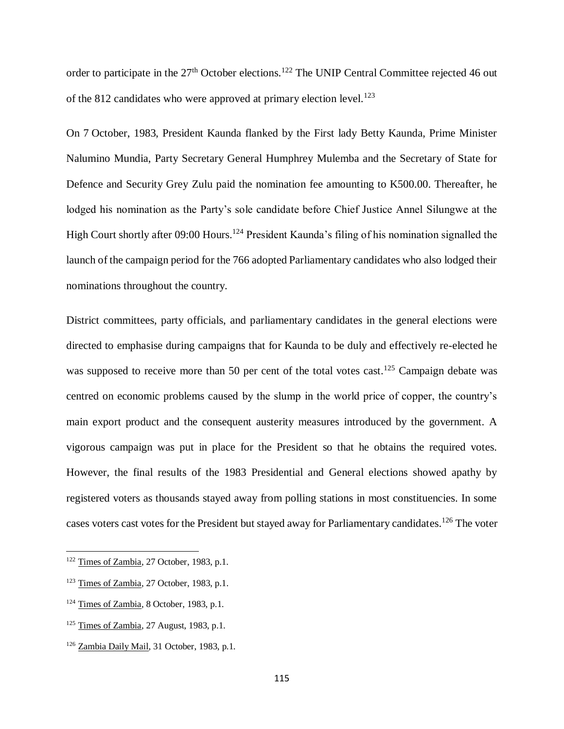order to participate in the 27th October elections.[122] The UNIP Central Committee rejected 46 out of the 812 candidates who were approved at primary election level.[123]

On 7 October, 1983, President Kaunda flanked by the First lady Betty Kaunda, Prime Minister Nalumino Mundia, Party Secretary General Humphrey Mulemba and the Secretary of State for Defence and Security Grey Zulu paid the nomination fee amounting to K500.00. Thereafter, he lodged his nomination as the Party's sole candidate before Chief Justice Annel Silungwe at the High Court shortly after 09:00 Hours.[124] President Kaunda's filing of his nomination signalled the launch of the campaign period for the 766 adopted Parliamentary candidates who also lodged their nominations throughout the country.

District committees, party officials, and parliamentary candidates in the general elections were directed to emphasise during campaigns that for Kaunda to be duly and effectively re-elected he was supposed to receive more than 50 per cent of the total votes cast.[125] Campaign debate was centred on economic problems caused by the slump in the world price of copper, the country's main export product and the consequent austerity measures introduced by the government. A vigorous campaign was put in place for the President so that he obtains the required votes. However, the final results of the 1983 Presidential and General elections showed apathy by registered voters as thousands stayed away from polling stations in most constituencies. In some cases voters cast votes for the President but stayed away for Parliamentary candidates.[126] The voter

---

[122] Times of Zambia, 27 October, 1983, p.1.

[123] Times of Zambia, 27 October, 1983, p.1.

[124] Times of Zambia, 8 October, 1983, p.1.

[125] Times of Zambia, 27 August, 1983, p.1.

[126] Zambia Daily Mail, 31 October, 1983, p.1.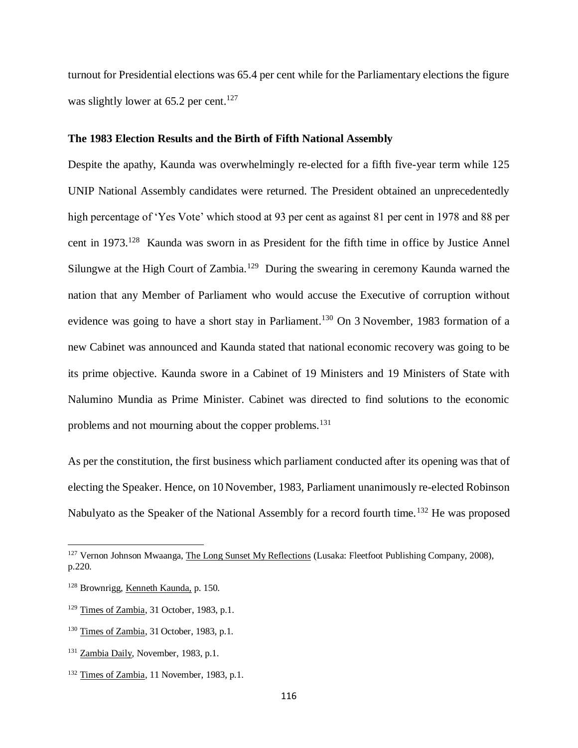turnout for Presidential elections was 65.4 per cent while for the Parliamentary elections the figure was slightly lower at 65.2 per cent.[127]

**The 1983 Election Results and the Birth of Fifth National Assembly**

Despite the apathy, Kaunda was overwhelmingly re-elected for a fifth five-year term while 125 UNIP National Assembly candidates were returned. The President obtained an unprecedentedly high percentage of 'Yes Vote' which stood at 93 per cent as against 81 per cent in 1978 and 88 per cent in 1973.[128] Kaunda was sworn in as President for the fifth time in office by Justice Annel Silungwe at the High Court of Zambia.[129] During the swearing in ceremony Kaunda warned the nation that any Member of Parliament who would accuse the Executive of corruption without evidence was going to have a short stay in Parliament.[130] On 3 November, 1983 formation of a new Cabinet was announced and Kaunda stated that national economic recovery was going to be its prime objective. Kaunda swore in a Cabinet of 19 Ministers and 19 Ministers of State with Nalumino Mundia as Prime Minister. Cabinet was directed to find solutions to the economic problems and not mourning about the copper problems.[131]

As per the constitution, the first business which parliament conducted after its opening was that of electing the Speaker. Hence, on 10 November, 1983, Parliament unanimously re-elected Robinson Nabulyato as the Speaker of the National Assembly for a record fourth time.[132] He was proposed

---

[127] Vernon Johnson Mwaanga, The Long Sunset My Reflections (Lusaka: Fleetfoot Publishing Company, 2008), p.220.

[128] Brownrigg, Kenneth Kaunda, p. 150.

[129] Times of Zambia, 31 October, 1983, p.1.

[130] Times of Zambia, 31 October, 1983, p.1.

[131] Zambia Daily, November, 1983, p.1.

[132] Times of Zambia, 11 November, 1983, p.1.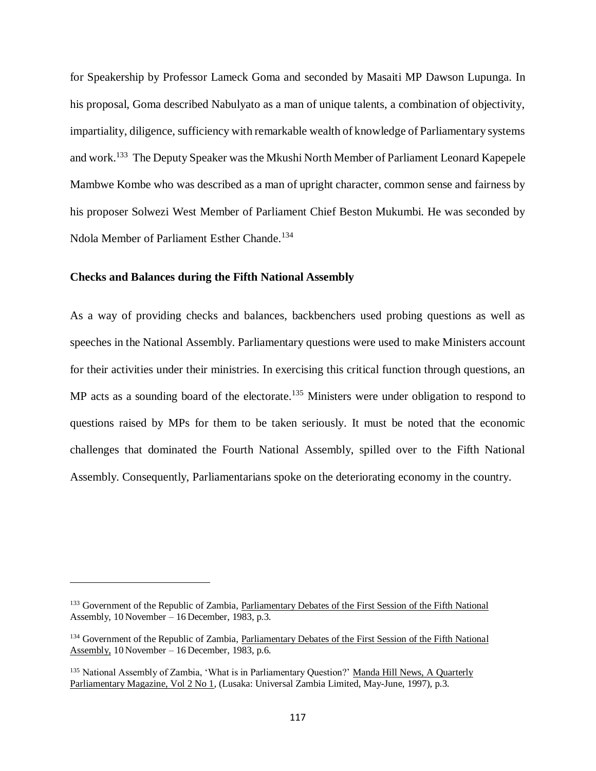for Speakership by Professor Lameck Goma and seconded by Masaiti MP Dawson Lupunga. In his proposal, Goma described Nabulyato as a man of unique talents, a combination of objectivity, impartiality, diligence, sufficiency with remarkable wealth of knowledge of Parliamentary systems and work.[133] The Deputy Speaker was the Mkushi North Member of Parliament Leonard Kapepele Mambwe Kombe who was described as a man of upright character, common sense and fairness by his proposer Solwezi West Member of Parliament Chief Beston Mukumbi. He was seconded by Ndola Member of Parliament Esther Chande.[134]

**Checks and Balances during the Fifth National Assembly**

As a way of providing checks and balances, backbenchers used probing questions as well as speeches in the National Assembly. Parliamentary questions were used to make Ministers account for their activities under their ministries. In exercising this critical function through questions, an MP acts as a sounding board of the electorate.[135] Ministers were under obligation to respond to questions raised by MPs for them to be taken seriously. It must be noted that the economic challenges that dominated the Fourth National Assembly, spilled over to the Fifth National Assembly. Consequently, Parliamentarians spoke on the deteriorating economy in the country.

---

[133] Government of the Republic of Zambia, Parliamentary Debates of the First Session of the Fifth National Assembly, 10 November – 16 December, 1983, p.3.

[134] Government of the Republic of Zambia, Parliamentary Debates of the First Session of the Fifth National Assembly, 10 November – 16 December, 1983, p.6.

[135] National Assembly of Zambia, 'What is in Parliamentary Question?' Manda Hill News, A Quarterly Parliamentary Magazine, Vol 2 No 1, (Lusaka: Universal Zambia Limited, May-June, 1997), p.3.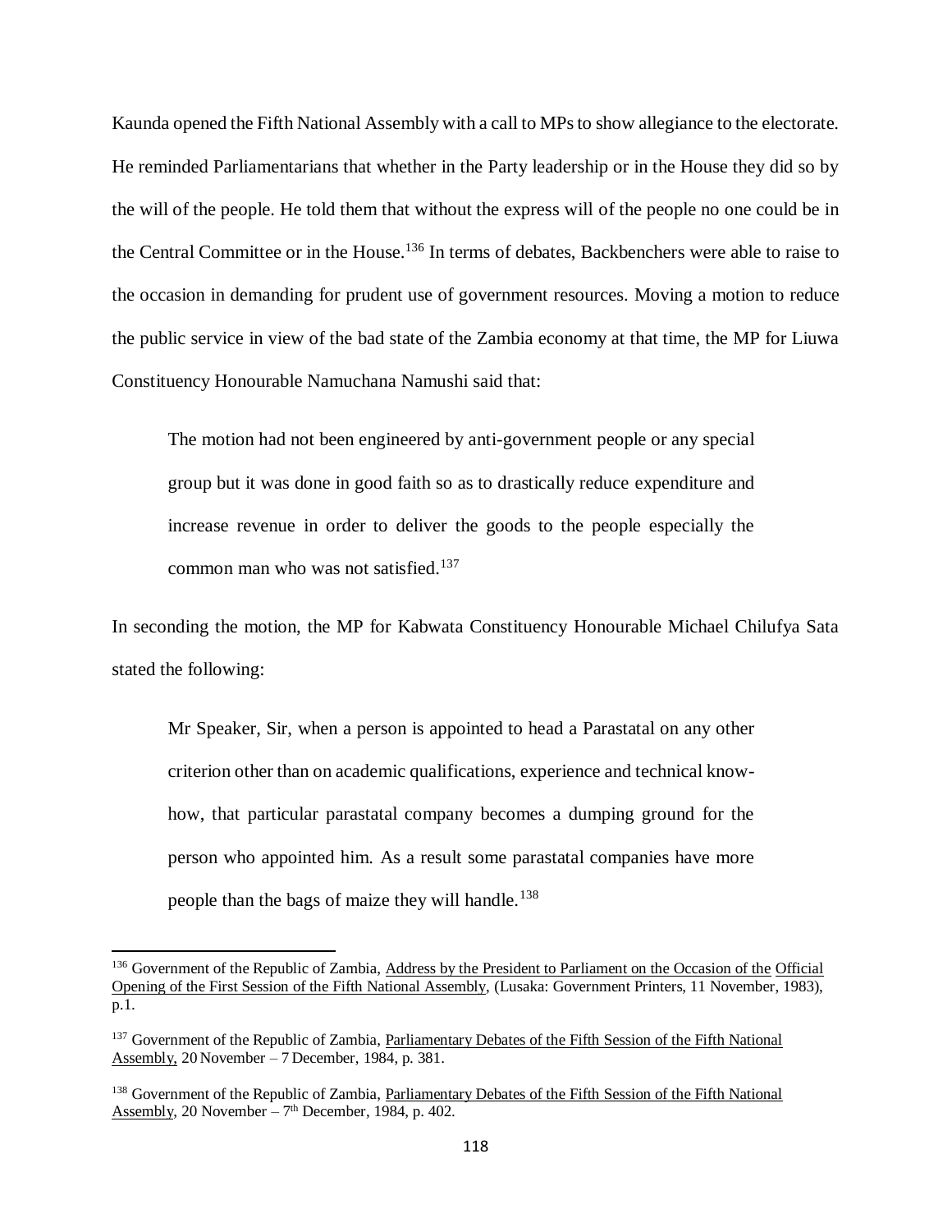Kaunda opened the Fifth National Assembly with a call to MPs to show allegiance to the electorate. He reminded Parliamentarians that whether in the Party leadership or in the House they did so by the will of the people. He told them that without the express will of the people no one could be in the Central Committee or in the House.[136] In terms of debates, Backbenchers were able to raise to the occasion in demanding for prudent use of government resources. Moving a motion to reduce the public service in view of the bad state of the Zambia economy at that time, the MP for Liuwa Constituency Honourable Namuchana Namushi said that:

> The motion had not been engineered by anti-government people or any special group but it was done in good faith so as to drastically reduce expenditure and increase revenue in order to deliver the goods to the people especially the common man who was not satisfied.[137]

In seconding the motion, the MP for Kabwata Constituency Honourable Michael Chilufya Sata stated the following:

> Mr Speaker, Sir, when a person is appointed to head a Parastatal on any other criterion other than on academic qualifications, experience and technical know-how, that particular parastatal company becomes a dumping ground for the person who appointed him. As a result some parastatal companies have more people than the bags of maize they will handle.[138]

---

[136] Government of the Republic of Zambia, Address by the President to Parliament on the Occasion of the Official Opening of the First Session of the Fifth National Assembly, (Lusaka: Government Printers, 11 November, 1983), p.1.

[137] Government of the Republic of Zambia, Parliamentary Debates of the Fifth Session of the Fifth National Assembly, 20 November – 7 December, 1984, p. 381.

[138] Government of the Republic of Zambia, Parliamentary Debates of the Fifth Session of the Fifth National Assembly, 20 November – 7th December, 1984, p. 402.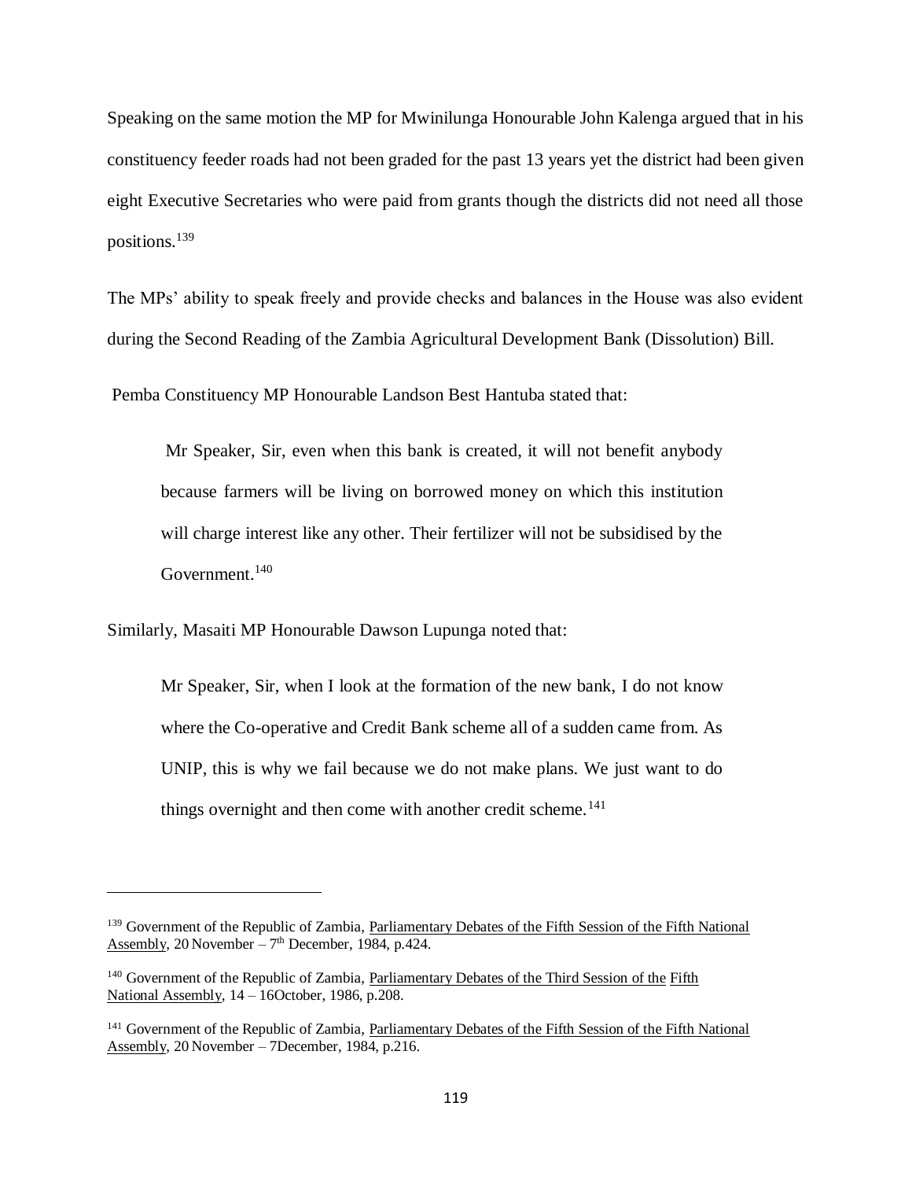Speaking on the same motion the MP for Mwinilunga Honourable John Kalenga argued that in his constituency feeder roads had not been graded for the past 13 years yet the district had been given eight Executive Secretaries who were paid from grants though the districts did not need all those positions.[139]

The MPs' ability to speak freely and provide checks and balances in the House was also evident during the Second Reading of the Zambia Agricultural Development Bank (Dissolution) Bill.

Pemba Constituency MP Honourable Landson Best Hantuba stated that:

> Mr Speaker, Sir, even when this bank is created, it will not benefit anybody because farmers will be living on borrowed money on which this institution will charge interest like any other. Their fertilizer will not be subsidised by the Government.[140]

Similarly, Masaiti MP Honourable Dawson Lupunga noted that:

> Mr Speaker, Sir, when I look at the formation of the new bank, I do not know where the Co-operative and Credit Bank scheme all of a sudden came from. As UNIP, this is why we fail because we do not make plans. We just want to do things overnight and then come with another credit scheme.[141]

---

[139] Government of the Republic of Zambia, Parliamentary Debates of the Fifth Session of the Fifth National Assembly, 20 November – 7th December, 1984, p.424.

[140] Government of the Republic of Zambia, Parliamentary Debates of the Third Session of the Fifth National Assembly, 14 – 16October, 1986, p.208.

[141] Government of the Republic of Zambia, Parliamentary Debates of the Fifth Session of the Fifth National Assembly, 20 November – 7December, 1984, p.216.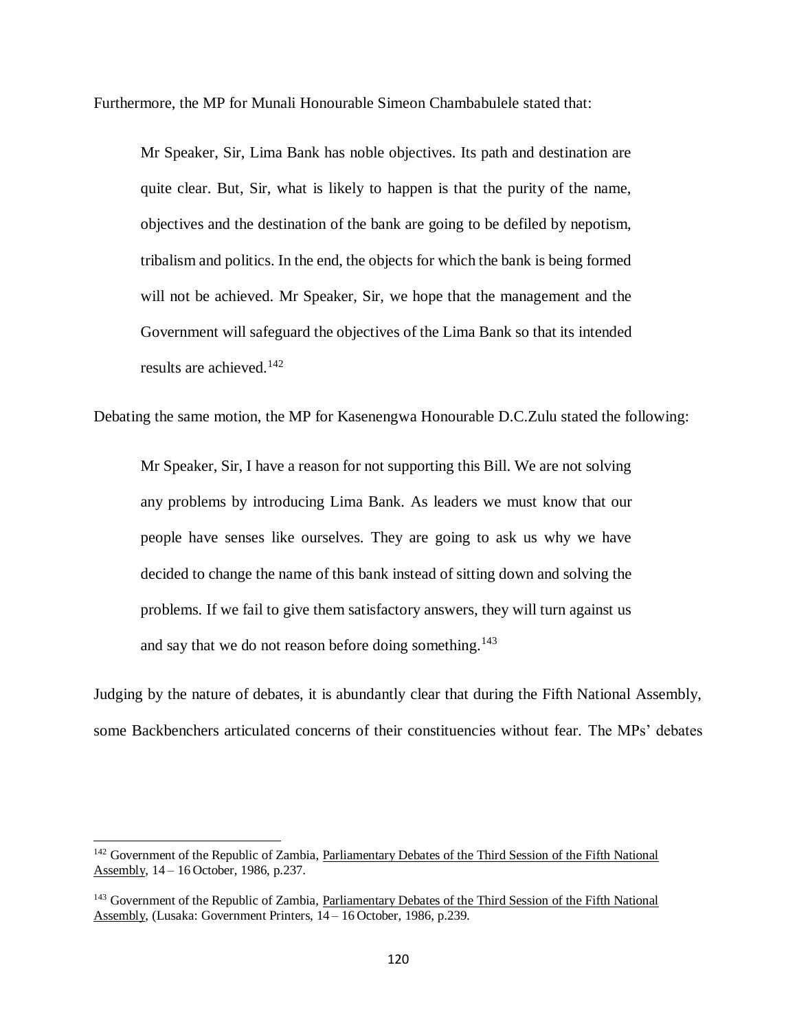Furthermore, the MP for Munali Honourable Simeon Chambabulele stated that:

> Mr Speaker, Sir, Lima Bank has noble objectives. Its path and destination are quite clear. But, Sir, what is likely to happen is that the purity of the name, objectives and the destination of the bank are going to be defiled by nepotism, tribalism and politics. In the end, the objects for which the bank is being formed will not be achieved. Mr Speaker, Sir, we hope that the management and the Government will safeguard the objectives of the Lima Bank so that its intended results are achieved.[142]

Debating the same motion, the MP for Kasenengwa Honourable D.C.Zulu stated the following:

> Mr Speaker, Sir, I have a reason for not supporting this Bill. We are not solving any problems by introducing Lima Bank. As leaders we must know that our people have senses like ourselves. They are going to ask us why we have decided to change the name of this bank instead of sitting down and solving the problems. If we fail to give them satisfactory answers, they will turn against us and say that we do not reason before doing something.[143]

Judging by the nature of debates, it is abundantly clear that during the Fifth National Assembly, some Backbenchers articulated concerns of their constituencies without fear. The MPs' debates

---

[142] Government of the Republic of Zambia, Parliamentary Debates of the Third Session of the Fifth National Assembly, 14 – 16 October, 1986, p.237.

[143] Government of the Republic of Zambia, Parliamentary Debates of the Third Session of the Fifth National Assembly, (Lusaka: Government Printers, 14 – 16 October, 1986, p.239.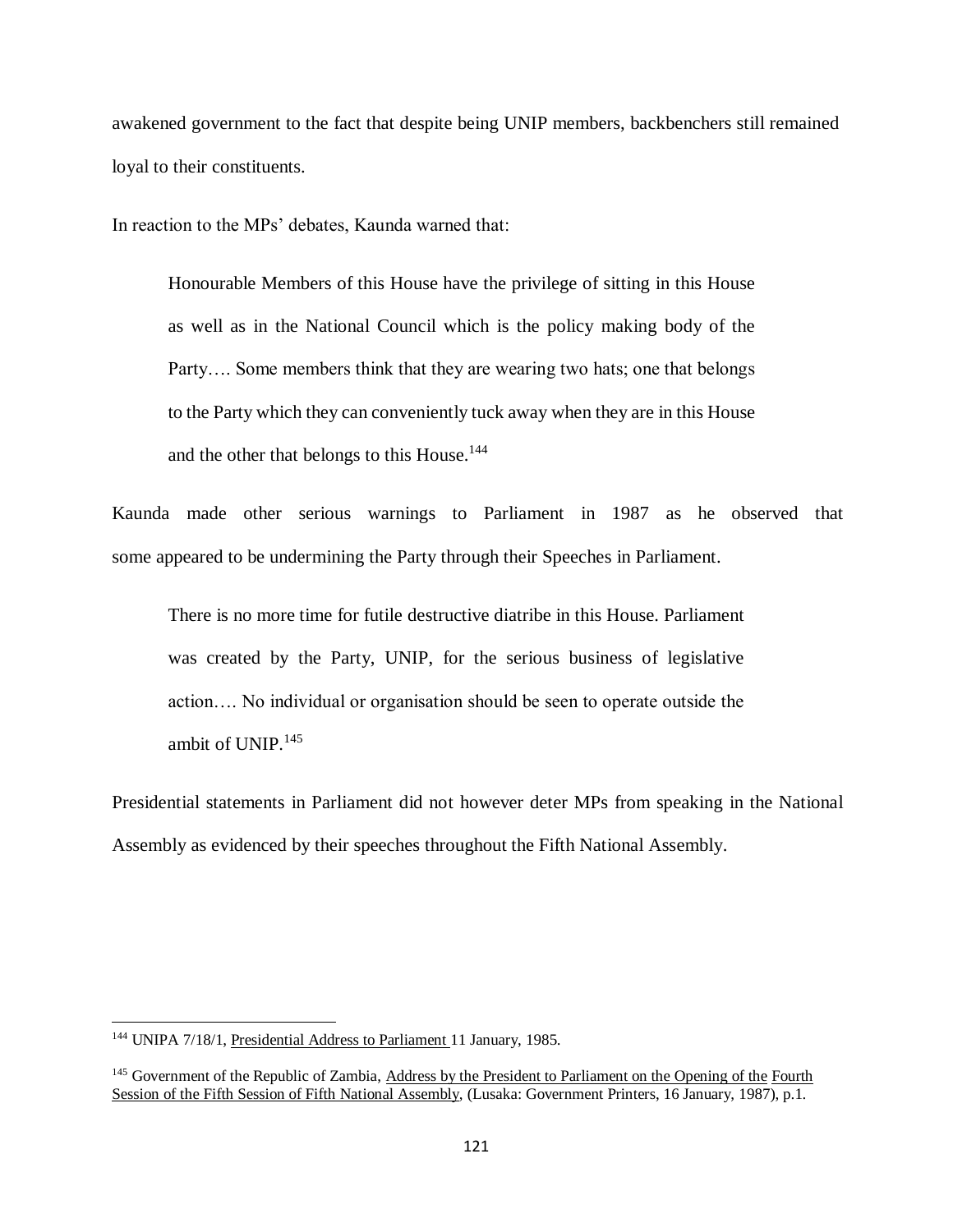awakened government to the fact that despite being UNIP members, backbenchers still remained loyal to their constituents.

In reaction to the MPs' debates, Kaunda warned that:

> Honourable Members of this House have the privilege of sitting in this House as well as in the National Council which is the policy making body of the Party…. Some members think that they are wearing two hats; one that belongs to the Party which they can conveniently tuck away when they are in this House and the other that belongs to this House.[144]

Kaunda made other serious warnings to Parliament in 1987 as he observed that some appeared to be undermining the Party through their Speeches in Parliament.

> There is no more time for futile destructive diatribe in this House. Parliament was created by the Party, UNIP, for the serious business of legislative action…. No individual or organisation should be seen to operate outside the ambit of UNIP.[145]

Presidential statements in Parliament did not however deter MPs from speaking in the National Assembly as evidenced by their speeches throughout the Fifth National Assembly.

---

[144] UNIPA 7/18/1, Presidential Address to Parliament 11 January, 1985.

[145] Government of the Republic of Zambia, Address by the President to Parliament on the Opening of the Fourth Session of the Fifth Session of Fifth National Assembly, (Lusaka: Government Printers, 16 January, 1987), p.1.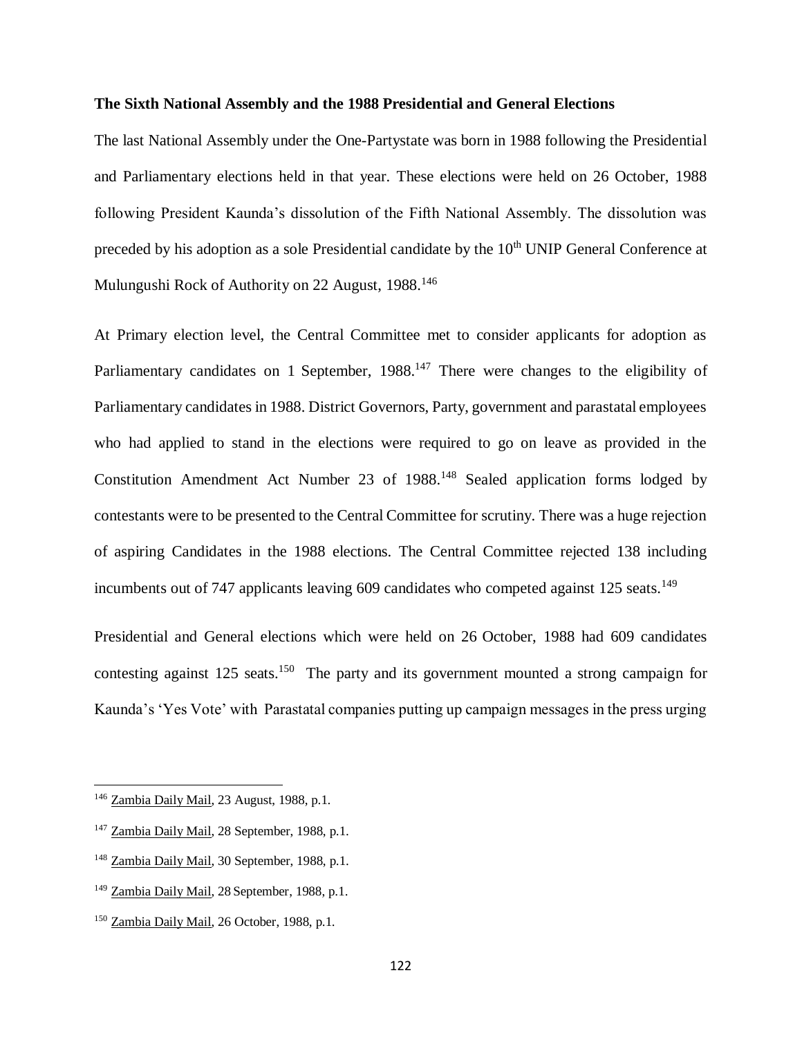**The Sixth National Assembly and the 1988 Presidential and General Elections**

The last National Assembly under the One-Partystate was born in 1988 following the Presidential and Parliamentary elections held in that year. These elections were held on 26 October, 1988 following President Kaunda's dissolution of the Fifth National Assembly. The dissolution was preceded by his adoption as a sole Presidential candidate by the 10th UNIP General Conference at Mulungushi Rock of Authority on 22 August, 1988.[146]

At Primary election level, the Central Committee met to consider applicants for adoption as Parliamentary candidates on 1 September, 1988.[147] There were changes to the eligibility of Parliamentary candidates in 1988. District Governors, Party, government and parastatal employees who had applied to stand in the elections were required to go on leave as provided in the Constitution Amendment Act Number 23 of 1988.[148] Sealed application forms lodged by contestants were to be presented to the Central Committee for scrutiny. There was a huge rejection of aspiring Candidates in the 1988 elections. The Central Committee rejected 138 including incumbents out of 747 applicants leaving 609 candidates who competed against 125 seats.[149]

Presidential and General elections which were held on 26 October, 1988 had 609 candidates contesting against 125 seats.[150] The party and its government mounted a strong campaign for Kaunda's 'Yes Vote' with Parastatal companies putting up campaign messages in the press urging

---

[146] Zambia Daily Mail, 23 August, 1988, p.1.

[147] Zambia Daily Mail, 28 September, 1988, p.1.

[148] Zambia Daily Mail, 30 September, 1988, p.1.

[149] Zambia Daily Mail, 28 September, 1988, p.1.

[150] Zambia Daily Mail, 26 October, 1988, p.1.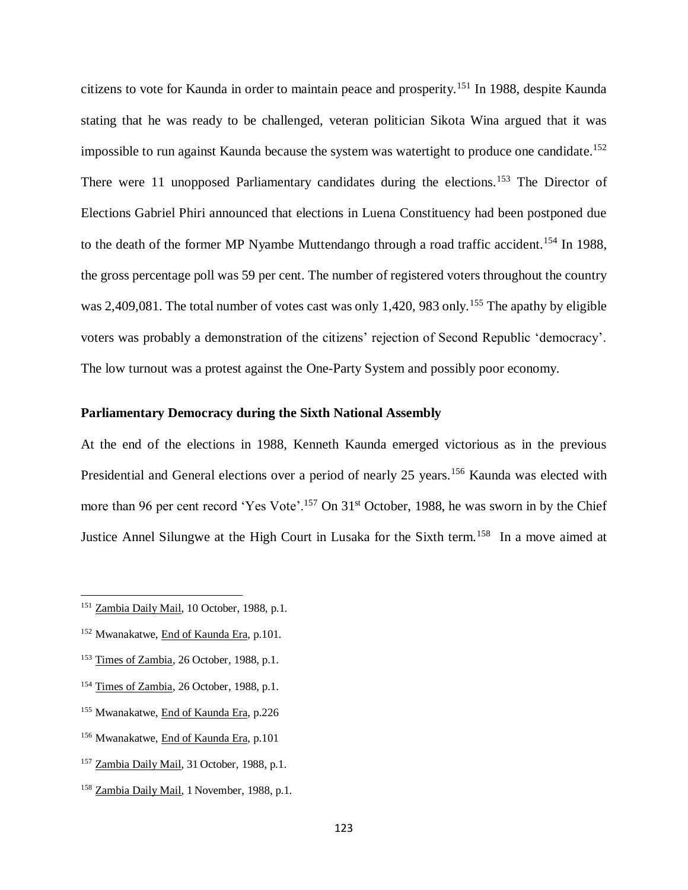citizens to vote for Kaunda in order to maintain peace and prosperity.[151] In 1988, despite Kaunda stating that he was ready to be challenged, veteran politician Sikota Wina argued that it was impossible to run against Kaunda because the system was watertight to produce one candidate.[152] There were 11 unopposed Parliamentary candidates during the elections.[153] The Director of Elections Gabriel Phiri announced that elections in Luena Constituency had been postponed due to the death of the former MP Nyambe Muttendango through a road traffic accident.[154] In 1988, the gross percentage poll was 59 per cent. The number of registered voters throughout the country was 2,409,081. The total number of votes cast was only 1,420, 983 only.[155] The apathy by eligible voters was probably a demonstration of the citizens' rejection of Second Republic 'democracy'. The low turnout was a protest against the One-Party System and possibly poor economy.

**Parliamentary Democracy during the Sixth National Assembly**

At the end of the elections in 1988, Kenneth Kaunda emerged victorious as in the previous Presidential and General elections over a period of nearly 25 years.[156] Kaunda was elected with more than 96 per cent record 'Yes Vote'.[157] On 31st October, 1988, he was sworn in by the Chief Justice Annel Silungwe at the High Court in Lusaka for the Sixth term.[158] In a move aimed at

---

[151] Zambia Daily Mail, 10 October, 1988, p.1.

[152] Mwanakatwe, End of Kaunda Era, p.101.

[153] Times of Zambia, 26 October, 1988, p.1.

[154] Times of Zambia, 26 October, 1988, p.1.

[155] Mwanakatwe, End of Kaunda Era, p.226

[156] Mwanakatwe, End of Kaunda Era, p.101

[157] Zambia Daily Mail, 31 October, 1988, p.1.

[158] Zambia Daily Mail, 1 November, 1988, p.1.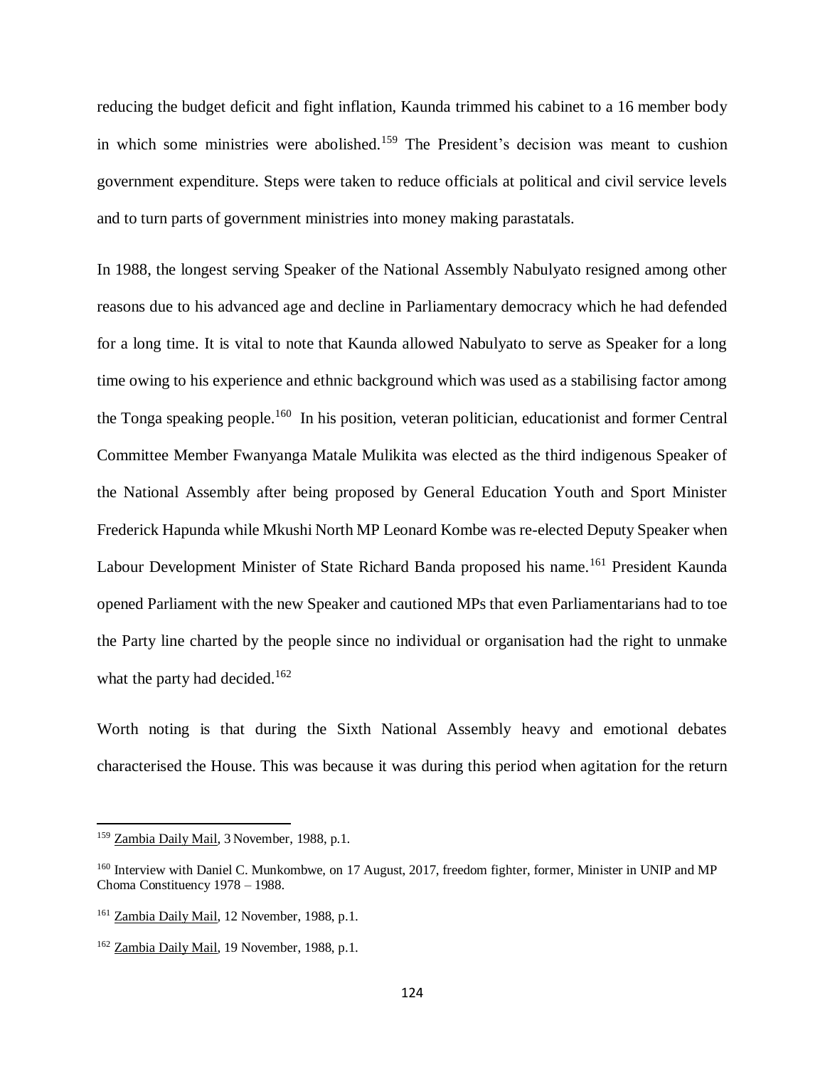reducing the budget deficit and fight inflation, Kaunda trimmed his cabinet to a 16 member body in which some ministries were abolished.[159] The President's decision was meant to cushion government expenditure. Steps were taken to reduce officials at political and civil service levels and to turn parts of government ministries into money making parastatals.

In 1988, the longest serving Speaker of the National Assembly Nabulyato resigned among other reasons due to his advanced age and decline in Parliamentary democracy which he had defended for a long time. It is vital to note that Kaunda allowed Nabulyato to serve as Speaker for a long time owing to his experience and ethnic background which was used as a stabilising factor among the Tonga speaking people.[160] In his position, veteran politician, educationist and former Central Committee Member Fwanyanga Matale Mulikita was elected as the third indigenous Speaker of the National Assembly after being proposed by General Education Youth and Sport Minister Frederick Hapunda while Mkushi North MP Leonard Kombe was re-elected Deputy Speaker when Labour Development Minister of State Richard Banda proposed his name.[161] President Kaunda opened Parliament with the new Speaker and cautioned MPs that even Parliamentarians had to toe the Party line charted by the people since no individual or organisation had the right to unmake what the party had decided.[162]

Worth noting is that during the Sixth National Assembly heavy and emotional debates characterised the House. This was because it was during this period when agitation for the return

---

[159] Zambia Daily Mail, 3 November, 1988, p.1.

[160] Interview with Daniel C. Munkombwe, on 17 August, 2017, freedom fighter, former, Minister in UNIP and MP Choma Constituency 1978 – 1988.

[161] Zambia Daily Mail, 12 November, 1988, p.1.

[162] Zambia Daily Mail, 19 November, 1988, p.1.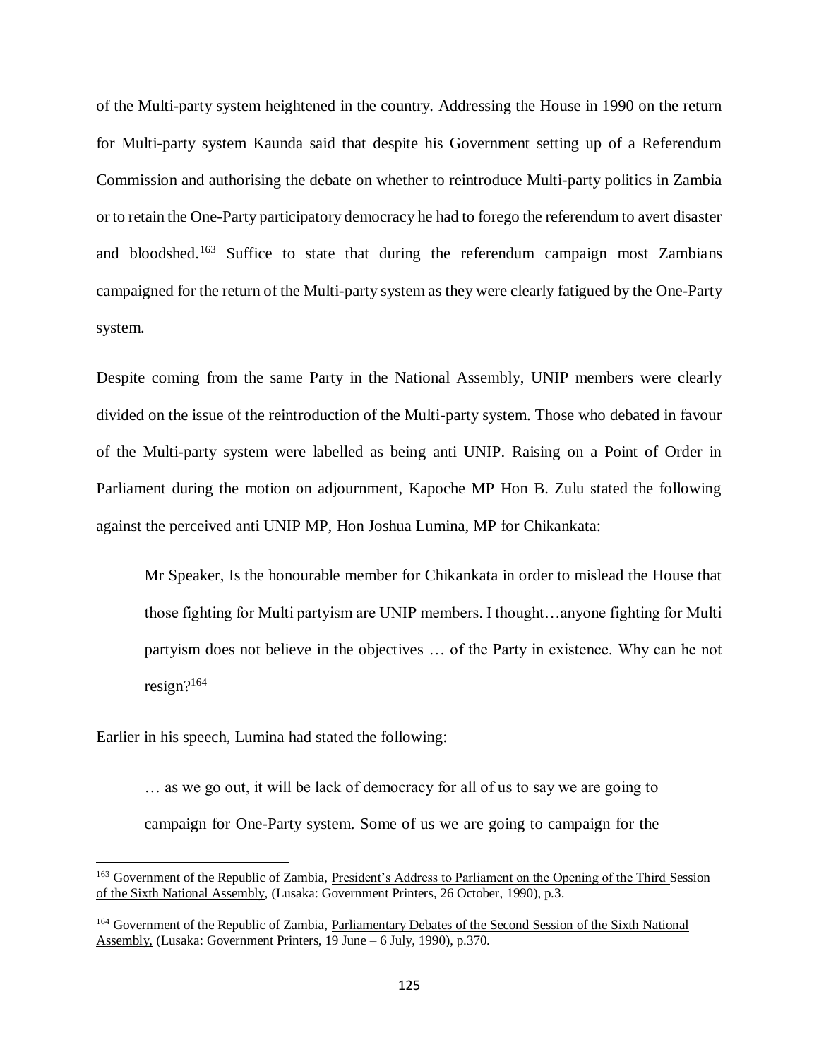of the Multi-party system heightened in the country. Addressing the House in 1990 on the return for Multi-party system Kaunda said that despite his Government setting up of a Referendum Commission and authorising the debate on whether to reintroduce Multi-party politics in Zambia or to retain the One-Party participatory democracy he had to forego the referendum to avert disaster and bloodshed.[163] Suffice to state that during the referendum campaign most Zambians campaigned for the return of the Multi-party system as they were clearly fatigued by the One-Party system.

Despite coming from the same Party in the National Assembly, UNIP members were clearly divided on the issue of the reintroduction of the Multi-party system. Those who debated in favour of the Multi-party system were labelled as being anti UNIP. Raising on a Point of Order in Parliament during the motion on adjournment, Kapoche MP Hon B. Zulu stated the following against the perceived anti UNIP MP, Hon Joshua Lumina, MP for Chikankata:

> Mr Speaker, Is the honourable member for Chikankata in order to mislead the House that those fighting for Multi partyism are UNIP members. I thought…anyone fighting for Multi partyism does not believe in the objectives … of the Party in existence. Why can he not resign?[164]

Earlier in his speech, Lumina had stated the following:

> … as we go out, it will be lack of democracy for all of us to say we are going to campaign for One-Party system. Some of us we are going to campaign for the

---

[163] Government of the Republic of Zambia, President's Address to Parliament on the Opening of the Third Session of the Sixth National Assembly, (Lusaka: Government Printers, 26 October, 1990), p.3.

[164] Government of the Republic of Zambia, Parliamentary Debates of the Second Session of the Sixth National Assembly, (Lusaka: Government Printers, 19 June – 6 July, 1990), p.370.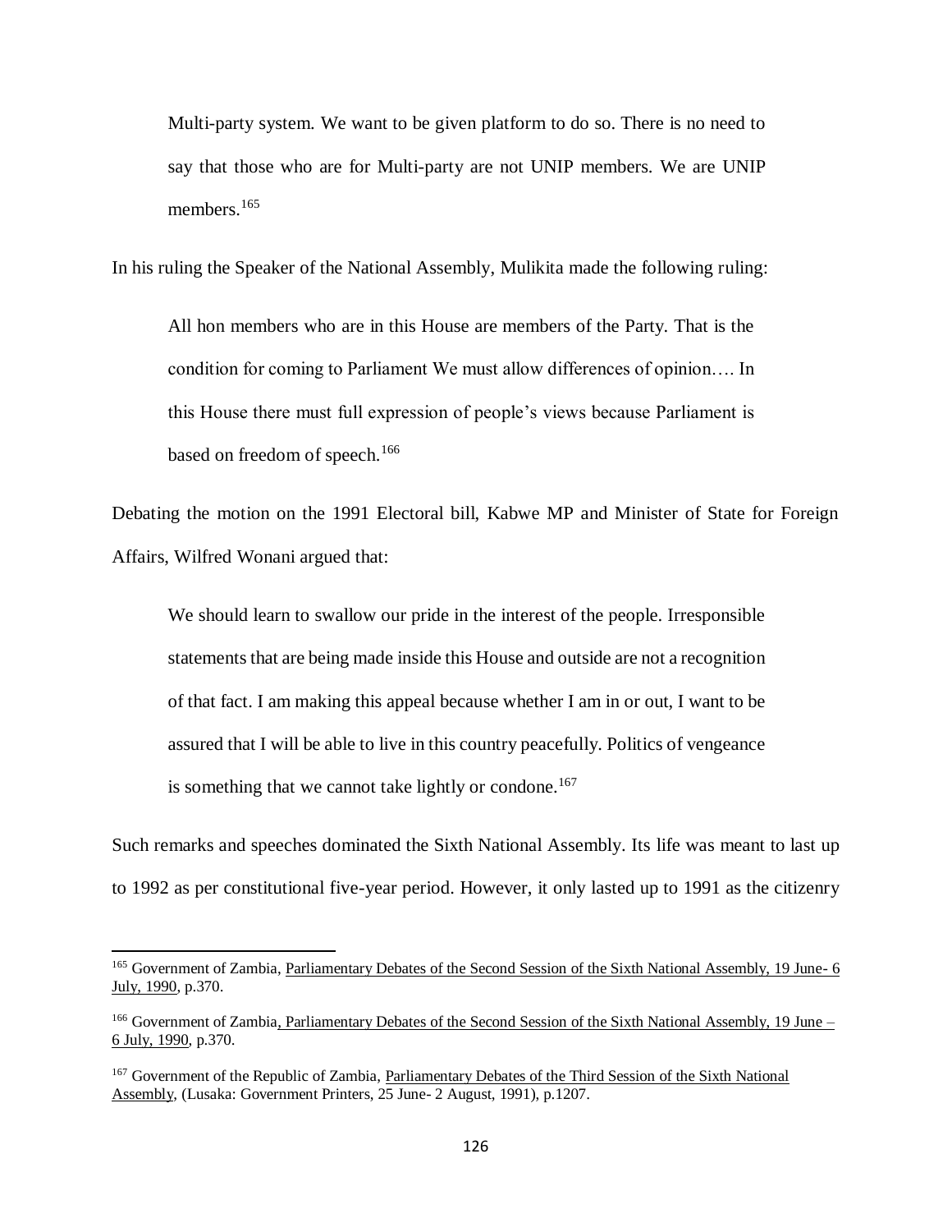> Multi-party system. We want to be given platform to do so. There is no need to say that those who are for Multi-party are not UNIP members. We are UNIP members.[165]

In his ruling the Speaker of the National Assembly, Mulikita made the following ruling:

> All hon members who are in this House are members of the Party. That is the condition for coming to Parliament We must allow differences of opinion…. In this House there must full expression of people's views because Parliament is based on freedom of speech.[166]

Debating the motion on the 1991 Electoral bill, Kabwe MP and Minister of State for Foreign Affairs, Wilfred Wonani argued that:

> We should learn to swallow our pride in the interest of the people. Irresponsible statements that are being made inside this House and outside are not a recognition of that fact. I am making this appeal because whether I am in or out, I want to be assured that I will be able to live in this country peacefully. Politics of vengeance is something that we cannot take lightly or condone.[167]

Such remarks and speeches dominated the Sixth National Assembly. Its life was meant to last up to 1992 as per constitutional five-year period. However, it only lasted up to 1991 as the citizenry

---

[165] Government of Zambia, Parliamentary Debates of the Second Session of the Sixth National Assembly, 19 June- 6 July, 1990, p.370.

[166] Government of Zambia, Parliamentary Debates of the Second Session of the Sixth National Assembly, 19 June – 6 July, 1990, p.370.

[167] Government of the Republic of Zambia, Parliamentary Debates of the Third Session of the Sixth National Assembly, (Lusaka: Government Printers, 25 June- 2 August, 1991), p.1207.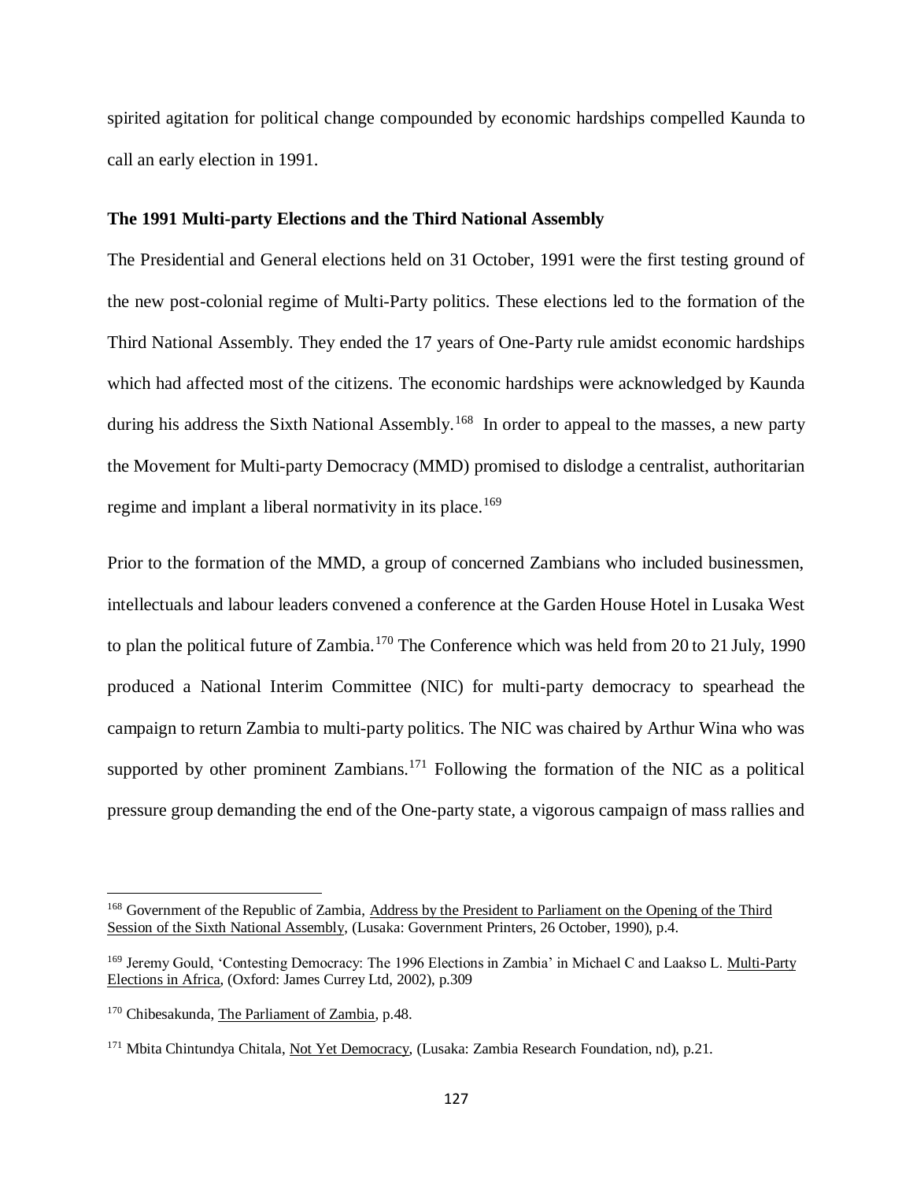spirited agitation for political change compounded by economic hardships compelled Kaunda to call an early election in 1991.

**The 1991 Multi-party Elections and the Third National Assembly**

The Presidential and General elections held on 31 October, 1991 were the first testing ground of the new post-colonial regime of Multi-Party politics. These elections led to the formation of the Third National Assembly. They ended the 17 years of One-Party rule amidst economic hardships which had affected most of the citizens. The economic hardships were acknowledged by Kaunda during his address the Sixth National Assembly.[168] In order to appeal to the masses, a new party the Movement for Multi-party Democracy (MMD) promised to dislodge a centralist, authoritarian regime and implant a liberal normativity in its place.[169]

Prior to the formation of the MMD, a group of concerned Zambians who included businessmen, intellectuals and labour leaders convened a conference at the Garden House Hotel in Lusaka West to plan the political future of Zambia.[170] The Conference which was held from 20 to 21 July, 1990 produced a National Interim Committee (NIC) for multi-party democracy to spearhead the campaign to return Zambia to multi-party politics. The NIC was chaired by Arthur Wina who was supported by other prominent Zambians.[171] Following the formation of the NIC as a political pressure group demanding the end of the One-party state, a vigorous campaign of mass rallies and

---

[168] Government of the Republic of Zambia, Address by the President to Parliament on the Opening of the Third Session of the Sixth National Assembly, (Lusaka: Government Printers, 26 October, 1990), p.4.

[169] Jeremy Gould, 'Contesting Democracy: The 1996 Elections in Zambia' in Michael C and Laakso L. Multi-Party Elections in Africa, (Oxford: James Currey Ltd, 2002), p.309

[170] Chibesakunda, The Parliament of Zambia, p.48.

[171] Mbita Chintundya Chitala, Not Yet Democracy, (Lusaka: Zambia Research Foundation, nd), p.21.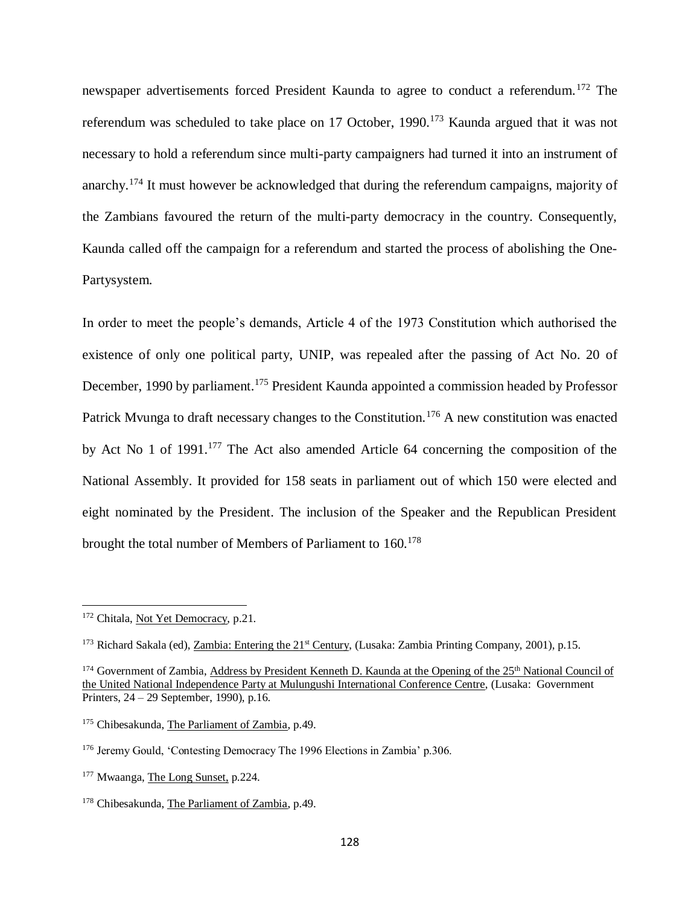newspaper advertisements forced President Kaunda to agree to conduct a referendum.[172] The referendum was scheduled to take place on 17 October, 1990.[173] Kaunda argued that it was not necessary to hold a referendum since multi-party campaigners had turned it into an instrument of anarchy.[174] It must however be acknowledged that during the referendum campaigns, majority of the Zambians favoured the return of the multi-party democracy in the country. Consequently, Kaunda called off the campaign for a referendum and started the process of abolishing the One-Partysystem.

In order to meet the people's demands, Article 4 of the 1973 Constitution which authorised the existence of only one political party, UNIP, was repealed after the passing of Act No. 20 of December, 1990 by parliament.[175] President Kaunda appointed a commission headed by Professor Patrick Mvunga to draft necessary changes to the Constitution.[176] A new constitution was enacted by Act No 1 of 1991.[177] The Act also amended Article 64 concerning the composition of the National Assembly. It provided for 158 seats in parliament out of which 150 were elected and eight nominated by the President. The inclusion of the Speaker and the Republican President brought the total number of Members of Parliament to 160.[178]

---

[172] Chitala, Not Yet Democracy, p.21.

[173] Richard Sakala (ed), Zambia: Entering the 21st Century, (Lusaka: Zambia Printing Company, 2001), p.15.

[174] Government of Zambia, Address by President Kenneth D. Kaunda at the Opening of the 25th National Council of the United National Independence Party at Mulungushi International Conference Centre, (Lusaka: Government Printers, 24 – 29 September, 1990), p.16.

[175] Chibesakunda, The Parliament of Zambia, p.49.

[176] Jeremy Gould, 'Contesting Democracy The 1996 Elections in Zambia' p.306.

[177] Mwaanga, The Long Sunset, p.224.

[178] Chibesakunda, The Parliament of Zambia, p.49.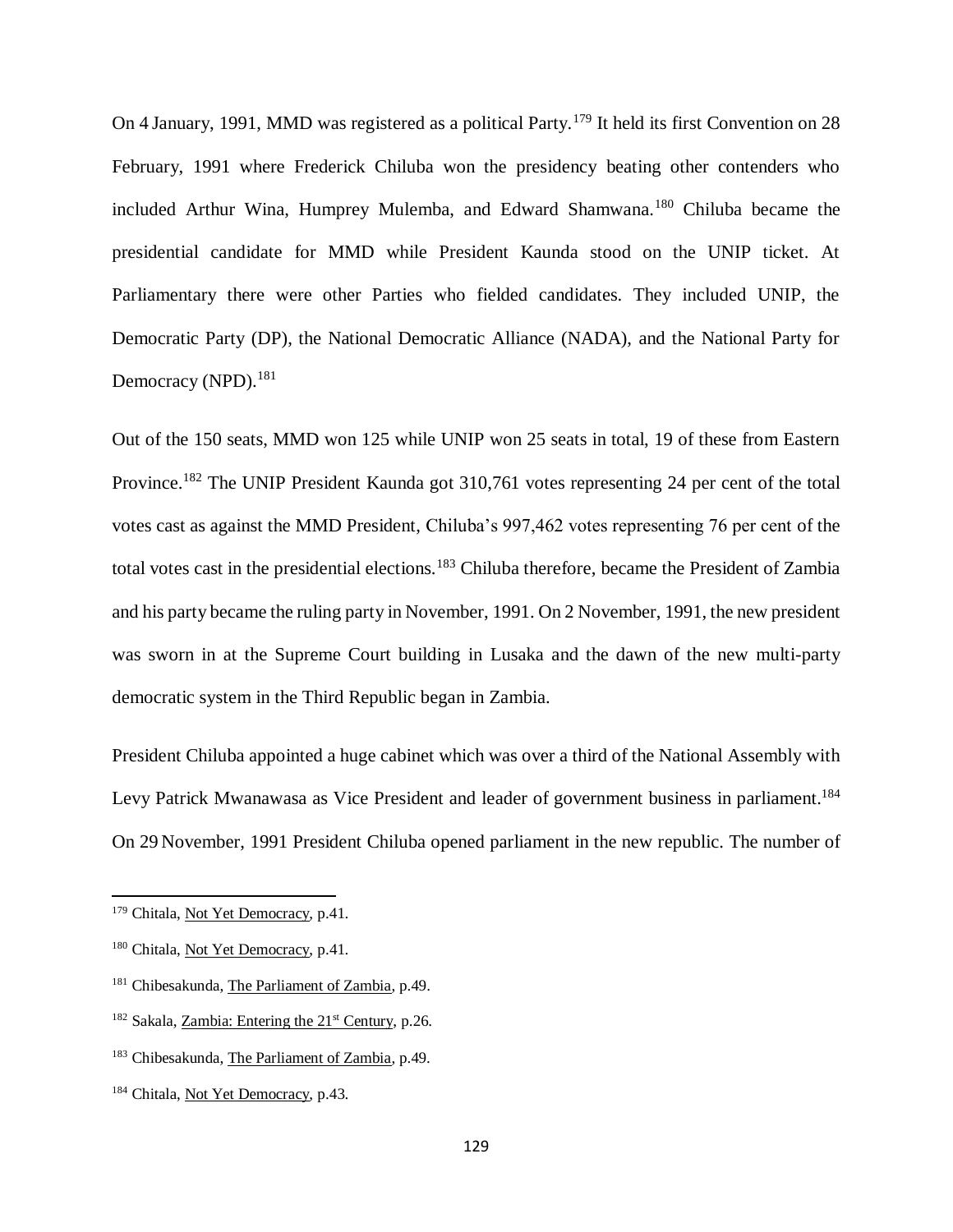On 4 January, 1991, MMD was registered as a political Party.[179] It held its first Convention on 28 February, 1991 where Frederick Chiluba won the presidency beating other contenders who included Arthur Wina, Humprey Mulemba, and Edward Shamwana.[180] Chiluba became the presidential candidate for MMD while President Kaunda stood on the UNIP ticket. At Parliamentary there were other Parties who fielded candidates. They included UNIP, the Democratic Party (DP), the National Democratic Alliance (NADA), and the National Party for Democracy (NPD).[181]

Out of the 150 seats, MMD won 125 while UNIP won 25 seats in total, 19 of these from Eastern Province.[182] The UNIP President Kaunda got 310,761 votes representing 24 per cent of the total votes cast as against the MMD President, Chiluba's 997,462 votes representing 76 per cent of the total votes cast in the presidential elections.[183] Chiluba therefore, became the President of Zambia and his party became the ruling party in November, 1991. On 2 November, 1991, the new president was sworn in at the Supreme Court building in Lusaka and the dawn of the new multi-party democratic system in the Third Republic began in Zambia.

President Chiluba appointed a huge cabinet which was over a third of the National Assembly with Levy Patrick Mwanawasa as Vice President and leader of government business in parliament.[184] On 29 November, 1991 President Chiluba opened parliament in the new republic. The number of

---

[179] Chitala, Not Yet Democracy, p.41.

[180] Chitala, Not Yet Democracy, p.41.

[181] Chibesakunda, The Parliament of Zambia, p.49.

[182] Sakala, Zambia: Entering the 21st Century, p.26.

[183] Chibesakunda, The Parliament of Zambia, p.49.

[184] Chitala, Not Yet Democracy, p.43.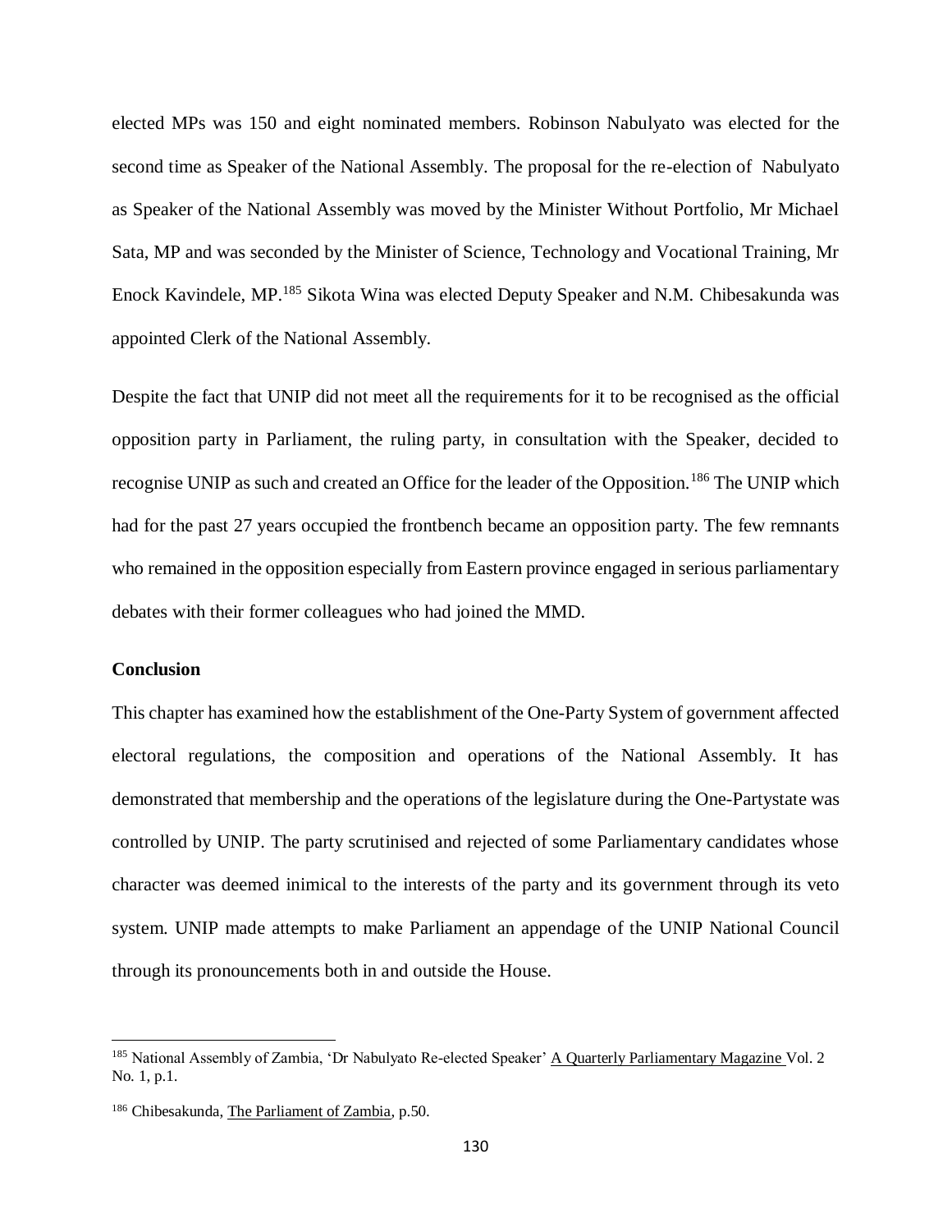elected MPs was 150 and eight nominated members. Robinson Nabulyato was elected for the second time as Speaker of the National Assembly. The proposal for the re-election of Nabulyato as Speaker of the National Assembly was moved by the Minister Without Portfolio, Mr Michael Sata, MP and was seconded by the Minister of Science, Technology and Vocational Training, Mr Enock Kavindele, MP.[185] Sikota Wina was elected Deputy Speaker and N.M. Chibesakunda was appointed Clerk of the National Assembly.

Despite the fact that UNIP did not meet all the requirements for it to be recognised as the official opposition party in Parliament, the ruling party, in consultation with the Speaker, decided to recognise UNIP as such and created an Office for the leader of the Opposition.[186] The UNIP which had for the past 27 years occupied the frontbench became an opposition party. The few remnants who remained in the opposition especially from Eastern province engaged in serious parliamentary debates with their former colleagues who had joined the MMD.

**Conclusion**

This chapter has examined how the establishment of the One-Party System of government affected electoral regulations, the composition and operations of the National Assembly. It has demonstrated that membership and the operations of the legislature during the One-Partystate was controlled by UNIP. The party scrutinised and rejected of some Parliamentary candidates whose character was deemed inimical to the interests of the party and its government through its veto system. UNIP made attempts to make Parliament an appendage of the UNIP National Council through its pronouncements both in and outside the House.

---

[185] National Assembly of Zambia, 'Dr Nabulyato Re-elected Speaker' A Quarterly Parliamentary Magazine Vol. 2 No. 1, p.1.

[186] Chibesakunda, The Parliament of Zambia, p.50.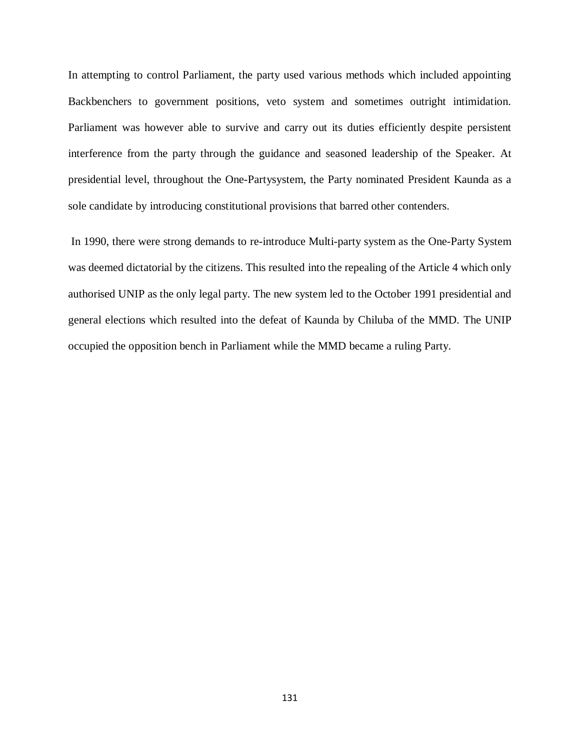In attempting to control Parliament, the party used various methods which included appointing Backbenchers to government positions, veto system and sometimes outright intimidation. Parliament was however able to survive and carry out its duties efficiently despite persistent interference from the party through the guidance and seasoned leadership of the Speaker. At presidential level, throughout the One-Partysystem, the Party nominated President Kaunda as a sole candidate by introducing constitutional provisions that barred other contenders.

In 1990, there were strong demands to re-introduce Multi-party system as the One-Party System was deemed dictatorial by the citizens. This resulted into the repealing of the Article 4 which only authorised UNIP as the only legal party. The new system led to the October 1991 presidential and general elections which resulted into the defeat of Kaunda by Chiluba of the MMD. The UNIP occupied the opposition bench in Parliament while the MMD became a ruling Party.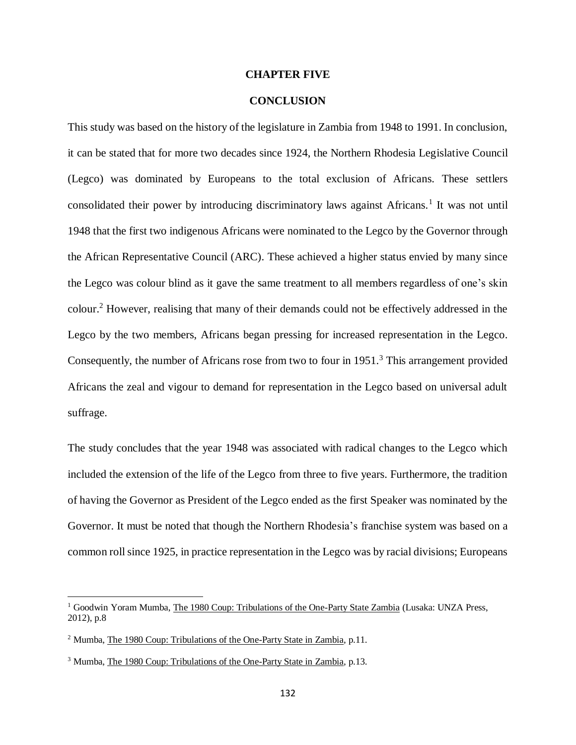# CHAPTER FIVE

## CONCLUSION

This study was based on the history of the legislature in Zambia from 1948 to 1991. In conclusion, it can be stated that for more two decades since 1924, the Northern Rhodesia Legislative Council (Legco) was dominated by Europeans to the total exclusion of Africans. These settlers consolidated their power by introducing discriminatory laws against Africans.[1] It was not until 1948 that the first two indigenous Africans were nominated to the Legco by the Governor through the African Representative Council (ARC). These achieved a higher status envied by many since the Legco was colour blind as it gave the same treatment to all members regardless of one's skin colour.[2] However, realising that many of their demands could not be effectively addressed in the Legco by the two members, Africans began pressing for increased representation in the Legco. Consequently, the number of Africans rose from two to four in 1951.[3] This arrangement provided Africans the zeal and vigour to demand for representation in the Legco based on universal adult suffrage.

The study concludes that the year 1948 was associated with radical changes to the Legco which included the extension of the life of the Legco from three to five years. Furthermore, the tradition of having the Governor as President of the Legco ended as the first Speaker was nominated by the Governor. It must be noted that though the Northern Rhodesia's franchise system was based on a common roll since 1925, in practice representation in the Legco was by racial divisions; Europeans

---

[1] Goodwin Yoram Mumba, The 1980 Coup: Tribulations of the One-Party State Zambia (Lusaka: UNZA Press, 2012), p.8

[2] Mumba, The 1980 Coup: Tribulations of the One-Party State in Zambia, p.11.

[3] Mumba, The 1980 Coup: Tribulations of the One-Party State in Zambia, p.13.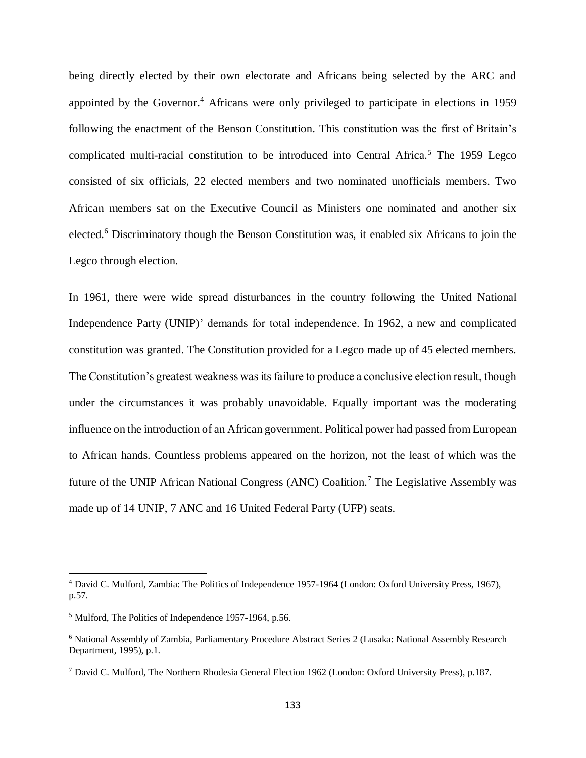being directly elected by their own electorate and Africans being selected by the ARC and appointed by the Governor.[4] Africans were only privileged to participate in elections in 1959 following the enactment of the Benson Constitution. This constitution was the first of Britain's complicated multi-racial constitution to be introduced into Central Africa.[5] The 1959 Legco consisted of six officials, 22 elected members and two nominated unofficials members. Two African members sat on the Executive Council as Ministers one nominated and another six elected.[6] Discriminatory though the Benson Constitution was, it enabled six Africans to join the Legco through election.

In 1961, there were wide spread disturbances in the country following the United National Independence Party (UNIP)' demands for total independence. In 1962, a new and complicated constitution was granted. The Constitution provided for a Legco made up of 45 elected members. The Constitution's greatest weakness was its failure to produce a conclusive election result, though under the circumstances it was probably unavoidable. Equally important was the moderating influence on the introduction of an African government. Political power had passed from European to African hands. Countless problems appeared on the horizon, not the least of which was the future of the UNIP African National Congress (ANC) Coalition.[7] The Legislative Assembly was made up of 14 UNIP, 7 ANC and 16 United Federal Party (UFP) seats.

---

[4] David C. Mulford, Zambia: The Politics of Independence 1957-1964 (London: Oxford University Press, 1967), p.57.

[5] Mulford, The Politics of Independence 1957-1964, p.56.

[6] National Assembly of Zambia, Parliamentary Procedure Abstract Series 2 (Lusaka: National Assembly Research Department, 1995), p.1.

[7] David C. Mulford, The Northern Rhodesia General Election 1962 (London: Oxford University Press), p.187.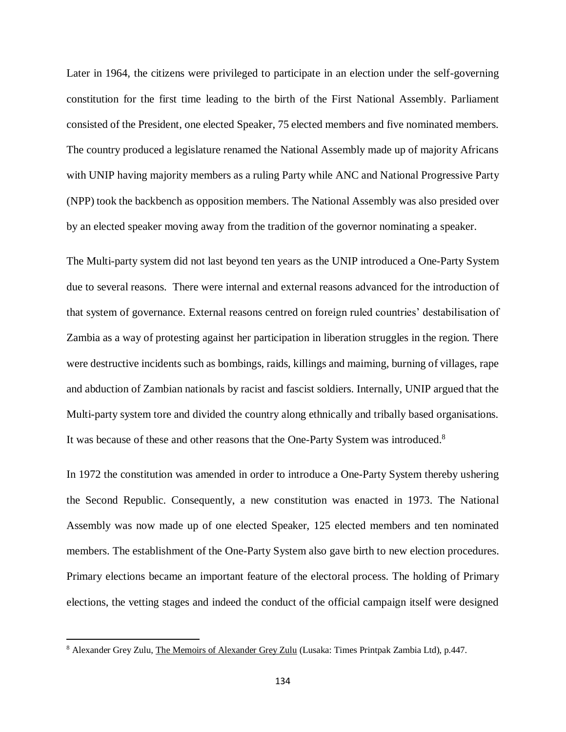Later in 1964, the citizens were privileged to participate in an election under the self-governing constitution for the first time leading to the birth of the First National Assembly. Parliament consisted of the President, one elected Speaker, 75 elected members and five nominated members. The country produced a legislature renamed the National Assembly made up of majority Africans with UNIP having majority members as a ruling Party while ANC and National Progressive Party (NPP) took the backbench as opposition members. The National Assembly was also presided over by an elected speaker moving away from the tradition of the governor nominating a speaker.

The Multi-party system did not last beyond ten years as the UNIP introduced a One-Party System due to several reasons. There were internal and external reasons advanced for the introduction of that system of governance. External reasons centred on foreign ruled countries' destabilisation of Zambia as a way of protesting against her participation in liberation struggles in the region. There were destructive incidents such as bombings, raids, killings and maiming, burning of villages, rape and abduction of Zambian nationals by racist and fascist soldiers. Internally, UNIP argued that the Multi-party system tore and divided the country along ethnically and tribally based organisations. It was because of these and other reasons that the One-Party System was introduced.[8]

In 1972 the constitution was amended in order to introduce a One-Party System thereby ushering the Second Republic. Consequently, a new constitution was enacted in 1973. The National Assembly was now made up of one elected Speaker, 125 elected members and ten nominated members. The establishment of the One-Party System also gave birth to new election procedures. Primary elections became an important feature of the electoral process. The holding of Primary elections, the vetting stages and indeed the conduct of the official campaign itself were designed

---

[8] Alexander Grey Zulu, The Memoirs of Alexander Grey Zulu (Lusaka: Times Printpak Zambia Ltd), p.447.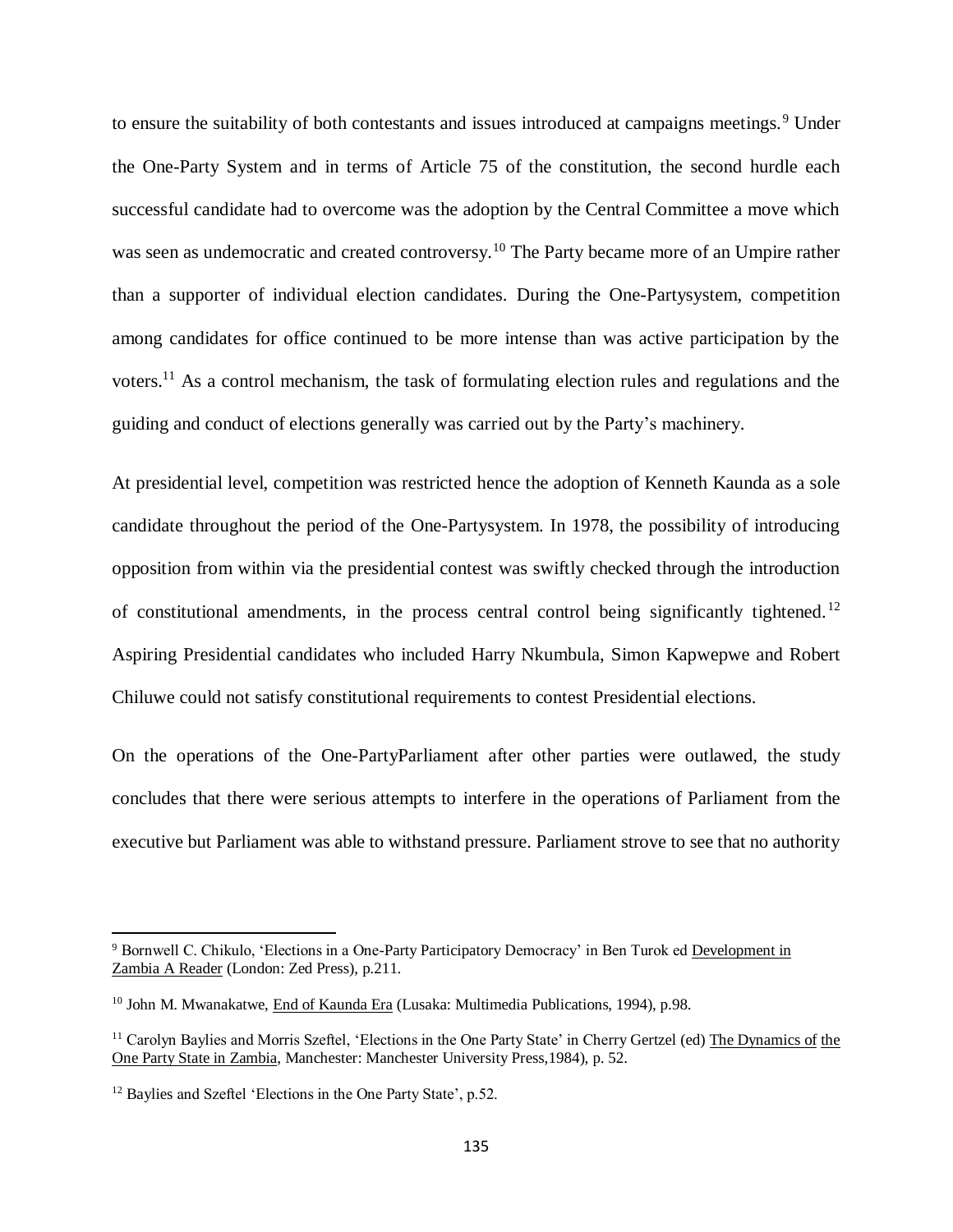to ensure the suitability of both contestants and issues introduced at campaigns meetings.[9] Under the One-Party System and in terms of Article 75 of the constitution, the second hurdle each successful candidate had to overcome was the adoption by the Central Committee a move which was seen as undemocratic and created controversy.[10] The Party became more of an Umpire rather than a supporter of individual election candidates. During the One-Partysystem, competition among candidates for office continued to be more intense than was active participation by the voters.[11] As a control mechanism, the task of formulating election rules and regulations and the guiding and conduct of elections generally was carried out by the Party's machinery.

At presidential level, competition was restricted hence the adoption of Kenneth Kaunda as a sole candidate throughout the period of the One-Partysystem. In 1978, the possibility of introducing opposition from within via the presidential contest was swiftly checked through the introduction of constitutional amendments, in the process central control being significantly tightened.[12] Aspiring Presidential candidates who included Harry Nkumbula, Simon Kapwepwe and Robert Chiluwe could not satisfy constitutional requirements to contest Presidential elections.

On the operations of the One-PartyParliament after other parties were outlawed, the study concludes that there were serious attempts to interfere in the operations of Parliament from the executive but Parliament was able to withstand pressure. Parliament strove to see that no authority

---

[9] Bornwell C. Chikulo, 'Elections in a One-Party Participatory Democracy' in Ben Turok ed Development in Zambia A Reader (London: Zed Press), p.211.

[10] John M. Mwanakatwe, End of Kaunda Era (Lusaka: Multimedia Publications, 1994), p.98.

[11] Carolyn Baylies and Morris Szeftel, 'Elections in the One Party State' in Cherry Gertzel (ed) The Dynamics of the One Party State in Zambia, Manchester: Manchester University Press,1984), p. 52.

[12] Baylies and Szeftel 'Elections in the One Party State', p.52.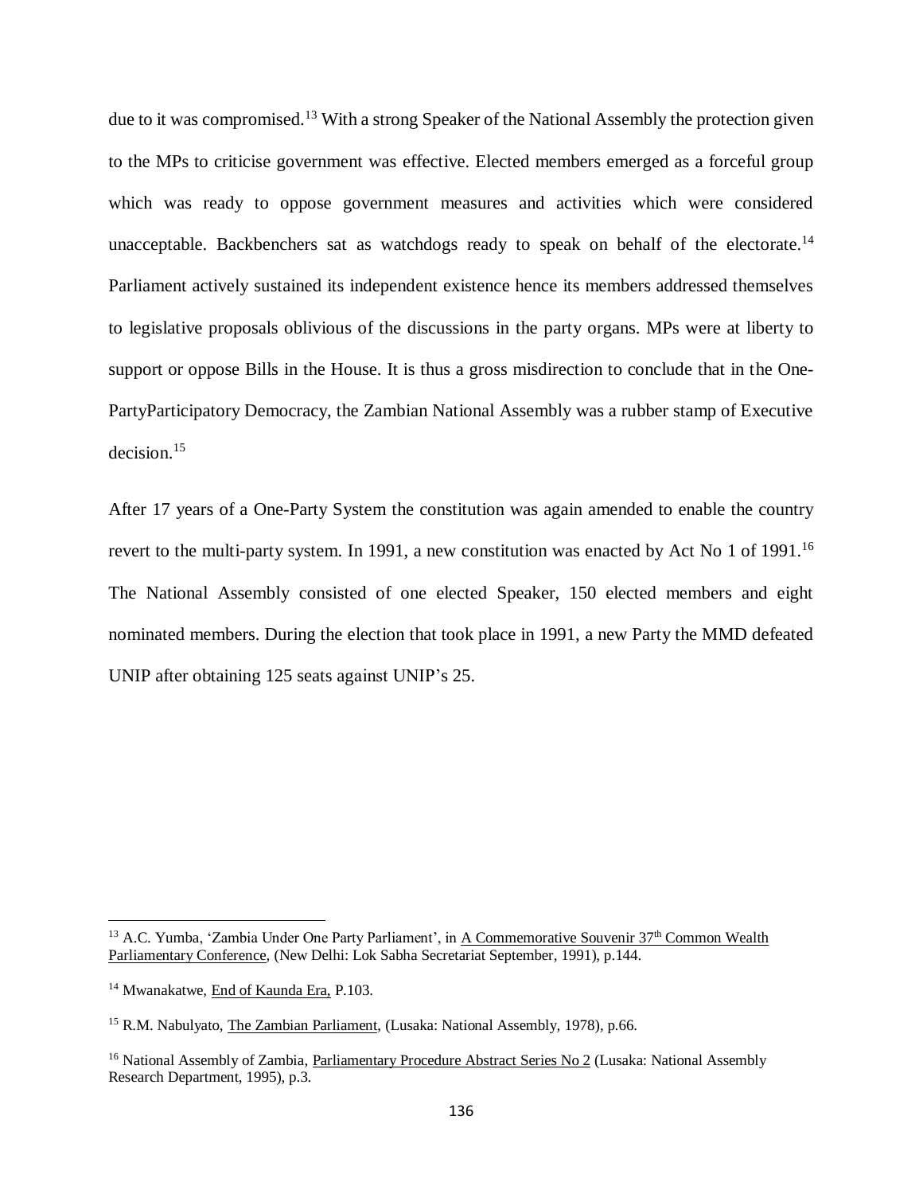due to it was compromised.[13] With a strong Speaker of the National Assembly the protection given to the MPs to criticise government was effective. Elected members emerged as a forceful group which was ready to oppose government measures and activities which were considered unacceptable. Backbenchers sat as watchdogs ready to speak on behalf of the electorate.[14] Parliament actively sustained its independent existence hence its members addressed themselves to legislative proposals oblivious of the discussions in the party organs. MPs were at liberty to support or oppose Bills in the House. It is thus a gross misdirection to conclude that in the One-PartyParticipatory Democracy, the Zambian National Assembly was a rubber stamp of Executive decision.[15]

After 17 years of a One-Party System the constitution was again amended to enable the country revert to the multi-party system. In 1991, a new constitution was enacted by Act No 1 of 1991.[16] The National Assembly consisted of one elected Speaker, 150 elected members and eight nominated members. During the election that took place in 1991, a new Party the MMD defeated UNIP after obtaining 125 seats against UNIP's 25.

---

[13] A.C. Yumba, 'Zambia Under One Party Parliament', in A Commemorative Souvenir 37th Common Wealth Parliamentary Conference, (New Delhi: Lok Sabha Secretariat September, 1991), p.144.

[14] Mwanakatwe, End of Kaunda Era, P.103.

[15] R.M. Nabulyato, The Zambian Parliament, (Lusaka: National Assembly, 1978), p.66.

[16] National Assembly of Zambia, Parliamentary Procedure Abstract Series No 2 (Lusaka: National Assembly Research Department, 1995), p.3.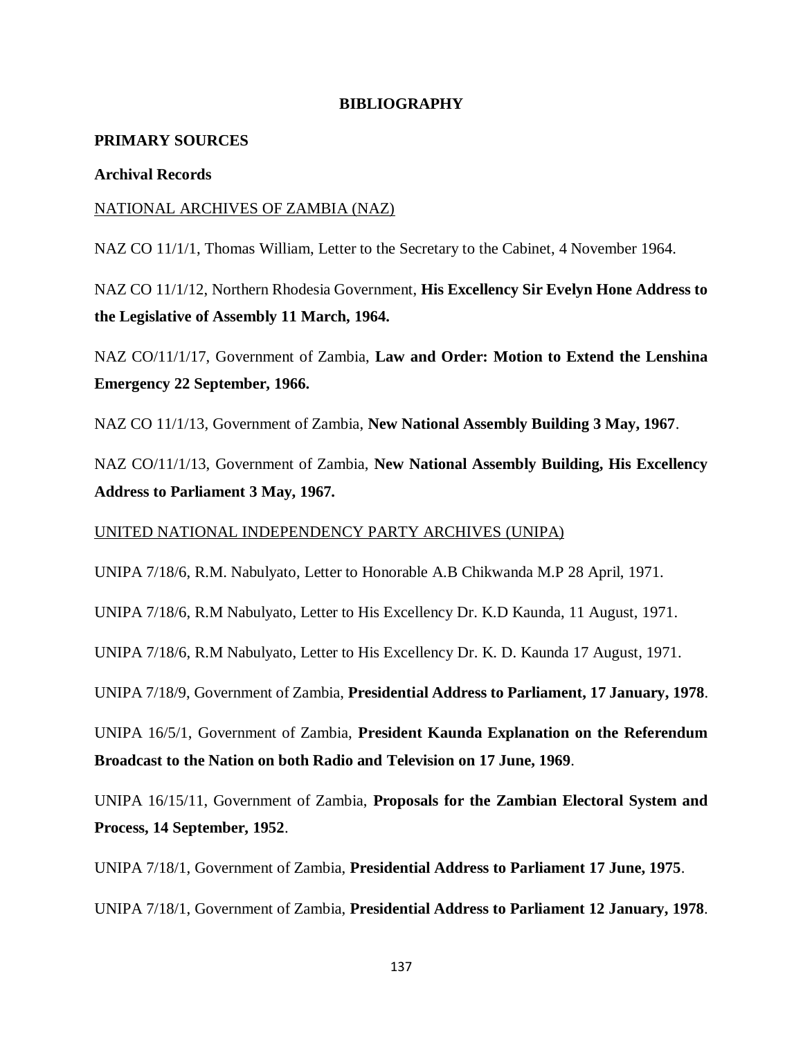# BIBLIOGRAPHY

## PRIMARY SOURCES

### Archival Records

NATIONAL ARCHIVES OF ZAMBIA (NAZ)

NAZ CO 11/1/1, Thomas William, Letter to the Secretary to the Cabinet, 4 November 1964.

NAZ CO 11/1/12, Northern Rhodesia Government, **His Excellency Sir Evelyn Hone Address to the Legislative of Assembly 11 March, 1964.**

NAZ CO/11/1/17, Government of Zambia, **Law and Order: Motion to Extend the Lenshina Emergency 22 September, 1966.**

NAZ CO 11/1/13, Government of Zambia, **New National Assembly Building 3 May, 1967**.

NAZ CO/11/1/13, Government of Zambia, **New National Assembly Building, His Excellency Address to Parliament 3 May, 1967.**

UNITED NATIONAL INDEPENDENCY PARTY ARCHIVES (UNIPA)

UNIPA 7/18/6, R.M. Nabulyato, Letter to Honorable A.B Chikwanda M.P 28 April, 1971.

UNIPA 7/18/6, R.M Nabulyato, Letter to His Excellency Dr. K.D Kaunda, 11 August, 1971.

UNIPA 7/18/6, R.M Nabulyato, Letter to His Excellency Dr. K. D. Kaunda 17 August, 1971.

UNIPA 7/18/9, Government of Zambia, **Presidential Address to Parliament, 17 January, 1978**.

UNIPA 16/5/1, Government of Zambia, **President Kaunda Explanation on the Referendum Broadcast to the Nation on both Radio and Television on 17 June, 1969**.

UNIPA 16/15/11, Government of Zambia, **Proposals for the Zambian Electoral System and Process, 14 September, 1952**.

UNIPA 7/18/1, Government of Zambia, **Presidential Address to Parliament 17 June, 1975**.

UNIPA 7/18/1, Government of Zambia, **Presidential Address to Parliament 12 January, 1978**.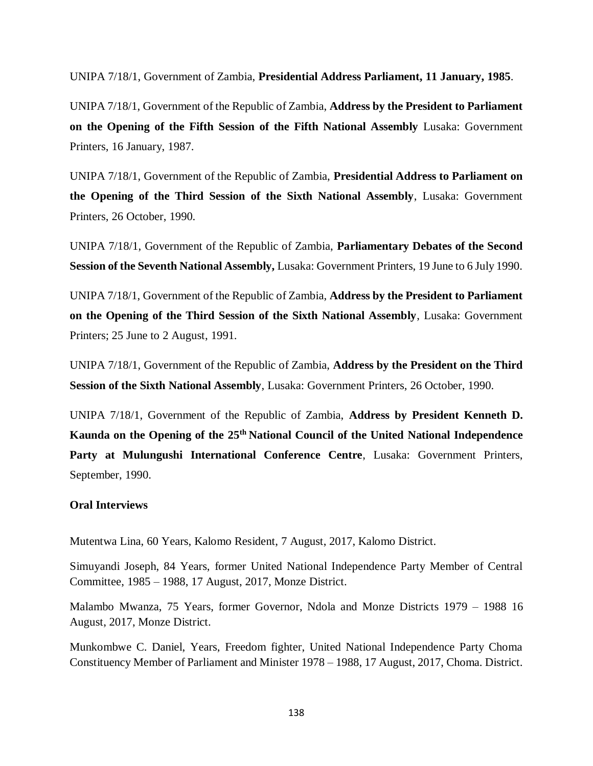UNIPA 7/18/1, Government of Zambia, **Presidential Address Parliament, 11 January, 1985**.

UNIPA 7/18/1, Government of the Republic of Zambia, **Address by the President to Parliament on the Opening of the Fifth Session of the Fifth National Assembly** Lusaka: Government Printers, 16 January, 1987.

UNIPA 7/18/1, Government of the Republic of Zambia, **Presidential Address to Parliament on the Opening of the Third Session of the Sixth National Assembly**, Lusaka: Government Printers, 26 October, 1990.

UNIPA 7/18/1, Government of the Republic of Zambia, **Parliamentary Debates of the Second Session of the Seventh National Assembly,** Lusaka: Government Printers, 19 June to 6 July 1990.

UNIPA 7/18/1, Government of the Republic of Zambia, **Address by the President to Parliament on the Opening of the Third Session of the Sixth National Assembly**, Lusaka: Government Printers; 25 June to 2 August, 1991.

UNIPA 7/18/1, Government of the Republic of Zambia, **Address by the President on the Third Session of the Sixth National Assembly**, Lusaka: Government Printers, 26 October, 1990.

UNIPA 7/18/1, Government of the Republic of Zambia, **Address by President Kenneth D. Kaunda on the Opening of the 25th National Council of the United National Independence Party at Mulungushi International Conference Centre**, Lusaka: Government Printers, September, 1990.

**Oral Interviews**

Mutentwa Lina, 60 Years, Kalomo Resident, 7 August, 2017, Kalomo District.

Simuyandi Joseph, 84 Years, former United National Independence Party Member of Central Committee, 1985 – 1988, 17 August, 2017, Monze District.

Malambo Mwanza, 75 Years, former Governor, Ndola and Monze Districts 1979 – 1988 16 August, 2017, Monze District.

Munkombwe C. Daniel, Years, Freedom fighter, United National Independence Party Choma Constituency Member of Parliament and Minister 1978 – 1988, 17 August, 2017, Choma. District.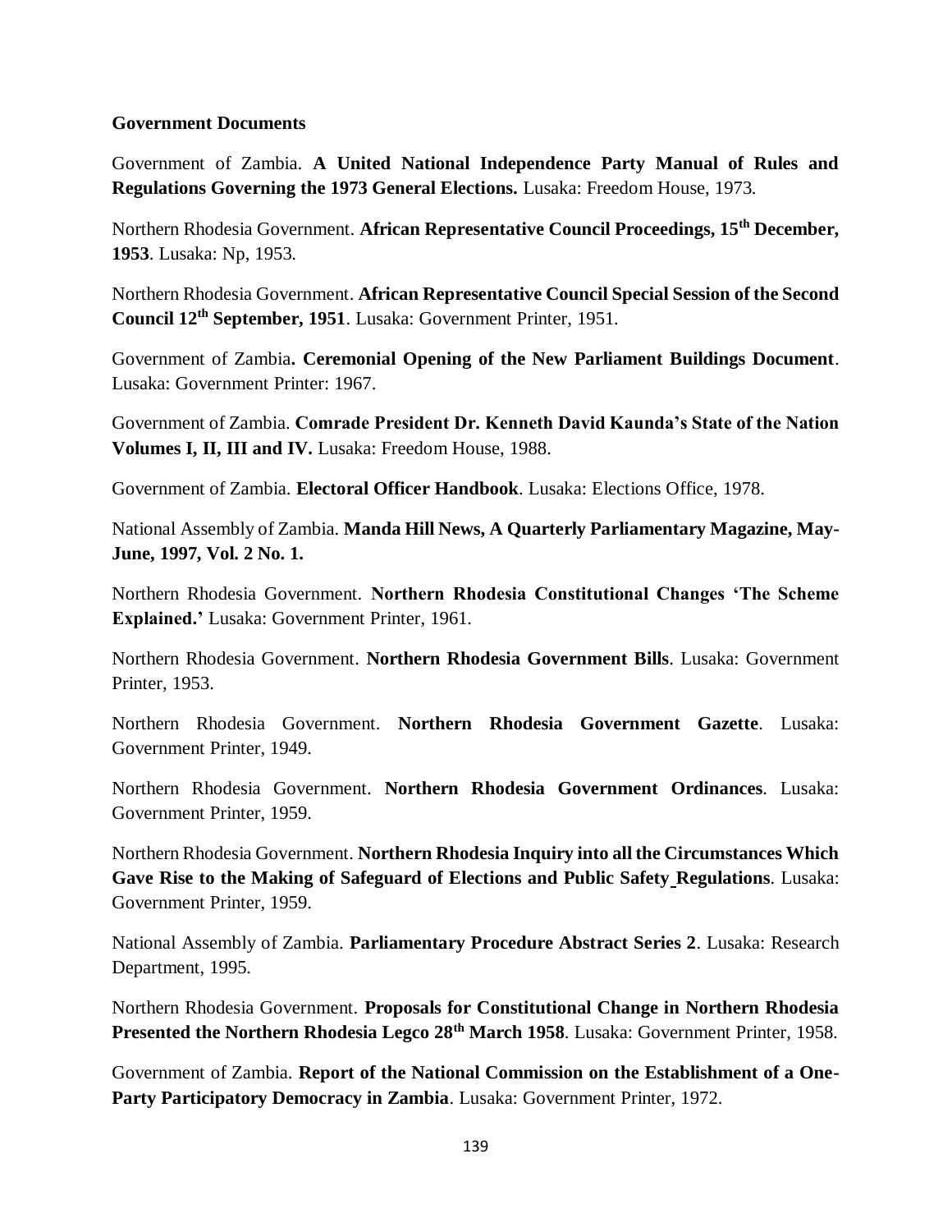**Government Documents**

Government of Zambia. **A United National Independence Party Manual of Rules and Regulations Governing the 1973 General Elections.** Lusaka: Freedom House, 1973.

Northern Rhodesia Government. **African Representative Council Proceedings, 15th December, 1953**. Lusaka: Np, 1953.

Northern Rhodesia Government. **African Representative Council Special Session of the Second Council 12th September, 1951**. Lusaka: Government Printer, 1951.

Government of Zambia**. Ceremonial Opening of the New Parliament Buildings Document**. Lusaka: Government Printer: 1967.

Government of Zambia. **Comrade President Dr. Kenneth David Kaunda's State of the Nation Volumes I, II, III and IV.** Lusaka: Freedom House, 1988.

Government of Zambia. **Electoral Officer Handbook**. Lusaka: Elections Office, 1978.

National Assembly of Zambia. **Manda Hill News, A Quarterly Parliamentary Magazine, May-June, 1997, Vol. 2 No. 1.**

Northern Rhodesia Government. **Northern Rhodesia Constitutional Changes 'The Scheme Explained.'** Lusaka: Government Printer, 1961.

Northern Rhodesia Government. **Northern Rhodesia Government Bills**. Lusaka: Government Printer, 1953.

Northern Rhodesia Government. **Northern Rhodesia Government Gazette**. Lusaka: Government Printer, 1949.

Northern Rhodesia Government. **Northern Rhodesia Government Ordinances**. Lusaka: Government Printer, 1959.

Northern Rhodesia Government. **Northern Rhodesia Inquiry into all the Circumstances Which Gave Rise to the Making of Safeguard of Elections and Public Safety Regulations**. Lusaka: Government Printer, 1959.

National Assembly of Zambia. **Parliamentary Procedure Abstract Series 2**. Lusaka: Research Department, 1995.

Northern Rhodesia Government. **Proposals for Constitutional Change in Northern Rhodesia Presented the Northern Rhodesia Legco 28th March 1958**. Lusaka: Government Printer, 1958.

Government of Zambia. **Report of the National Commission on the Establishment of a One-Party Participatory Democracy in Zambia**. Lusaka: Government Printer, 1972.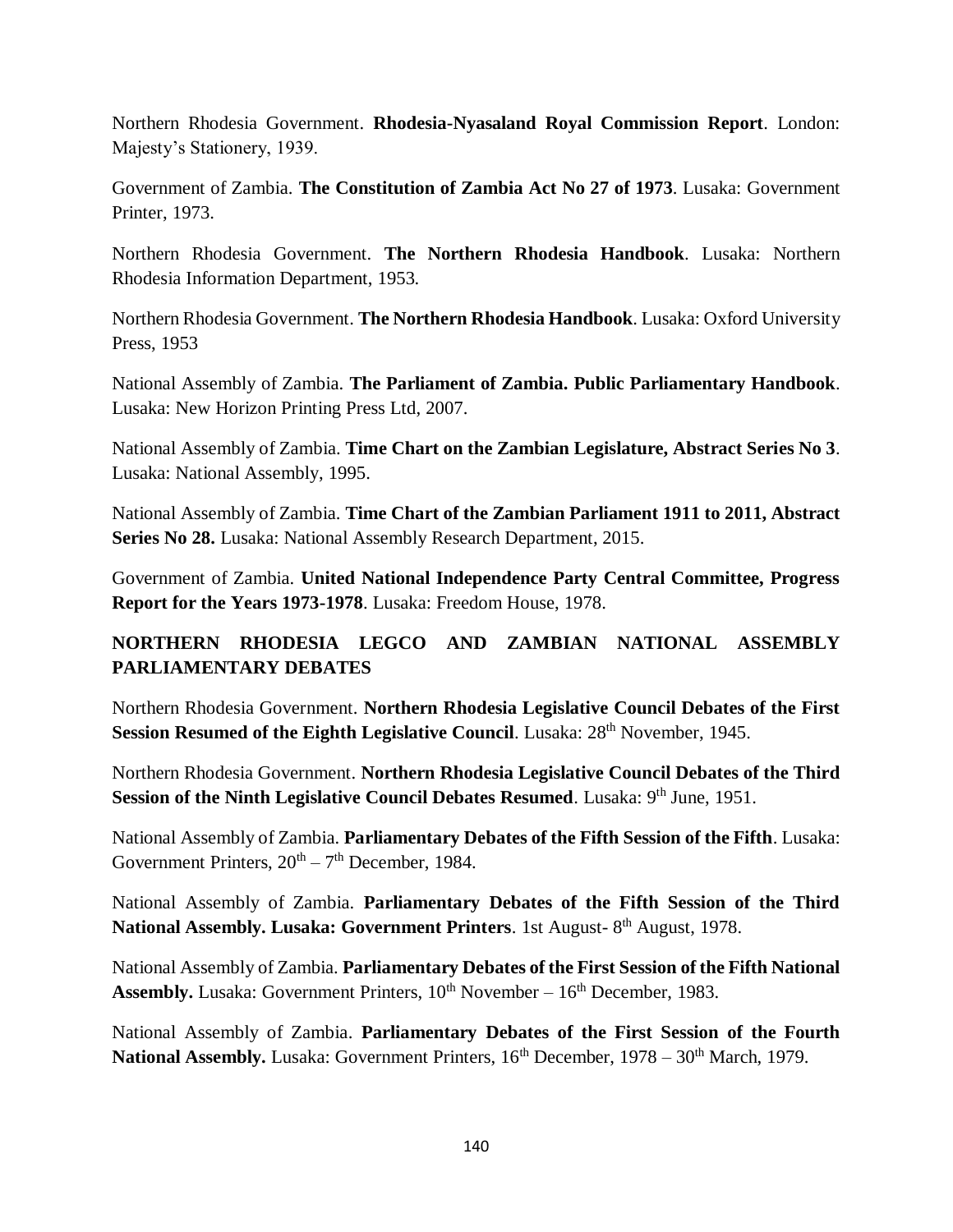Northern Rhodesia Government. **Rhodesia-Nyasaland Royal Commission Report**. London: Majesty's Stationery, 1939.

Government of Zambia. **The Constitution of Zambia Act No 27 of 1973**. Lusaka: Government Printer, 1973.

Northern Rhodesia Government. **The Northern Rhodesia Handbook**. Lusaka: Northern Rhodesia Information Department, 1953.

Northern Rhodesia Government. **The Northern Rhodesia Handbook**. Lusaka: Oxford University Press, 1953

National Assembly of Zambia. **The Parliament of Zambia. Public Parliamentary Handbook**. Lusaka: New Horizon Printing Press Ltd, 2007.

National Assembly of Zambia. **Time Chart on the Zambian Legislature, Abstract Series No 3**. Lusaka: National Assembly, 1995.

National Assembly of Zambia. **Time Chart of the Zambian Parliament 1911 to 2011, Abstract Series No 28.** Lusaka: National Assembly Research Department, 2015.

Government of Zambia. **United National Independence Party Central Committee, Progress Report for the Years 1973-1978**. Lusaka: Freedom House, 1978.

## NORTHERN RHODESIA LEGCO AND ZAMBIAN NATIONAL ASSEMBLY PARLIAMENTARY DEBATES

Northern Rhodesia Government. **Northern Rhodesia Legislative Council Debates of the First Session Resumed of the Eighth Legislative Council**. Lusaka: 28th November, 1945.

Northern Rhodesia Government. **Northern Rhodesia Legislative Council Debates of the Third Session of the Ninth Legislative Council Debates Resumed**. Lusaka: 9th June, 1951.

National Assembly of Zambia. **Parliamentary Debates of the Fifth Session of the Fifth**. Lusaka: Government Printers, 20th – 7th December, 1984.

National Assembly of Zambia. **Parliamentary Debates of the Fifth Session of the Third National Assembly. Lusaka: Government Printers**. 1st August- 8th August, 1978.

National Assembly of Zambia. **Parliamentary Debates of the First Session of the Fifth National Assembly.** Lusaka: Government Printers, 10th November – 16th December, 1983.

National Assembly of Zambia. **Parliamentary Debates of the First Session of the Fourth National Assembly.** Lusaka: Government Printers, 16th December, 1978 – 30th March, 1979.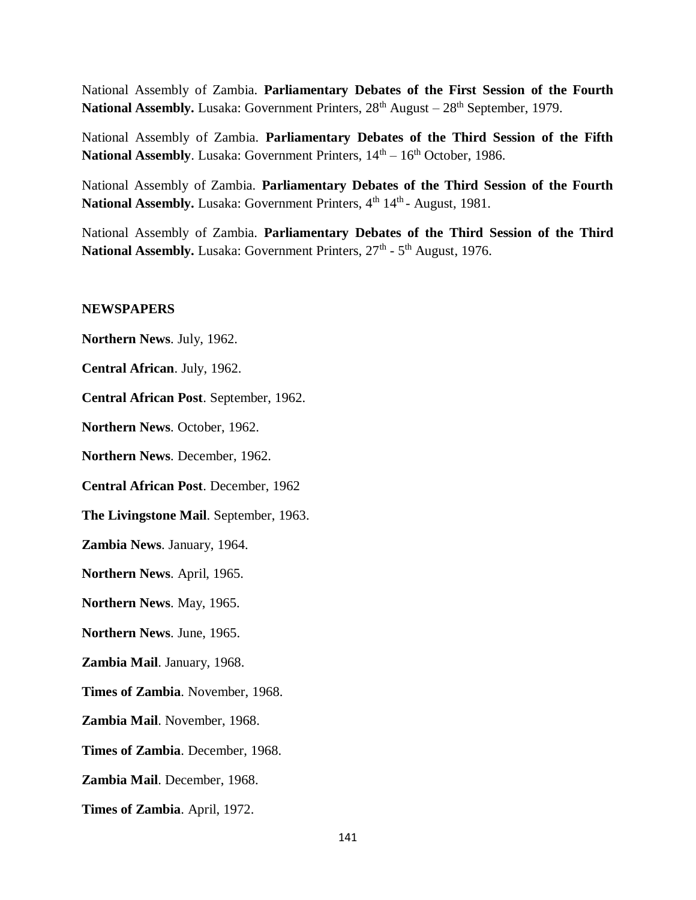National Assembly of Zambia. **Parliamentary Debates of the First Session of the Fourth National Assembly.** Lusaka: Government Printers, 28th August – 28th September, 1979.

National Assembly of Zambia. **Parliamentary Debates of the Third Session of the Fifth National Assembly**. Lusaka: Government Printers, 14th – 16th October, 1986.

National Assembly of Zambia. **Parliamentary Debates of the Third Session of the Fourth National Assembly.** Lusaka: Government Printers, 4th 14th - August, 1981.

National Assembly of Zambia. **Parliamentary Debates of the Third Session of the Third National Assembly.** Lusaka: Government Printers, 27th - 5th August, 1976.

**NEWSPAPERS**

**Northern News**. July, 1962.

**Central African**. July, 1962.

**Central African Post**. September, 1962.

**Northern News**. October, 1962.

**Northern News**. December, 1962.

**Central African Post**. December, 1962

**The Livingstone Mail**. September, 1963.

**Zambia News**. January, 1964.

**Northern News**. April, 1965.

**Northern News**. May, 1965.

**Northern News**. June, 1965.

**Zambia Mail**. January, 1968.

**Times of Zambia**. November, 1968.

**Zambia Mail**. November, 1968.

**Times of Zambia**. December, 1968.

**Zambia Mail**. December, 1968.

**Times of Zambia**. April, 1972.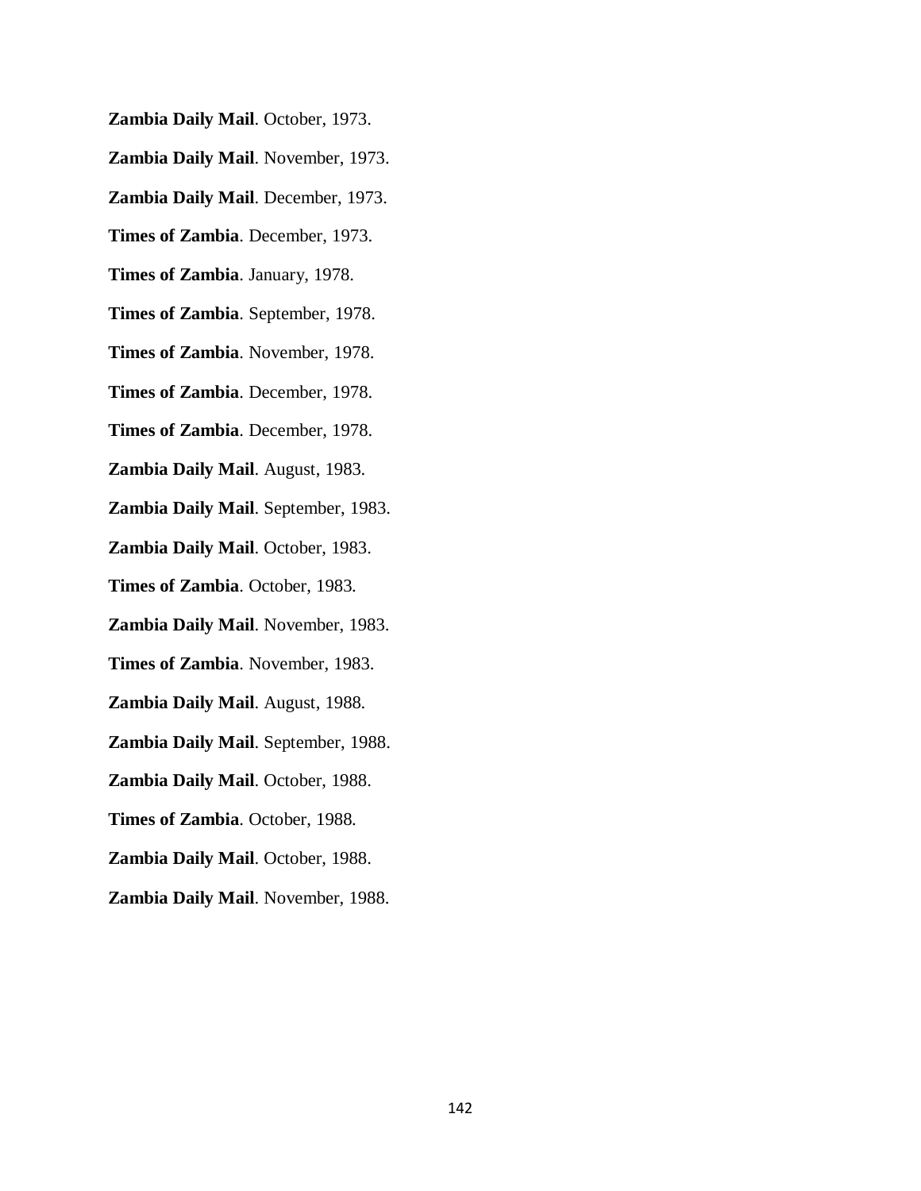**Zambia Daily Mail**. October, 1973.

**Zambia Daily Mail**. November, 1973.

**Zambia Daily Mail**. December, 1973.

**Times of Zambia**. December, 1973.

**Times of Zambia**. January, 1978.

**Times of Zambia**. September, 1978.

**Times of Zambia**. November, 1978.

**Times of Zambia**. December, 1978.

**Times of Zambia**. December, 1978.

**Zambia Daily Mail**. August, 1983.

**Zambia Daily Mail**. September, 1983.

**Zambia Daily Mail**. October, 1983.

**Times of Zambia**. October, 1983.

**Zambia Daily Mail**. November, 1983.

**Times of Zambia**. November, 1983.

**Zambia Daily Mail**. August, 1988.

**Zambia Daily Mail**. September, 1988.

**Zambia Daily Mail**. October, 1988.

**Times of Zambia**. October, 1988.

**Zambia Daily Mail**. October, 1988.

**Zambia Daily Mail**. November, 1988.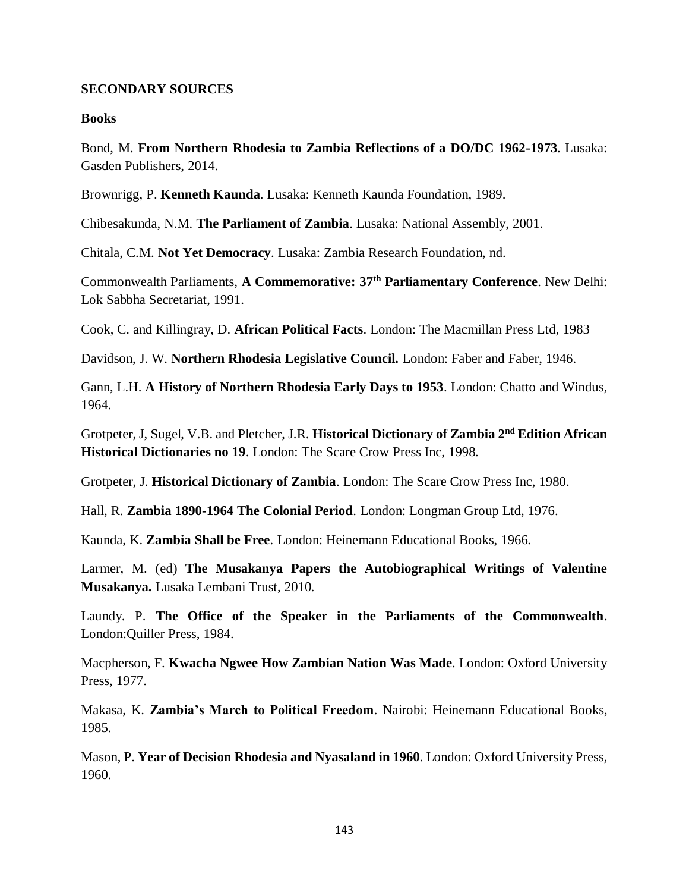## SECONDARY SOURCES

### Books

Bond, M. **From Northern Rhodesia to Zambia Reflections of a DO/DC 1962-1973**. Lusaka: Gasden Publishers, 2014.

Brownrigg, P. **Kenneth Kaunda**. Lusaka: Kenneth Kaunda Foundation, 1989.

Chibesakunda, N.M. **The Parliament of Zambia**. Lusaka: National Assembly, 2001.

Chitala, C.M. **Not Yet Democracy**. Lusaka: Zambia Research Foundation, nd.

Commonwealth Parliaments, **A Commemorative: 37th Parliamentary Conference**. New Delhi: Lok Sabbha Secretariat, 1991.

Cook, C. and Killingray, D. **African Political Facts**. London: The Macmillan Press Ltd, 1983

Davidson, J. W. **Northern Rhodesia Legislative Council.** London: Faber and Faber, 1946.

Gann, L.H. **A History of Northern Rhodesia Early Days to 1953**. London: Chatto and Windus, 1964.

Grotpeter, J, Sugel, V.B. and Pletcher, J.R. **Historical Dictionary of Zambia 2nd Edition African Historical Dictionaries no 19**. London: The Scare Crow Press Inc, 1998.

Grotpeter, J. **Historical Dictionary of Zambia**. London: The Scare Crow Press Inc, 1980.

Hall, R. **Zambia 1890-1964 The Colonial Period**. London: Longman Group Ltd, 1976.

Kaunda, K. **Zambia Shall be Free**. London: Heinemann Educational Books, 1966.

Larmer, M. (ed) **The Musakanya Papers the Autobiographical Writings of Valentine Musakanya.** Lusaka Lembani Trust, 2010.

Laundy. P. **The Office of the Speaker in the Parliaments of the Commonwealth**. London:Quiller Press, 1984.

Macpherson, F. **Kwacha Ngwee How Zambian Nation Was Made**. London: Oxford University Press, 1977.

Makasa, K. **Zambia's March to Political Freedom**. Nairobi: Heinemann Educational Books, 1985.

Mason, P. **Year of Decision Rhodesia and Nyasaland in 1960**. London: Oxford University Press, 1960.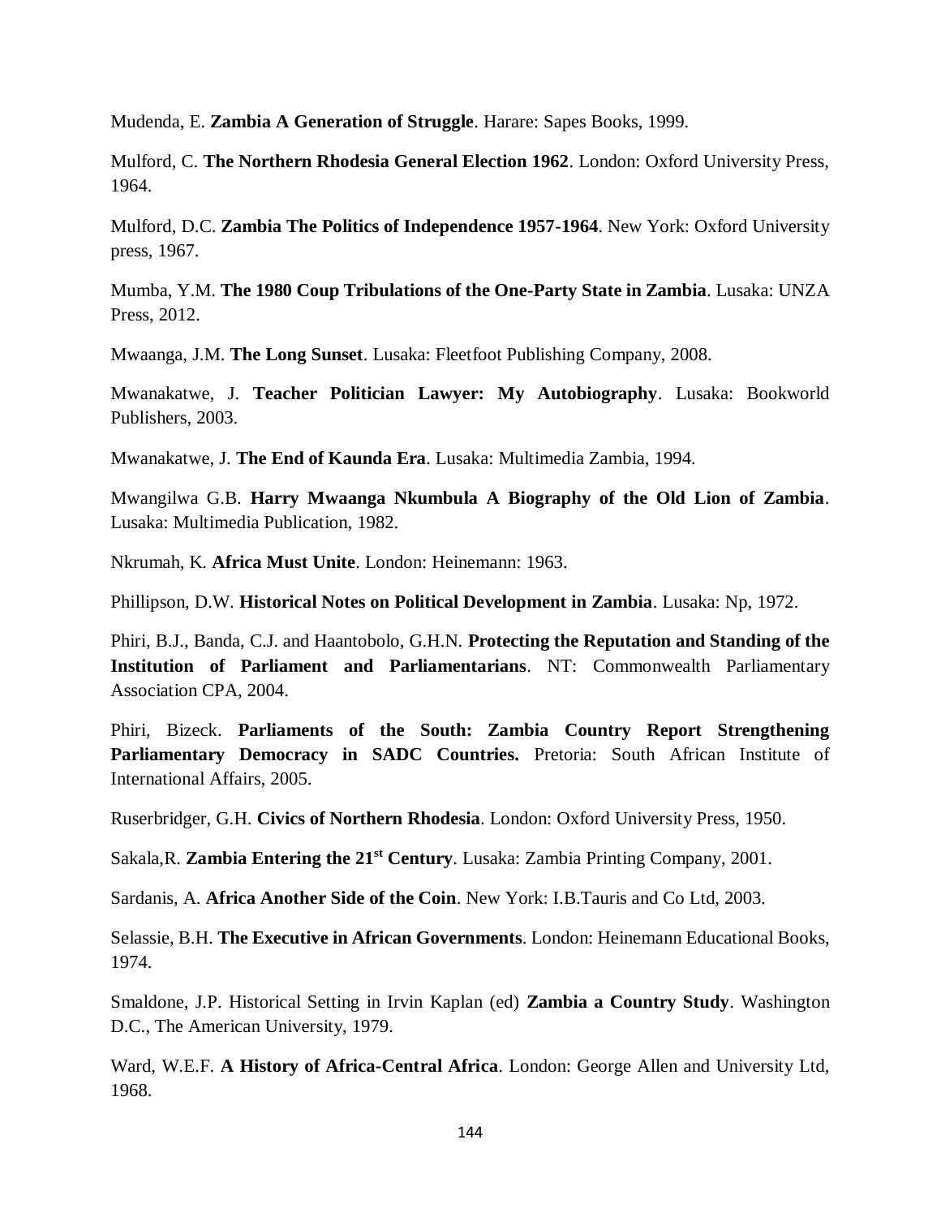Mudenda, E. **Zambia A Generation of Struggle**. Harare: Sapes Books, 1999.

Mulford, C. **The Northern Rhodesia General Election 1962**. London: Oxford University Press, 1964.

Mulford, D.C. **Zambia The Politics of Independence 1957-1964**. New York: Oxford University press, 1967.

Mumba, Y.M. **The 1980 Coup Tribulations of the One-Party State in Zambia**. Lusaka: UNZA Press, 2012.

Mwaanga, J.M. **The Long Sunset**. Lusaka: Fleetfoot Publishing Company, 2008.

Mwanakatwe, J. **Teacher Politician Lawyer: My Autobiography**. Lusaka: Bookworld Publishers, 2003.

Mwanakatwe, J. **The End of Kaunda Era**. Lusaka: Multimedia Zambia, 1994.

Mwangilwa G.B. **Harry Mwaanga Nkumbula A Biography of the Old Lion of Zambia**. Lusaka: Multimedia Publication, 1982.

Nkrumah, K. **Africa Must Unite**. London: Heinemann: 1963.

Phillipson, D.W. **Historical Notes on Political Development in Zambia**. Lusaka: Np, 1972.

Phiri, B.J., Banda, C.J. and Haantobolo, G.H.N. **Protecting the Reputation and Standing of the Institution of Parliament and Parliamentarians**. NT: Commonwealth Parliamentary Association CPA, 2004.

Phiri, Bizeck. **Parliaments of the South: Zambia Country Report Strengthening Parliamentary Democracy in SADC Countries.** Pretoria: South African Institute of International Affairs, 2005.

Ruserbridger, G.H. **Civics of Northern Rhodesia**. London: Oxford University Press, 1950.

Sakala,R. **Zambia Entering the 21st Century**. Lusaka: Zambia Printing Company, 2001.

Sardanis, A. **Africa Another Side of the Coin**. New York: I.B.Tauris and Co Ltd, 2003.

Selassie, B.H. **The Executive in African Governments**. London: Heinemann Educational Books, 1974.

Smaldone, J.P. Historical Setting in Irvin Kaplan (ed) **Zambia a Country Study**. Washington D.C., The American University, 1979.

Ward, W.E.F. **A History of Africa-Central Africa**. London: George Allen and University Ltd, 1968.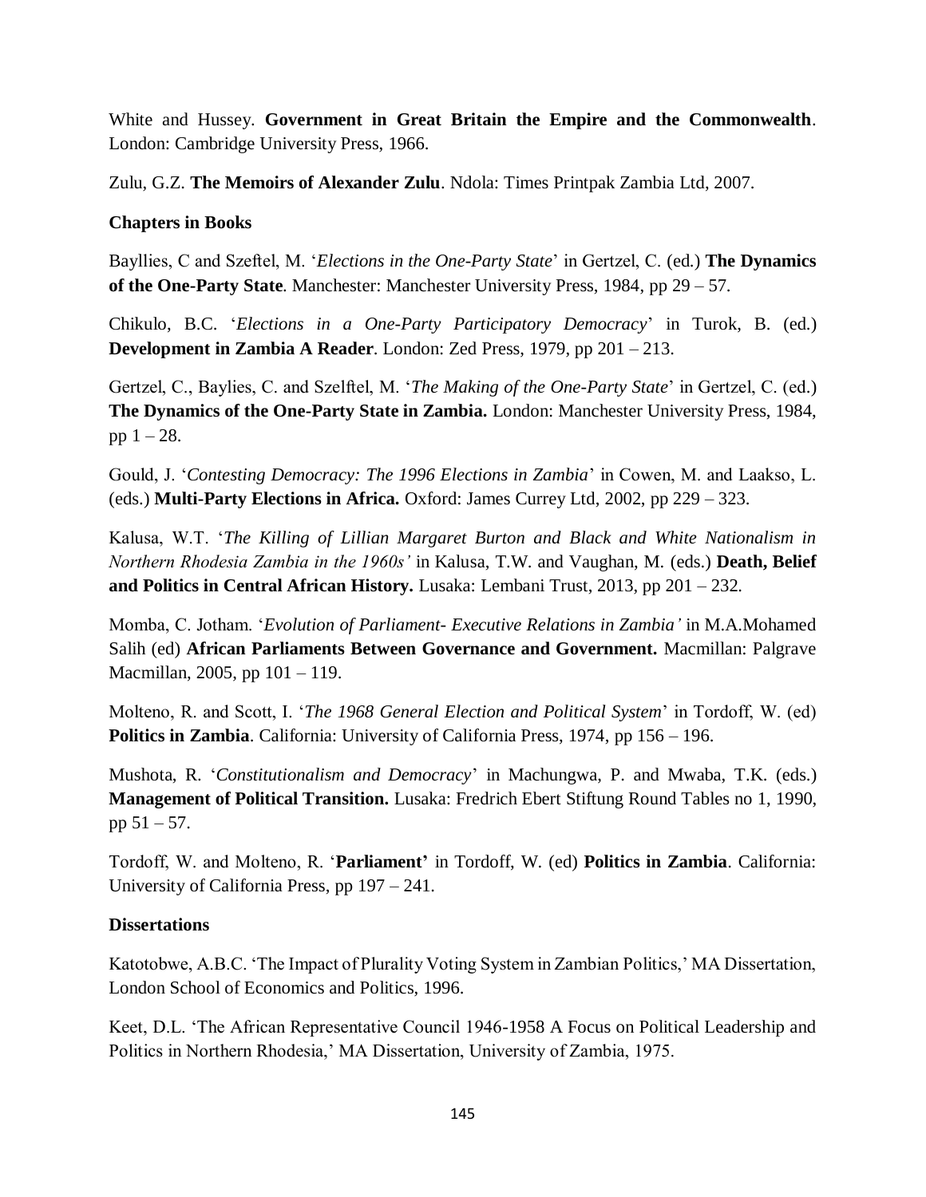White and Hussey. **Government in Great Britain the Empire and the Commonwealth**. London: Cambridge University Press, 1966.

Zulu, G.Z. **The Memoirs of Alexander Zulu**. Ndola: Times Printpak Zambia Ltd, 2007.

**Chapters in Books**

Bayllies, C and Szeftel, M. '*Elections in the One-Party State*' in Gertzel, C. (ed.) **The Dynamics of the One-Party State**. Manchester: Manchester University Press, 1984, pp 29 – 57.

Chikulo, B.C. '*Elections in a One-Party Participatory Democracy*' in Turok, B. (ed.) **Development in Zambia A Reader**. London: Zed Press, 1979, pp 201 – 213.

Gertzel, C., Baylies, C. and Szelftel, M. '*The Making of the One-Party State*' in Gertzel, C. (ed.) **The Dynamics of the One-Party State in Zambia.** London: Manchester University Press, 1984, pp 1 – 28.

Gould, J. '*Contesting Democracy: The 1996 Elections in Zambia*' in Cowen, M. and Laakso, L. (eds.) **Multi-Party Elections in Africa.** Oxford: James Currey Ltd, 2002, pp 229 – 323.

Kalusa, W.T. '*The Killing of Lillian Margaret Burton and Black and White Nationalism in Northern Rhodesia Zambia in the 1960s'* in Kalusa, T.W. and Vaughan, M. (eds.) **Death, Belief and Politics in Central African History.** Lusaka: Lembani Trust, 2013, pp 201 – 232.

Momba, C. Jotham. '*Evolution of Parliament- Executive Relations in Zambia'* in M.A.Mohamed Salih (ed) **African Parliaments Between Governance and Government.** Macmillan: Palgrave Macmillan, 2005, pp 101 – 119.

Molteno, R. and Scott, I. '*The 1968 General Election and Political System*' in Tordoff, W. (ed) **Politics in Zambia**. California: University of California Press, 1974, pp 156 – 196.

Mushota, R. '*Constitutionalism and Democracy*' in Machungwa, P. and Mwaba, T.K. (eds.) **Management of Political Transition.** Lusaka: Fredrich Ebert Stiftung Round Tables no 1, 1990, pp 51 – 57.

Tordoff, W. and Molteno, R. '**Parliament'** in Tordoff, W. (ed) **Politics in Zambia**. California: University of California Press, pp 197 – 241.

**Dissertations**

Katotobwe, A.B.C. 'The Impact of Plurality Voting System in Zambian Politics,' MA Dissertation, London School of Economics and Politics, 1996.

Keet, D.L. 'The African Representative Council 1946-1958 A Focus on Political Leadership and Politics in Northern Rhodesia,' MA Dissertation, University of Zambia, 1975.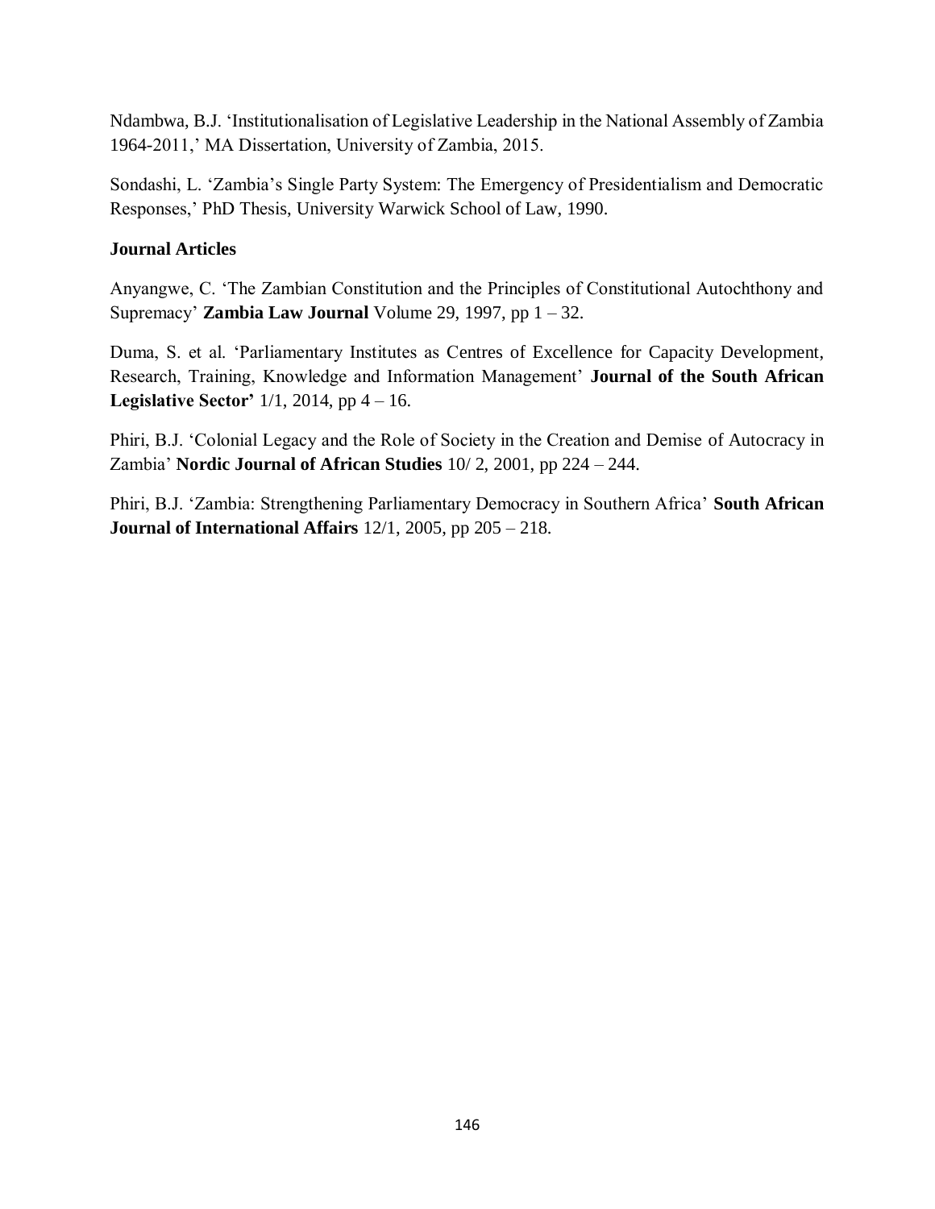Ndambwa, B.J. 'Institutionalisation of Legislative Leadership in the National Assembly of Zambia 1964-2011,' MA Dissertation, University of Zambia, 2015.

Sondashi, L. 'Zambia's Single Party System: The Emergency of Presidentialism and Democratic Responses,' PhD Thesis, University Warwick School of Law, 1990.

**Journal Articles**

Anyangwe, C. 'The Zambian Constitution and the Principles of Constitutional Autochthony and Supremacy' **Zambia Law Journal** Volume 29, 1997, pp 1 – 32.

Duma, S. et al. 'Parliamentary Institutes as Centres of Excellence for Capacity Development, Research, Training, Knowledge and Information Management' **Journal of the South African Legislative Sector'** 1/1, 2014, pp 4 – 16.

Phiri, B.J. 'Colonial Legacy and the Role of Society in the Creation and Demise of Autocracy in Zambia' **Nordic Journal of African Studies** 10/ 2, 2001, pp 224 – 244.

Phiri, B.J. 'Zambia: Strengthening Parliamentary Democracy in Southern Africa' **South African Journal of International Affairs** 12/1, 2005, pp 205 – 218.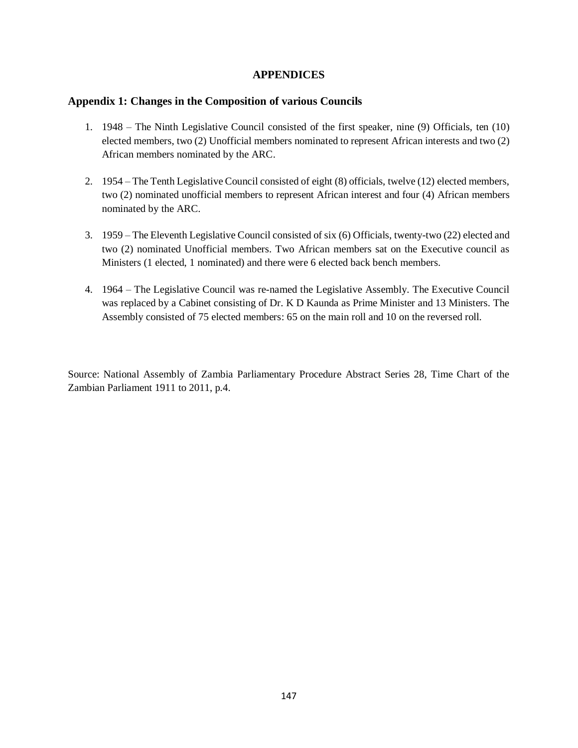# APPENDICES

## Appendix 1: Changes in the Composition of various Councils

1. 1948 – The Ninth Legislative Council consisted of the first speaker, nine (9) Officials, ten (10) elected members, two (2) Unofficial members nominated to represent African interests and two (2) African members nominated by the ARC.

2. 1954 – The Tenth Legislative Council consisted of eight (8) officials, twelve (12) elected members, two (2) nominated unofficial members to represent African interest and four (4) African members nominated by the ARC.

3. 1959 – The Eleventh Legislative Council consisted of six (6) Officials, twenty-two (22) elected and two (2) nominated Unofficial members. Two African members sat on the Executive council as Ministers (1 elected, 1 nominated) and there were 6 elected back bench members.

4. 1964 – The Legislative Council was re-named the Legislative Assembly. The Executive Council was replaced by a Cabinet consisting of Dr. K D Kaunda as Prime Minister and 13 Ministers. The Assembly consisted of 75 elected members: 65 on the main roll and 10 on the reversed roll.

Source: National Assembly of Zambia Parliamentary Procedure Abstract Series 28, Time Chart of the Zambian Parliament 1911 to 2011, p.4.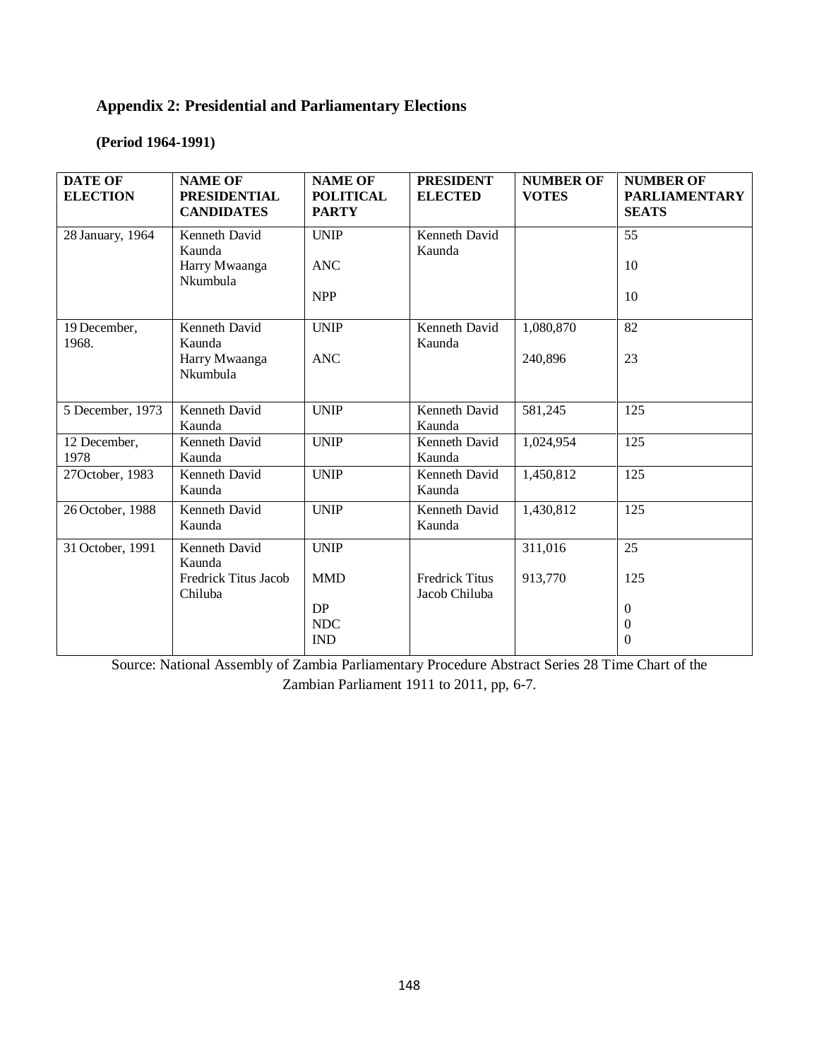## Appendix 2: Presidential and Parliamentary Elections

**(Period 1964-1991)**

| DATE OF ELECTION | NAME OF PRESIDENTIAL CANDIDATES | NAME OF POLITICAL PARTY | PRESIDENT ELECTED | NUMBER OF VOTES | NUMBER OF PARLIAMENTARY SEATS |
|---|---|---|---|---|---|
| 28 January, 1964 | Kenneth David Kaunda | UNIP | Kenneth David Kaunda | | 55 |
| | Harry Mwaanga Nkumbula | ANC | | | 10 |
| | | NPP | | | 10 |
| 19 December, 1968. | Kenneth David Kaunda | UNIP | Kenneth David Kaunda | 1,080,870 | 82 |
| | Harry Mwaanga Nkumbula | ANC | | 240,896 | 23 |
| 5 December, 1973 | Kenneth David Kaunda | UNIP | Kenneth David Kaunda | 581,245 | 125 |
| 12 December, 1978 | Kenneth David Kaunda | UNIP | Kenneth David Kaunda | 1,024,954 | 125 |
| 27October, 1983 | Kenneth David Kaunda | UNIP | Kenneth David Kaunda | 1,450,812 | 125 |
| 26 October, 1988 | Kenneth David Kaunda | UNIP | Kenneth David Kaunda | 1,430,812 | 125 |
| 31 October, 1991 | Kenneth David Kaunda | UNIP | | 311,016 | 25 |
| | Fredrick Titus Jacob Chiluba | MMD | Fredrick Titus Jacob Chiluba | 913,770 | 125 |
| | | DP | | | 0 |
| | | NDC | | | 0 |
| | | IND | | | 0 |

Source: National Assembly of Zambia Parliamentary Procedure Abstract Series 28 Time Chart of the Zambian Parliament 1911 to 2011, pp, 6-7.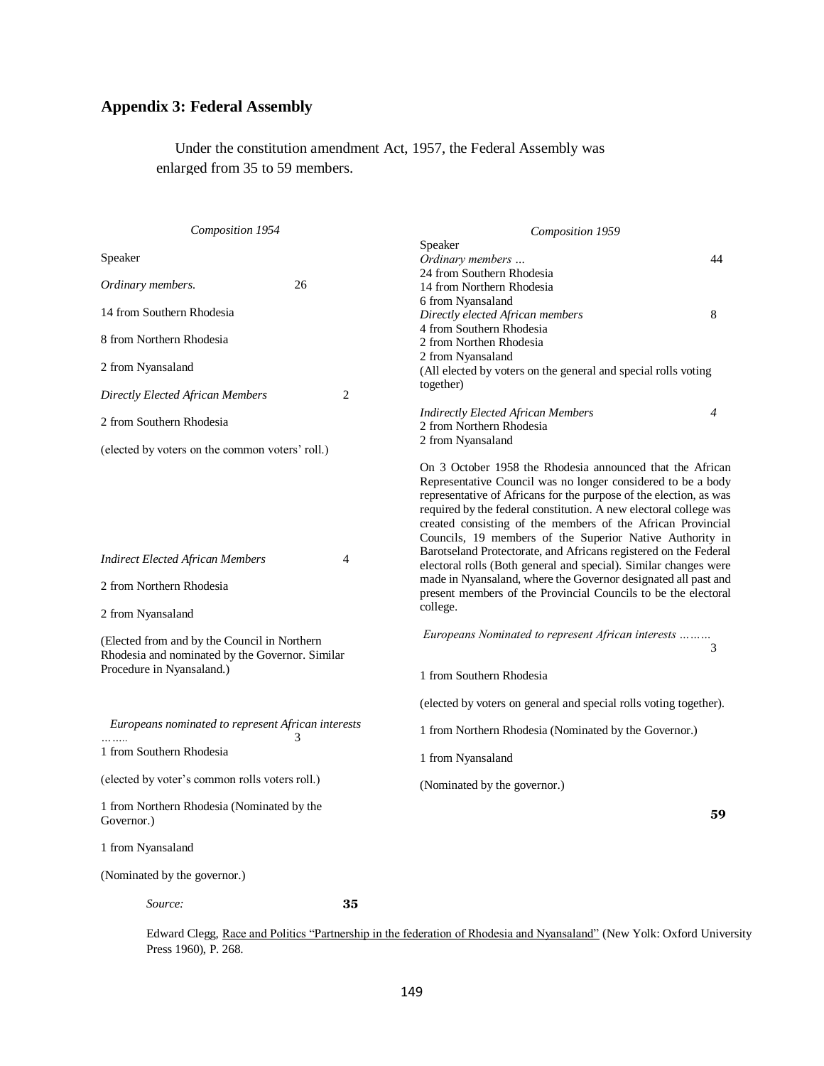## Appendix 3: Federal Assembly

Under the constitution amendment Act, 1957, the Federal Assembly was enlarged from 35 to 59 members.

*Composition 1954*

Speaker

*Ordinary members.* 26

14 from Southern Rhodesia

8 from Northern Rhodesia

2 from Nyansaland

*Directly Elected African Members* 2

2 from Southern Rhodesia

(elected by voters on the common voters' roll.)

*Indirect Elected African Members* 4

2 from Northern Rhodesia

2 from Nyansaland

(Elected from and by the Council in Northern Rhodesia and nominated by the Governor. Similar Procedure in Nyansaland.)

*Europeans nominated to represent African interests ……..* 3

1 from Southern Rhodesia

(elected by voter's common rolls voters roll.)

1 from Northern Rhodesia (Nominated by the Governor.)

1 from Nyansaland

(Nominated by the governor.)

**35**

*Composition 1959*

Speaker

*Ordinary members …* 44

24 from Southern Rhodesia

14 from Northern Rhodesia

6 from Nyansaland

*Directly elected African members* 8

4 from Southern Rhodesia

2 from Northen Rhodesia

2 from Nyansaland

(All elected by voters on the general and special rolls voting together)

*Indirectly Elected African Members* *4*

2 from Northern Rhodesia

2 from Nyansaland

On 3 October 1958 the Rhodesia announced that the African Representative Council was no longer considered to be a body representative of Africans for the purpose of the election, as was required by the federal constitution. A new electoral college was created consisting of the members of the African Provincial Councils, 19 members of the Superior Native Authority in Barotseland Protectorate, and Africans registered on the Federal electoral rolls (Both general and special). Similar changes were made in Nyansaland, where the Governor designated all past and present members of the Provincial Councils to be the electoral college.

*Europeans Nominated to represent African interests ………* 3

1 from Southern Rhodesia

(elected by voters on general and special rolls voting together).

1 from Northern Rhodesia (Nominated by the Governor.)

1 from Nyansaland

(Nominated by the governor.)

**59**

*Source:*

Edward Clegg, Race and Politics "Partnership in the federation of Rhodesia and Nyansaland" (New Yolk: Oxford University Press 1960), P. 268.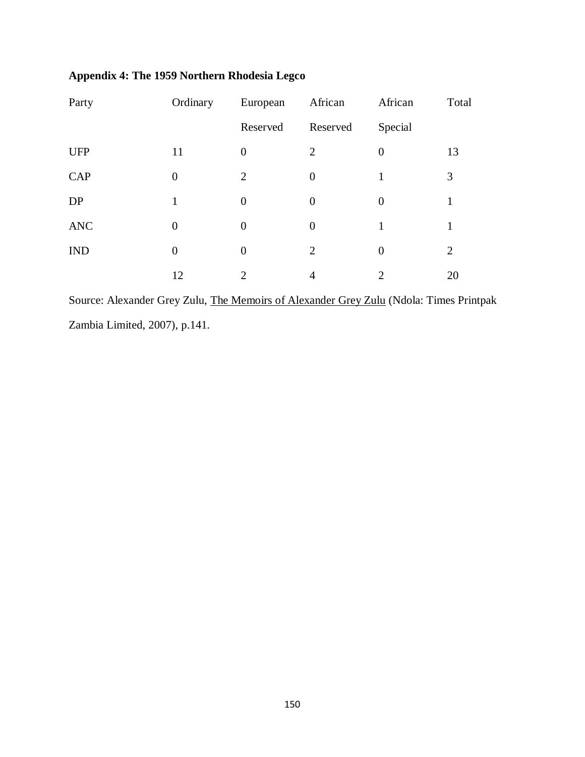**Appendix 4: The 1959 Northern Rhodesia Legco**

| Party | Ordinary | European Reserved | African Reserved | African Special | Total |
|---|---|---|---|---|---|
| UFP | 11 | 0 | 2 | 0 | 13 |
| CAP | 0 | 2 | 0 | 1 | 3 |
| DP | 1 | 0 | 0 | 0 | 1 |
| ANC | 0 | 0 | 0 | 1 | 1 |
| IND | 0 | 0 | 2 | 0 | 2 |
| | 12 | 2 | 4 | 2 | 20 |

Source: Alexander Grey Zulu, The Memoirs of Alexander Grey Zulu (Ndola: Times Printpak Zambia Limited, 2007), p.141.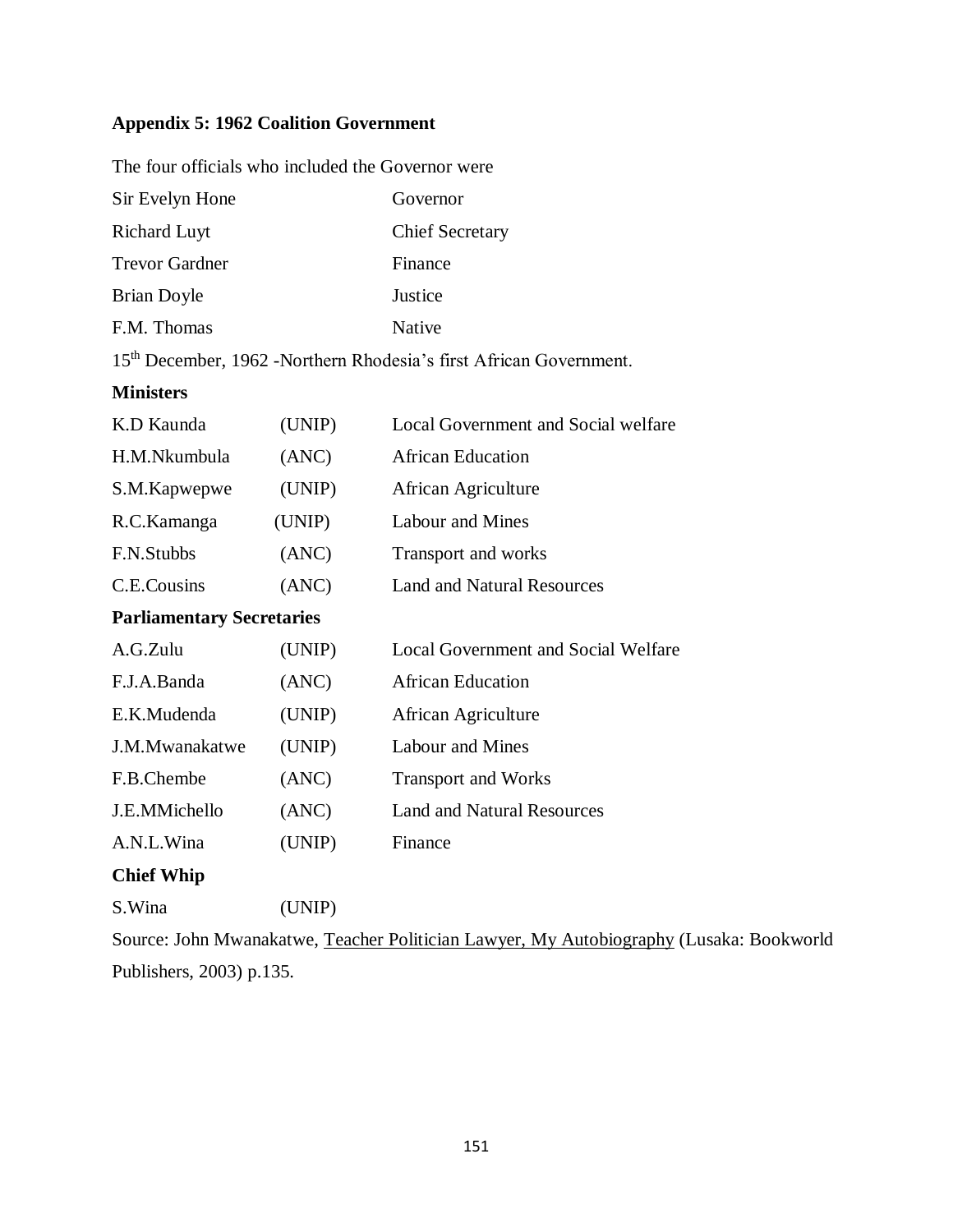### Appendix 5: 1962 Coalition Government

The four officials who included the Governor were

| | |
|---|---|
| Sir Evelyn Hone | Governor |
| Richard Luyt | Chief Secretary |
| Trevor Gardner | Finance |
| Brian Doyle | Justice |
| F.M. Thomas | Native |

15th December, 1962 -Northern Rhodesia's first African Government.

**Ministers**

| | | |
|---|---|---|
| K.D Kaunda | (UNIP) | Local Government and Social welfare |
| H.M.Nkumbula | (ANC) | African Education |
| S.M.Kapwepwe | (UNIP) | African Agriculture |
| R.C.Kamanga | (UNIP) | Labour and Mines |
| F.N.Stubbs | (ANC) | Transport and works |
| C.E.Cousins | (ANC) | Land and Natural Resources |

**Parliamentary Secretaries**

| | | |
|---|---|---|
| A.G.Zulu | (UNIP) | Local Government and Social Welfare |
| F.J.A.Banda | (ANC) | African Education |
| E.K.Mudenda | (UNIP) | African Agriculture |
| J.M.Mwanakatwe | (UNIP) | Labour and Mines |
| F.B.Chembe | (ANC) | Transport and Works |
| J.E.MMichello | (ANC) | Land and Natural Resources |
| A.N.L.Wina | (UNIP) | Finance |

**Chief Whip**

S.Wina (UNIP)

Source: John Mwanakatwe, Teacher Politician Lawyer, My Autobiography (Lusaka: Bookworld Publishers, 2003) p.135.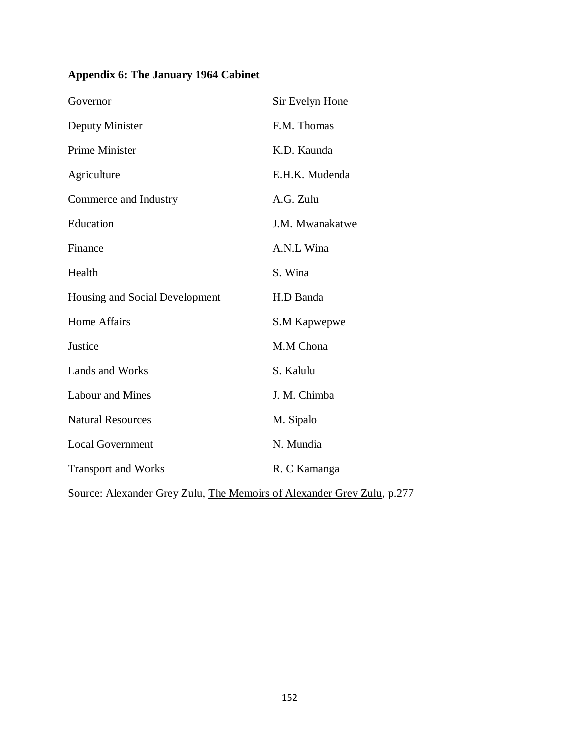**Appendix 6: The January 1964 Cabinet**

| | |
|---|---|
| Governor | Sir Evelyn Hone |
| Deputy Minister | F.M. Thomas |
| Prime Minister | K.D. Kaunda |
| Agriculture | E.H.K. Mudenda |
| Commerce and Industry | A.G. Zulu |
| Education | J.M. Mwanakatwe |
| Finance | A.N.L Wina |
| Health | S. Wina |
| Housing and Social Development | H.D Banda |
| Home Affairs | S.M Kapwepwe |
| Justice | M.M Chona |
| Lands and Works | S. Kalulu |
| Labour and Mines | J. M. Chimba |
| Natural Resources | M. Sipalo |
| Local Government | N. Mundia |
| Transport and Works | R. C Kamanga |

Source: Alexander Grey Zulu, The Memoirs of Alexander Grey Zulu, p.277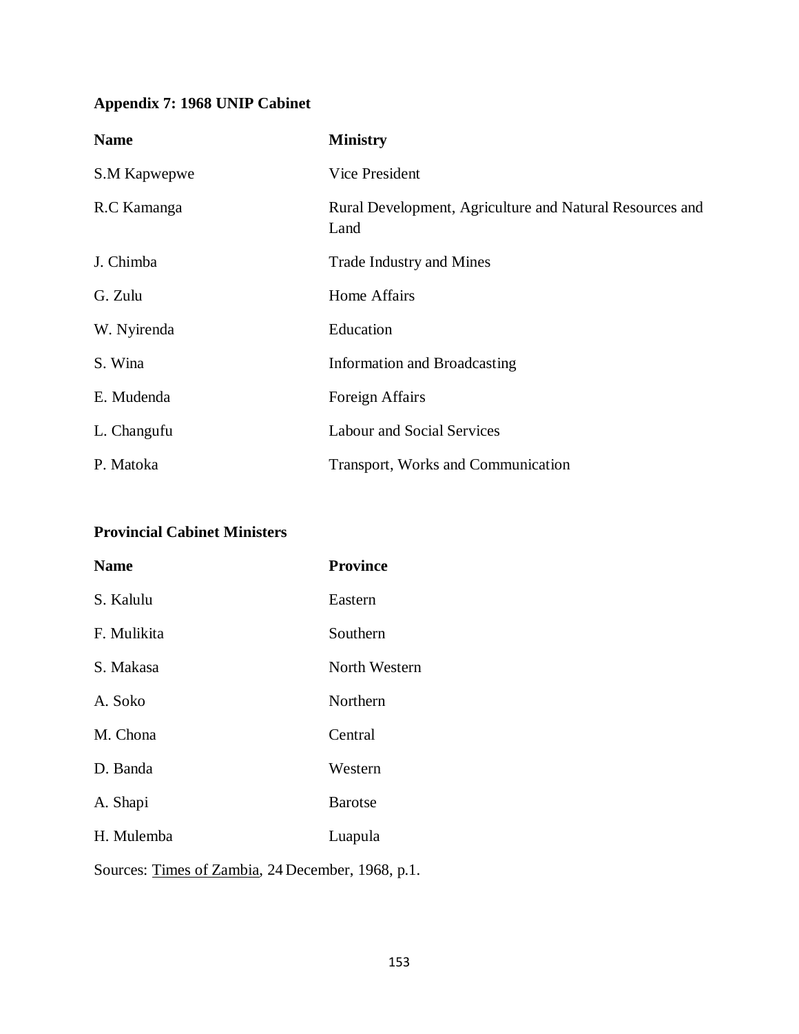## Appendix 7: 1968 UNIP Cabinet

| Name | Ministry |
| --- | --- |
| S.M Kapwepwe | Vice President |
| R.C Kamanga | Rural Development, Agriculture and Natural Resources and Land |
| J. Chimba | Trade Industry and Mines |
| G. Zulu | Home Affairs |
| W. Nyirenda | Education |
| S. Wina | Information and Broadcasting |
| E. Mudenda | Foreign Affairs |
| L. Changufu | Labour and Social Services |
| P. Matoka | Transport, Works and Communication |

### Provincial Cabinet Ministers

| Name | Province |
| --- | --- |
| S. Kalulu | Eastern |
| F. Mulikita | Southern |
| S. Makasa | North Western |
| A. Soko | Northern |
| M. Chona | Central |
| D. Banda | Western |
| A. Shapi | Barotse |
| H. Mulemba | Luapula |

Sources: Times of Zambia, 24 December, 1968, p.1.